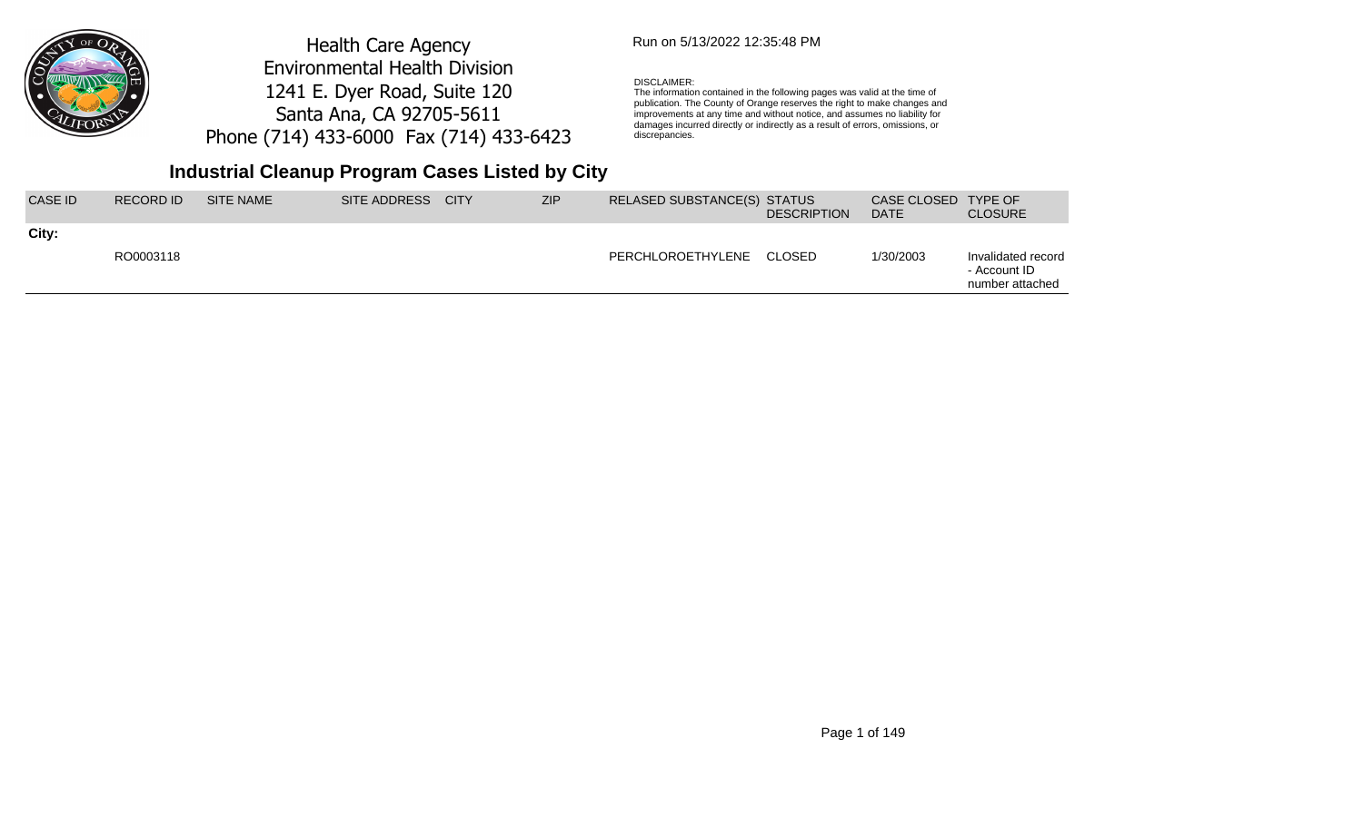Health Care Agency
Environmental Health Division
1241 E. Dyer Road, Suite 120
Santa Ana, CA 92705-5611
Phone (714) 433-6000 Fax (714) 433-6423

Run on 5/13/2022 12:35:48 PM

DISCLAIMER:
The information contained in the following pages was valid at the time of publication. The County of Orange reserves the right to make changes and improvements at any time and without notice, and assumes no liability for damages incurred directly or indirectly as a result of errors, omissions, or discrepancies.

# Industrial Cleanup Program Cases Listed by City

| CASE ID | RECORD ID | SITE NAME | SITE ADDRESS | CITY | ZIP | RELASED SUBSTANCE(S) | STATUS DESCRIPTION | CASE CLOSED DATE | TYPE OF CLOSURE |
|---|---|---|---|---|---|---|---|---|---|
| **City:** | | | | | | | | | |
| | RO0003118 | | | | | PERCHLOROETHYLENE | CLOSED | 1/30/2003 | Invalidated record - Account ID number attached |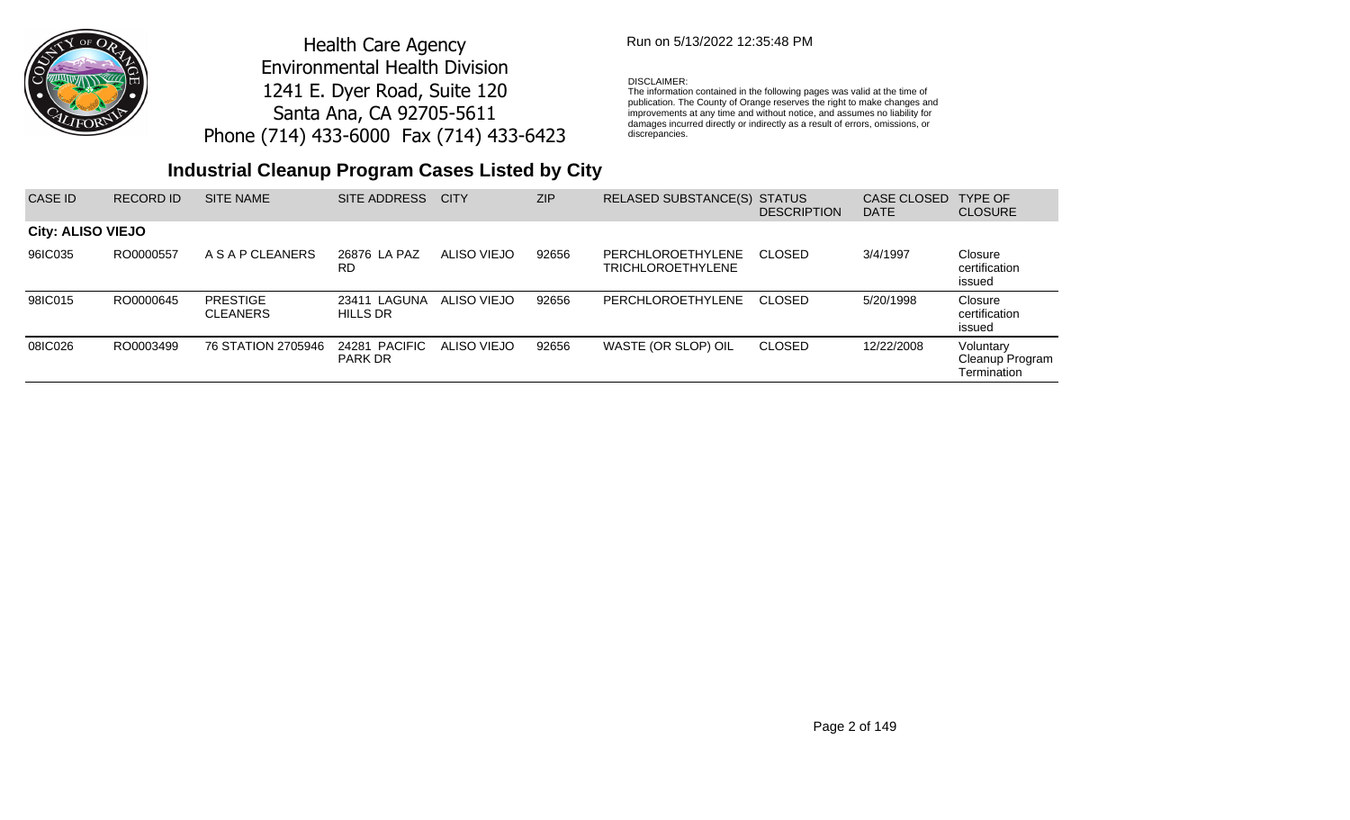Health Care Agency
Environmental Health Division
1241 E. Dyer Road, Suite 120
Santa Ana, CA 92705-5611
Phone (714) 433-6000 Fax (714) 433-6423

Run on 5/13/2022 12:35:48 PM

DISCLAIMER:
The information contained in the following pages was valid at the time of publication. The County of Orange reserves the right to make changes and improvements at any time and without notice, and assumes no liability for damages incurred directly or indirectly as a result of errors, omissions, or discrepancies.

## Industrial Cleanup Program Cases Listed by City

| CASE ID | RECORD ID | SITE NAME | SITE ADDRESS | CITY | ZIP | RELASED SUBSTANCE(S) | STATUS DESCRIPTION | CASE CLOSED DATE | TYPE OF CLOSURE |
|---|---|---|---|---|---|---|---|---|---|
| **City: ALISO VIEJO** | | | | | | | | | |
| 96IC035 | RO0000557 | A S A P CLEANERS | 26876 LA PAZ RD | ALISO VIEJO | 92656 | PERCHLOROETHYLENE TRICHLOROETHYLENE | CLOSED | 3/4/1997 | Closure certification issued |
| 98IC015 | RO0000645 | PRESTIGE CLEANERS | 23411 LAGUNA HILLS DR | ALISO VIEJO | 92656 | PERCHLOROETHYLENE | CLOSED | 5/20/1998 | Closure certification issued |
| 08IC026 | RO0003499 | 76 STATION 2705946 | 24281 PACIFIC PARK DR | ALISO VIEJO | 92656 | WASTE (OR SLOP) OIL | CLOSED | 12/22/2008 | Voluntary Cleanup Program Termination |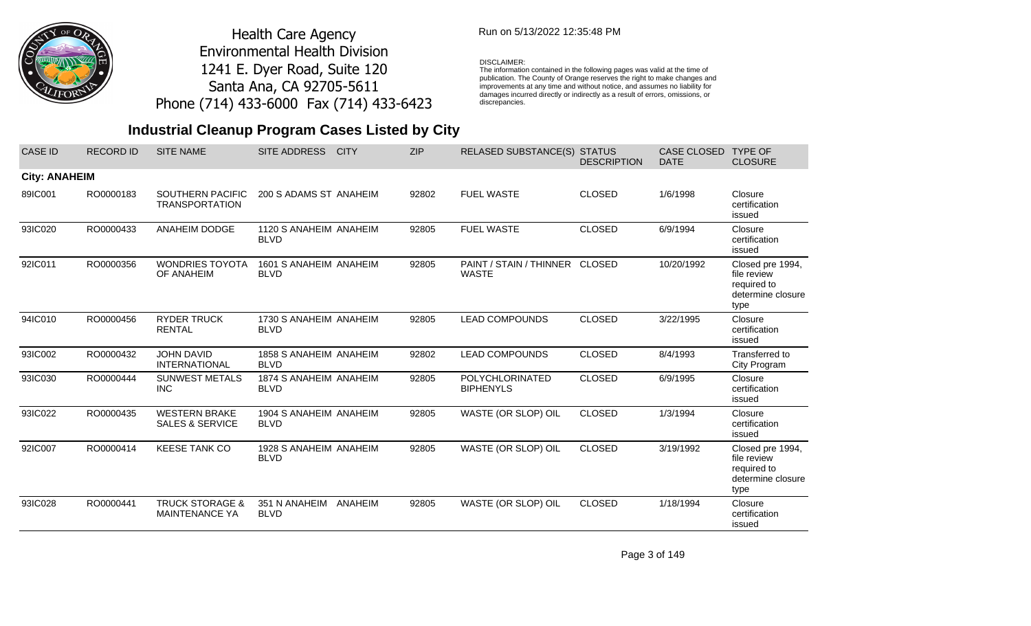Health Care Agency
Environmental Health Division
1241 E. Dyer Road, Suite 120
Santa Ana, CA 92705-5611
Phone (714) 433-6000 Fax (714) 433-6423

Run on 5/13/2022 12:35:48 PM

DISCLAIMER:
The information contained in the following pages was valid at the time of publication. The County of Orange reserves the right to make changes and improvements at any time and without notice, and assumes no liability for damages incurred directly or indirectly as a result of errors, omissions, or discrepancies.

## Industrial Cleanup Program Cases Listed by City

| CASE ID | RECORD ID | SITE NAME | SITE ADDRESS | CITY | ZIP | RELASED SUBSTANCE(S) | STATUS DESCRIPTION | CASE CLOSED DATE | TYPE OF CLOSURE |
|---|---|---|---|---|---|---|---|---|---|
| **City: ANAHEIM** | | | | | | | | | |
| 89IC001 | RO0000183 | SOUTHERN PACIFIC TRANSPORTATION | 200 S ADAMS ST | ANAHEIM | 92802 | FUEL WASTE | CLOSED | 1/6/1998 | Closure certification issued |
| 93IC020 | RO0000433 | ANAHEIM DODGE | 1120 S ANAHEIM BLVD | ANAHEIM | 92805 | FUEL WASTE | CLOSED | 6/9/1994 | Closure certification issued |
| 92IC011 | RO0000356 | WONDRIES TOYOTA OF ANAHEIM | 1601 S ANAHEIM BLVD | ANAHEIM | 92805 | PAINT / STAIN / THINNER WASTE | CLOSED | 10/20/1992 | Closed pre 1994, file review required to determine closure type |
| 94IC010 | RO0000456 | RYDER TRUCK RENTAL | 1730 S ANAHEIM BLVD | ANAHEIM | 92805 | LEAD COMPOUNDS | CLOSED | 3/22/1995 | Closure certification issued |
| 93IC002 | RO0000432 | JOHN DAVID INTERNATIONAL | 1858 S ANAHEIM BLVD | ANAHEIM | 92802 | LEAD COMPOUNDS | CLOSED | 8/4/1993 | Transferred to City Program |
| 93IC030 | RO0000444 | SUNWEST METALS INC | 1874 S ANAHEIM BLVD | ANAHEIM | 92805 | POLYCHLORINATED BIPHENYLS | CLOSED | 6/9/1995 | Closure certification issued |
| 93IC022 | RO0000435 | WESTERN BRAKE SALES & SERVICE | 1904 S ANAHEIM BLVD | ANAHEIM | 92805 | WASTE (OR SLOP) OIL | CLOSED | 1/3/1994 | Closure certification issued |
| 92IC007 | RO0000414 | KEESE TANK CO | 1928 S ANAHEIM BLVD | ANAHEIM | 92805 | WASTE (OR SLOP) OIL | CLOSED | 3/19/1992 | Closed pre 1994, file review required to determine closure type |
| 93IC028 | RO0000441 | TRUCK STORAGE & MAINTENANCE YA | 351 N ANAHEIM BLVD | ANAHEIM | 92805 | WASTE (OR SLOP) OIL | CLOSED | 1/18/1994 | Closure certification issued |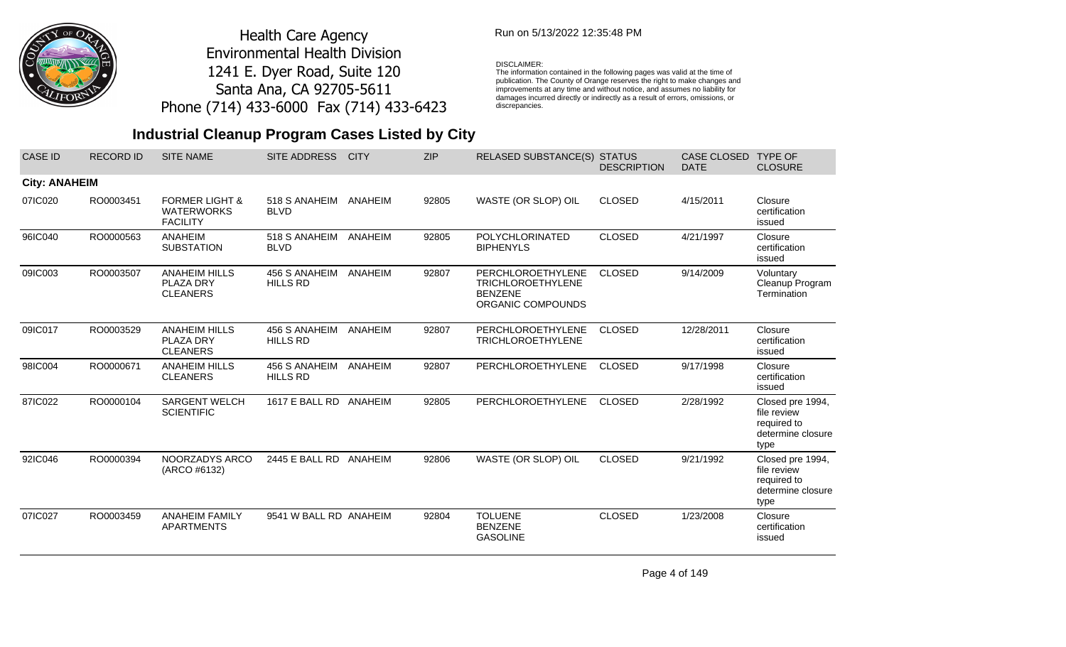Health Care Agency
Environmental Health Division
1241 E. Dyer Road, Suite 120
Santa Ana, CA 92705-5611
Phone (714) 433-6000 Fax (714) 433-6423

Run on 5/13/2022 12:35:48 PM

DISCLAIMER:
The information contained in the following pages was valid at the time of publication. The County of Orange reserves the right to make changes and improvements at any time and without notice, and assumes no liability for damages incurred directly or indirectly as a result of errors, omissions, or discrepancies.

## Industrial Cleanup Program Cases Listed by City

| CASE ID | RECORD ID | SITE NAME | SITE ADDRESS | CITY | ZIP | RELASED SUBSTANCE(S) | STATUS DESCRIPTION | CASE CLOSED DATE | TYPE OF CLOSURE |
|---|---|---|---|---|---|---|---|---|---|
| **City: ANAHEIM** | | | | | | | | | |
| 07IC020 | RO0003451 | FORMER LIGHT & WATERWORKS FACILITY | 518 S ANAHEIM BLVD | ANAHEIM | 92805 | WASTE (OR SLOP) OIL | CLOSED | 4/15/2011 | Closure certification issued |
| 96IC040 | RO0000563 | ANAHEIM SUBSTATION | 518 S ANAHEIM BLVD | ANAHEIM | 92805 | POLYCHLORINATED BIPHENYLS | CLOSED | 4/21/1997 | Closure certification issued |
| 09IC003 | RO0003507 | ANAHEIM HILLS PLAZA DRY CLEANERS | 456 S ANAHEIM HILLS RD | ANAHEIM | 92807 | PERCHLOROETHYLENE TRICHLOROETHYLENE BENZENE ORGANIC COMPOUNDS | CLOSED | 9/14/2009 | Voluntary Cleanup Program Termination |
| 09IC017 | RO0003529 | ANAHEIM HILLS PLAZA DRY CLEANERS | 456 S ANAHEIM HILLS RD | ANAHEIM | 92807 | PERCHLOROETHYLENE TRICHLOROETHYLENE | CLOSED | 12/28/2011 | Closure certification issued |
| 98IC004 | RO0000671 | ANAHEIM HILLS CLEANERS | 456 S ANAHEIM HILLS RD | ANAHEIM | 92807 | PERCHLOROETHYLENE | CLOSED | 9/17/1998 | Closure certification issued |
| 87IC022 | RO0000104 | SARGENT WELCH SCIENTIFIC | 1617 E BALL RD | ANAHEIM | 92805 | PERCHLOROETHYLENE | CLOSED | 2/28/1992 | Closed pre 1994, file review required to determine closure type |
| 92IC046 | RO0000394 | NOORZADYS ARCO (ARCO #6132) | 2445 E BALL RD | ANAHEIM | 92806 | WASTE (OR SLOP) OIL | CLOSED | 9/21/1992 | Closed pre 1994, file review required to determine closure type |
| 07IC027 | RO0003459 | ANAHEIM FAMILY APARTMENTS | 9541 W BALL RD | ANAHEIM | 92804 | TOLUENE BENZENE GASOLINE | CLOSED | 1/23/2008 | Closure certification issued |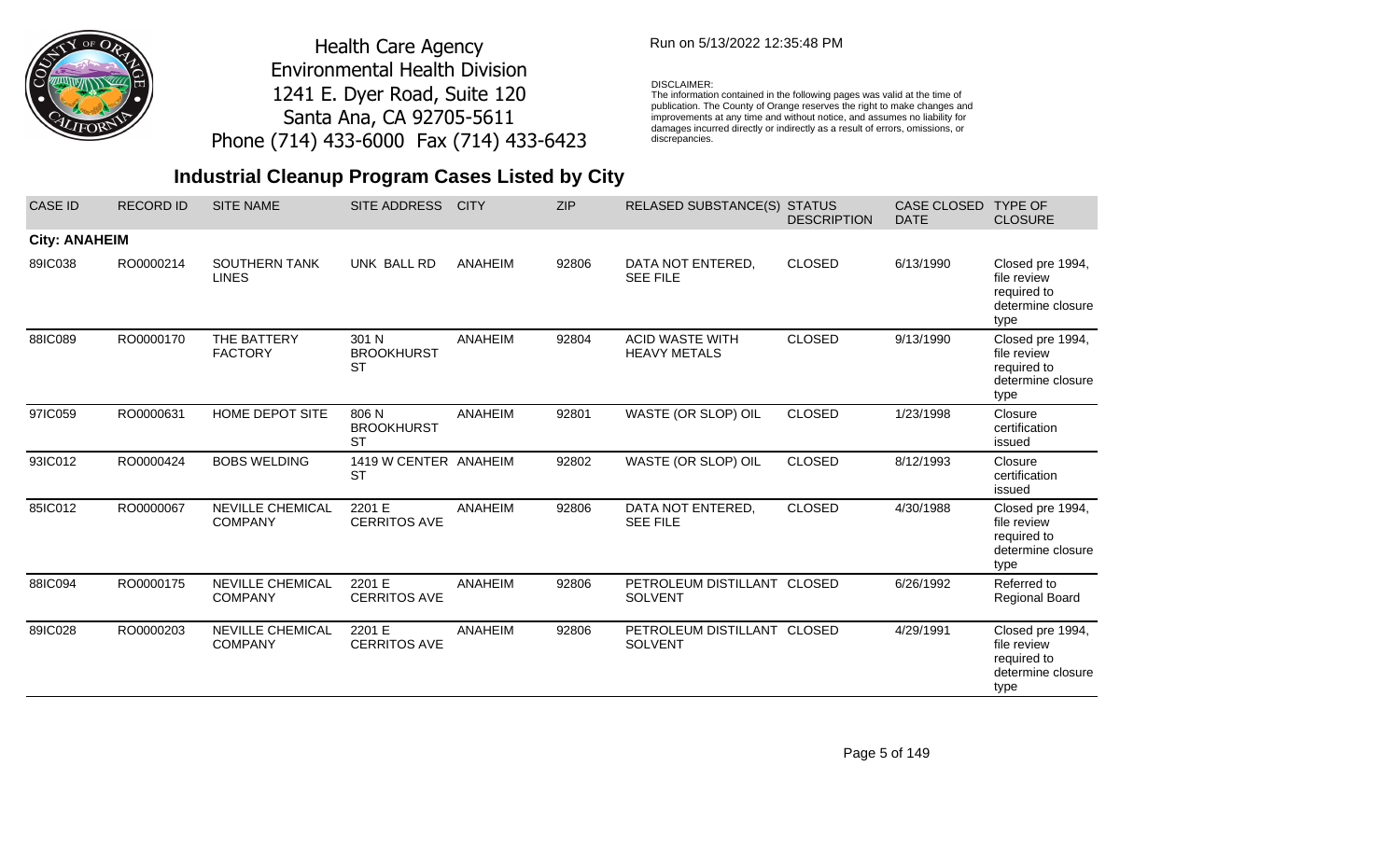Health Care Agency
Environmental Health Division
1241 E. Dyer Road, Suite 120
Santa Ana, CA 92705-5611
Phone (714) 433-6000 Fax (714) 433-6423

Run on 5/13/2022 12:35:48 PM

DISCLAIMER:
The information contained in the following pages was valid at the time of publication. The County of Orange reserves the right to make changes and improvements at any time and without notice, and assumes no liability for damages incurred directly or indirectly as a result of errors, omissions, or discrepancies.

## Industrial Cleanup Program Cases Listed by City

| CASE ID | RECORD ID | SITE NAME | SITE ADDRESS | CITY | ZIP | RELASED SUBSTANCE(S) | STATUS DESCRIPTION | CASE CLOSED DATE | TYPE OF CLOSURE |
|---|---|---|---|---|---|---|---|---|---|
| **City: ANAHEIM** | | | | | | | | | |
| 89IC038 | RO0000214 | SOUTHERN TANK LINES | UNK BALL RD | ANAHEIM | 92806 | DATA NOT ENTERED, SEE FILE | CLOSED | 6/13/1990 | Closed pre 1994, file review required to determine closure type |
| 88IC089 | RO0000170 | THE BATTERY FACTORY | 301 N BROOKHURST ST | ANAHEIM | 92804 | ACID WASTE WITH HEAVY METALS | CLOSED | 9/13/1990 | Closed pre 1994, file review required to determine closure type |
| 97IC059 | RO0000631 | HOME DEPOT SITE | 806 N BROOKHURST ST | ANAHEIM | 92801 | WASTE (OR SLOP) OIL | CLOSED | 1/23/1998 | Closure certification issued |
| 93IC012 | RO0000424 | BOBS WELDING | 1419 W CENTER ST | ANAHEIM | 92802 | WASTE (OR SLOP) OIL | CLOSED | 8/12/1993 | Closure certification issued |
| 85IC012 | RO0000067 | NEVILLE CHEMICAL COMPANY | 2201 E CERRITOS AVE | ANAHEIM | 92806 | DATA NOT ENTERED, SEE FILE | CLOSED | 4/30/1988 | Closed pre 1994, file review required to determine closure type |
| 88IC094 | RO0000175 | NEVILLE CHEMICAL COMPANY | 2201 E CERRITOS AVE | ANAHEIM | 92806 | PETROLEUM DISTILLANT SOLVENT | CLOSED | 6/26/1992 | Referred to Regional Board |
| 89IC028 | RO0000203 | NEVILLE CHEMICAL COMPANY | 2201 E CERRITOS AVE | ANAHEIM | 92806 | PETROLEUM DISTILLANT SOLVENT | CLOSED | 4/29/1991 | Closed pre 1994, file review required to determine closure type |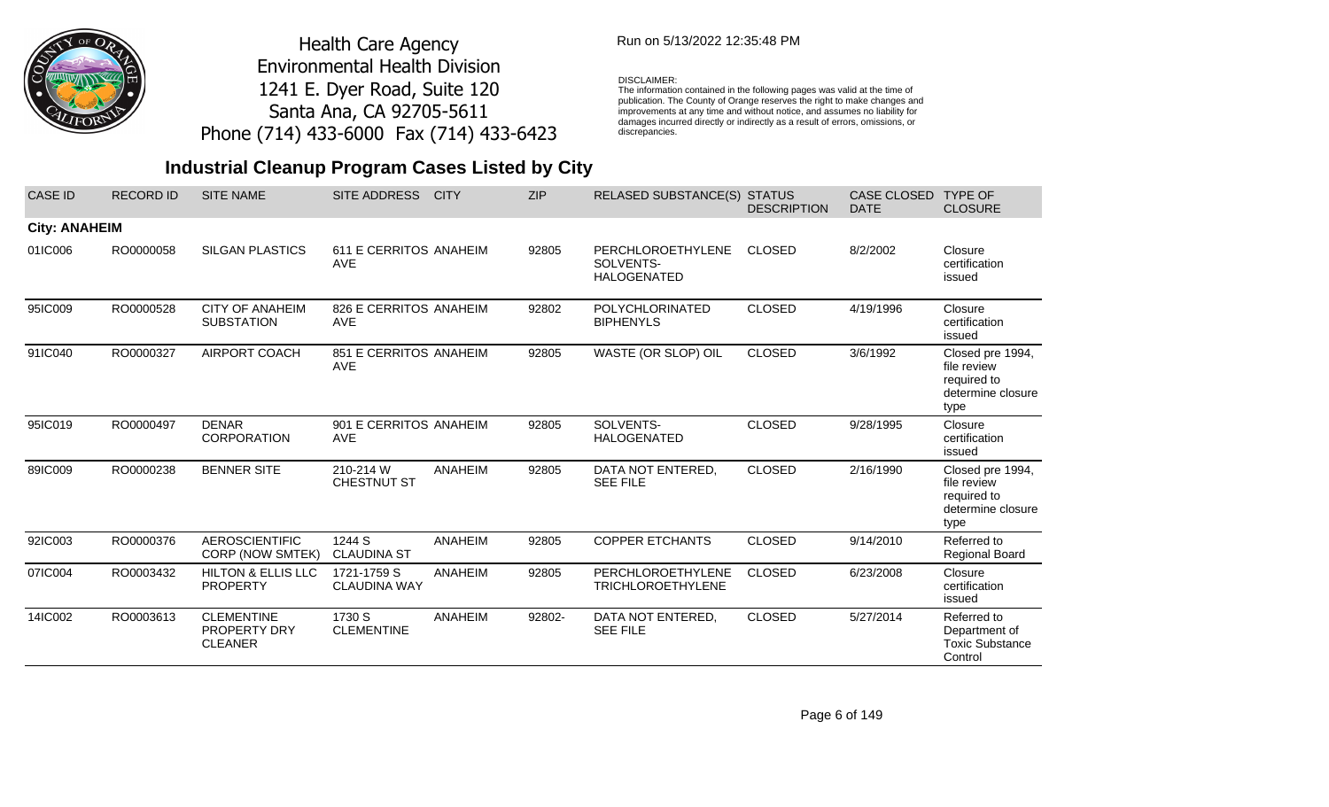Health Care Agency
Environmental Health Division
1241 E. Dyer Road, Suite 120
Santa Ana, CA 92705-5611
Phone (714) 433-6000 Fax (714) 433-6423

Run on 5/13/2022 12:35:48 PM

DISCLAIMER:
The information contained in the following pages was valid at the time of publication. The County of Orange reserves the right to make changes and improvements at any time and without notice, and assumes no liability for damages incurred directly or indirectly as a result of errors, omissions, or discrepancies.

## Industrial Cleanup Program Cases Listed by City

| CASE ID | RECORD ID | SITE NAME | SITE ADDRESS | CITY | ZIP | RELASED SUBSTANCE(S) | STATUS DESCRIPTION | CASE CLOSED DATE | TYPE OF CLOSURE |
|---|---|---|---|---|---|---|---|---|---|
| **City: ANAHEIM** | | | | | | | | | |
| 01IC006 | RO0000058 | SILGAN PLASTICS | 611 E CERRITOS AVE | ANAHEIM | 92805 | PERCHLOROETHYLENE SOLVENTS-HALOGENATED | CLOSED | 8/2/2002 | Closure certification issued |
| 95IC009 | RO0000528 | CITY OF ANAHEIM SUBSTATION | 826 E CERRITOS AVE | ANAHEIM | 92802 | POLYCHLORINATED BIPHENYLS | CLOSED | 4/19/1996 | Closure certification issued |
| 91IC040 | RO0000327 | AIRPORT COACH | 851 E CERRITOS AVE | ANAHEIM | 92805 | WASTE (OR SLOP) OIL | CLOSED | 3/6/1992 | Closed pre 1994, file review required to determine closure type |
| 95IC019 | RO0000497 | DENAR CORPORATION | 901 E CERRITOS AVE | ANAHEIM | 92805 | SOLVENTS-HALOGENATED | CLOSED | 9/28/1995 | Closure certification issued |
| 89IC009 | RO0000238 | BENNER SITE | 210-214 W CHESTNUT ST | ANAHEIM | 92805 | DATA NOT ENTERED, SEE FILE | CLOSED | 2/16/1990 | Closed pre 1994, file review required to determine closure type |
| 92IC003 | RO0000376 | AEROSCIENTIFIC CORP (NOW SMTEK) | 1244 S CLAUDINA ST | ANAHEIM | 92805 | COPPER ETCHANTS | CLOSED | 9/14/2010 | Referred to Regional Board |
| 07IC004 | RO0003432 | HILTON & ELLIS LLC PROPERTY | 1721-1759 S CLAUDINA WAY | ANAHEIM | 92805 | PERCHLOROETHYLENE TRICHLOROETHYLENE | CLOSED | 6/23/2008 | Closure certification issued |
| 14IC002 | RO0003613 | CLEMENTINE PROPERTY DRY CLEANER | 1730 S CLEMENTINE | ANAHEIM | 92802- | DATA NOT ENTERED, SEE FILE | CLOSED | 5/27/2014 | Referred to Department of Toxic Substance Control |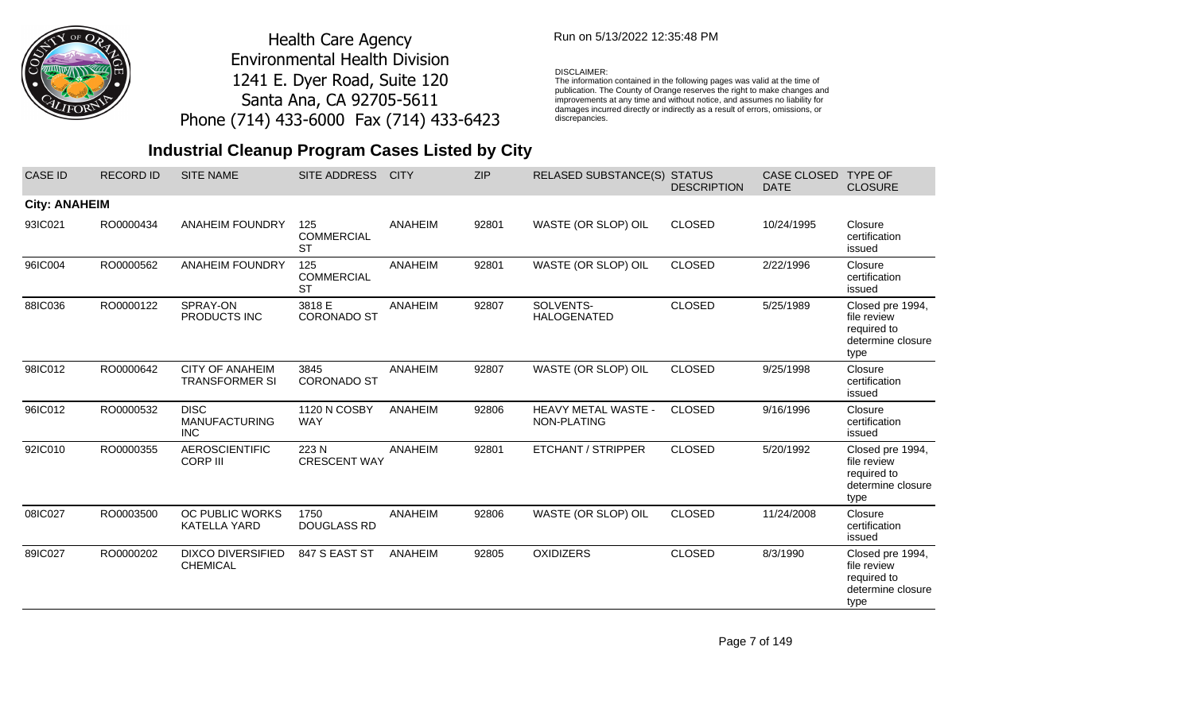Health Care Agency
Environmental Health Division
1241 E. Dyer Road, Suite 120
Santa Ana, CA 92705-5611
Phone (714) 433-6000 Fax (714) 433-6423

Run on 5/13/2022 12:35:48 PM

DISCLAIMER:
The information contained in the following pages was valid at the time of publication. The County of Orange reserves the right to make changes and improvements at any time and without notice, and assumes no liability for damages incurred directly or indirectly as a result of errors, omissions, or discrepancies.

## Industrial Cleanup Program Cases Listed by City

| CASE ID | RECORD ID | SITE NAME | SITE ADDRESS | CITY | ZIP | RELASED SUBSTANCE(S) | STATUS DESCRIPTION | CASE CLOSED DATE | TYPE OF CLOSURE |
|---|---|---|---|---|---|---|---|---|---|
| **City: ANAHEIM** | | | | | | | | | |
| 93IC021 | RO0000434 | ANAHEIM FOUNDRY | 125 COMMERCIAL ST | ANAHEIM | 92801 | WASTE (OR SLOP) OIL | CLOSED | 10/24/1995 | Closure certification issued |
| 96IC004 | RO0000562 | ANAHEIM FOUNDRY | 125 COMMERCIAL ST | ANAHEIM | 92801 | WASTE (OR SLOP) OIL | CLOSED | 2/22/1996 | Closure certification issued |
| 88IC036 | RO0000122 | SPRAY-ON PRODUCTS INC | 3818 E CORONADO ST | ANAHEIM | 92807 | SOLVENTS-HALOGENATED | CLOSED | 5/25/1989 | Closed pre 1994, file review required to determine closure type |
| 98IC012 | RO0000642 | CITY OF ANAHEIM TRANSFORMER SI | 3845 CORONADO ST | ANAHEIM | 92807 | WASTE (OR SLOP) OIL | CLOSED | 9/25/1998 | Closure certification issued |
| 96IC012 | RO0000532 | DISC MANUFACTURING INC | 1120 N COSBY WAY | ANAHEIM | 92806 | HEAVY METAL WASTE - NON-PLATING | CLOSED | 9/16/1996 | Closure certification issued |
| 92IC010 | RO0000355 | AEROSCIENTIFIC CORP III | 223 N CRESCENT WAY | ANAHEIM | 92801 | ETCHANT / STRIPPER | CLOSED | 5/20/1992 | Closed pre 1994, file review required to determine closure type |
| 08IC027 | RO0003500 | OC PUBLIC WORKS KATELLA YARD | 1750 DOUGLASS RD | ANAHEIM | 92806 | WASTE (OR SLOP) OIL | CLOSED | 11/24/2008 | Closure certification issued |
| 89IC027 | RO0000202 | DIXCO DIVERSIFIED CHEMICAL | 847 S EAST ST | ANAHEIM | 92805 | OXIDIZERS | CLOSED | 8/3/1990 | Closed pre 1994, file review required to determine closure type |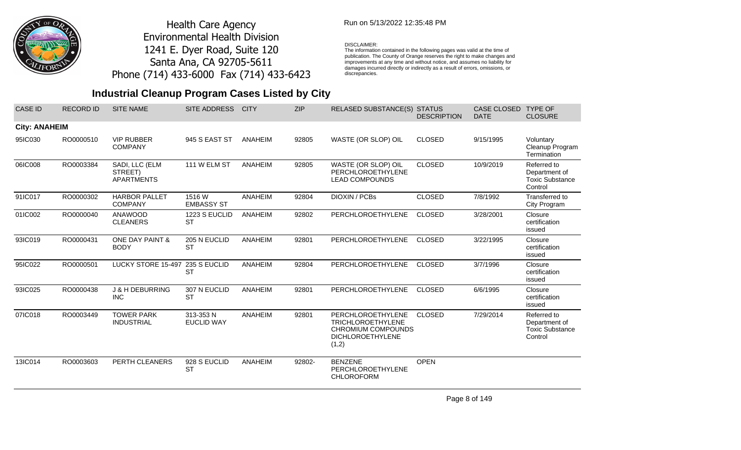Health Care Agency
Environmental Health Division
1241 E. Dyer Road, Suite 120
Santa Ana, CA 92705-5611
Phone (714) 433-6000 Fax (714) 433-6423

Run on 5/13/2022 12:35:48 PM

DISCLAIMER:
The information contained in the following pages was valid at the time of publication. The County of Orange reserves the right to make changes and improvements at any time and without notice, and assumes no liability for damages incurred directly or indirectly as a result of errors, omissions, or discrepancies.

## Industrial Cleanup Program Cases Listed by City

| CASE ID | RECORD ID | SITE NAME | SITE ADDRESS | CITY | ZIP | RELASED SUBSTANCE(S) | STATUS DESCRIPTION | CASE CLOSED DATE | TYPE OF CLOSURE |
|---|---|---|---|---|---|---|---|---|---|
| **City: ANAHEIM** | | | | | | | | | |
| 95IC030 | RO0000510 | VIP RUBBER COMPANY | 945 S EAST ST | ANAHEIM | 92805 | WASTE (OR SLOP) OIL | CLOSED | 9/15/1995 | Voluntary Cleanup Program Termination |
| 06IC008 | RO0003384 | SADI, LLC (ELM STREET) APARTMENTS | 111 W ELM ST | ANAHEIM | 92805 | WASTE (OR SLOP) OIL PERCHLOROETHYLENE LEAD COMPOUNDS | CLOSED | 10/9/2019 | Referred to Department of Toxic Substance Control |
| 91IC017 | RO0000302 | HARBOR PALLET COMPANY | 1516 W EMBASSY ST | ANAHEIM | 92804 | DIOXIN / PCBs | CLOSED | 7/8/1992 | Transferred to City Program |
| 01IC002 | RO0000040 | ANAWOOD CLEANERS | 1223 S EUCLID ST | ANAHEIM | 92802 | PERCHLOROETHYLENE | CLOSED | 3/28/2001 | Closure certification issued |
| 93IC019 | RO0000431 | ONE DAY PAINT & BODY | 205 N EUCLID ST | ANAHEIM | 92801 | PERCHLOROETHYLENE | CLOSED | 3/22/1995 | Closure certification issued |
| 95IC022 | RO0000501 | LUCKY STORE 15-497 | 235 S EUCLID ST | ANAHEIM | 92804 | PERCHLOROETHYLENE | CLOSED | 3/7/1996 | Closure certification issued |
| 93IC025 | RO0000438 | J & H DEBURRING INC | 307 N EUCLID ST | ANAHEIM | 92801 | PERCHLOROETHYLENE | CLOSED | 6/6/1995 | Closure certification issued |
| 07IC018 | RO0003449 | TOWER PARK INDUSTRIAL | 313-353 N EUCLID WAY | ANAHEIM | 92801 | PERCHLOROETHYLENE TRICHLOROETHYLENE CHROMIUM COMPOUNDS DICHLOROETHYLENE (1,2) | CLOSED | 7/29/2014 | Referred to Department of Toxic Substance Control |
| 13IC014 | RO0003603 | PERTH CLEANERS | 928 S EUCLID ST | ANAHEIM | 92802- | BENZENE PERCHLOROETHYLENE CHLOROFORM | OPEN | | |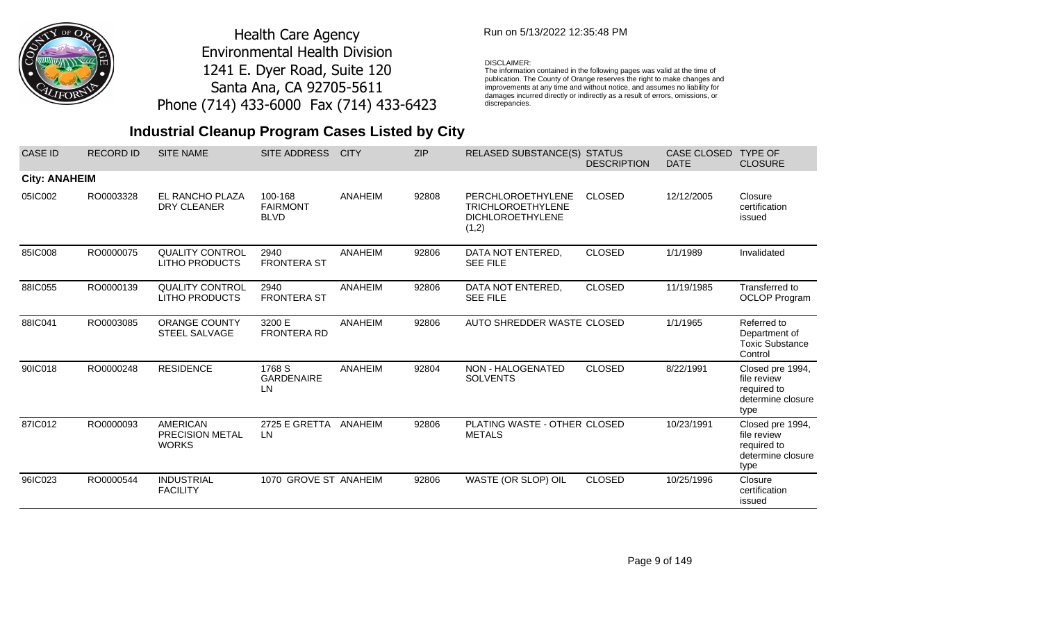Health Care Agency
Environmental Health Division
1241 E. Dyer Road, Suite 120
Santa Ana, CA 92705-5611
Phone (714) 433-6000 Fax (714) 433-6423

Run on 5/13/2022 12:35:48 PM

DISCLAIMER:
The information contained in the following pages was valid at the time of publication. The County of Orange reserves the right to make changes and improvements at any time and without notice, and assumes no liability for damages incurred directly or indirectly as a result of errors, omissions, or discrepancies.

## Industrial Cleanup Program Cases Listed by City

| CASE ID | RECORD ID | SITE NAME | SITE ADDRESS | CITY | ZIP | RELASED SUBSTANCE(S) | STATUS DESCRIPTION | CASE CLOSED DATE | TYPE OF CLOSURE |
|---|---|---|---|---|---|---|---|---|---|
| **City: ANAHEIM** | | | | | | | | | |
| 05IC002 | RO0003328 | EL RANCHO PLAZA DRY CLEANER | 100-168 FAIRMONT BLVD | ANAHEIM | 92808 | PERCHLOROETHYLENE TRICHLOROETHYLENE DICHLOROETHYLENE (1,2) | CLOSED | 12/12/2005 | Closure certification issued |
| 85IC008 | RO0000075 | QUALITY CONTROL LITHO PRODUCTS | 2940 FRONTERA ST | ANAHEIM | 92806 | DATA NOT ENTERED, SEE FILE | CLOSED | 1/1/1989 | Invalidated |
| 88IC055 | RO0000139 | QUALITY CONTROL LITHO PRODUCTS | 2940 FRONTERA ST | ANAHEIM | 92806 | DATA NOT ENTERED, SEE FILE | CLOSED | 11/19/1985 | Transferred to OCLOP Program |
| 88IC041 | RO0003085 | ORANGE COUNTY STEEL SALVAGE | 3200 E FRONTERA RD | ANAHEIM | 92806 | AUTO SHREDDER WASTE | CLOSED | 1/1/1965 | Referred to Department of Toxic Substance Control |
| 90IC018 | RO0000248 | RESIDENCE | 1768 S GARDENAIRE LN | ANAHEIM | 92804 | NON - HALOGENATED SOLVENTS | CLOSED | 8/22/1991 | Closed pre 1994, file review required to determine closure type |
| 87IC012 | RO0000093 | AMERICAN PRECISION METAL WORKS | 2725 E GRETTA LN | ANAHEIM | 92806 | PLATING WASTE - OTHER METALS | CLOSED | 10/23/1991 | Closed pre 1994, file review required to determine closure type |
| 96IC023 | RO0000544 | INDUSTRIAL FACILITY | 1070 GROVE ST | ANAHEIM | 92806 | WASTE (OR SLOP) OIL | CLOSED | 10/25/1996 | Closure certification issued |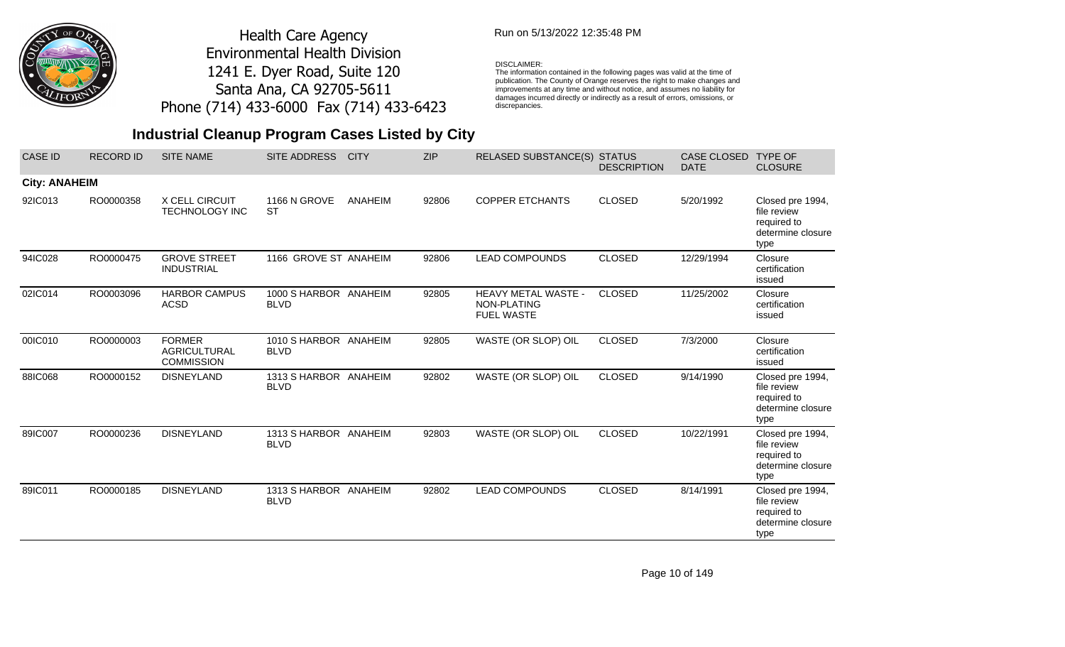Health Care Agency
Environmental Health Division
1241 E. Dyer Road, Suite 120
Santa Ana, CA 92705-5611
Phone (714) 433-6000 Fax (714) 433-6423

Run on 5/13/2022 12:35:48 PM

DISCLAIMER:
The information contained in the following pages was valid at the time of publication. The County of Orange reserves the right to make changes and improvements at any time and without notice, and assumes no liability for damages incurred directly or indirectly as a result of errors, omissions, or discrepancies.

## Industrial Cleanup Program Cases Listed by City

| CASE ID | RECORD ID | SITE NAME | SITE ADDRESS | CITY | ZIP | RELASED SUBSTANCE(S) | STATUS DESCRIPTION | CASE CLOSED DATE | TYPE OF CLOSURE |
|---|---|---|---|---|---|---|---|---|---|
| **City: ANAHEIM** | | | | | | | | | |
| 92IC013 | RO0000358 | X CELL CIRCUIT TECHNOLOGY INC | 1166 N GROVE ST | ANAHEIM | 92806 | COPPER ETCHANTS | CLOSED | 5/20/1992 | Closed pre 1994, file review required to determine closure type |
| 94IC028 | RO0000475 | GROVE STREET INDUSTRIAL | 1166 GROVE ST | ANAHEIM | 92806 | LEAD COMPOUNDS | CLOSED | 12/29/1994 | Closure certification issued |
| 02IC014 | RO0003096 | HARBOR CAMPUS ACSD | 1000 S HARBOR BLVD | ANAHEIM | 92805 | HEAVY METAL WASTE - NON-PLATING FUEL WASTE | CLOSED | 11/25/2002 | Closure certification issued |
| 00IC010 | RO0000003 | FORMER AGRICULTURAL COMMISSION | 1010 S HARBOR BLVD | ANAHEIM | 92805 | WASTE (OR SLOP) OIL | CLOSED | 7/3/2000 | Closure certification issued |
| 88IC068 | RO0000152 | DISNEYLAND | 1313 S HARBOR BLVD | ANAHEIM | 92802 | WASTE (OR SLOP) OIL | CLOSED | 9/14/1990 | Closed pre 1994, file review required to determine closure type |
| 89IC007 | RO0000236 | DISNEYLAND | 1313 S HARBOR BLVD | ANAHEIM | 92803 | WASTE (OR SLOP) OIL | CLOSED | 10/22/1991 | Closed pre 1994, file review required to determine closure type |
| 89IC011 | RO0000185 | DISNEYLAND | 1313 S HARBOR BLVD | ANAHEIM | 92802 | LEAD COMPOUNDS | CLOSED | 8/14/1991 | Closed pre 1994, file review required to determine closure type |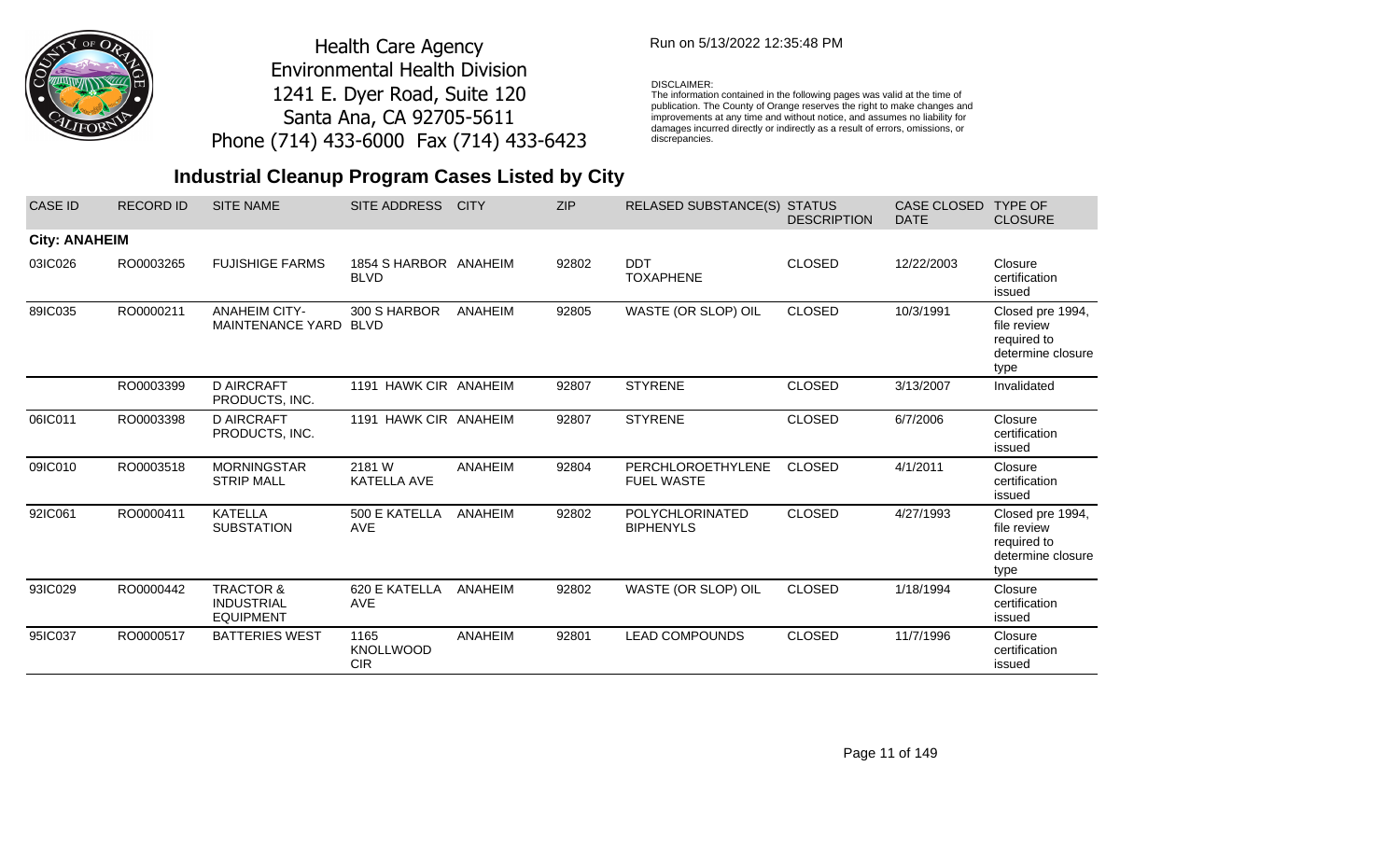Health Care Agency
Environmental Health Division
1241 E. Dyer Road, Suite 120
Santa Ana, CA 92705-5611
Phone (714) 433-6000 Fax (714) 433-6423

Run on 5/13/2022 12:35:48 PM

DISCLAIMER:
The information contained in the following pages was valid at the time of publication. The County of Orange reserves the right to make changes and improvements at any time and without notice, and assumes no liability for damages incurred directly or indirectly as a result of errors, omissions, or discrepancies.

## Industrial Cleanup Program Cases Listed by City

| CASE ID | RECORD ID | SITE NAME | SITE ADDRESS | CITY | ZIP | RELASED SUBSTANCE(S) | STATUS DESCRIPTION | CASE CLOSED DATE | TYPE OF CLOSURE |
|---|---|---|---|---|---|---|---|---|---|
| **City: ANAHEIM** | | | | | | | | | |
| 03IC026 | RO0003265 | FUJISHIGE FARMS | 1854 S HARBOR BLVD | ANAHEIM | 92802 | DDT TOXAPHENE | CLOSED | 12/22/2003 | Closure certification issued |
| 89IC035 | RO0000211 | ANAHEIM CITY-MAINTENANCE YARD | 300 S HARBOR BLVD | ANAHEIM | 92805 | WASTE (OR SLOP) OIL | CLOSED | 10/3/1991 | Closed pre 1994, file review required to determine closure type |
| | RO0003399 | D AIRCRAFT PRODUCTS, INC. | 1191 HAWK CIR | ANAHEIM | 92807 | STYRENE | CLOSED | 3/13/2007 | Invalidated |
| 06IC011 | RO0003398 | D AIRCRAFT PRODUCTS, INC. | 1191 HAWK CIR | ANAHEIM | 92807 | STYRENE | CLOSED | 6/7/2006 | Closure certification issued |
| 09IC010 | RO0003518 | MORNINGSTAR STRIP MALL | 2181 W KATELLA AVE | ANAHEIM | 92804 | PERCHLOROETHYLENE FUEL WASTE | CLOSED | 4/1/2011 | Closure certification issued |
| 92IC061 | RO0000411 | KATELLA SUBSTATION | 500 E KATELLA AVE | ANAHEIM | 92802 | POLYCHLORINATED BIPHENYLS | CLOSED | 4/27/1993 | Closed pre 1994, file review required to determine closure type |
| 93IC029 | RO0000442 | TRACTOR & INDUSTRIAL EQUIPMENT | 620 E KATELLA AVE | ANAHEIM | 92802 | WASTE (OR SLOP) OIL | CLOSED | 1/18/1994 | Closure certification issued |
| 95IC037 | RO0000517 | BATTERIES WEST | 1165 KNOLLWOOD CIR | ANAHEIM | 92801 | LEAD COMPOUNDS | CLOSED | 11/7/1996 | Closure certification issued |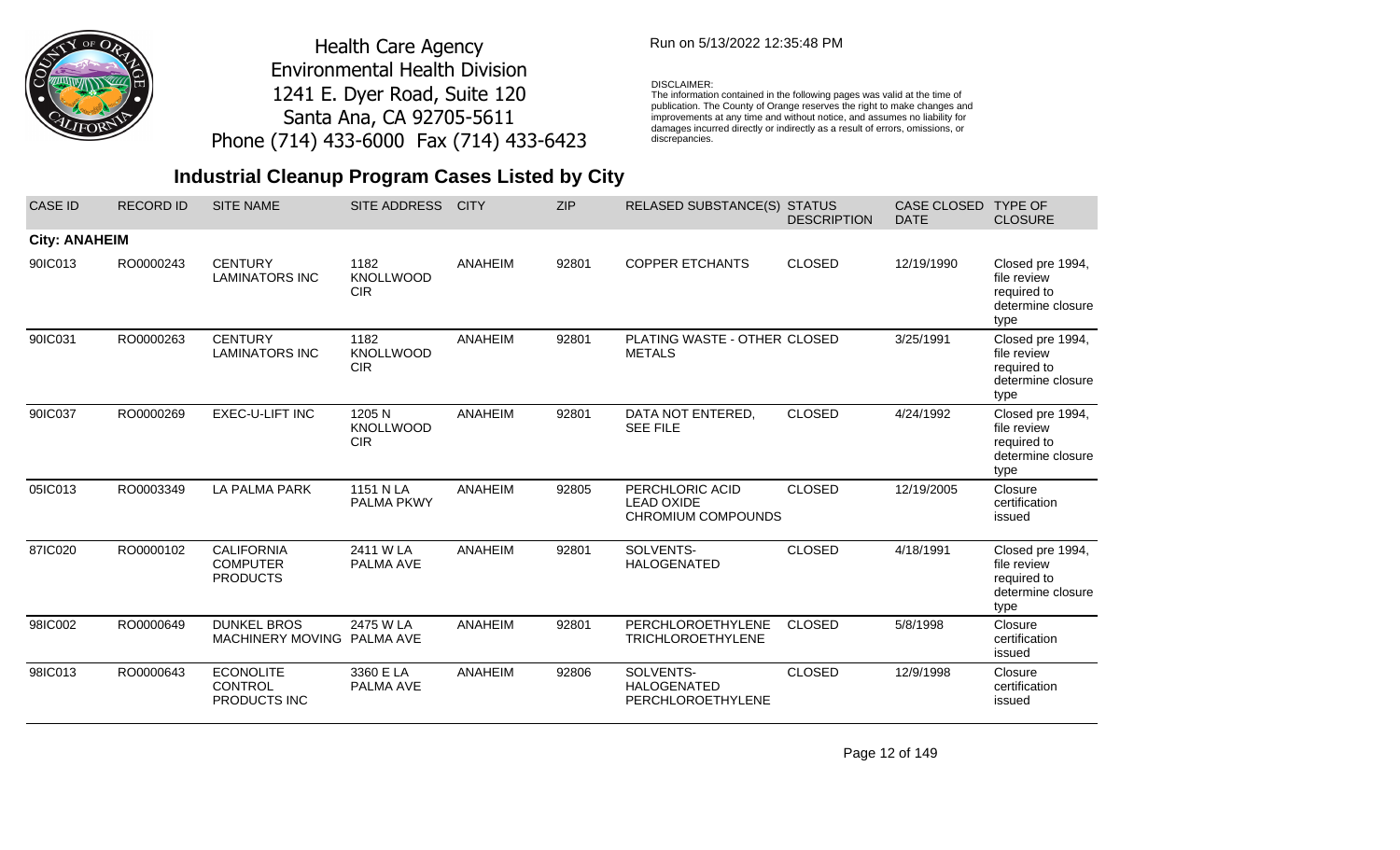Health Care Agency
Environmental Health Division
1241 E. Dyer Road, Suite 120
Santa Ana, CA 92705-5611
Phone (714) 433-6000 Fax (714) 433-6423

Run on 5/13/2022 12:35:48 PM

DISCLAIMER:
The information contained in the following pages was valid at the time of publication. The County of Orange reserves the right to make changes and improvements at any time and without notice, and assumes no liability for damages incurred directly or indirectly as a result of errors, omissions, or discrepancies.

## Industrial Cleanup Program Cases Listed by City

| CASE ID | RECORD ID | SITE NAME | SITE ADDRESS | CITY | ZIP | RELASED SUBSTANCE(S) | STATUS DESCRIPTION | CASE CLOSED DATE | TYPE OF CLOSURE |
|---|---|---|---|---|---|---|---|---|---|
| **City: ANAHEIM** | | | | | | | | | |
| 90IC013 | RO0000243 | CENTURY LAMINATORS INC | 1182 KNOLLWOOD CIR | ANAHEIM | 92801 | COPPER ETCHANTS | CLOSED | 12/19/1990 | Closed pre 1994, file review required to determine closure type |
| 90IC031 | RO0000263 | CENTURY LAMINATORS INC | 1182 KNOLLWOOD CIR | ANAHEIM | 92801 | PLATING WASTE - OTHER METALS | CLOSED | 3/25/1991 | Closed pre 1994, file review required to determine closure type |
| 90IC037 | RO0000269 | EXEC-U-LIFT INC | 1205 N KNOLLWOOD CIR | ANAHEIM | 92801 | DATA NOT ENTERED, SEE FILE | CLOSED | 4/24/1992 | Closed pre 1994, file review required to determine closure type |
| 05IC013 | RO0003349 | LA PALMA PARK | 1151 N LA PALMA PKWY | ANAHEIM | 92805 | PERCHLORIC ACID LEAD OXIDE CHROMIUM COMPOUNDS | CLOSED | 12/19/2005 | Closure certification issued |
| 87IC020 | RO0000102 | CALIFORNIA COMPUTER PRODUCTS | 2411 W LA PALMA AVE | ANAHEIM | 92801 | SOLVENTS-HALOGENATED | CLOSED | 4/18/1991 | Closed pre 1994, file review required to determine closure type |
| 98IC002 | RO0000649 | DUNKEL BROS MACHINERY MOVING | 2475 W LA PALMA AVE | ANAHEIM | 92801 | PERCHLOROETHYLENE TRICHLOROETHYLENE | CLOSED | 5/8/1998 | Closure certification issued |
| 98IC013 | RO0000643 | ECONOLITE CONTROL PRODUCTS INC | 3360 E LA PALMA AVE | ANAHEIM | 92806 | SOLVENTS-HALOGENATED PERCHLOROETHYLENE | CLOSED | 12/9/1998 | Closure certification issued |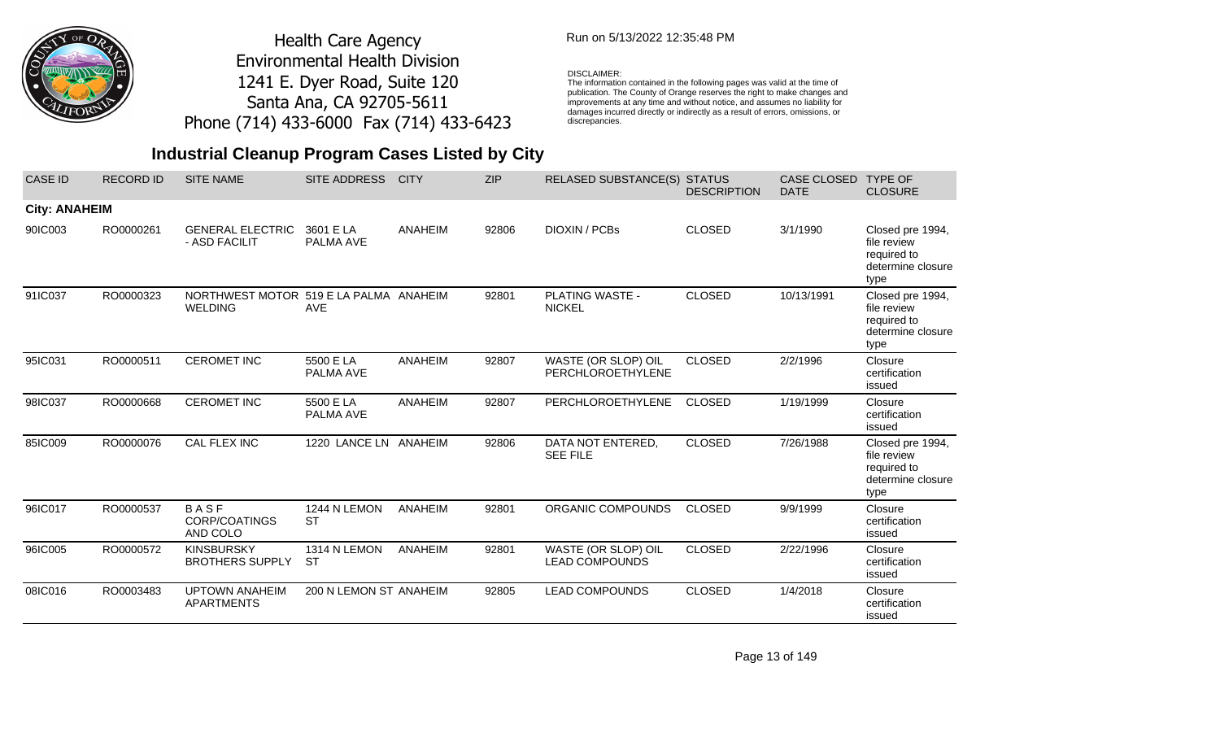Health Care Agency
Environmental Health Division
1241 E. Dyer Road, Suite 120
Santa Ana, CA 92705-5611
Phone (714) 433-6000 Fax (714) 433-6423

Run on 5/13/2022 12:35:48 PM

DISCLAIMER:
The information contained in the following pages was valid at the time of publication. The County of Orange reserves the right to make changes and improvements at any time and without notice, and assumes no liability for damages incurred directly or indirectly as a result of errors, omissions, or discrepancies.

## Industrial Cleanup Program Cases Listed by City

| CASE ID | RECORD ID | SITE NAME | SITE ADDRESS | CITY | ZIP | RELASED SUBSTANCE(S) | STATUS DESCRIPTION | CASE CLOSED DATE | TYPE OF CLOSURE |
|---|---|---|---|---|---|---|---|---|---|
| **City: ANAHEIM** | | | | | | | | | |
| 90IC003 | RO0000261 | GENERAL ELECTRIC - ASD FACILIT | 3601 E LA PALMA AVE | ANAHEIM | 92806 | DIOXIN / PCBs | CLOSED | 3/1/1990 | Closed pre 1994, file review required to determine closure type |
| 91IC037 | RO0000323 | NORTHWEST MOTOR WELDING | 519 E LA PALMA AVE | ANAHEIM | 92801 | PLATING WASTE - NICKEL | CLOSED | 10/13/1991 | Closed pre 1994, file review required to determine closure type |
| 95IC031 | RO0000511 | CEROMET INC | 5500 E LA PALMA AVE | ANAHEIM | 92807 | WASTE (OR SLOP) OIL PERCHLOROETHYLENE | CLOSED | 2/2/1996 | Closure certification issued |
| 98IC037 | RO0000668 | CEROMET INC | 5500 E LA PALMA AVE | ANAHEIM | 92807 | PERCHLOROETHYLENE | CLOSED | 1/19/1999 | Closure certification issued |
| 85IC009 | RO0000076 | CAL FLEX INC | 1220 LANCE LN | ANAHEIM | 92806 | DATA NOT ENTERED, SEE FILE | CLOSED | 7/26/1988 | Closed pre 1994, file review required to determine closure type |
| 96IC017 | RO0000537 | B A S F CORP/COATINGS AND COLO | 1244 N LEMON ST | ANAHEIM | 92801 | ORGANIC COMPOUNDS | CLOSED | 9/9/1999 | Closure certification issued |
| 96IC005 | RO0000572 | KINSBURSKY BROTHERS SUPPLY | 1314 N LEMON ST | ANAHEIM | 92801 | WASTE (OR SLOP) OIL LEAD COMPOUNDS | CLOSED | 2/22/1996 | Closure certification issued |
| 08IC016 | RO0003483 | UPTOWN ANAHEIM APARTMENTS | 200 N LEMON ST | ANAHEIM | 92805 | LEAD COMPOUNDS | CLOSED | 1/4/2018 | Closure certification issued |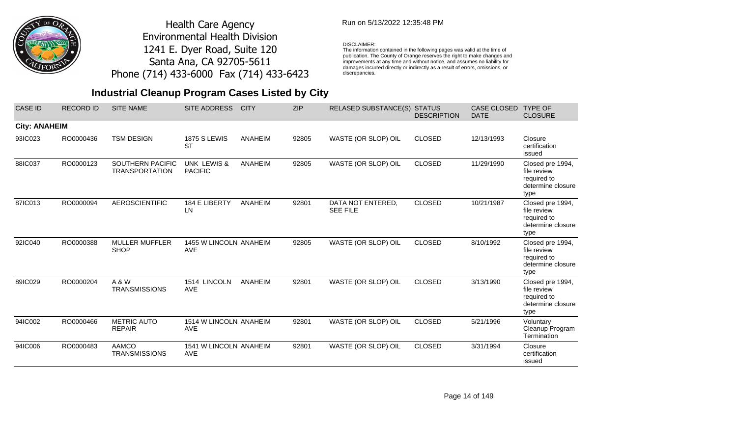Health Care Agency
Environmental Health Division
1241 E. Dyer Road, Suite 120
Santa Ana, CA 92705-5611
Phone (714) 433-6000 Fax (714) 433-6423

Run on 5/13/2022 12:35:48 PM

DISCLAIMER:
The information contained in the following pages was valid at the time of publication. The County of Orange reserves the right to make changes and improvements at any time and without notice, and assumes no liability for damages incurred directly or indirectly as a result of errors, omissions, or discrepancies.

## Industrial Cleanup Program Cases Listed by City

| CASE ID | RECORD ID | SITE NAME | SITE ADDRESS | CITY | ZIP | RELASED SUBSTANCE(S) | STATUS DESCRIPTION | CASE CLOSED DATE | TYPE OF CLOSURE |
|---|---|---|---|---|---|---|---|---|---|
| **City: ANAHEIM** | | | | | | | | | |
| 93IC023 | RO0000436 | TSM DESIGN | 1875 S LEWIS ST | ANAHEIM | 92805 | WASTE (OR SLOP) OIL | CLOSED | 12/13/1993 | Closure certification issued |
| 88IC037 | RO0000123 | SOUTHERN PACIFIC TRANSPORTATION | UNK LEWIS & PACIFIC | ANAHEIM | 92805 | WASTE (OR SLOP) OIL | CLOSED | 11/29/1990 | Closed pre 1994, file review required to determine closure type |
| 87IC013 | RO0000094 | AEROSCIENTIFIC | 184 E LIBERTY LN | ANAHEIM | 92801 | DATA NOT ENTERED, SEE FILE | CLOSED | 10/21/1987 | Closed pre 1994, file review required to determine closure type |
| 92IC040 | RO0000388 | MULLER MUFFLER SHOP | 1455 W LINCOLN AVE | ANAHEIM | 92805 | WASTE (OR SLOP) OIL | CLOSED | 8/10/1992 | Closed pre 1994, file review required to determine closure type |
| 89IC029 | RO0000204 | A & W TRANSMISSIONS | 1514 LINCOLN AVE | ANAHEIM | 92801 | WASTE (OR SLOP) OIL | CLOSED | 3/13/1990 | Closed pre 1994, file review required to determine closure type |
| 94IC002 | RO0000466 | METRIC AUTO REPAIR | 1514 W LINCOLN AVE | ANAHEIM | 92801 | WASTE (OR SLOP) OIL | CLOSED | 5/21/1996 | Voluntary Cleanup Program Termination |
| 94IC006 | RO0000483 | AAMCO TRANSMISSIONS | 1541 W LINCOLN AVE | ANAHEIM | 92801 | WASTE (OR SLOP) OIL | CLOSED | 3/31/1994 | Closure certification issued |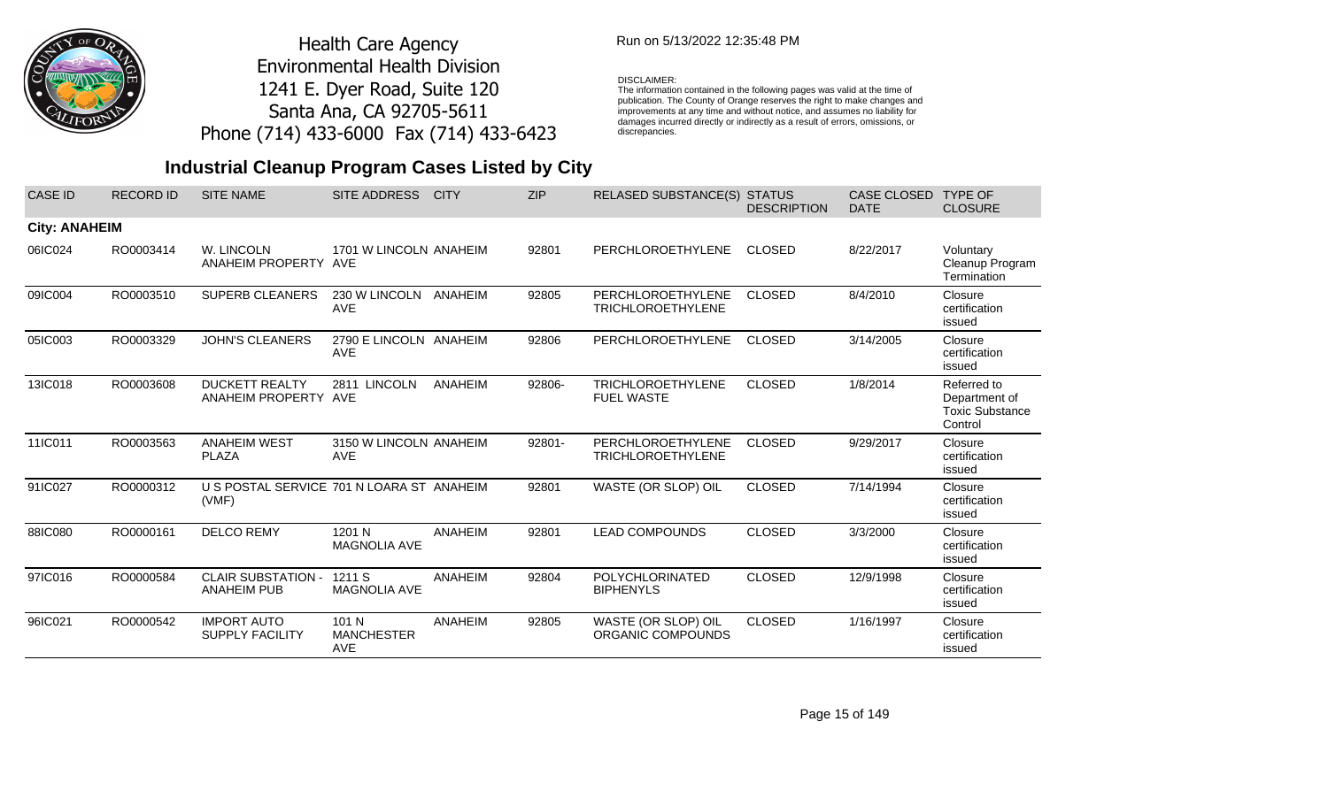Health Care Agency
Environmental Health Division
1241 E. Dyer Road, Suite 120
Santa Ana, CA 92705-5611
Phone (714) 433-6000 Fax (714) 433-6423

Run on 5/13/2022 12:35:48 PM

DISCLAIMER:
The information contained in the following pages was valid at the time of publication. The County of Orange reserves the right to make changes and improvements at any time and without notice, and assumes no liability for damages incurred directly or indirectly as a result of errors, omissions, or discrepancies.

## Industrial Cleanup Program Cases Listed by City

| CASE ID | RECORD ID | SITE NAME | SITE ADDRESS | CITY | ZIP | RELASED SUBSTANCE(S) | STATUS DESCRIPTION | CASE CLOSED DATE | TYPE OF CLOSURE |
|---|---|---|---|---|---|---|---|---|---|
| **City: ANAHEIM** | | | | | | | | | |
| 06IC024 | RO0003414 | W. LINCOLN ANAHEIM PROPERTY | 1701 W LINCOLN AVE | ANAHEIM | 92801 | PERCHLOROETHYLENE | CLOSED | 8/22/2017 | Voluntary Cleanup Program Termination |
| 09IC004 | RO0003510 | SUPERB CLEANERS | 230 W LINCOLN AVE | ANAHEIM | 92805 | PERCHLOROETHYLENE TRICHLOROETHYLENE | CLOSED | 8/4/2010 | Closure certification issued |
| 05IC003 | RO0003329 | JOHN'S CLEANERS | 2790 E LINCOLN AVE | ANAHEIM | 92806 | PERCHLOROETHYLENE | CLOSED | 3/14/2005 | Closure certification issued |
| 13IC018 | RO0003608 | DUCKETT REALTY ANAHEIM PROPERTY | 2811 LINCOLN AVE | ANAHEIM | 92806- | TRICHLOROETHYLENE FUEL WASTE | CLOSED | 1/8/2014 | Referred to Department of Toxic Substance Control |
| 11IC011 | RO0003563 | ANAHEIM WEST PLAZA | 3150 W LINCOLN AVE | ANAHEIM | 92801- | PERCHLOROETHYLENE TRICHLOROETHYLENE | CLOSED | 9/29/2017 | Closure certification issued |
| 91IC027 | RO0000312 | U S POSTAL SERVICE (VMF) | 701 N LOARA ST | ANAHEIM | 92801 | WASTE (OR SLOP) OIL | CLOSED | 7/14/1994 | Closure certification issued |
| 88IC080 | RO0000161 | DELCO REMY | 1201 N MAGNOLIA AVE | ANAHEIM | 92801 | LEAD COMPOUNDS | CLOSED | 3/3/2000 | Closure certification issued |
| 97IC016 | RO0000584 | CLAIR SUBSTATION - ANAHEIM PUB | 1211 S MAGNOLIA AVE | ANAHEIM | 92804 | POLYCHLORINATED BIPHENYLS | CLOSED | 12/9/1998 | Closure certification issued |
| 96IC021 | RO0000542 | IMPORT AUTO SUPPLY FACILITY | 101 N MANCHESTER AVE | ANAHEIM | 92805 | WASTE (OR SLOP) OIL ORGANIC COMPOUNDS | CLOSED | 1/16/1997 | Closure certification issued |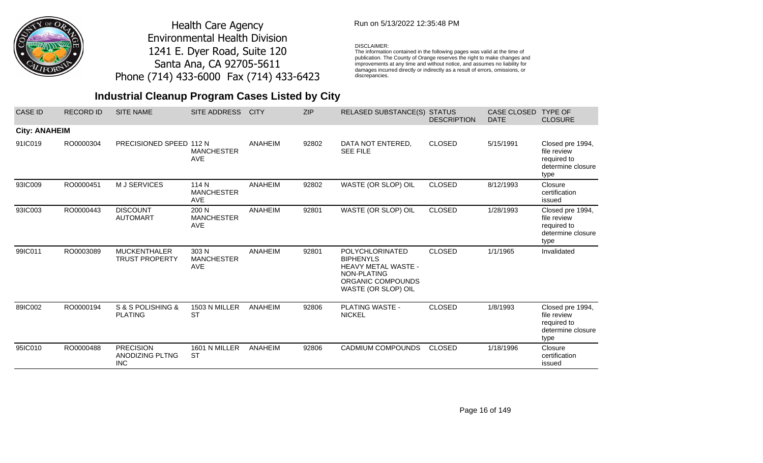Health Care Agency
Environmental Health Division
1241 E. Dyer Road, Suite 120
Santa Ana, CA 92705-5611
Phone (714) 433-6000 Fax (714) 433-6423

Run on 5/13/2022 12:35:48 PM

DISCLAIMER:
The information contained in the following pages was valid at the time of publication. The County of Orange reserves the right to make changes and improvements at any time and without notice, and assumes no liability for damages incurred directly or indirectly as a result of errors, omissions, or discrepancies.

## Industrial Cleanup Program Cases Listed by City

| CASE ID | RECORD ID | SITE NAME | SITE ADDRESS | CITY | ZIP | RELASED SUBSTANCE(S) | STATUS DESCRIPTION | CASE CLOSED DATE | TYPE OF CLOSURE |
|---|---|---|---|---|---|---|---|---|---|
| **City: ANAHEIM** | | | | | | | | | |
| 91IC019 | RO0000304 | PRECISIONED SPEED | 112 N MANCHESTER AVE | ANAHEIM | 92802 | DATA NOT ENTERED, SEE FILE | CLOSED | 5/15/1991 | Closed pre 1994, file review required to determine closure type |
| 93IC009 | RO0000451 | M J SERVICES | 114 N MANCHESTER AVE | ANAHEIM | 92802 | WASTE (OR SLOP) OIL | CLOSED | 8/12/1993 | Closure certification issued |
| 93IC003 | RO0000443 | DISCOUNT AUTOMART | 200 N MANCHESTER AVE | ANAHEIM | 92801 | WASTE (OR SLOP) OIL | CLOSED | 1/28/1993 | Closed pre 1994, file review required to determine closure type |
| 99IC011 | RO0003089 | MUCKENTHALER TRUST PROPERTY | 303 N MANCHESTER AVE | ANAHEIM | 92801 | POLYCHLORINATED BIPHENYLS HEAVY METAL WASTE - NON-PLATING ORGANIC COMPOUNDS WASTE (OR SLOP) OIL | CLOSED | 1/1/1965 | Invalidated |
| 89IC002 | RO0000194 | S & S POLISHING & PLATING | 1503 N MILLER ST | ANAHEIM | 92806 | PLATING WASTE - NICKEL | CLOSED | 1/8/1993 | Closed pre 1994, file review required to determine closure type |
| 95IC010 | RO0000488 | PRECISION ANODIZING PLTNG INC | 1601 N MILLER ST | ANAHEIM | 92806 | CADMIUM COMPOUNDS | CLOSED | 1/18/1996 | Closure certification issued |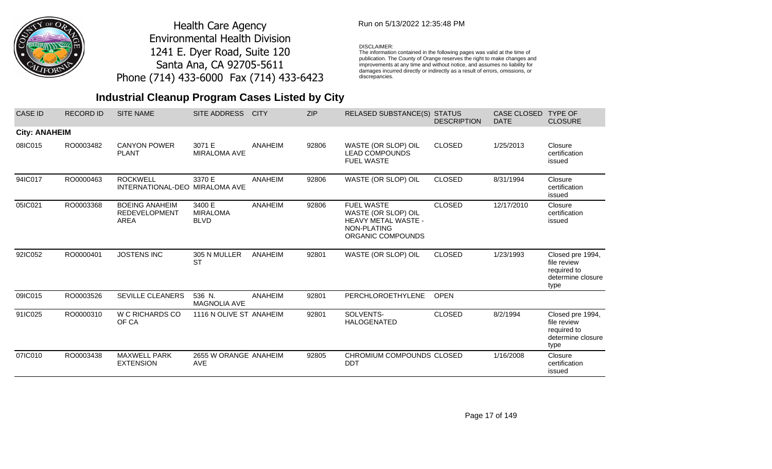Health Care Agency
Environmental Health Division
1241 E. Dyer Road, Suite 120
Santa Ana, CA 92705-5611
Phone (714) 433-6000 Fax (714) 433-6423

Run on 5/13/2022 12:35:48 PM

DISCLAIMER:
The information contained in the following pages was valid at the time of publication. The County of Orange reserves the right to make changes and improvements at any time and without notice, and assumes no liability for damages incurred directly or indirectly as a result of errors, omissions, or discrepancies.

## Industrial Cleanup Program Cases Listed by City

| CASE ID | RECORD ID | SITE NAME | SITE ADDRESS | CITY | ZIP | RELASED SUBSTANCE(S) | STATUS DESCRIPTION | CASE CLOSED DATE | TYPE OF CLOSURE |
|---|---|---|---|---|---|---|---|---|---|
| **City: ANAHEIM** | | | | | | | | | |
| 08IC015 | RO0003482 | CANYON POWER PLANT | 3071 E MIRALOMA AVE | ANAHEIM | 92806 | WASTE (OR SLOP) OIL<br>LEAD COMPOUNDS<br>FUEL WASTE | CLOSED | 1/25/2013 | Closure certification issued |
| 94IC017 | RO0000463 | ROCKWELL INTERNATIONAL-DEO | 3370 E MIRALOMA AVE | ANAHEIM | 92806 | WASTE (OR SLOP) OIL | CLOSED | 8/31/1994 | Closure certification issued |
| 05IC021 | RO0003368 | BOEING ANAHEIM REDEVELOPMENT AREA | 3400 E MIRALOMA BLVD | ANAHEIM | 92806 | FUEL WASTE<br>WASTE (OR SLOP) OIL<br>HEAVY METAL WASTE - NON-PLATING<br>ORGANIC COMPOUNDS | CLOSED | 12/17/2010 | Closure certification issued |
| 92IC052 | RO0000401 | JOSTENS INC | 305 N MULLER ST | ANAHEIM | 92801 | WASTE (OR SLOP) OIL | CLOSED | 1/23/1993 | Closed pre 1994, file review required to determine closure type |
| 09IC015 | RO0003526 | SEVILLE CLEANERS | 536 N. MAGNOLIA AVE | ANAHEIM | 92801 | PERCHLOROETHYLENE | OPEN | | |
| 91IC025 | RO0000310 | W C RICHARDS CO OF CA | 1116 N OLIVE ST | ANAHEIM | 92801 | SOLVENTS-HALOGENATED | CLOSED | 8/2/1994 | Closed pre 1994, file review required to determine closure type |
| 07IC010 | RO0003438 | MAXWELL PARK EXTENSION | 2655 W ORANGE AVE | ANAHEIM | 92805 | CHROMIUM COMPOUNDS<br>DDT | CLOSED | 1/16/2008 | Closure certification issued |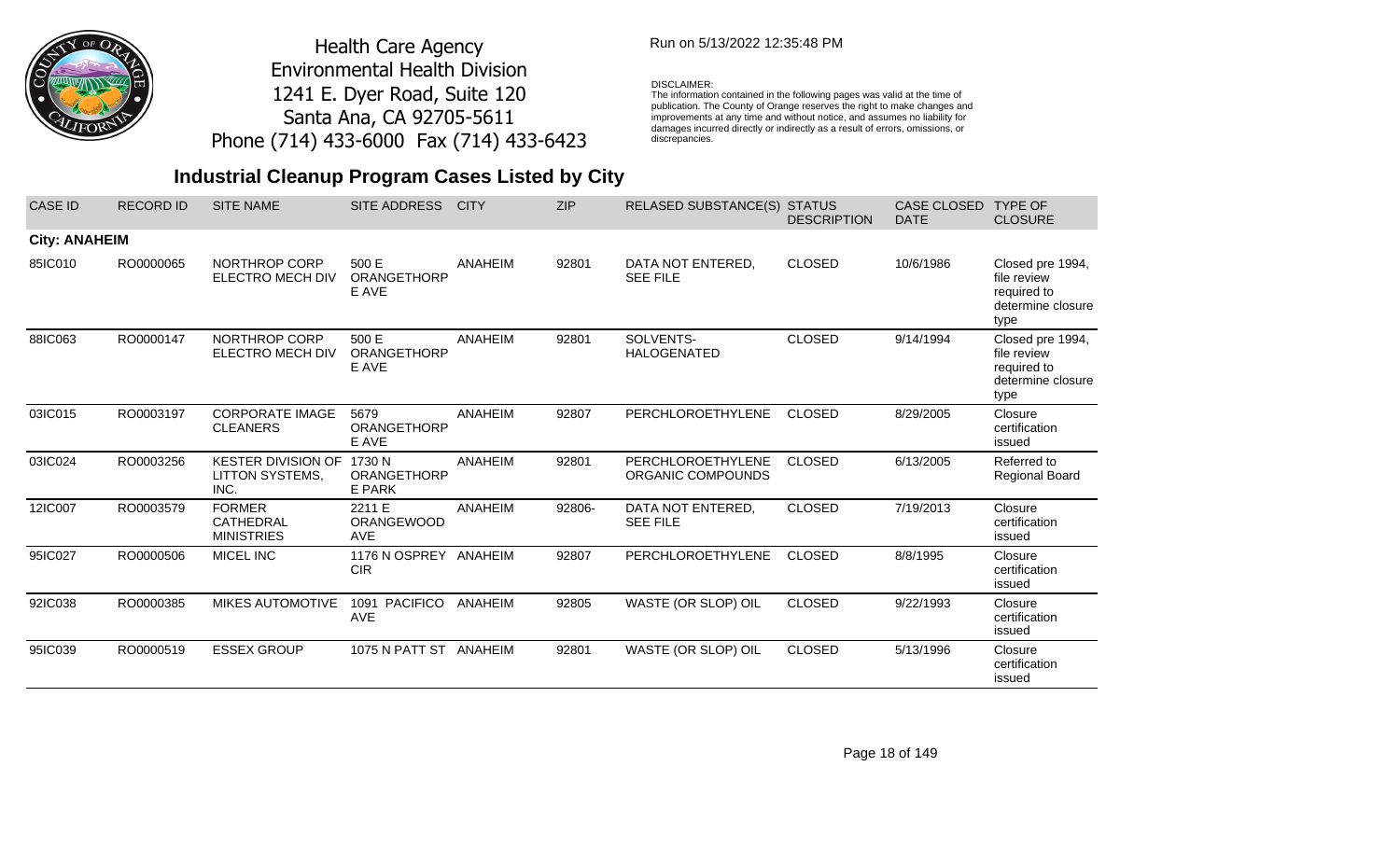Health Care Agency
Environmental Health Division
1241 E. Dyer Road, Suite 120
Santa Ana, CA 92705-5611
Phone (714) 433-6000 Fax (714) 433-6423

Run on 5/13/2022 12:35:48 PM

DISCLAIMER:
The information contained in the following pages was valid at the time of publication. The County of Orange reserves the right to make changes and improvements at any time and without notice, and assumes no liability for damages incurred directly or indirectly as a result of errors, omissions, or discrepancies.

## Industrial Cleanup Program Cases Listed by City

| CASE ID | RECORD ID | SITE NAME | SITE ADDRESS | CITY | ZIP | RELASED SUBSTANCE(S) | STATUS DESCRIPTION | CASE CLOSED DATE | TYPE OF CLOSURE |
|---|---|---|---|---|---|---|---|---|---|
| **City: ANAHEIM** | | | | | | | | | |
| 85IC010 | RO0000065 | NORTHROP CORP ELECTRO MECH DIV | 500 E ORANGETHORPE AVE | ANAHEIM | 92801 | DATA NOT ENTERED, SEE FILE | CLOSED | 10/6/1986 | Closed pre 1994, file review required to determine closure type |
| 88IC063 | RO0000147 | NORTHROP CORP ELECTRO MECH DIV | 500 E ORANGETHORPE AVE | ANAHEIM | 92801 | SOLVENTS-HALOGENATED | CLOSED | 9/14/1994 | Closed pre 1994, file review required to determine closure type |
| 03IC015 | RO0003197 | CORPORATE IMAGE CLEANERS | 5679 ORANGETHORPE AVE | ANAHEIM | 92807 | PERCHLOROETHYLENE | CLOSED | 8/29/2005 | Closure certification issued |
| 03IC024 | RO0003256 | KESTER DIVISION OF LITTON SYSTEMS, INC. | 1730 N ORANGETHORPE PARK | ANAHEIM | 92801 | PERCHLOROETHYLENE ORGANIC COMPOUNDS | CLOSED | 6/13/2005 | Referred to Regional Board |
| 12IC007 | RO0003579 | FORMER CATHEDRAL MINISTRIES | 2211 E ORANGEWOOD AVE | ANAHEIM | 92806- | DATA NOT ENTERED, SEE FILE | CLOSED | 7/19/2013 | Closure certification issued |
| 95IC027 | RO0000506 | MICEL INC | 1176 N OSPREY CIR | ANAHEIM | 92807 | PERCHLOROETHYLENE | CLOSED | 8/8/1995 | Closure certification issued |
| 92IC038 | RO0000385 | MIKES AUTOMOTIVE | 1091 PACIFICO AVE | ANAHEIM | 92805 | WASTE (OR SLOP) OIL | CLOSED | 9/22/1993 | Closure certification issued |
| 95IC039 | RO0000519 | ESSEX GROUP | 1075 N PATT ST | ANAHEIM | 92801 | WASTE (OR SLOP) OIL | CLOSED | 5/13/1996 | Closure certification issued |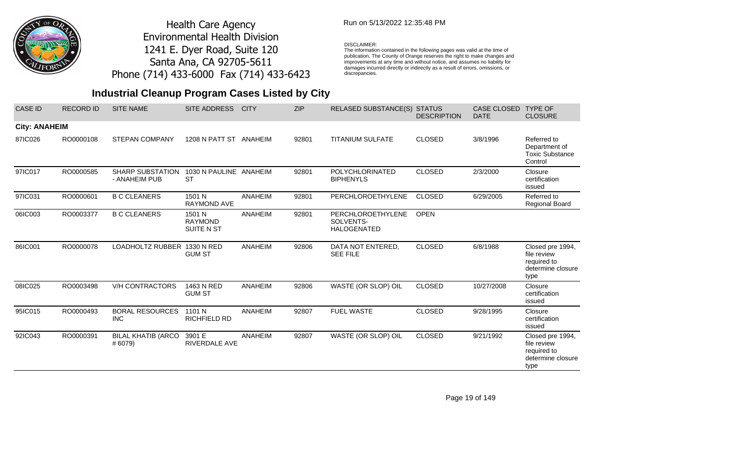Health Care Agency
Environmental Health Division
1241 E. Dyer Road, Suite 120
Santa Ana, CA 92705-5611
Phone (714) 433-6000 Fax (714) 433-6423

Run on 5/13/2022 12:35:48 PM

DISCLAIMER:
The information contained in the following pages was valid at the time of publication. The County of Orange reserves the right to make changes and improvements at any time and without notice, and assumes no liability for damages incurred directly or indirectly as a result of errors, omissions, or discrepancies.

## Industrial Cleanup Program Cases Listed by City

| CASE ID | RECORD ID | SITE NAME | SITE ADDRESS | CITY | ZIP | RELASED SUBSTANCE(S) | STATUS DESCRIPTION | CASE CLOSED DATE | TYPE OF CLOSURE |
|---|---|---|---|---|---|---|---|---|---|
| **City: ANAHEIM** | | | | | | | | | |
| 87IC026 | RO0000108 | STEPAN COMPANY | 1208 N PATT ST | ANAHEIM | 92801 | TITANIUM SULFATE | CLOSED | 3/8/1996 | Referred to Department of Toxic Substance Control |
| 97IC017 | RO0000585 | SHARP SUBSTATION - ANAHEIM PUB | 1030 N PAULINE ST | ANAHEIM | 92801 | POLYCHLORINATED BIPHENYLS | CLOSED | 2/3/2000 | Closure certification issued |
| 97IC031 | RO0000601 | B C CLEANERS | 1501 N RAYMOND AVE | ANAHEIM | 92801 | PERCHLOROETHYLENE | CLOSED | 6/29/2005 | Referred to Regional Board |
| 06IC003 | RO0003377 | B C CLEANERS | 1501 N RAYMOND SUITE N ST | ANAHEIM | 92801 | PERCHLOROETHYLENE SOLVENTS-HALOGENATED | OPEN | | |
| 86IC001 | RO0000078 | LOADHOLTZ RUBBER | 1330 N RED GUM ST | ANAHEIM | 92806 | DATA NOT ENTERED, SEE FILE | CLOSED | 6/8/1988 | Closed pre 1994, file review required to determine closure type |
| 08IC025 | RO0003498 | V/H CONTRACTORS | 1463 N RED GUM ST | ANAHEIM | 92806 | WASTE (OR SLOP) OIL | CLOSED | 10/27/2008 | Closure certification issued |
| 95IC015 | RO0000493 | BORAL RESOURCES INC | 1101 N RICHFIELD RD | ANAHEIM | 92807 | FUEL WASTE | CLOSED | 9/28/1995 | Closure certification issued |
| 92IC043 | RO0000391 | BILAL KHATIB (ARCO # 6079) | 3901 E RIVERDALE AVE | ANAHEIM | 92807 | WASTE (OR SLOP) OIL | CLOSED | 9/21/1992 | Closed pre 1994, file review required to determine closure type |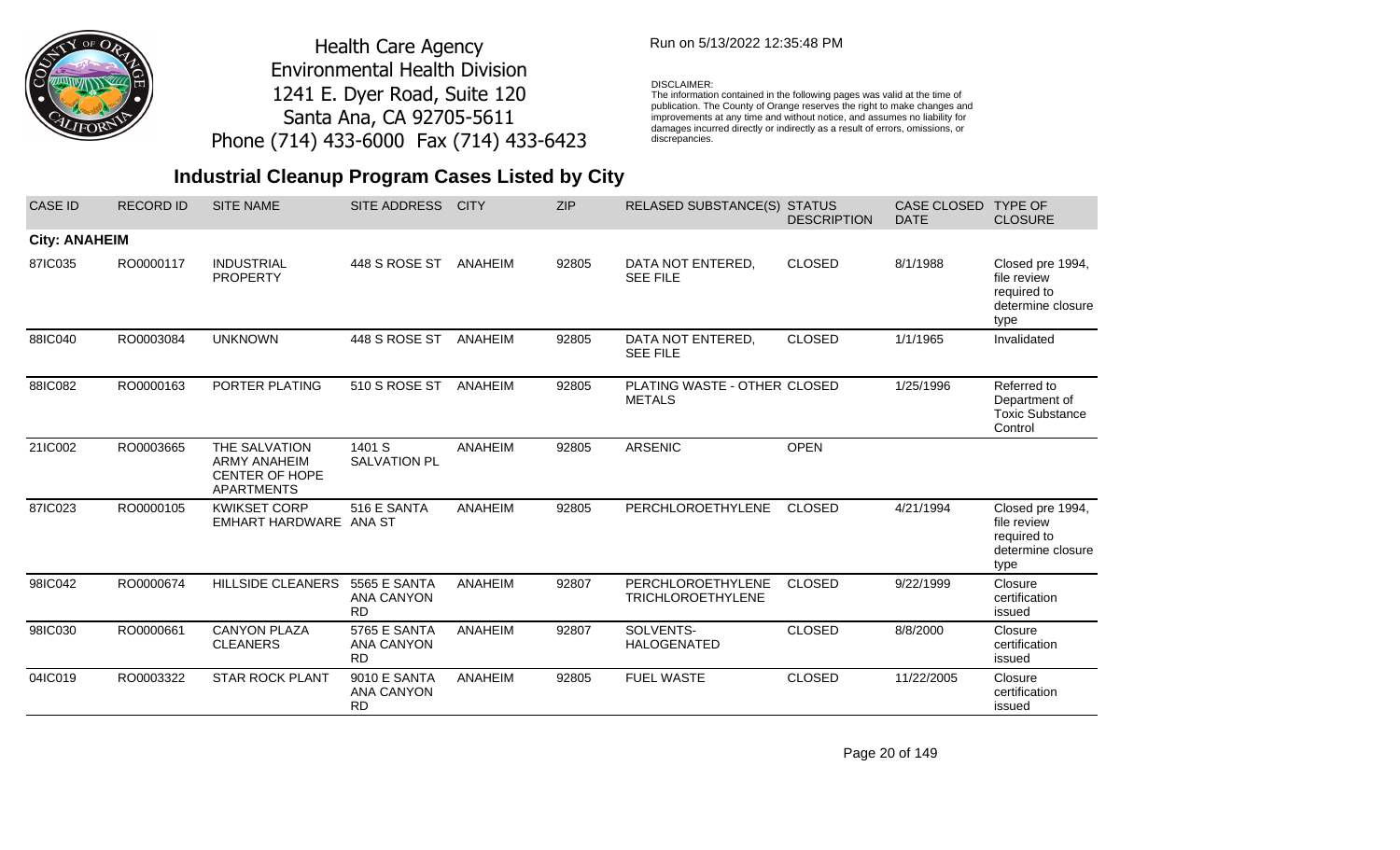Health Care Agency
Environmental Health Division
1241 E. Dyer Road, Suite 120
Santa Ana, CA 92705-5611
Phone (714) 433-6000 Fax (714) 433-6423

Run on 5/13/2022 12:35:48 PM

DISCLAIMER:
The information contained in the following pages was valid at the time of publication. The County of Orange reserves the right to make changes and improvements at any time and without notice, and assumes no liability for damages incurred directly or indirectly as a result of errors, omissions, or discrepancies.

## Industrial Cleanup Program Cases Listed by City

| CASE ID | RECORD ID | SITE NAME | SITE ADDRESS | CITY | ZIP | RELASED SUBSTANCE(S) | STATUS DESCRIPTION | CASE CLOSED DATE | TYPE OF CLOSURE |
|---|---|---|---|---|---|---|---|---|---|
| **City: ANAHEIM** | | | | | | | | | |
| 87IC035 | RO0000117 | INDUSTRIAL PROPERTY | 448 S ROSE ST | ANAHEIM | 92805 | DATA NOT ENTERED, SEE FILE | CLOSED | 8/1/1988 | Closed pre 1994, file review required to determine closure type |
| 88IC040 | RO0003084 | UNKNOWN | 448 S ROSE ST | ANAHEIM | 92805 | DATA NOT ENTERED, SEE FILE | CLOSED | 1/1/1965 | Invalidated |
| 88IC082 | RO0000163 | PORTER PLATING | 510 S ROSE ST | ANAHEIM | 92805 | PLATING WASTE - OTHER METALS | CLOSED | 1/25/1996 | Referred to Department of Toxic Substance Control |
| 21IC002 | RO0003665 | THE SALVATION ARMY ANAHEIM CENTER OF HOPE APARTMENTS | 1401 S SALVATION PL | ANAHEIM | 92805 | ARSENIC | OPEN | | |
| 87IC023 | RO0000105 | KWIKSET CORP EMHART HARDWARE | 516 E SANTA ANA ST | ANAHEIM | 92805 | PERCHLOROETHYLENE | CLOSED | 4/21/1994 | Closed pre 1994, file review required to determine closure type |
| 98IC042 | RO0000674 | HILLSIDE CLEANERS | 5565 E SANTA ANA CANYON RD | ANAHEIM | 92807 | PERCHLOROETHYLENE TRICHLOROETHYLENE | CLOSED | 9/22/1999 | Closure certification issued |
| 98IC030 | RO0000661 | CANYON PLAZA CLEANERS | 5765 E SANTA ANA CANYON RD | ANAHEIM | 92807 | SOLVENTS-HALOGENATED | CLOSED | 8/8/2000 | Closure certification issued |
| 04IC019 | RO0003322 | STAR ROCK PLANT | 9010 E SANTA ANA CANYON RD | ANAHEIM | 92805 | FUEL WASTE | CLOSED | 11/22/2005 | Closure certification issued |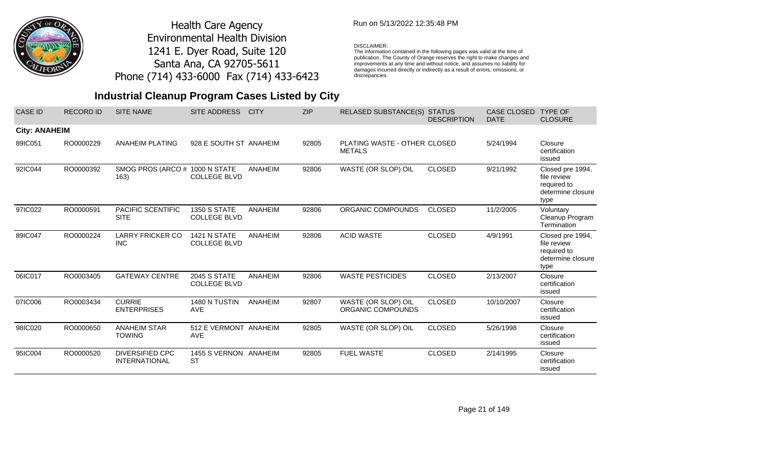Health Care Agency
Environmental Health Division
1241 E. Dyer Road, Suite 120
Santa Ana, CA 92705-5611
Phone (714) 433-6000 Fax (714) 433-6423

Run on 5/13/2022 12:35:48 PM

DISCLAIMER:
The information contained in the following pages was valid at the time of publication. The County of Orange reserves the right to make changes and improvements at any time and without notice, and assumes no liability for damages incurred directly or indirectly as a result of errors, omissions, or discrepancies.

## Industrial Cleanup Program Cases Listed by City

| CASE ID | RECORD ID | SITE NAME | SITE ADDRESS | CITY | ZIP | RELASED SUBSTANCE(S) | STATUS DESCRIPTION | CASE CLOSED DATE | TYPE OF CLOSURE |
|---|---|---|---|---|---|---|---|---|---|
| **City: ANAHEIM** | | | | | | | | | |
| 89IC051 | RO0000229 | ANAHEIM PLATING | 928 E SOUTH ST | ANAHEIM | 92805 | PLATING WASTE - OTHER METALS | CLOSED | 5/24/1994 | Closure certification issued |
| 92IC044 | RO0000392 | SMOG PROS (ARCO # 163) | 1000 N STATE COLLEGE BLVD | ANAHEIM | 92806 | WASTE (OR SLOP) OIL | CLOSED | 9/21/1992 | Closed pre 1994, file review required to determine closure type |
| 97IC022 | RO0000591 | PACIFIC SCENTIFIC SITE | 1350 S STATE COLLEGE BLVD | ANAHEIM | 92806 | ORGANIC COMPOUNDS | CLOSED | 11/2/2005 | Voluntary Cleanup Program Termination |
| 89IC047 | RO0000224 | LARRY FRICKER CO INC | 1421 N STATE COLLEGE BLVD | ANAHEIM | 92806 | ACID WASTE | CLOSED | 4/9/1991 | Closed pre 1994, file review required to determine closure type |
| 06IC017 | RO0003405 | GATEWAY CENTRE | 2045 S STATE COLLEGE BLVD | ANAHEIM | 92806 | WASTE PESTICIDES | CLOSED | 2/13/2007 | Closure certification issued |
| 07IC006 | RO0003434 | CURRIE ENTERPRISES | 1480 N TUSTIN AVE | ANAHEIM | 92807 | WASTE (OR SLOP) OIL ORGANIC COMPOUNDS | CLOSED | 10/10/2007 | Closure certification issued |
| 98IC020 | RO0000650 | ANAHEIM STAR TOWING | 512 E VERMONT AVE | ANAHEIM | 92805 | WASTE (OR SLOP) OIL | CLOSED | 5/26/1998 | Closure certification issued |
| 95IC004 | RO0000520 | DIVERSIFIED CPC INTERNATIONAL | 1455 S VERNON ST | ANAHEIM | 92805 | FUEL WASTE | CLOSED | 2/14/1995 | Closure certification issued |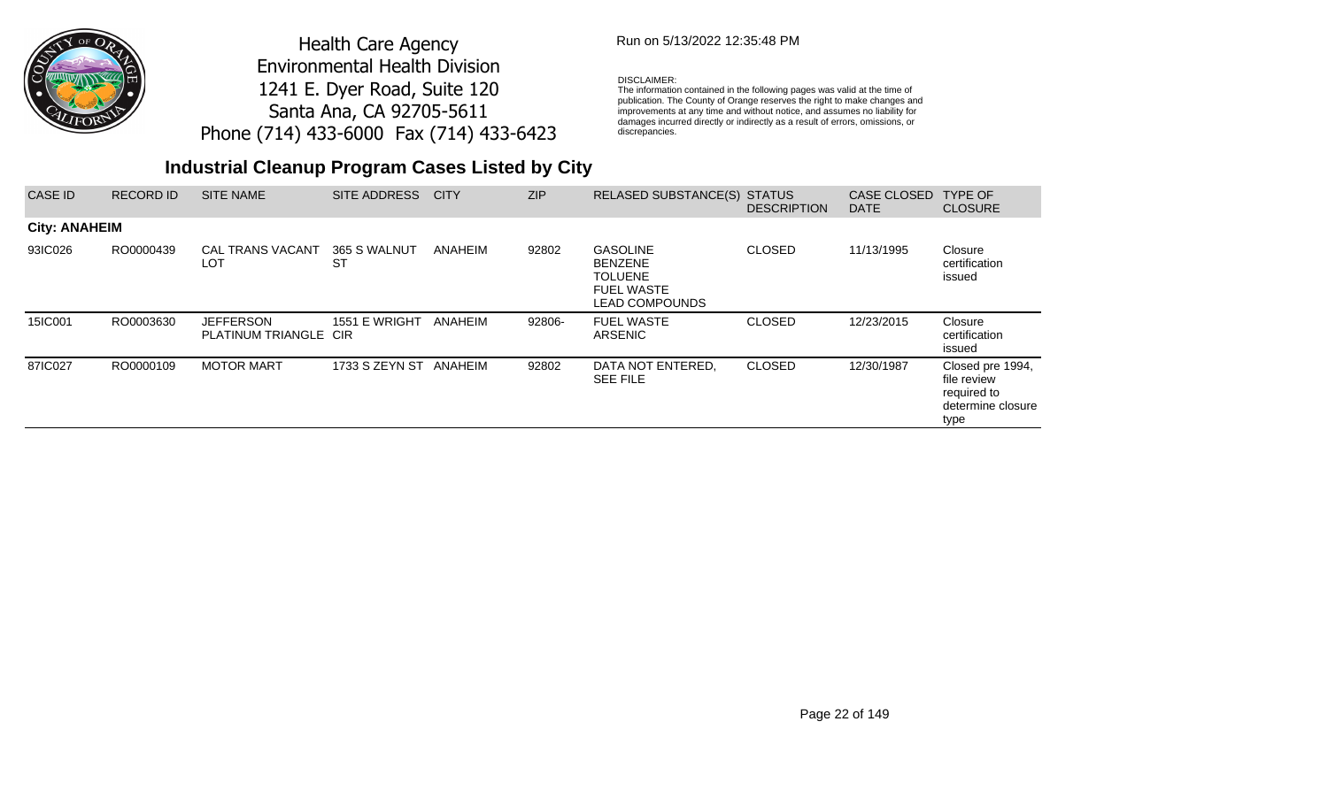Health Care Agency
Environmental Health Division
1241 E. Dyer Road, Suite 120
Santa Ana, CA 92705-5611
Phone (714) 433-6000 Fax (714) 433-6423

Run on 5/13/2022 12:35:48 PM

DISCLAIMER:
The information contained in the following pages was valid at the time of publication. The County of Orange reserves the right to make changes and improvements at any time and without notice, and assumes no liability for damages incurred directly or indirectly as a result of errors, omissions, or discrepancies.

## Industrial Cleanup Program Cases Listed by City

| CASE ID | RECORD ID | SITE NAME | SITE ADDRESS | CITY | ZIP | RELASED SUBSTANCE(S) | STATUS DESCRIPTION | CASE CLOSED DATE | TYPE OF CLOSURE |
|---|---|---|---|---|---|---|---|---|---|
| **City: ANAHEIM** | | | | | | | | | |
| 93IC026 | RO0000439 | CAL TRANS VACANT LOT | 365 S WALNUT ST | ANAHEIM | 92802 | GASOLINE<br>BENZENE<br>TOLUENE<br>FUEL WASTE<br>LEAD COMPOUNDS | CLOSED | 11/13/1995 | Closure certification issued |
| 15IC001 | RO0003630 | JEFFERSON PLATINUM TRIANGLE | 1551 E WRIGHT CIR | ANAHEIM | 92806- | FUEL WASTE<br>ARSENIC | CLOSED | 12/23/2015 | Closure certification issued |
| 87IC027 | RO0000109 | MOTOR MART | 1733 S ZEYN ST | ANAHEIM | 92802 | DATA NOT ENTERED, SEE FILE | CLOSED | 12/30/1987 | Closed pre 1994, file review required to determine closure type |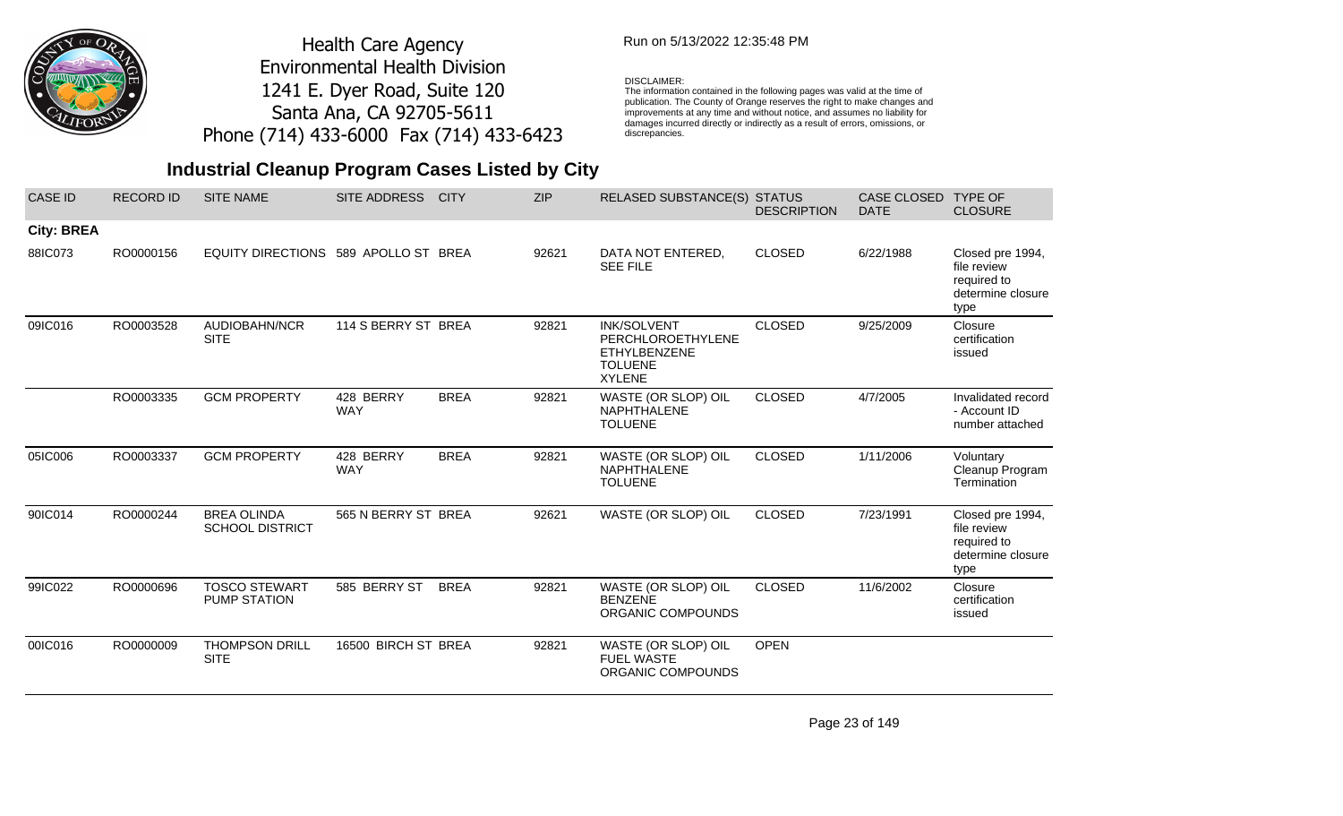Health Care Agency
Environmental Health Division
1241 E. Dyer Road, Suite 120
Santa Ana, CA 92705-5611
Phone (714) 433-6000 Fax (714) 433-6423

Run on 5/13/2022 12:35:48 PM

DISCLAIMER:
The information contained in the following pages was valid at the time of publication. The County of Orange reserves the right to make changes and improvements at any time and without notice, and assumes no liability for damages incurred directly or indirectly as a result of errors, omissions, or discrepancies.

## Industrial Cleanup Program Cases Listed by City

| CASE ID | RECORD ID | SITE NAME | SITE ADDRESS | CITY | ZIP | RELASED SUBSTANCE(S) | STATUS DESCRIPTION | CASE CLOSED DATE | TYPE OF CLOSURE |
|---|---|---|---|---|---|---|---|---|---|
| **City: BREA** | | | | | | | | | |
| 88IC073 | RO0000156 | EQUITY DIRECTIONS | 589 APOLLO ST | BREA | 92621 | DATA NOT ENTERED, SEE FILE | CLOSED | 6/22/1988 | Closed pre 1994, file review required to determine closure type |
| 09IC016 | RO0003528 | AUDIOBAHN/NCR SITE | 114 S BERRY ST | BREA | 92821 | INK/SOLVENT PERCHLOROETHYLENE ETHYLBENZENE TOLUENE XYLENE | CLOSED | 9/25/2009 | Closure certification issued |
| | RO0003335 | GCM PROPERTY | 428 BERRY WAY | BREA | 92821 | WASTE (OR SLOP) OIL NAPHTHALENE TOLUENE | CLOSED | 4/7/2005 | Invalidated record - Account ID number attached |
| 05IC006 | RO0003337 | GCM PROPERTY | 428 BERRY WAY | BREA | 92821 | WASTE (OR SLOP) OIL NAPHTHALENE TOLUENE | CLOSED | 1/11/2006 | Voluntary Cleanup Program Termination |
| 90IC014 | RO0000244 | BREA OLINDA SCHOOL DISTRICT | 565 N BERRY ST | BREA | 92621 | WASTE (OR SLOP) OIL | CLOSED | 7/23/1991 | Closed pre 1994, file review required to determine closure type |
| 99IC022 | RO0000696 | TOSCO STEWART PUMP STATION | 585 BERRY ST | BREA | 92821 | WASTE (OR SLOP) OIL BENZENE ORGANIC COMPOUNDS | CLOSED | 11/6/2002 | Closure certification issued |
| 00IC016 | RO0000009 | THOMPSON DRILL SITE | 16500 BIRCH ST | BREA | 92821 | WASTE (OR SLOP) OIL FUEL WASTE ORGANIC COMPOUNDS | OPEN | | |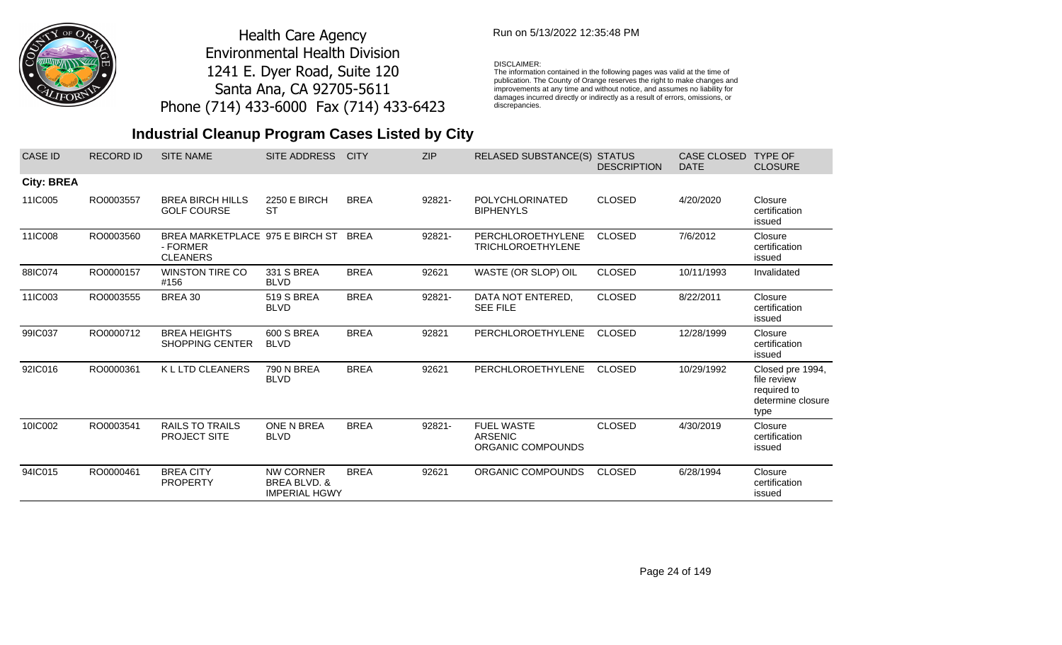Health Care Agency
Environmental Health Division
1241 E. Dyer Road, Suite 120
Santa Ana, CA 92705-5611
Phone (714) 433-6000 Fax (714) 433-6423

Run on 5/13/2022 12:35:48 PM

DISCLAIMER:
The information contained in the following pages was valid at the time of publication. The County of Orange reserves the right to make changes and improvements at any time and without notice, and assumes no liability for damages incurred directly or indirectly as a result of errors, omissions, or discrepancies.

## Industrial Cleanup Program Cases Listed by City

| CASE ID | RECORD ID | SITE NAME | SITE ADDRESS | CITY | ZIP | RELASED SUBSTANCE(S) | STATUS DESCRIPTION | CASE CLOSED DATE | TYPE OF CLOSURE |
|---|---|---|---|---|---|---|---|---|---|
| **City: BREA** | | | | | | | | | |
| 11IC005 | RO0003557 | BREA BIRCH HILLS GOLF COURSE | 2250 E BIRCH ST | BREA | 92821- | POLYCHLORINATED BIPHENYLS | CLOSED | 4/20/2020 | Closure certification issued |
| 11IC008 | RO0003560 | BREA MARKETPLACE - FORMER CLEANERS | 975 E BIRCH ST | BREA | 92821- | PERCHLOROETHYLENE TRICHLOROETHYLENE | CLOSED | 7/6/2012 | Closure certification issued |
| 88IC074 | RO0000157 | WINSTON TIRE CO #156 | 331 S BREA BLVD | BREA | 92621 | WASTE (OR SLOP) OIL | CLOSED | 10/11/1993 | Invalidated |
| 11IC003 | RO0003555 | BREA 30 | 519 S BREA BLVD | BREA | 92821- | DATA NOT ENTERED, SEE FILE | CLOSED | 8/22/2011 | Closure certification issued |
| 99IC037 | RO0000712 | BREA HEIGHTS SHOPPING CENTER | 600 S BREA BLVD | BREA | 92821 | PERCHLOROETHYLENE | CLOSED | 12/28/1999 | Closure certification issued |
| 92IC016 | RO0000361 | K L LTD CLEANERS | 790 N BREA BLVD | BREA | 92621 | PERCHLOROETHYLENE | CLOSED | 10/29/1992 | Closed pre 1994, file review required to determine closure type |
| 10IC002 | RO0003541 | RAILS TO TRAILS PROJECT SITE | ONE N BREA BLVD | BREA | 92821- | FUEL WASTE ARSENIC ORGANIC COMPOUNDS | CLOSED | 4/30/2019 | Closure certification issued |
| 94IC015 | RO0000461 | BREA CITY PROPERTY | NW CORNER BREA BLVD. & IMPERIAL HGWY | BREA | 92621 | ORGANIC COMPOUNDS | CLOSED | 6/28/1994 | Closure certification issued |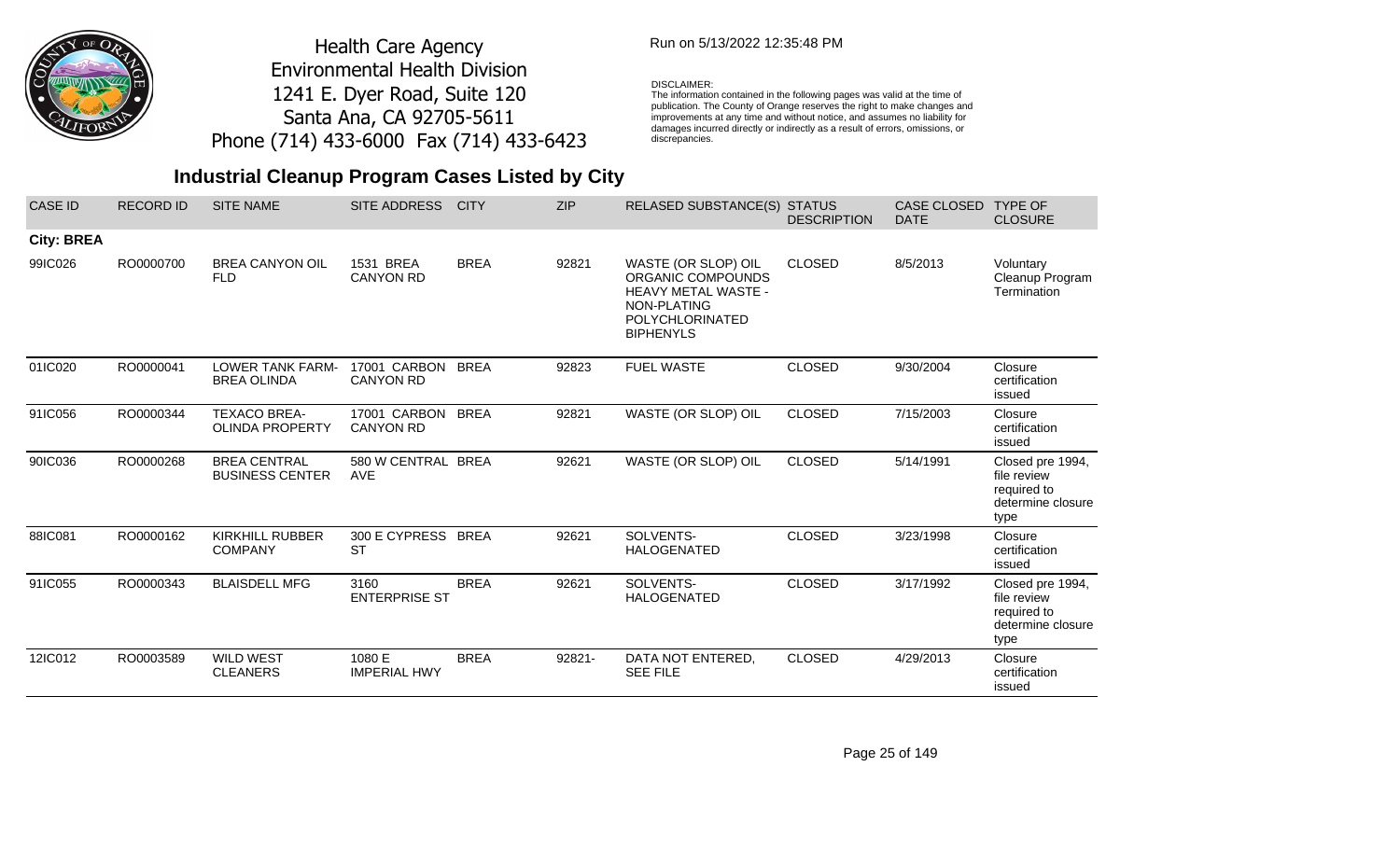Health Care Agency
Environmental Health Division
1241 E. Dyer Road, Suite 120
Santa Ana, CA 92705-5611
Phone (714) 433-6000 Fax (714) 433-6423

Run on 5/13/2022 12:35:48 PM

DISCLAIMER:
The information contained in the following pages was valid at the time of publication. The County of Orange reserves the right to make changes and improvements at any time and without notice, and assumes no liability for damages incurred directly or indirectly as a result of errors, omissions, or discrepancies.

## Industrial Cleanup Program Cases Listed by City

| CASE ID | RECORD ID | SITE NAME | SITE ADDRESS | CITY | ZIP | RELASED SUBSTANCE(S) | STATUS DESCRIPTION | CASE CLOSED DATE | TYPE OF CLOSURE |
|---|---|---|---|---|---|---|---|---|---|
| **City: BREA** | | | | | | | | | |
| 99IC026 | RO0000700 | BREA CANYON OIL FLD | 1531 BREA CANYON RD | BREA | 92821 | WASTE (OR SLOP) OIL ORGANIC COMPOUNDS HEAVY METAL WASTE - NON-PLATING POLYCHLORINATED BIPHENYLS | CLOSED | 8/5/2013 | Voluntary Cleanup Program Termination |
| 01IC020 | RO0000041 | LOWER TANK FARM-BREA OLINDA | 17001 CARBON CANYON RD | BREA | 92823 | FUEL WASTE | CLOSED | 9/30/2004 | Closure certification issued |
| 91IC056 | RO0000344 | TEXACO BREA-OLINDA PROPERTY | 17001 CARBON CANYON RD | BREA | 92821 | WASTE (OR SLOP) OIL | CLOSED | 7/15/2003 | Closure certification issued |
| 90IC036 | RO0000268 | BREA CENTRAL BUSINESS CENTER | 580 W CENTRAL AVE | BREA | 92621 | WASTE (OR SLOP) OIL | CLOSED | 5/14/1991 | Closed pre 1994, file review required to determine closure type |
| 88IC081 | RO0000162 | KIRKHILL RUBBER COMPANY | 300 E CYPRESS ST | BREA | 92621 | SOLVENTS-HALOGENATED | CLOSED | 3/23/1998 | Closure certification issued |
| 91IC055 | RO0000343 | BLAISDELL MFG | 3160 ENTERPRISE ST | BREA | 92621 | SOLVENTS-HALOGENATED | CLOSED | 3/17/1992 | Closed pre 1994, file review required to determine closure type |
| 12IC012 | RO0003589 | WILD WEST CLEANERS | 1080 E IMPERIAL HWY | BREA | 92821- | DATA NOT ENTERED, SEE FILE | CLOSED | 4/29/2013 | Closure certification issued |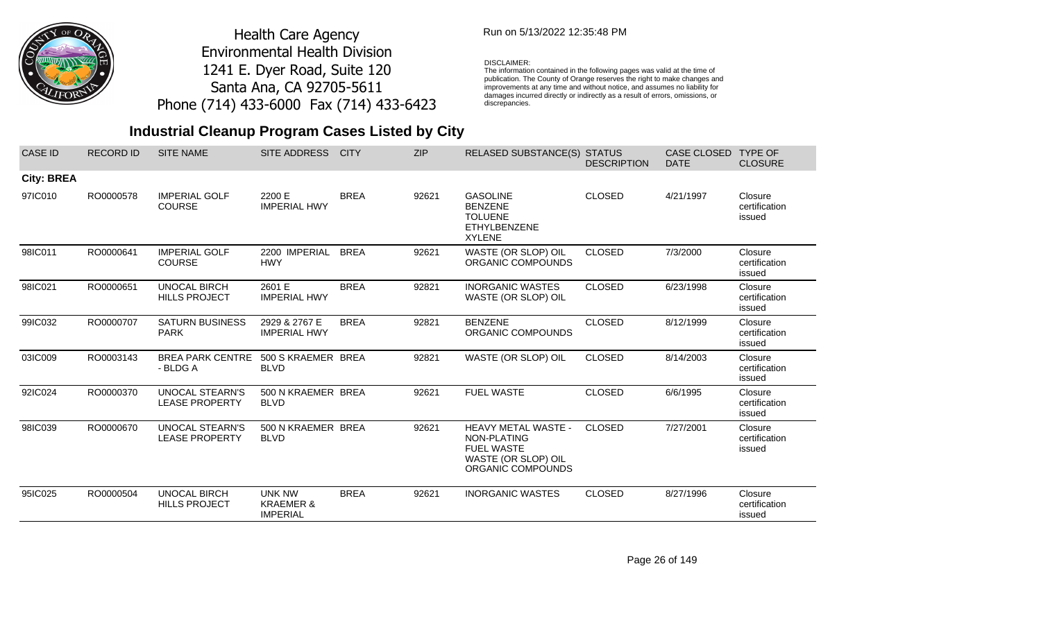Health Care Agency
Environmental Health Division
1241 E. Dyer Road, Suite 120
Santa Ana, CA 92705-5611
Phone (714) 433-6000 Fax (714) 433-6423

Run on 5/13/2022 12:35:48 PM

DISCLAIMER:
The information contained in the following pages was valid at the time of publication. The County of Orange reserves the right to make changes and improvements at any time and without notice, and assumes no liability for damages incurred directly or indirectly as a result of errors, omissions, or discrepancies.

## Industrial Cleanup Program Cases Listed by City

| CASE ID | RECORD ID | SITE NAME | SITE ADDRESS | CITY | ZIP | RELASED SUBSTANCE(S) | STATUS DESCRIPTION | CASE CLOSED DATE | TYPE OF CLOSURE |
|---|---|---|---|---|---|---|---|---|---|
| **City: BREA** | | | | | | | | | |
| 97IC010 | RO0000578 | IMPERIAL GOLF COURSE | 2200 E IMPERIAL HWY | BREA | 92621 | GASOLINE<br>BENZENE<br>TOLUENE<br>ETHYLBENZENE<br>XYLENE | CLOSED | 4/21/1997 | Closure certification issued |
| 98IC011 | RO0000641 | IMPERIAL GOLF COURSE | 2200 IMPERIAL HWY | BREA | 92621 | WASTE (OR SLOP) OIL<br>ORGANIC COMPOUNDS | CLOSED | 7/3/2000 | Closure certification issued |
| 98IC021 | RO0000651 | UNOCAL BIRCH HILLS PROJECT | 2601 E IMPERIAL HWY | BREA | 92821 | INORGANIC WASTES<br>WASTE (OR SLOP) OIL | CLOSED | 6/23/1998 | Closure certification issued |
| 99IC032 | RO0000707 | SATURN BUSINESS PARK | 2929 & 2767 E IMPERIAL HWY | BREA | 92821 | BENZENE<br>ORGANIC COMPOUNDS | CLOSED | 8/12/1999 | Closure certification issued |
| 03IC009 | RO0003143 | BREA PARK CENTRE - BLDG A | 500 S KRAEMER BLVD | BREA | 92821 | WASTE (OR SLOP) OIL | CLOSED | 8/14/2003 | Closure certification issued |
| 92IC024 | RO0000370 | UNOCAL STEARN'S LEASE PROPERTY | 500 N KRAEMER BLVD | BREA | 92621 | FUEL WASTE | CLOSED | 6/6/1995 | Closure certification issued |
| 98IC039 | RO0000670 | UNOCAL STEARN'S LEASE PROPERTY | 500 N KRAEMER BLVD | BREA | 92621 | HEAVY METAL WASTE - NON-PLATING<br>FUEL WASTE<br>WASTE (OR SLOP) OIL<br>ORGANIC COMPOUNDS | CLOSED | 7/27/2001 | Closure certification issued |
| 95IC025 | RO0000504 | UNOCAL BIRCH HILLS PROJECT | UNK NW KRAEMER & IMPERIAL | BREA | 92621 | INORGANIC WASTES | CLOSED | 8/27/1996 | Closure certification issued |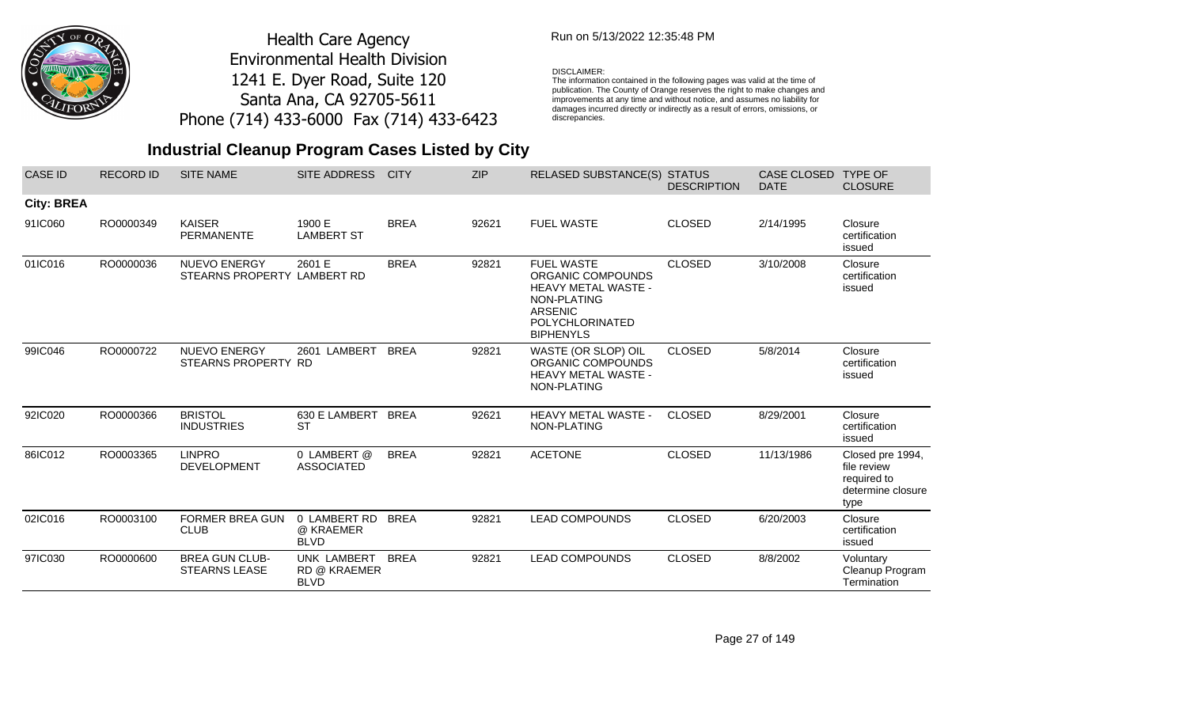Health Care Agency
Environmental Health Division
1241 E. Dyer Road, Suite 120
Santa Ana, CA 92705-5611
Phone (714) 433-6000 Fax (714) 433-6423

Run on 5/13/2022 12:35:48 PM

DISCLAIMER:
The information contained in the following pages was valid at the time of publication. The County of Orange reserves the right to make changes and improvements at any time and without notice, and assumes no liability for damages incurred directly or indirectly as a result of errors, omissions, or discrepancies.

## Industrial Cleanup Program Cases Listed by City

| CASE ID | RECORD ID | SITE NAME | SITE ADDRESS | CITY | ZIP | RELASED SUBSTANCE(S) | STATUS DESCRIPTION | CASE CLOSED DATE | TYPE OF CLOSURE |
|---|---|---|---|---|---|---|---|---|---|
| **City: BREA** | | | | | | | | | |
| 91IC060 | RO0000349 | KAISER PERMANENTE | 1900 E LAMBERT ST | BREA | 92621 | FUEL WASTE | CLOSED | 2/14/1995 | Closure certification issued |
| 01IC016 | RO0000036 | NUEVO ENERGY STEARNS PROPERTY | 2601 E LAMBERT RD | BREA | 92821 | FUEL WASTE ORGANIC COMPOUNDS HEAVY METAL WASTE - NON-PLATING ARSENIC POLYCHLORINATED BIPHENYLS | CLOSED | 3/10/2008 | Closure certification issued |
| 99IC046 | RO0000722 | NUEVO ENERGY STEARNS PROPERTY | 2601 LAMBERT RD | BREA | 92821 | WASTE (OR SLOP) OIL ORGANIC COMPOUNDS HEAVY METAL WASTE - NON-PLATING | CLOSED | 5/8/2014 | Closure certification issued |
| 92IC020 | RO0000366 | BRISTOL INDUSTRIES | 630 E LAMBERT ST | BREA | 92621 | HEAVY METAL WASTE - NON-PLATING | CLOSED | 8/29/2001 | Closure certification issued |
| 86IC012 | RO0003365 | LINPRO DEVELOPMENT | 0 LAMBERT @ ASSOCIATED | BREA | 92821 | ACETONE | CLOSED | 11/13/1986 | Closed pre 1994, file review required to determine closure type |
| 02IC016 | RO0003100 | FORMER BREA GUN CLUB | 0 LAMBERT RD @ KRAEMER BLVD | BREA | 92821 | LEAD COMPOUNDS | CLOSED | 6/20/2003 | Closure certification issued |
| 97IC030 | RO0000600 | BREA GUN CLUB-STEARNS LEASE | UNK LAMBERT RD @ KRAEMER BLVD | BREA | 92821 | LEAD COMPOUNDS | CLOSED | 8/8/2002 | Voluntary Cleanup Program Termination |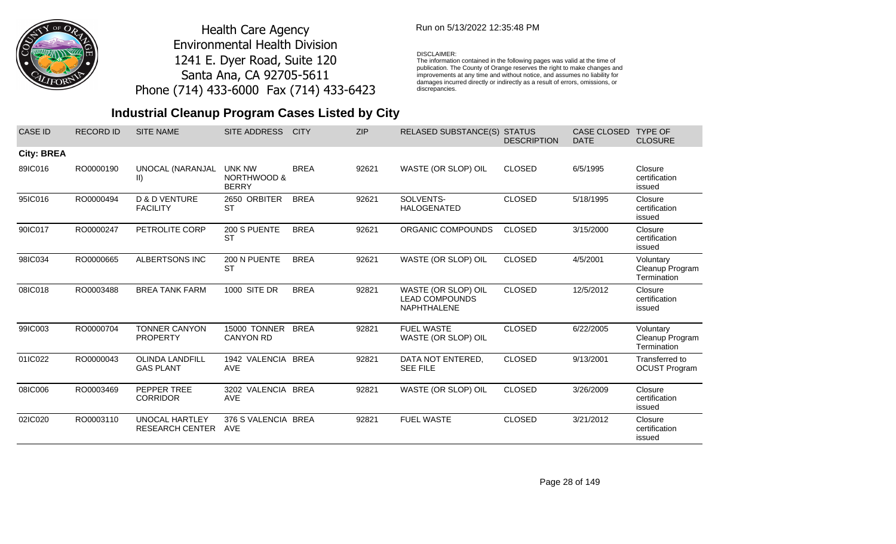Health Care Agency
Environmental Health Division
1241 E. Dyer Road, Suite 120
Santa Ana, CA 92705-5611
Phone (714) 433-6000 Fax (714) 433-6423

Run on 5/13/2022 12:35:48 PM

DISCLAIMER:
The information contained in the following pages was valid at the time of publication. The County of Orange reserves the right to make changes and improvements at any time and without notice, and assumes no liability for damages incurred directly or indirectly as a result of errors, omissions, or discrepancies.

## Industrial Cleanup Program Cases Listed by City

| CASE ID | RECORD ID | SITE NAME | SITE ADDRESS | CITY | ZIP | RELASED SUBSTANCE(S) | STATUS DESCRIPTION | CASE CLOSED DATE | TYPE OF CLOSURE |
|---|---|---|---|---|---|---|---|---|---|
| **City: BREA** | | | | | | | | | |
| 89IC016 | RO0000190 | UNOCAL (NARANJAL II) | UNK NW NORTHWOOD & BERRY | BREA | 92621 | WASTE (OR SLOP) OIL | CLOSED | 6/5/1995 | Closure certification issued |
| 95IC016 | RO0000494 | D & D VENTURE FACILITY | 2650 ORBITER ST | BREA | 92621 | SOLVENTS-HALOGENATED | CLOSED | 5/18/1995 | Closure certification issued |
| 90IC017 | RO0000247 | PETROLITE CORP | 200 S PUENTE ST | BREA | 92621 | ORGANIC COMPOUNDS | CLOSED | 3/15/2000 | Closure certification issued |
| 98IC034 | RO0000665 | ALBERTSONS INC | 200 N PUENTE ST | BREA | 92621 | WASTE (OR SLOP) OIL | CLOSED | 4/5/2001 | Voluntary Cleanup Program Termination |
| 08IC018 | RO0003488 | BREA TANK FARM | 1000 SITE DR | BREA | 92821 | WASTE (OR SLOP) OIL LEAD COMPOUNDS NAPHTHALENE | CLOSED | 12/5/2012 | Closure certification issued |
| 99IC003 | RO0000704 | TONNER CANYON PROPERTY | 15000 TONNER CANYON RD | BREA | 92821 | FUEL WASTE WASTE (OR SLOP) OIL | CLOSED | 6/22/2005 | Voluntary Cleanup Program Termination |
| 01IC022 | RO0000043 | OLINDA LANDFILL GAS PLANT | 1942 VALENCIA AVE | BREA | 92821 | DATA NOT ENTERED, SEE FILE | CLOSED | 9/13/2001 | Transferred to OCUST Program |
| 08IC006 | RO0003469 | PEPPER TREE CORRIDOR | 3202 VALENCIA AVE | BREA | 92821 | WASTE (OR SLOP) OIL | CLOSED | 3/26/2009 | Closure certification issued |
| 02IC020 | RO0003110 | UNOCAL HARTLEY RESEARCH CENTER | 376 S VALENCIA AVE | BREA | 92821 | FUEL WASTE | CLOSED | 3/21/2012 | Closure certification issued |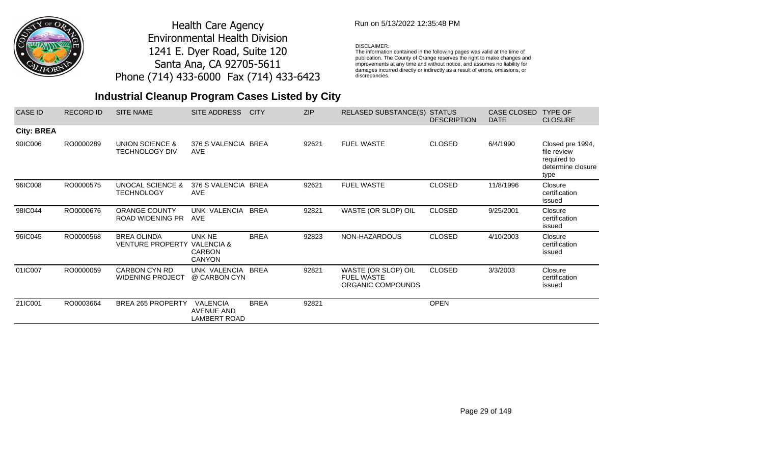Health Care Agency
Environmental Health Division
1241 E. Dyer Road, Suite 120
Santa Ana, CA 92705-5611
Phone (714) 433-6000 Fax (714) 433-6423

Run on 5/13/2022 12:35:48 PM

DISCLAIMER:
The information contained in the following pages was valid at the time of publication. The County of Orange reserves the right to make changes and improvements at any time and without notice, and assumes no liability for damages incurred directly or indirectly as a result of errors, omissions, or discrepancies.

## Industrial Cleanup Program Cases Listed by City

| CASE ID | RECORD ID | SITE NAME | SITE ADDRESS | CITY | ZIP | RELASED SUBSTANCE(S) | STATUS DESCRIPTION | CASE CLOSED DATE | TYPE OF CLOSURE |
|---|---|---|---|---|---|---|---|---|---|
| **City: BREA** | | | | | | | | | |
| 90IC006 | RO0000289 | UNION SCIENCE & TECHNOLOGY DIV | 376 S VALENCIA AVE | BREA | 92621 | FUEL WASTE | CLOSED | 6/4/1990 | Closed pre 1994, file review required to determine closure type |
| 96IC008 | RO0000575 | UNOCAL SCIENCE & TECHNOLOGY | 376 S VALENCIA AVE | BREA | 92621 | FUEL WASTE | CLOSED | 11/8/1996 | Closure certification issued |
| 98IC044 | RO0000676 | ORANGE COUNTY ROAD WIDENING PR | UNK VALENCIA AVE | BREA | 92821 | WASTE (OR SLOP) OIL | CLOSED | 9/25/2001 | Closure certification issued |
| 96IC045 | RO0000568 | BREA OLINDA VENTURE PROPERTY | UNK NE VALENCIA & CARBON CANYON | BREA | 92823 | NON-HAZARDOUS | CLOSED | 4/10/2003 | Closure certification issued |
| 01IC007 | RO0000059 | CARBON CYN RD WIDENING PROJECT | UNK VALENCIA @ CARBON CYN | BREA | 92821 | WASTE (OR SLOP) OIL FUEL WASTE ORGANIC COMPOUNDS | CLOSED | 3/3/2003 | Closure certification issued |
| 21IC001 | RO0003664 | BREA 265 PROPERTY | VALENCIA AVENUE AND LAMBERT ROAD | BREA | 92821 | | OPEN | | |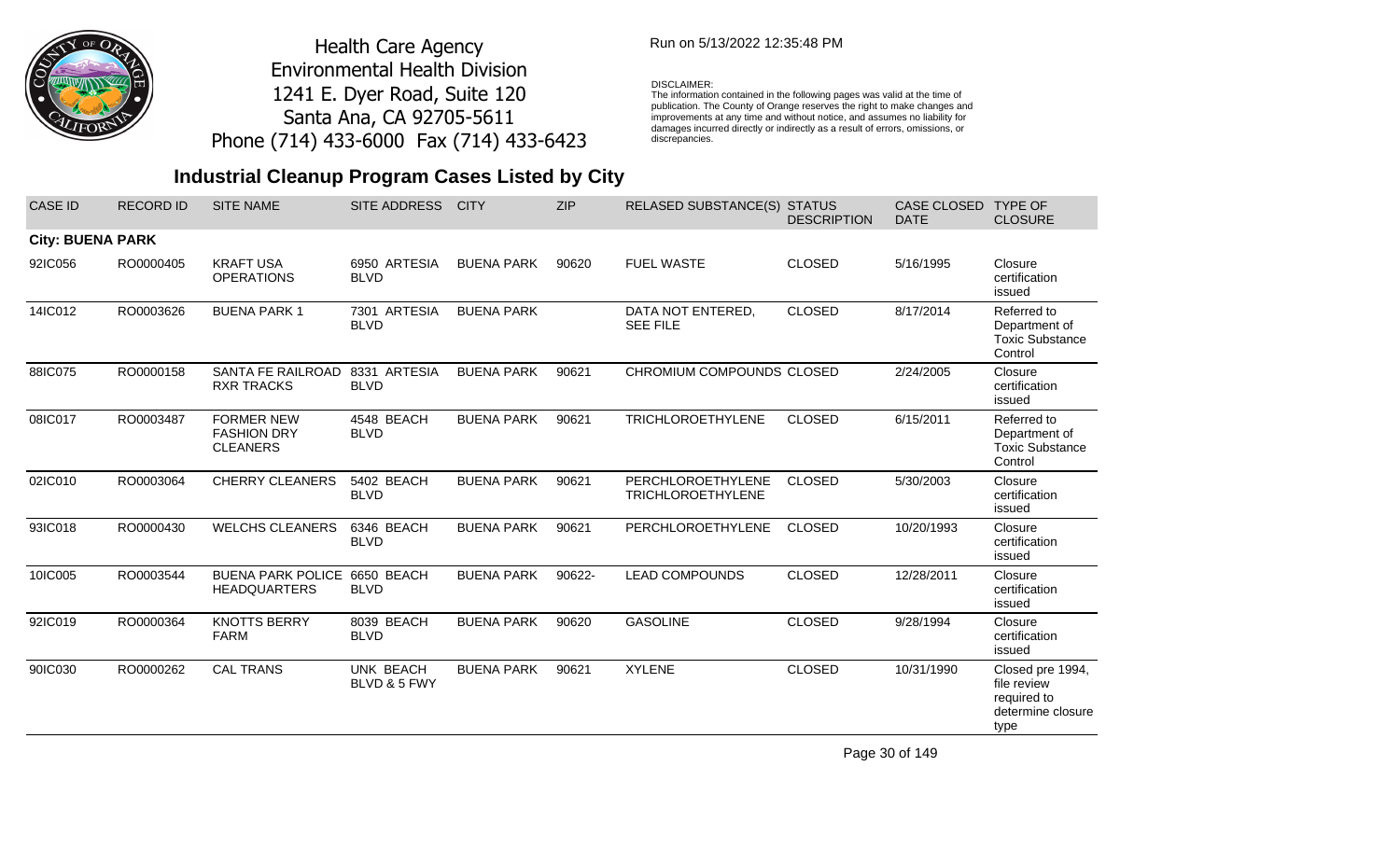Health Care Agency
Environmental Health Division
1241 E. Dyer Road, Suite 120
Santa Ana, CA 92705-5611
Phone (714) 433-6000 Fax (714) 433-6423

Run on 5/13/2022 12:35:48 PM

DISCLAIMER:
The information contained in the following pages was valid at the time of publication. The County of Orange reserves the right to make changes and improvements at any time and without notice, and assumes no liability for damages incurred directly or indirectly as a result of errors, omissions, or discrepancies.

## Industrial Cleanup Program Cases Listed by City

| CASE ID | RECORD ID | SITE NAME | SITE ADDRESS | CITY | ZIP | RELASED SUBSTANCE(S) | STATUS DESCRIPTION | CASE CLOSED DATE | TYPE OF CLOSURE |
|---|---|---|---|---|---|---|---|---|---|
| **City: BUENA PARK** | | | | | | | | | |
| 92IC056 | RO0000405 | KRAFT USA OPERATIONS | 6950 ARTESIA BLVD | BUENA PARK | 90620 | FUEL WASTE | CLOSED | 5/16/1995 | Closure certification issued |
| 14IC012 | RO0003626 | BUENA PARK 1 | 7301 ARTESIA BLVD | BUENA PARK | | DATA NOT ENTERED, SEE FILE | CLOSED | 8/17/2014 | Referred to Department of Toxic Substance Control |
| 88IC075 | RO0000158 | SANTA FE RAILROAD RXR TRACKS | 8331 ARTESIA BLVD | BUENA PARK | 90621 | CHROMIUM COMPOUNDS | CLOSED | 2/24/2005 | Closure certification issued |
| 08IC017 | RO0003487 | FORMER NEW FASHION DRY CLEANERS | 4548 BEACH BLVD | BUENA PARK | 90621 | TRICHLOROETHYLENE | CLOSED | 6/15/2011 | Referred to Department of Toxic Substance Control |
| 02IC010 | RO0003064 | CHERRY CLEANERS | 5402 BEACH BLVD | BUENA PARK | 90621 | PERCHLOROETHYLENE TRICHLOROETHYLENE | CLOSED | 5/30/2003 | Closure certification issued |
| 93IC018 | RO0000430 | WELCHS CLEANERS | 6346 BEACH BLVD | BUENA PARK | 90621 | PERCHLOROETHYLENE | CLOSED | 10/20/1993 | Closure certification issued |
| 10IC005 | RO0003544 | BUENA PARK POLICE HEADQUARTERS | 6650 BEACH BLVD | BUENA PARK | 90622- | LEAD COMPOUNDS | CLOSED | 12/28/2011 | Closure certification issued |
| 92IC019 | RO0000364 | KNOTTS BERRY FARM | 8039 BEACH BLVD | BUENA PARK | 90620 | GASOLINE | CLOSED | 9/28/1994 | Closure certification issued |
| 90IC030 | RO0000262 | CAL TRANS | UNK BEACH BLVD & 5 FWY | BUENA PARK | 90621 | XYLENE | CLOSED | 10/31/1990 | Closed pre 1994, file review required to determine closure type |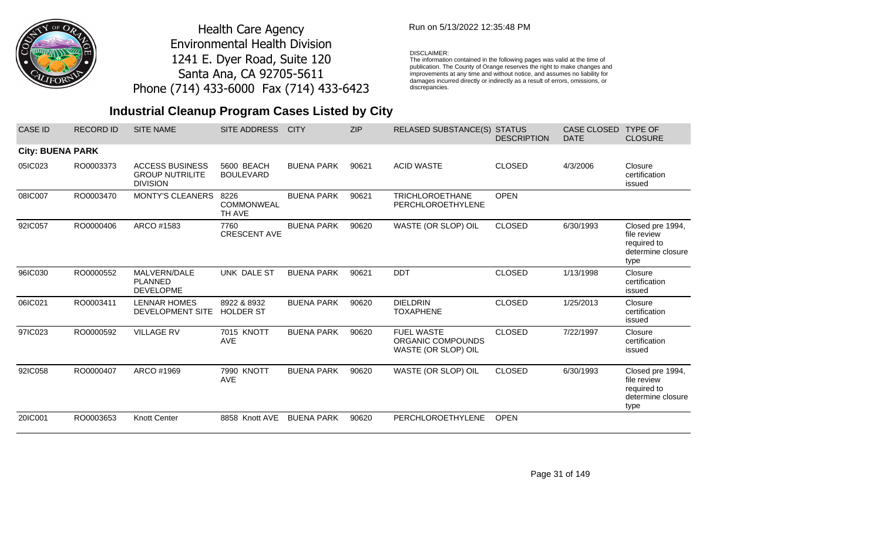Health Care Agency
Environmental Health Division
1241 E. Dyer Road, Suite 120
Santa Ana, CA 92705-5611
Phone (714) 433-6000 Fax (714) 433-6423

Run on 5/13/2022 12:35:48 PM

DISCLAIMER:
The information contained in the following pages was valid at the time of publication. The County of Orange reserves the right to make changes and improvements at any time and without notice, and assumes no liability for damages incurred directly or indirectly as a result of errors, omissions, or discrepancies.

## Industrial Cleanup Program Cases Listed by City

| CASE ID | RECORD ID | SITE NAME | SITE ADDRESS | CITY | ZIP | RELASED SUBSTANCE(S) | STATUS DESCRIPTION | CASE CLOSED DATE | TYPE OF CLOSURE |
|---|---|---|---|---|---|---|---|---|---|
| **City: BUENA PARK** | | | | | | | | | |
| 05IC023 | RO0003373 | ACCESS BUSINESS GROUP NUTRILITE DIVISION | 5600 BEACH BOULEVARD | BUENA PARK | 90621 | ACID WASTE | CLOSED | 4/3/2006 | Closure certification issued |
| 08IC007 | RO0003470 | MONTY'S CLEANERS | 8226 COMMONWEALTH AVE | BUENA PARK | 90621 | TRICHLOROETHANE PERCHLOROETHYLENE | OPEN | | |
| 92IC057 | RO0000406 | ARCO #1583 | 7760 CRESCENT AVE | BUENA PARK | 90620 | WASTE (OR SLOP) OIL | CLOSED | 6/30/1993 | Closed pre 1994, file review required to determine closure type |
| 96IC030 | RO0000552 | MALVERN/DALE PLANNED DEVELOPME | UNK DALE ST | BUENA PARK | 90621 | DDT | CLOSED | 1/13/1998 | Closure certification issued |
| 06IC021 | RO0003411 | LENNAR HOMES DEVELOPMENT SITE | 8922 & 8932 HOLDER ST | BUENA PARK | 90620 | DIELDRIN TOXAPHENE | CLOSED | 1/25/2013 | Closure certification issued |
| 97IC023 | RO0000592 | VILLAGE RV | 7015 KNOTT AVE | BUENA PARK | 90620 | FUEL WASTE ORGANIC COMPOUNDS WASTE (OR SLOP) OIL | CLOSED | 7/22/1997 | Closure certification issued |
| 92IC058 | RO0000407 | ARCO #1969 | 7990 KNOTT AVE | BUENA PARK | 90620 | WASTE (OR SLOP) OIL | CLOSED | 6/30/1993 | Closed pre 1994, file review required to determine closure type |
| 20IC001 | RO0003653 | Knott Center | 8858 Knott AVE | BUENA PARK | 90620 | PERCHLOROETHYLENE | OPEN | | |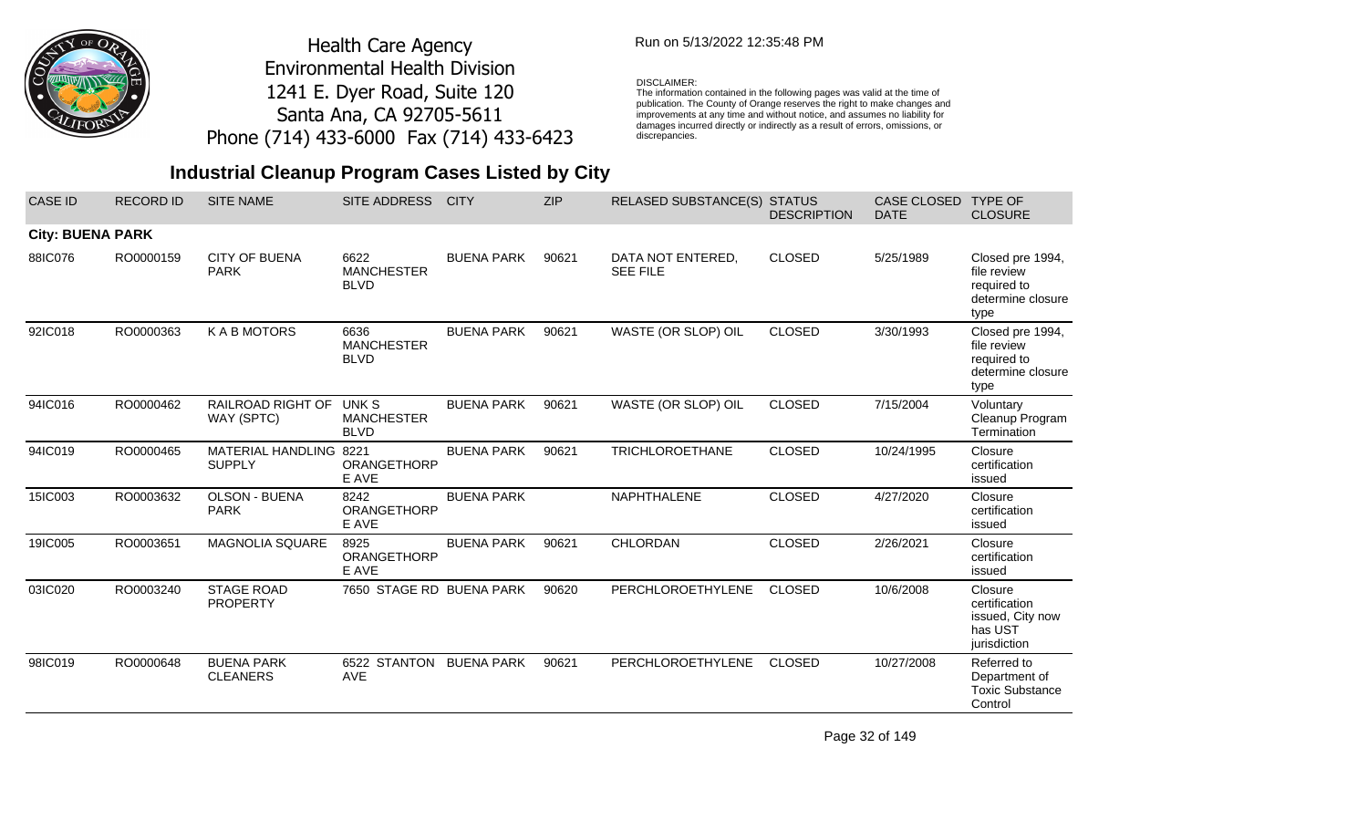Health Care Agency
Environmental Health Division
1241 E. Dyer Road, Suite 120
Santa Ana, CA 92705-5611
Phone (714) 433-6000 Fax (714) 433-6423

Run on 5/13/2022 12:35:48 PM

DISCLAIMER:
The information contained in the following pages was valid at the time of publication. The County of Orange reserves the right to make changes and improvements at any time and without notice, and assumes no liability for damages incurred directly or indirectly as a result of errors, omissions, or discrepancies.

## Industrial Cleanup Program Cases Listed by City

| CASE ID | RECORD ID | SITE NAME | SITE ADDRESS | CITY | ZIP | RELASED SUBSTANCE(S) | STATUS DESCRIPTION | CASE CLOSED DATE | TYPE OF CLOSURE |
|---|---|---|---|---|---|---|---|---|---|
| **City: BUENA PARK** | | | | | | | | | |
| 88IC076 | RO0000159 | CITY OF BUENA PARK | 6622 MANCHESTER BLVD | BUENA PARK | 90621 | DATA NOT ENTERED, SEE FILE | CLOSED | 5/25/1989 | Closed pre 1994, file review required to determine closure type |
| 92IC018 | RO0000363 | K A B MOTORS | 6636 MANCHESTER BLVD | BUENA PARK | 90621 | WASTE (OR SLOP) OIL | CLOSED | 3/30/1993 | Closed pre 1994, file review required to determine closure type |
| 94IC016 | RO0000462 | RAILROAD RIGHT OF WAY (SPTC) | UNK S MANCHESTER BLVD | BUENA PARK | 90621 | WASTE (OR SLOP) OIL | CLOSED | 7/15/2004 | Voluntary Cleanup Program Termination |
| 94IC019 | RO0000465 | MATERIAL HANDLING SUPPLY | 8221 ORANGETHORPE AVE | BUENA PARK | 90621 | TRICHLOROETHANE | CLOSED | 10/24/1995 | Closure certification issued |
| 15IC003 | RO0003632 | OLSON - BUENA PARK | 8242 ORANGETHORPE AVE | BUENA PARK | | NAPHTHALENE | CLOSED | 4/27/2020 | Closure certification issued |
| 19IC005 | RO0003651 | MAGNOLIA SQUARE | 8925 ORANGETHORPE AVE | BUENA PARK | 90621 | CHLORDAN | CLOSED | 2/26/2021 | Closure certification issued |
| 03IC020 | RO0003240 | STAGE ROAD PROPERTY | 7650 STAGE RD | BUENA PARK | 90620 | PERCHLOROETHYLENE | CLOSED | 10/6/2008 | Closure certification issued, City now has UST jurisdiction |
| 98IC019 | RO0000648 | BUENA PARK CLEANERS | 6522 STANTON AVE | BUENA PARK | 90621 | PERCHLOROETHYLENE | CLOSED | 10/27/2008 | Referred to Department of Toxic Substance Control |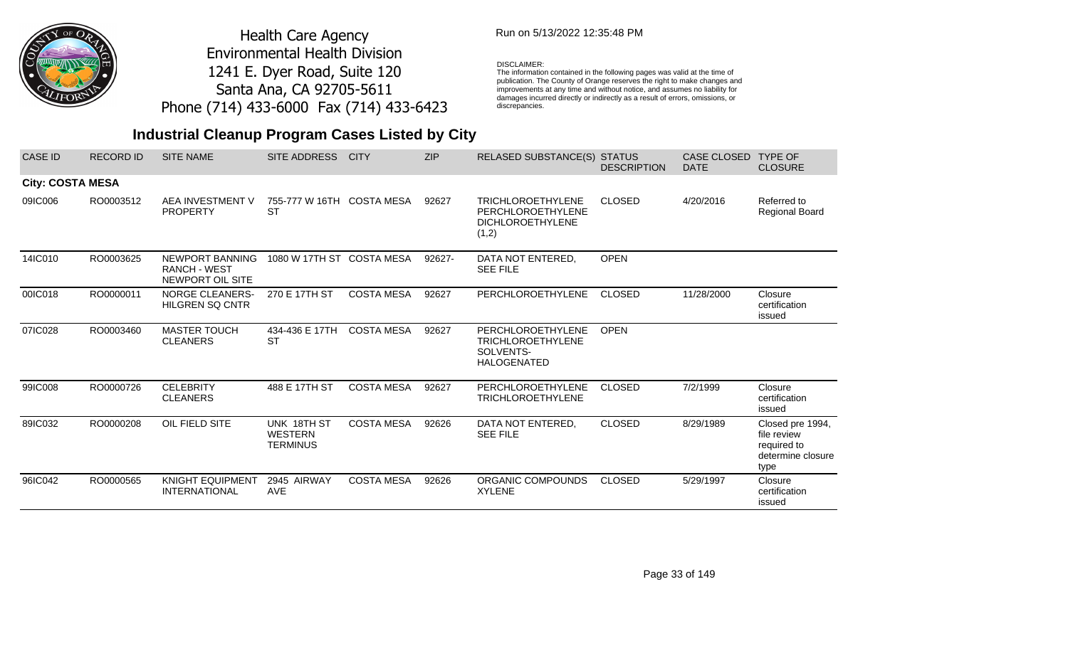Health Care Agency
Environmental Health Division
1241 E. Dyer Road, Suite 120
Santa Ana, CA 92705-5611
Phone (714) 433-6000 Fax (714) 433-6423

Run on 5/13/2022 12:35:48 PM

DISCLAIMER:
The information contained in the following pages was valid at the time of publication. The County of Orange reserves the right to make changes and improvements at any time and without notice, and assumes no liability for damages incurred directly or indirectly as a result of errors, omissions, or discrepancies.

# Industrial Cleanup Program Cases Listed by City

| CASE ID | RECORD ID | SITE NAME | SITE ADDRESS | CITY | ZIP | RELASED SUBSTANCE(S) | STATUS DESCRIPTION | CASE CLOSED DATE | TYPE OF CLOSURE |
|---|---|---|---|---|---|---|---|---|---|
| **City: COSTA MESA** | | | | | | | | | |
| 09IC006 | RO0003512 | AEA INVESTMENT V PROPERTY | 755-777 W 16TH ST | COSTA MESA | 92627 | TRICHLOROETHYLENE PERCHLOROETHYLENE DICHLOROETHYLENE (1,2) | CLOSED | 4/20/2016 | Referred to Regional Board |
| 14IC010 | RO0003625 | NEWPORT BANNING RANCH - WEST NEWPORT OIL SITE | 1080 W 17TH ST | COSTA MESA | 92627- | DATA NOT ENTERED, SEE FILE | OPEN | | |
| 00IC018 | RO0000011 | NORGE CLEANERS-HILGREN SQ CNTR | 270 E 17TH ST | COSTA MESA | 92627 | PERCHLOROETHYLENE | CLOSED | 11/28/2000 | Closure certification issued |
| 07IC028 | RO0003460 | MASTER TOUCH CLEANERS | 434-436 E 17TH ST | COSTA MESA | 92627 | PERCHLOROETHYLENE TRICHLOROETHYLENE SOLVENTS-HALOGENATED | OPEN | | |
| 99IC008 | RO0000726 | CELEBRITY CLEANERS | 488 E 17TH ST | COSTA MESA | 92627 | PERCHLOROETHYLENE TRICHLOROETHYLENE | CLOSED | 7/2/1999 | Closure certification issued |
| 89IC032 | RO0000208 | OIL FIELD SITE | UNK 18TH ST WESTERN TERMINUS | COSTA MESA | 92626 | DATA NOT ENTERED, SEE FILE | CLOSED | 8/29/1989 | Closed pre 1994, file review required to determine closure type |
| 96IC042 | RO0000565 | KNIGHT EQUIPMENT INTERNATIONAL | 2945 AIRWAY AVE | COSTA MESA | 92626 | ORGANIC COMPOUNDS XYLENE | CLOSED | 5/29/1997 | Closure certification issued |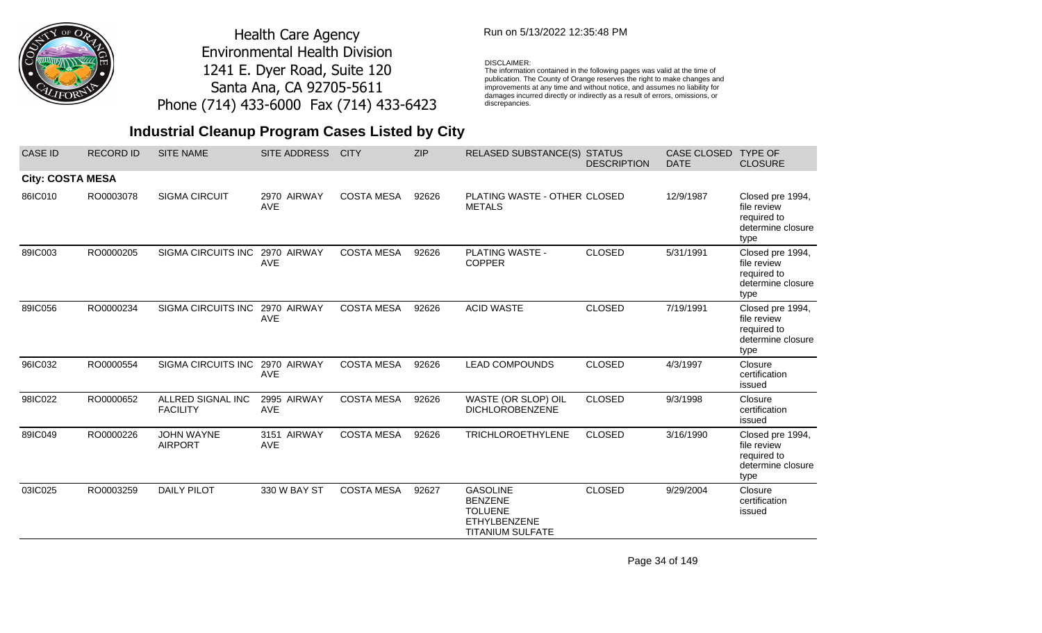Health Care Agency
Environmental Health Division
1241 E. Dyer Road, Suite 120
Santa Ana, CA 92705-5611
Phone (714) 433-6000 Fax (714) 433-6423

Run on 5/13/2022 12:35:48 PM

DISCLAIMER:
The information contained in the following pages was valid at the time of publication. The County of Orange reserves the right to make changes and improvements at any time and without notice, and assumes no liability for damages incurred directly or indirectly as a result of errors, omissions, or discrepancies.

## Industrial Cleanup Program Cases Listed by City

| CASE ID | RECORD ID | SITE NAME | SITE ADDRESS | CITY | ZIP | RELASED SUBSTANCE(S) | STATUS DESCRIPTION | CASE CLOSED DATE | TYPE OF CLOSURE |
|---|---|---|---|---|---|---|---|---|---|
| **City: COSTA MESA** | | | | | | | | | |
| 86IC010 | RO0003078 | SIGMA CIRCUIT | 2970 AIRWAY AVE | COSTA MESA | 92626 | PLATING WASTE - OTHER METALS | CLOSED | 12/9/1987 | Closed pre 1994, file review required to determine closure type |
| 89IC003 | RO0000205 | SIGMA CIRCUITS INC | 2970 AIRWAY AVE | COSTA MESA | 92626 | PLATING WASTE - COPPER | CLOSED | 5/31/1991 | Closed pre 1994, file review required to determine closure type |
| 89IC056 | RO0000234 | SIGMA CIRCUITS INC | 2970 AIRWAY AVE | COSTA MESA | 92626 | ACID WASTE | CLOSED | 7/19/1991 | Closed pre 1994, file review required to determine closure type |
| 96IC032 | RO0000554 | SIGMA CIRCUITS INC | 2970 AIRWAY AVE | COSTA MESA | 92626 | LEAD COMPOUNDS | CLOSED | 4/3/1997 | Closure certification issued |
| 98IC022 | RO0000652 | ALLRED SIGNAL INC FACILITY | 2995 AIRWAY AVE | COSTA MESA | 92626 | WASTE (OR SLOP) OIL DICHLOROBENZENE | CLOSED | 9/3/1998 | Closure certification issued |
| 89IC049 | RO0000226 | JOHN WAYNE AIRPORT | 3151 AIRWAY AVE | COSTA MESA | 92626 | TRICHLOROETHYLENE | CLOSED | 3/16/1990 | Closed pre 1994, file review required to determine closure type |
| 03IC025 | RO0003259 | DAILY PILOT | 330 W BAY ST | COSTA MESA | 92627 | GASOLINE BENZENE TOLUENE ETHYLBENZENE TITANIUM SULFATE | CLOSED | 9/29/2004 | Closure certification issued |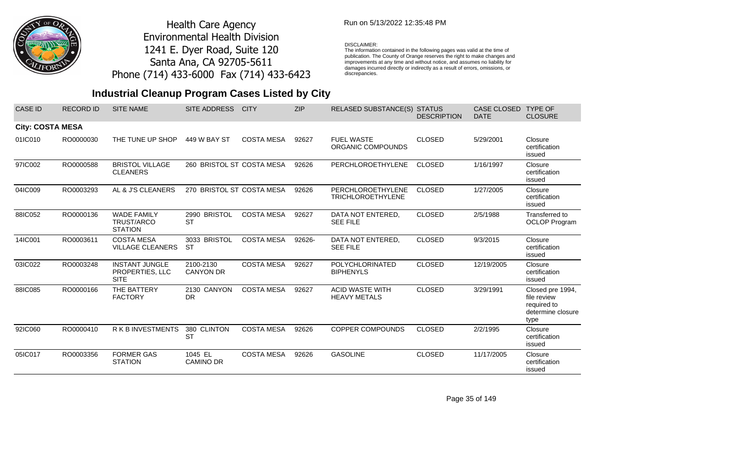Health Care Agency
Environmental Health Division
1241 E. Dyer Road, Suite 120
Santa Ana, CA 92705-5611
Phone (714) 433-6000 Fax (714) 433-6423

Run on 5/13/2022 12:35:48 PM

DISCLAIMER:
The information contained in the following pages was valid at the time of publication. The County of Orange reserves the right to make changes and improvements at any time and without notice, and assumes no liability for damages incurred directly or indirectly as a result of errors, omissions, or discrepancies.

## Industrial Cleanup Program Cases Listed by City

| CASE ID | RECORD ID | SITE NAME | SITE ADDRESS | CITY | ZIP | RELASED SUBSTANCE(S) | STATUS DESCRIPTION | CASE CLOSED DATE | TYPE OF CLOSURE |
|---|---|---|---|---|---|---|---|---|---|
| **City: COSTA MESA** | | | | | | | | | |
| 01IC010 | RO0000030 | THE TUNE UP SHOP | 449 W BAY ST | COSTA MESA | 92627 | FUEL WASTE ORGANIC COMPOUNDS | CLOSED | 5/29/2001 | Closure certification issued |
| 97IC002 | RO0000588 | BRISTOL VILLAGE CLEANERS | 260 BRISTOL ST | COSTA MESA | 92626 | PERCHLOROETHYLENE | CLOSED | 1/16/1997 | Closure certification issued |
| 04IC009 | RO0003293 | AL & J'S CLEANERS | 270 BRISTOL ST | COSTA MESA | 92626 | PERCHLOROETHYLENE TRICHLOROETHYLENE | CLOSED | 1/27/2005 | Closure certification issued |
| 88IC052 | RO0000136 | WADE FAMILY TRUST/ARCO STATION | 2990 BRISTOL ST | COSTA MESA | 92627 | DATA NOT ENTERED, SEE FILE | CLOSED | 2/5/1988 | Transferred to OCLOP Program |
| 14IC001 | RO0003611 | COSTA MESA VILLAGE CLEANERS | 3033 BRISTOL ST | COSTA MESA | 92626- | DATA NOT ENTERED, SEE FILE | CLOSED | 9/3/2015 | Closure certification issued |
| 03IC022 | RO0003248 | INSTANT JUNGLE PROPERTIES, LLC SITE | 2100-2130 CANYON DR | COSTA MESA | 92627 | POLYCHLORINATED BIPHENYLS | CLOSED | 12/19/2005 | Closure certification issued |
| 88IC085 | RO0000166 | THE BATTERY FACTORY | 2130 CANYON DR | COSTA MESA | 92627 | ACID WASTE WITH HEAVY METALS | CLOSED | 3/29/1991 | Closed pre 1994, file review required to determine closure type |
| 92IC060 | RO0000410 | R K B INVESTMENTS | 380 CLINTON ST | COSTA MESA | 92626 | COPPER COMPOUNDS | CLOSED | 2/2/1995 | Closure certification issued |
| 05IC017 | RO0003356 | FORMER GAS STATION | 1045 EL CAMINO DR | COSTA MESA | 92626 | GASOLINE | CLOSED | 11/17/2005 | Closure certification issued |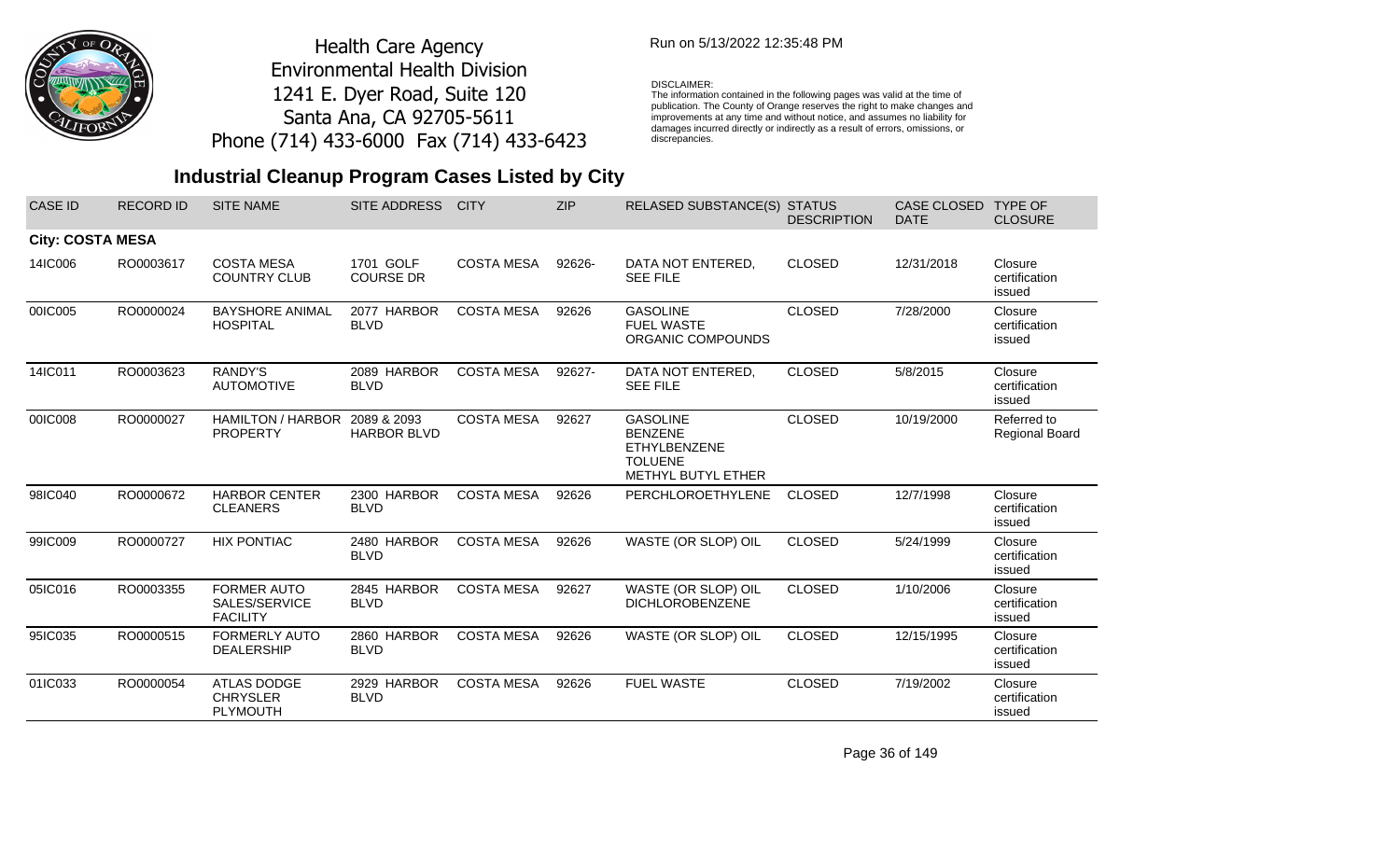Health Care Agency
Environmental Health Division
1241 E. Dyer Road, Suite 120
Santa Ana, CA 92705-5611
Phone (714) 433-6000 Fax (714) 433-6423

Run on 5/13/2022 12:35:48 PM

DISCLAIMER:
The information contained in the following pages was valid at the time of publication. The County of Orange reserves the right to make changes and improvements at any time and without notice, and assumes no liability for damages incurred directly or indirectly as a result of errors, omissions, or discrepancies.

## Industrial Cleanup Program Cases Listed by City

| CASE ID | RECORD ID | SITE NAME | SITE ADDRESS | CITY | ZIP | RELASED SUBSTANCE(S) | STATUS DESCRIPTION | CASE CLOSED DATE | TYPE OF CLOSURE |
|---|---|---|---|---|---|---|---|---|---|
| **City: COSTA MESA** | | | | | | | | | |
| 14IC006 | RO0003617 | COSTA MESA COUNTRY CLUB | 1701 GOLF COURSE DR | COSTA MESA | 92626- | DATA NOT ENTERED, SEE FILE | CLOSED | 12/31/2018 | Closure certification issued |
| 00IC005 | RO0000024 | BAYSHORE ANIMAL HOSPITAL | 2077 HARBOR BLVD | COSTA MESA | 92626 | GASOLINE<br>FUEL WASTE<br>ORGANIC COMPOUNDS | CLOSED | 7/28/2000 | Closure certification issued |
| 14IC011 | RO0003623 | RANDY'S AUTOMOTIVE | 2089 HARBOR BLVD | COSTA MESA | 92627- | DATA NOT ENTERED, SEE FILE | CLOSED | 5/8/2015 | Closure certification issued |
| 00IC008 | RO0000027 | HAMILTON / HARBOR PROPERTY | 2089 & 2093 HARBOR BLVD | COSTA MESA | 92627 | GASOLINE<br>BENZENE<br>ETHYLBENZENE<br>TOLUENE<br>METHYL BUTYL ETHER | CLOSED | 10/19/2000 | Referred to Regional Board |
| 98IC040 | RO0000672 | HARBOR CENTER CLEANERS | 2300 HARBOR BLVD | COSTA MESA | 92626 | PERCHLOROETHYLENE | CLOSED | 12/7/1998 | Closure certification issued |
| 99IC009 | RO0000727 | HIX PONTIAC | 2480 HARBOR BLVD | COSTA MESA | 92626 | WASTE (OR SLOP) OIL | CLOSED | 5/24/1999 | Closure certification issued |
| 05IC016 | RO0003355 | FORMER AUTO SALES/SERVICE FACILITY | 2845 HARBOR BLVD | COSTA MESA | 92627 | WASTE (OR SLOP) OIL<br>DICHLOROBENZENE | CLOSED | 1/10/2006 | Closure certification issued |
| 95IC035 | RO0000515 | FORMERLY AUTO DEALERSHIP | 2860 HARBOR BLVD | COSTA MESA | 92626 | WASTE (OR SLOP) OIL | CLOSED | 12/15/1995 | Closure certification issued |
| 01IC033 | RO0000054 | ATLAS DODGE CHRYSLER PLYMOUTH | 2929 HARBOR BLVD | COSTA MESA | 92626 | FUEL WASTE | CLOSED | 7/19/2002 | Closure certification issued |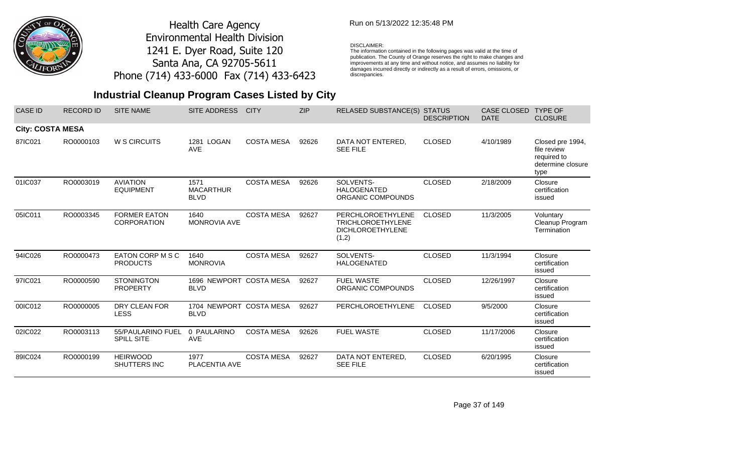Health Care Agency
Environmental Health Division
1241 E. Dyer Road, Suite 120
Santa Ana, CA 92705-5611
Phone (714) 433-6000 Fax (714) 433-6423

Run on 5/13/2022 12:35:48 PM

DISCLAIMER:
The information contained in the following pages was valid at the time of publication. The County of Orange reserves the right to make changes and improvements at any time and without notice, and assumes no liability for damages incurred directly or indirectly as a result of errors, omissions, or discrepancies.

## Industrial Cleanup Program Cases Listed by City

| CASE ID | RECORD ID | SITE NAME | SITE ADDRESS | CITY | ZIP | RELASED SUBSTANCE(S) | STATUS DESCRIPTION | CASE CLOSED DATE | TYPE OF CLOSURE |
|---|---|---|---|---|---|---|---|---|---|
| **City: COSTA MESA** | | | | | | | | | |
| 87IC021 | RO0000103 | W S CIRCUITS | 1281 LOGAN AVE | COSTA MESA | 92626 | DATA NOT ENTERED, SEE FILE | CLOSED | 4/10/1989 | Closed pre 1994, file review required to determine closure type |
| 01IC037 | RO0003019 | AVIATION EQUIPMENT | 1571 MACARTHUR BLVD | COSTA MESA | 92626 | SOLVENTS-HALOGENATED ORGANIC COMPOUNDS | CLOSED | 2/18/2009 | Closure certification issued |
| 05IC011 | RO0003345 | FORMER EATON CORPORATION | 1640 MONROVIA AVE | COSTA MESA | 92627 | PERCHLOROETHYLENE TRICHLOROETHYLENE DICHLOROETHYLENE (1,2) | CLOSED | 11/3/2005 | Voluntary Cleanup Program Termination |
| 94IC026 | RO0000473 | EATON CORP M S C PRODUCTS | 1640 MONROVIA | COSTA MESA | 92627 | SOLVENTS-HALOGENATED | CLOSED | 11/3/1994 | Closure certification issued |
| 97IC021 | RO0000590 | STONINGTON PROPERTY | 1696 NEWPORT BLVD | COSTA MESA | 92627 | FUEL WASTE ORGANIC COMPOUNDS | CLOSED | 12/26/1997 | Closure certification issued |
| 00IC012 | RO0000005 | DRY CLEAN FOR LESS | 1704 NEWPORT BLVD | COSTA MESA | 92627 | PERCHLOROETHYLENE | CLOSED | 9/5/2000 | Closure certification issued |
| 02IC022 | RO0003113 | 55/PAULARINO FUEL SPILL SITE | 0 PAULARINO AVE | COSTA MESA | 92626 | FUEL WASTE | CLOSED | 11/17/2006 | Closure certification issued |
| 89IC024 | RO0000199 | HEIRWOOD SHUTTERS INC | 1977 PLACENTIA AVE | COSTA MESA | 92627 | DATA NOT ENTERED, SEE FILE | CLOSED | 6/20/1995 | Closure certification issued |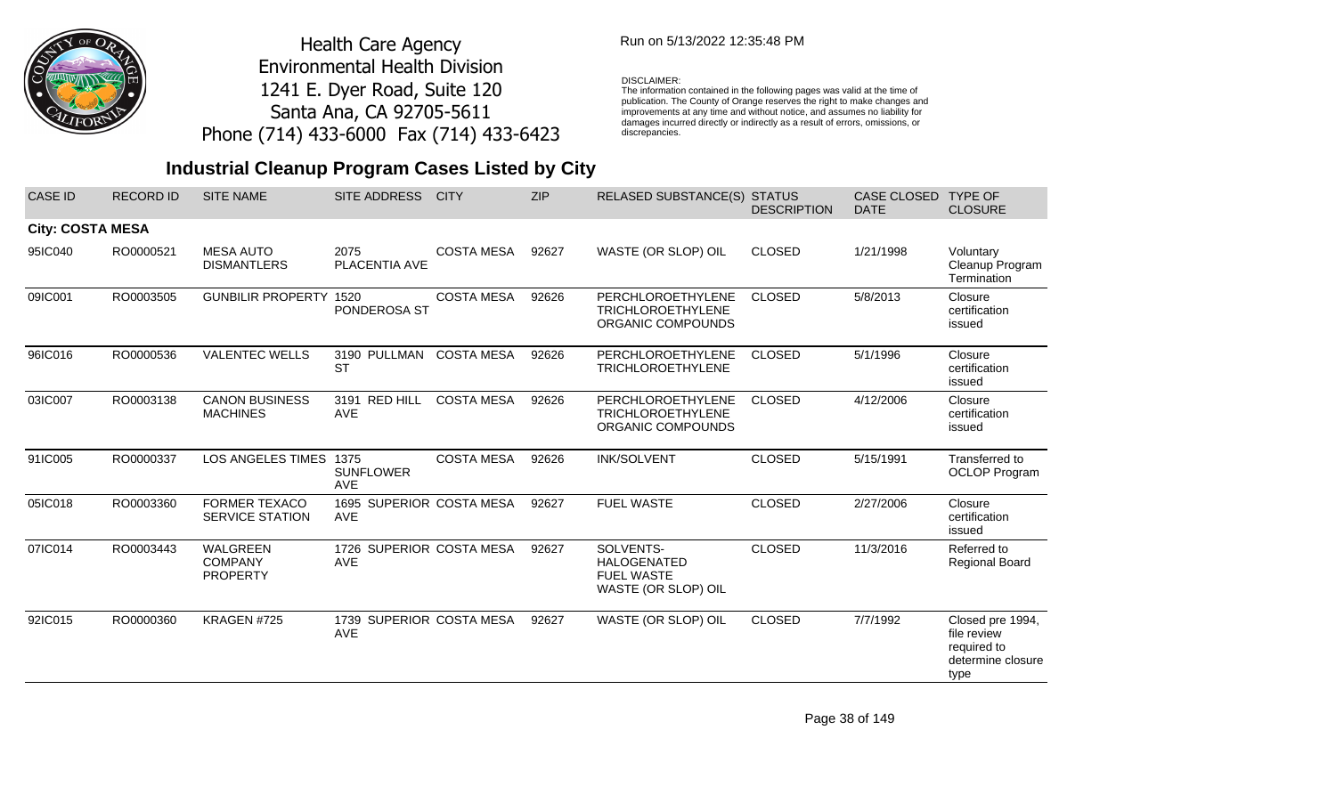Health Care Agency
Environmental Health Division
1241 E. Dyer Road, Suite 120
Santa Ana, CA 92705-5611
Phone (714) 433-6000 Fax (714) 433-6423

Run on 5/13/2022 12:35:48 PM

DISCLAIMER:
The information contained in the following pages was valid at the time of publication. The County of Orange reserves the right to make changes and improvements at any time and without notice, and assumes no liability for damages incurred directly or indirectly as a result of errors, omissions, or discrepancies.

## Industrial Cleanup Program Cases Listed by City

| CASE ID | RECORD ID | SITE NAME | SITE ADDRESS | CITY | ZIP | RELASED SUBSTANCE(S) | STATUS DESCRIPTION | CASE CLOSED DATE | TYPE OF CLOSURE |
|---|---|---|---|---|---|---|---|---|---|
| **City: COSTA MESA** | | | | | | | | | |
| 95IC040 | RO0000521 | MESA AUTO DISMANTLERS | 2075 PLACENTIA AVE | COSTA MESA | 92627 | WASTE (OR SLOP) OIL | CLOSED | 1/21/1998 | Voluntary Cleanup Program Termination |
| 09IC001 | RO0003505 | GUNBILIR PROPERTY | 1520 PONDEROSA ST | COSTA MESA | 92626 | PERCHLOROETHYLENE TRICHLOROETHYLENE ORGANIC COMPOUNDS | CLOSED | 5/8/2013 | Closure certification issued |
| 96IC016 | RO0000536 | VALENTEC WELLS | 3190 PULLMAN ST | COSTA MESA | 92626 | PERCHLOROETHYLENE TRICHLOROETHYLENE | CLOSED | 5/1/1996 | Closure certification issued |
| 03IC007 | RO0003138 | CANON BUSINESS MACHINES | 3191 RED HILL AVE | COSTA MESA | 92626 | PERCHLOROETHYLENE TRICHLOROETHYLENE ORGANIC COMPOUNDS | CLOSED | 4/12/2006 | Closure certification issued |
| 91IC005 | RO0000337 | LOS ANGELES TIMES | 1375 SUNFLOWER AVE | COSTA MESA | 92626 | INK/SOLVENT | CLOSED | 5/15/1991 | Transferred to OCLOP Program |
| 05IC018 | RO0003360 | FORMER TEXACO SERVICE STATION | 1695 SUPERIOR AVE | COSTA MESA | 92627 | FUEL WASTE | CLOSED | 2/27/2006 | Closure certification issued |
| 07IC014 | RO0003443 | WALGREEN COMPANY PROPERTY | 1726 SUPERIOR AVE | COSTA MESA | 92627 | SOLVENTS-HALOGENATED FUEL WASTE WASTE (OR SLOP) OIL | CLOSED | 11/3/2016 | Referred to Regional Board |
| 92IC015 | RO0000360 | KRAGEN #725 | 1739 SUPERIOR AVE | COSTA MESA | 92627 | WASTE (OR SLOP) OIL | CLOSED | 7/7/1992 | Closed pre 1994, file review required to determine closure type |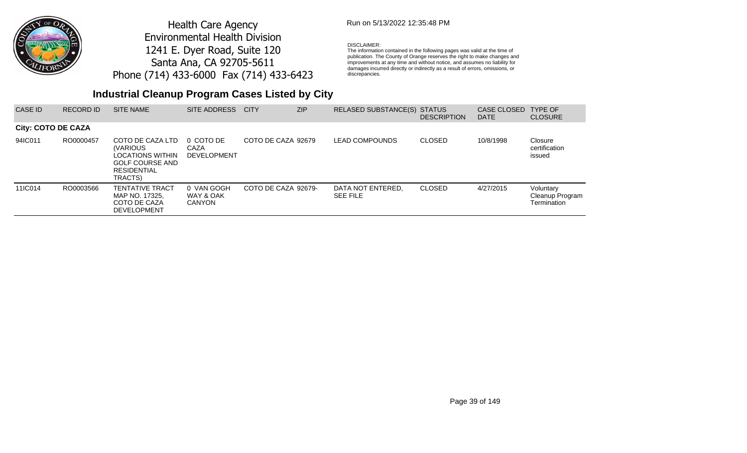Health Care Agency
Environmental Health Division
1241 E. Dyer Road, Suite 120
Santa Ana, CA 92705-5611
Phone (714) 433-6000 Fax (714) 433-6423

Run on 5/13/2022 12:35:48 PM

DISCLAIMER:
The information contained in the following pages was valid at the time of publication. The County of Orange reserves the right to make changes and improvements at any time and without notice, and assumes no liability for damages incurred directly or indirectly as a result of errors, omissions, or discrepancies.

## Industrial Cleanup Program Cases Listed by City

| CASE ID | RECORD ID | SITE NAME | SITE ADDRESS | CITY | ZIP | RELASED SUBSTANCE(S) | STATUS DESCRIPTION | CASE CLOSED DATE | TYPE OF CLOSURE |
|---|---|---|---|---|---|---|---|---|---|
| **City: COTO DE CAZA** | | | | | | | | | |
| 94IC011 | RO0000457 | COTO DE CAZA LTD (VARIOUS LOCATIONS WITHIN GOLF COURSE AND RESIDENTIAL TRACTS) | 0 COTO DE CAZA DEVELOPMENT | COTO DE CAZA | 92679 | LEAD COMPOUNDS | CLOSED | 10/8/1998 | Closure certification issued |
| 11IC014 | RO0003566 | TENTATIVE TRACT MAP NO. 17325, COTO DE CAZA DEVELOPMENT | 0 VAN GOGH WAY & OAK CANYON | COTO DE CAZA | 92679- | DATA NOT ENTERED, SEE FILE | CLOSED | 4/27/2015 | Voluntary Cleanup Program Termination |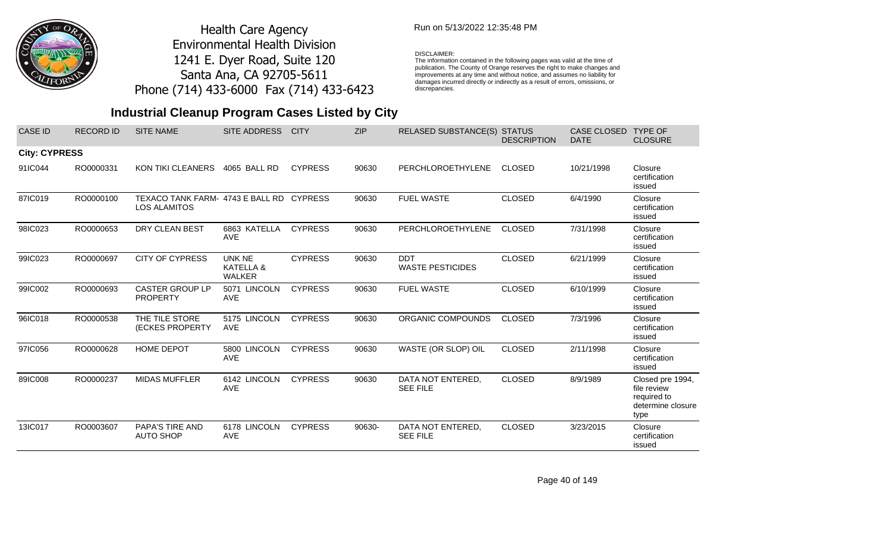Health Care Agency
Environmental Health Division
1241 E. Dyer Road, Suite 120
Santa Ana, CA 92705-5611
Phone (714) 433-6000 Fax (714) 433-6423

Run on 5/13/2022 12:35:48 PM

DISCLAIMER:
The information contained in the following pages was valid at the time of publication. The County of Orange reserves the right to make changes and improvements at any time and without notice, and assumes no liability for damages incurred directly or indirectly as a result of errors, omissions, or discrepancies.

## Industrial Cleanup Program Cases Listed by City

| CASE ID | RECORD ID | SITE NAME | SITE ADDRESS | CITY | ZIP | RELASED SUBSTANCE(S) | STATUS DESCRIPTION | CASE CLOSED DATE | TYPE OF CLOSURE |
|---|---|---|---|---|---|---|---|---|---|
| **City: CYPRESS** | | | | | | | | | |
| 91IC044 | RO0000331 | KON TIKI CLEANERS | 4065 BALL RD | CYPRESS | 90630 | PERCHLOROETHYLENE | CLOSED | 10/21/1998 | Closure certification issued |
| 87IC019 | RO0000100 | TEXACO TANK FARM- LOS ALAMITOS | 4743 E BALL RD | CYPRESS | 90630 | FUEL WASTE | CLOSED | 6/4/1990 | Closure certification issued |
| 98IC023 | RO0000653 | DRY CLEAN BEST | 6863 KATELLA AVE | CYPRESS | 90630 | PERCHLOROETHYLENE | CLOSED | 7/31/1998 | Closure certification issued |
| 99IC023 | RO0000697 | CITY OF CYPRESS | UNK NE KATELLA & WALKER | CYPRESS | 90630 | DDT WASTE PESTICIDES | CLOSED | 6/21/1999 | Closure certification issued |
| 99IC002 | RO0000693 | CASTER GROUP LP PROPERTY | 5071 LINCOLN AVE | CYPRESS | 90630 | FUEL WASTE | CLOSED | 6/10/1999 | Closure certification issued |
| 96IC018 | RO0000538 | THE TILE STORE (ECKES PROPERTY | 5175 LINCOLN AVE | CYPRESS | 90630 | ORGANIC COMPOUNDS | CLOSED | 7/3/1996 | Closure certification issued |
| 97IC056 | RO0000628 | HOME DEPOT | 5800 LINCOLN AVE | CYPRESS | 90630 | WASTE (OR SLOP) OIL | CLOSED | 2/11/1998 | Closure certification issued |
| 89IC008 | RO0000237 | MIDAS MUFFLER | 6142 LINCOLN AVE | CYPRESS | 90630 | DATA NOT ENTERED, SEE FILE | CLOSED | 8/9/1989 | Closed pre 1994, file review required to determine closure type |
| 13IC017 | RO0003607 | PAPA'S TIRE AND AUTO SHOP | 6178 LINCOLN AVE | CYPRESS | 90630- | DATA NOT ENTERED, SEE FILE | CLOSED | 3/23/2015 | Closure certification issued |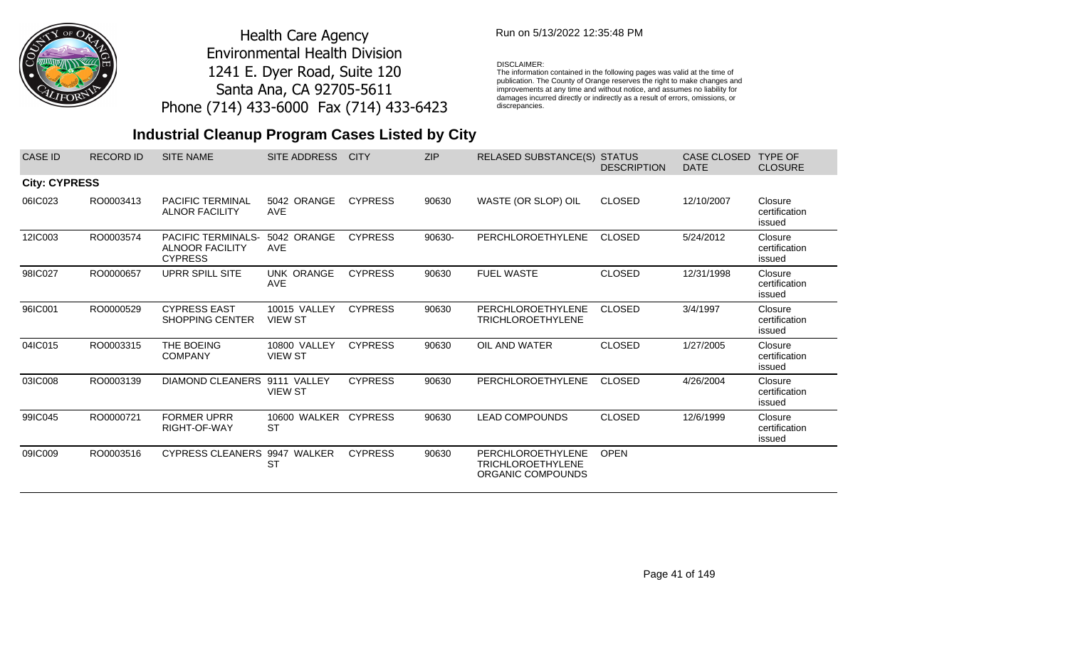Health Care Agency
Environmental Health Division
1241 E. Dyer Road, Suite 120
Santa Ana, CA 92705-5611
Phone (714) 433-6000 Fax (714) 433-6423

Run on 5/13/2022 12:35:48 PM

DISCLAIMER:
The information contained in the following pages was valid at the time of publication. The County of Orange reserves the right to make changes and improvements at any time and without notice, and assumes no liability for damages incurred directly or indirectly as a result of errors, omissions, or discrepancies.

## Industrial Cleanup Program Cases Listed by City

| CASE ID | RECORD ID | SITE NAME | SITE ADDRESS | CITY | ZIP | RELASED SUBSTANCE(S) | STATUS DESCRIPTION | CASE CLOSED DATE | TYPE OF CLOSURE |
|---|---|---|---|---|---|---|---|---|---|
| **City: CYPRESS** | | | | | | | | | |
| 06IC023 | RO0003413 | PACIFIC TERMINAL ALNOR FACILITY | 5042 ORANGE AVE | CYPRESS | 90630 | WASTE (OR SLOP) OIL | CLOSED | 12/10/2007 | Closure certification issued |
| 12IC003 | RO0003574 | PACIFIC TERMINALS-ALNOOR FACILITY CYPRESS | 5042 ORANGE AVE | CYPRESS | 90630- | PERCHLOROETHYLENE | CLOSED | 5/24/2012 | Closure certification issued |
| 98IC027 | RO0000657 | UPRR SPILL SITE | UNK ORANGE AVE | CYPRESS | 90630 | FUEL WASTE | CLOSED | 12/31/1998 | Closure certification issued |
| 96IC001 | RO0000529 | CYPRESS EAST SHOPPING CENTER | 10015 VALLEY VIEW ST | CYPRESS | 90630 | PERCHLOROETHYLENE TRICHLOROETHYLENE | CLOSED | 3/4/1997 | Closure certification issued |
| 04IC015 | RO0003315 | THE BOEING COMPANY | 10800 VALLEY VIEW ST | CYPRESS | 90630 | OIL AND WATER | CLOSED | 1/27/2005 | Closure certification issued |
| 03IC008 | RO0003139 | DIAMOND CLEANERS | 9111 VALLEY VIEW ST | CYPRESS | 90630 | PERCHLOROETHYLENE | CLOSED | 4/26/2004 | Closure certification issued |
| 99IC045 | RO0000721 | FORMER UPRR RIGHT-OF-WAY | 10600 WALKER ST | CYPRESS | 90630 | LEAD COMPOUNDS | CLOSED | 12/6/1999 | Closure certification issued |
| 09IC009 | RO0003516 | CYPRESS CLEANERS | 9947 WALKER ST | CYPRESS | 90630 | PERCHLOROETHYLENE TRICHLOROETHYLENE ORGANIC COMPOUNDS | OPEN | | |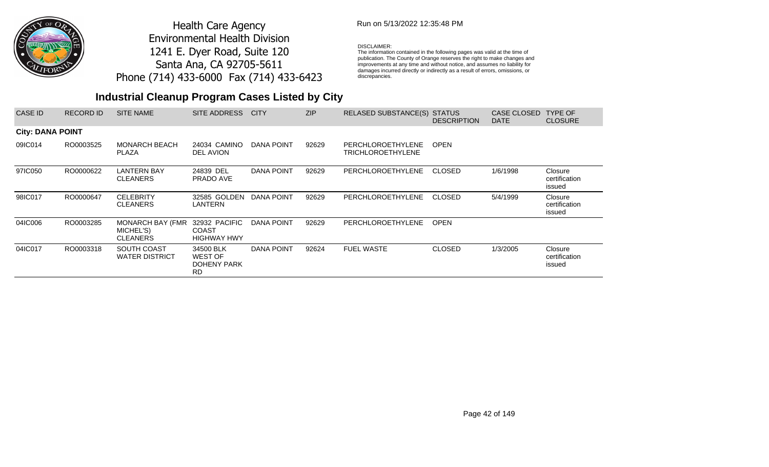Health Care Agency
Environmental Health Division
1241 E. Dyer Road, Suite 120
Santa Ana, CA 92705-5611
Phone (714) 433-6000 Fax (714) 433-6423

Run on 5/13/2022 12:35:48 PM

DISCLAIMER:
The information contained in the following pages was valid at the time of publication. The County of Orange reserves the right to make changes and improvements at any time and without notice, and assumes no liability for damages incurred directly or indirectly as a result of errors, omissions, or discrepancies.

# Industrial Cleanup Program Cases Listed by City

| CASE ID | RECORD ID | SITE NAME | SITE ADDRESS | CITY | ZIP | RELASED SUBSTANCE(S) | STATUS DESCRIPTION | CASE CLOSED DATE | TYPE OF CLOSURE |
|---|---|---|---|---|---|---|---|---|---|
| **City: DANA POINT** | | | | | | | | | |
| 09IC014 | RO0003525 | MONARCH BEACH PLAZA | 24034 CAMINO DEL AVION | DANA POINT | 92629 | PERCHLOROETHYLENE TRICHLOROETHYLENE | OPEN | | |
| 97IC050 | RO0000622 | LANTERN BAY CLEANERS | 24839 DEL PRADO AVE | DANA POINT | 92629 | PERCHLOROETHYLENE | CLOSED | 1/6/1998 | Closure certification issued |
| 98IC017 | RO0000647 | CELEBRITY CLEANERS | 32585 GOLDEN LANTERN | DANA POINT | 92629 | PERCHLOROETHYLENE | CLOSED | 5/4/1999 | Closure certification issued |
| 04IC006 | RO0003285 | MONARCH BAY (FMR MICHEL'S) CLEANERS | 32932 PACIFIC COAST HIGHWAY HWY | DANA POINT | 92629 | PERCHLOROETHYLENE | OPEN | | |
| 04IC017 | RO0003318 | SOUTH COAST WATER DISTRICT | 34500 BLK WEST OF DOHENY PARK RD | DANA POINT | 92624 | FUEL WASTE | CLOSED | 1/3/2005 | Closure certification issued |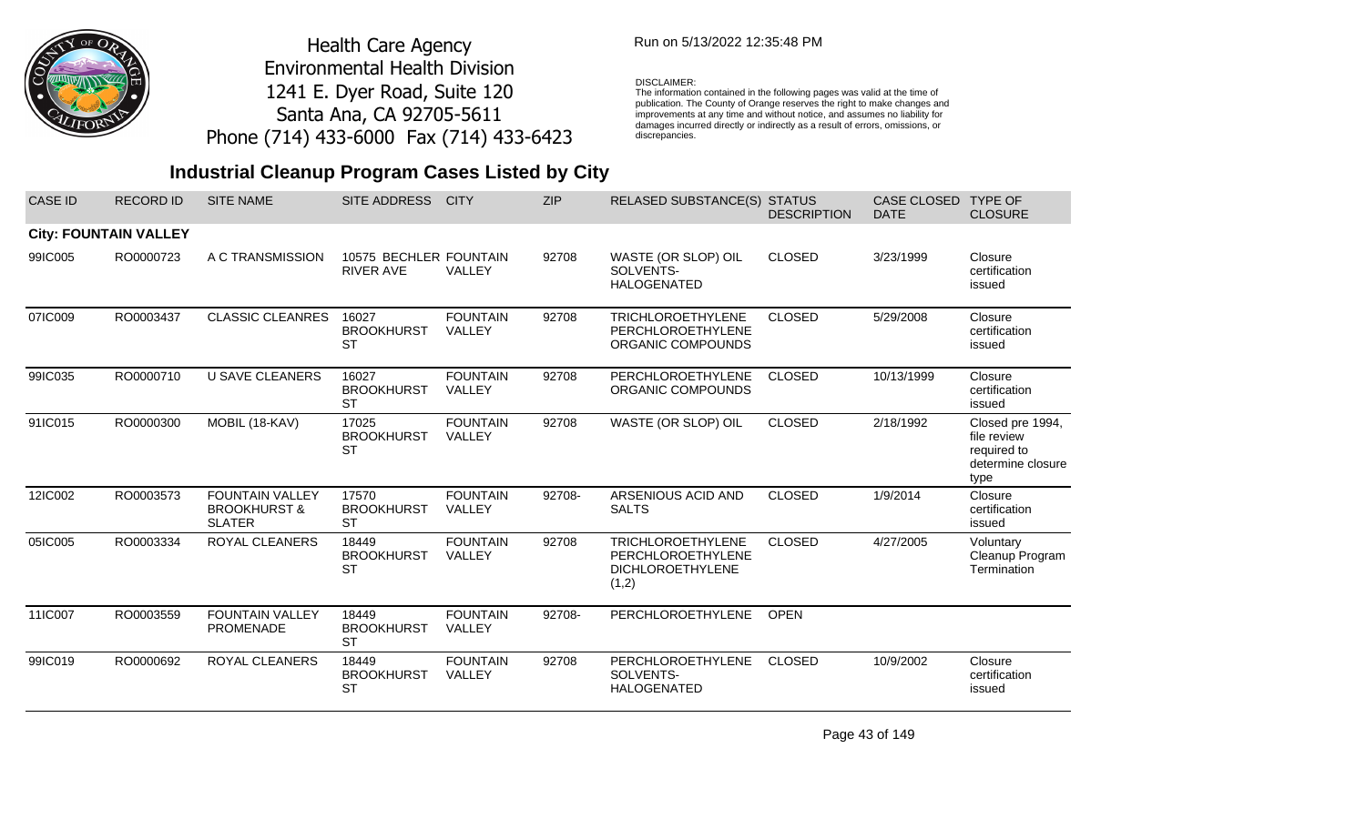Health Care Agency
Environmental Health Division
1241 E. Dyer Road, Suite 120
Santa Ana, CA 92705-5611
Phone (714) 433-6000 Fax (714) 433-6423

Run on 5/13/2022 12:35:48 PM

DISCLAIMER:
The information contained in the following pages was valid at the time of publication. The County of Orange reserves the right to make changes and improvements at any time and without notice, and assumes no liability for damages incurred directly or indirectly as a result of errors, omissions, or discrepancies.

# Industrial Cleanup Program Cases Listed by City

| CASE ID | RECORD ID | SITE NAME | SITE ADDRESS | CITY | ZIP | RELASED SUBSTANCE(S) | STATUS DESCRIPTION | CASE CLOSED DATE | TYPE OF CLOSURE |
|---|---|---|---|---|---|---|---|---|---|
| **City: FOUNTAIN VALLEY** | | | | | | | | | |
| 99IC005 | RO0000723 | A C TRANSMISSION | 10575 BECHLER RIVER AVE | FOUNTAIN VALLEY | 92708 | WASTE (OR SLOP) OIL SOLVENTS-HALOGENATED | CLOSED | 3/23/1999 | Closure certification issued |
| 07IC009 | RO0003437 | CLASSIC CLEANRES | 16027 BROOKHURST ST | FOUNTAIN VALLEY | 92708 | TRICHLOROETHYLENE PERCHLOROETHYLENE ORGANIC COMPOUNDS | CLOSED | 5/29/2008 | Closure certification issued |
| 99IC035 | RO0000710 | U SAVE CLEANERS | 16027 BROOKHURST ST | FOUNTAIN VALLEY | 92708 | PERCHLOROETHYLENE ORGANIC COMPOUNDS | CLOSED | 10/13/1999 | Closure certification issued |
| 91IC015 | RO0000300 | MOBIL (18-KAV) | 17025 BROOKHURST ST | FOUNTAIN VALLEY | 92708 | WASTE (OR SLOP) OIL | CLOSED | 2/18/1992 | Closed pre 1994, file review required to determine closure type |
| 12IC002 | RO0003573 | FOUNTAIN VALLEY BROOKHURST & SLATER | 17570 BROOKHURST ST | FOUNTAIN VALLEY | 92708- | ARSENIOUS ACID AND SALTS | CLOSED | 1/9/2014 | Closure certification issued |
| 05IC005 | RO0003334 | ROYAL CLEANERS | 18449 BROOKHURST ST | FOUNTAIN VALLEY | 92708 | TRICHLOROETHYLENE PERCHLOROETHYLENE DICHLOROETHYLENE (1,2) | CLOSED | 4/27/2005 | Voluntary Cleanup Program Termination |
| 11IC007 | RO0003559 | FOUNTAIN VALLEY PROMENADE | 18449 BROOKHURST ST | FOUNTAIN VALLEY | 92708- | PERCHLOROETHYLENE | OPEN | | |
| 99IC019 | RO0000692 | ROYAL CLEANERS | 18449 BROOKHURST ST | FOUNTAIN VALLEY | 92708 | PERCHLOROETHYLENE SOLVENTS-HALOGENATED | CLOSED | 10/9/2002 | Closure certification issued |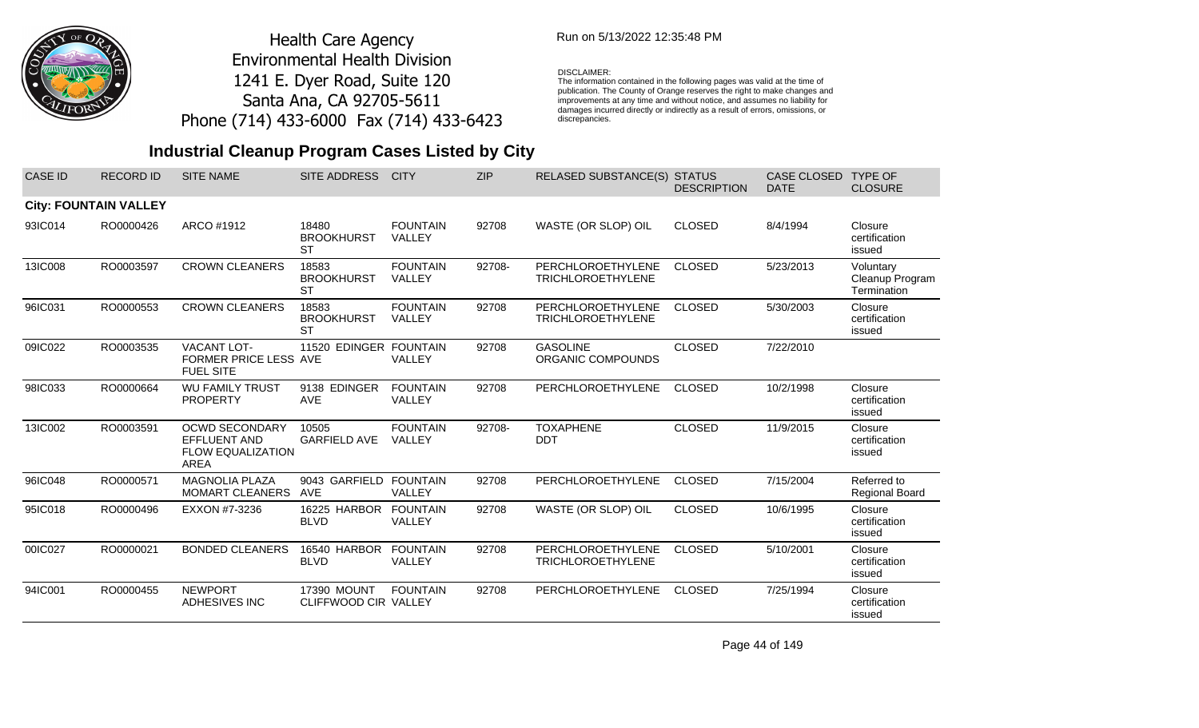Health Care Agency
Environmental Health Division
1241 E. Dyer Road, Suite 120
Santa Ana, CA 92705-5611
Phone (714) 433-6000 Fax (714) 433-6423

Run on 5/13/2022 12:35:48 PM

DISCLAIMER:
The information contained in the following pages was valid at the time of publication. The County of Orange reserves the right to make changes and improvements at any time and without notice, and assumes no liability for damages incurred directly or indirectly as a result of errors, omissions, or discrepancies.

## Industrial Cleanup Program Cases Listed by City

| CASE ID | RECORD ID | SITE NAME | SITE ADDRESS | CITY | ZIP | RELASED SUBSTANCE(S) | STATUS DESCRIPTION | CASE CLOSED DATE | TYPE OF CLOSURE |
|---|---|---|---|---|---|---|---|---|---|
| **City: FOUNTAIN VALLEY** | | | | | | | | | |
| 93IC014 | RO0000426 | ARCO #1912 | 18480 BROOKHURST ST | FOUNTAIN VALLEY | 92708 | WASTE (OR SLOP) OIL | CLOSED | 8/4/1994 | Closure certification issued |
| 13IC008 | RO0003597 | CROWN CLEANERS | 18583 BROOKHURST ST | FOUNTAIN VALLEY | 92708- | PERCHLOROETHYLENE TRICHLOROETHYLENE | CLOSED | 5/23/2013 | Voluntary Cleanup Program Termination |
| 96IC031 | RO0000553 | CROWN CLEANERS | 18583 BROOKHURST ST | FOUNTAIN VALLEY | 92708 | PERCHLOROETHYLENE TRICHLOROETHYLENE | CLOSED | 5/30/2003 | Closure certification issued |
| 09IC022 | RO0003535 | VACANT LOT-FORMER PRICE LESS FUEL SITE | 11520 EDINGER AVE | FOUNTAIN VALLEY | 92708 | GASOLINE ORGANIC COMPOUNDS | CLOSED | 7/22/2010 | |
| 98IC033 | RO0000664 | WU FAMILY TRUST PROPERTY | 9138 EDINGER AVE | FOUNTAIN VALLEY | 92708 | PERCHLOROETHYLENE | CLOSED | 10/2/1998 | Closure certification issued |
| 13IC002 | RO0003591 | OCWD SECONDARY EFFLUENT AND FLOW EQUALIZATION AREA | 10505 GARFIELD AVE | FOUNTAIN VALLEY | 92708- | TOXAPHENE DDT | CLOSED | 11/9/2015 | Closure certification issued |
| 96IC048 | RO0000571 | MAGNOLIA PLAZA MOMART CLEANERS | 9043 GARFIELD AVE | FOUNTAIN VALLEY | 92708 | PERCHLOROETHYLENE | CLOSED | 7/15/2004 | Referred to Regional Board |
| 95IC018 | RO0000496 | EXXON #7-3236 | 16225 HARBOR BLVD | FOUNTAIN VALLEY | 92708 | WASTE (OR SLOP) OIL | CLOSED | 10/6/1995 | Closure certification issued |
| 00IC027 | RO0000021 | BONDED CLEANERS | 16540 HARBOR BLVD | FOUNTAIN VALLEY | 92708 | PERCHLOROETHYLENE TRICHLOROETHYLENE | CLOSED | 5/10/2001 | Closure certification issued |
| 94IC001 | RO0000455 | NEWPORT ADHESIVES INC | 17390 MOUNT CLIFFWOOD CIR | FOUNTAIN VALLEY | 92708 | PERCHLOROETHYLENE | CLOSED | 7/25/1994 | Closure certification issued |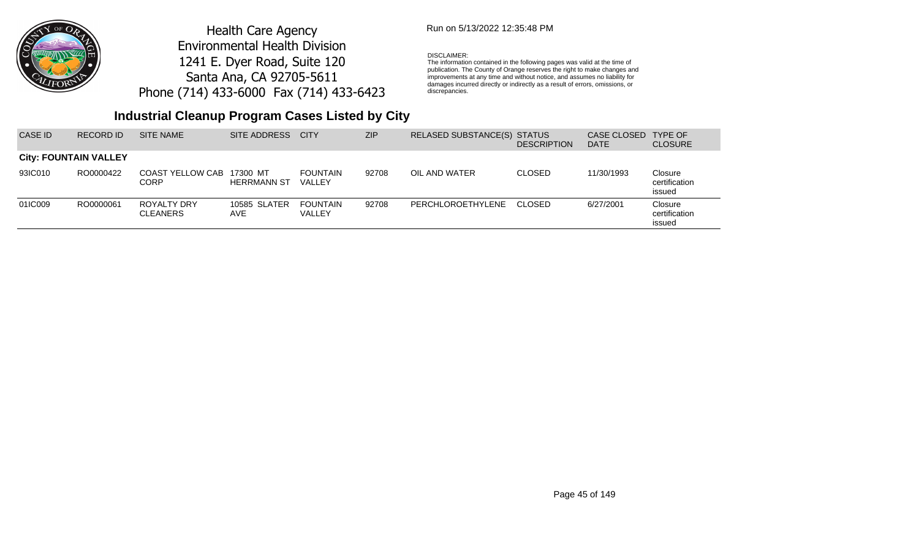Health Care Agency
Environmental Health Division
1241 E. Dyer Road, Suite 120
Santa Ana, CA 92705-5611
Phone (714) 433-6000 Fax (714) 433-6423

Run on 5/13/2022 12:35:48 PM

DISCLAIMER:
The information contained in the following pages was valid at the time of publication. The County of Orange reserves the right to make changes and improvements at any time and without notice, and assumes no liability for damages incurred directly or indirectly as a result of errors, omissions, or discrepancies.

## Industrial Cleanup Program Cases Listed by City

| CASE ID | RECORD ID | SITE NAME | SITE ADDRESS | CITY | ZIP | RELASED SUBSTANCE(S) | STATUS DESCRIPTION | CASE CLOSED DATE | TYPE OF CLOSURE |
|---|---|---|---|---|---|---|---|---|---|
| **City: FOUNTAIN VALLEY** | | | | | | | | | |
| 93IC010 | RO0000422 | COAST YELLOW CAB CORP | 17300 MT HERRMANN ST | FOUNTAIN VALLEY | 92708 | OIL AND WATER | CLOSED | 11/30/1993 | Closure certification issued |
| 01IC009 | RO0000061 | ROYALTY DRY CLEANERS | 10585 SLATER AVE | FOUNTAIN VALLEY | 92708 | PERCHLOROETHYLENE | CLOSED | 6/27/2001 | Closure certification issued |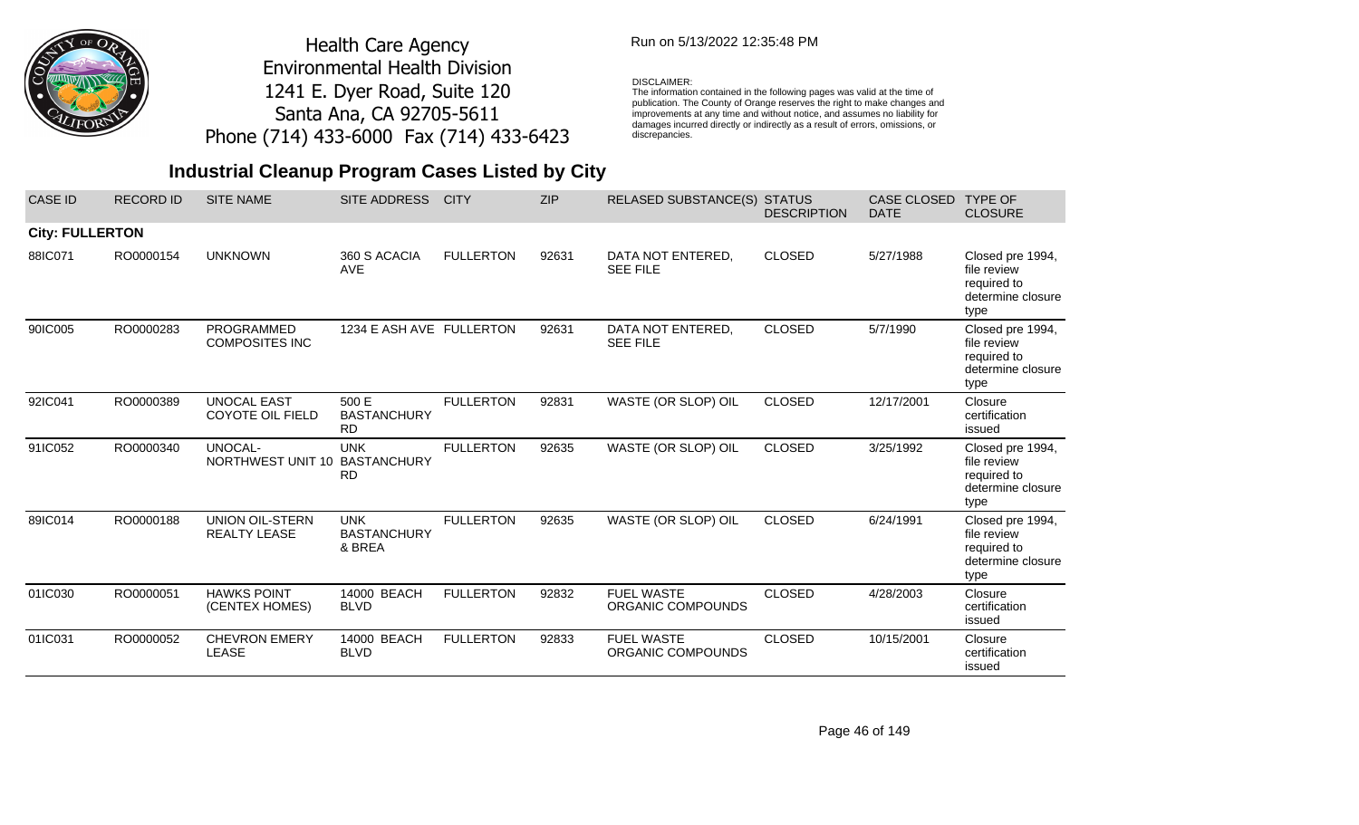Health Care Agency
Environmental Health Division
1241 E. Dyer Road, Suite 120
Santa Ana, CA 92705-5611
Phone (714) 433-6000 Fax (714) 433-6423

Run on 5/13/2022 12:35:48 PM

DISCLAIMER:
The information contained in the following pages was valid at the time of publication. The County of Orange reserves the right to make changes and improvements at any time and without notice, and assumes no liability for damages incurred directly or indirectly as a result of errors, omissions, or discrepancies.

## Industrial Cleanup Program Cases Listed by City

| CASE ID | RECORD ID | SITE NAME | SITE ADDRESS | CITY | ZIP | RELASED SUBSTANCE(S) | STATUS DESCRIPTION | CASE CLOSED DATE | TYPE OF CLOSURE |
|---|---|---|---|---|---|---|---|---|---|
| **City: FULLERTON** | | | | | | | | | |
| 88IC071 | RO0000154 | UNKNOWN | 360 S ACACIA AVE | FULLERTON | 92631 | DATA NOT ENTERED, SEE FILE | CLOSED | 5/27/1988 | Closed pre 1994, file review required to determine closure type |
| 90IC005 | RO0000283 | PROGRAMMED COMPOSITES INC | 1234 E ASH AVE | FULLERTON | 92631 | DATA NOT ENTERED, SEE FILE | CLOSED | 5/7/1990 | Closed pre 1994, file review required to determine closure type |
| 92IC041 | RO0000389 | UNOCAL EAST COYOTE OIL FIELD | 500 E BASTANCHURY RD | FULLERTON | 92831 | WASTE (OR SLOP) OIL | CLOSED | 12/17/2001 | Closure certification issued |
| 91IC052 | RO0000340 | UNOCAL-NORTHWEST UNIT 10 | UNK BASTANCHURY RD | FULLERTON | 92635 | WASTE (OR SLOP) OIL | CLOSED | 3/25/1992 | Closed pre 1994, file review required to determine closure type |
| 89IC014 | RO0000188 | UNION OIL-STERN REALTY LEASE | UNK BASTANCHURY & BREA | FULLERTON | 92635 | WASTE (OR SLOP) OIL | CLOSED | 6/24/1991 | Closed pre 1994, file review required to determine closure type |
| 01IC030 | RO0000051 | HAWKS POINT (CENTEX HOMES) | 14000 BEACH BLVD | FULLERTON | 92832 | FUEL WASTE ORGANIC COMPOUNDS | CLOSED | 4/28/2003 | Closure certification issued |
| 01IC031 | RO0000052 | CHEVRON EMERY LEASE | 14000 BEACH BLVD | FULLERTON | 92833 | FUEL WASTE ORGANIC COMPOUNDS | CLOSED | 10/15/2001 | Closure certification issued |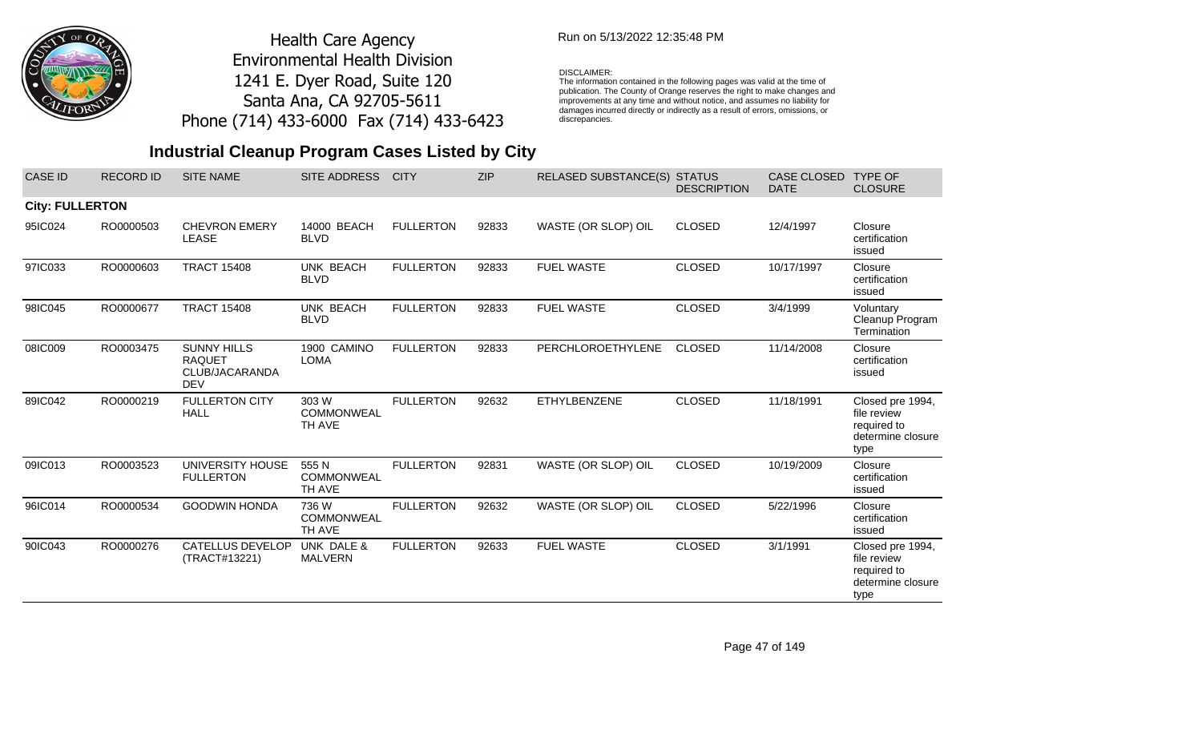Health Care Agency
Environmental Health Division
1241 E. Dyer Road, Suite 120
Santa Ana, CA 92705-5611
Phone (714) 433-6000 Fax (714) 433-6423

Run on 5/13/2022 12:35:48 PM

DISCLAIMER:
The information contained in the following pages was valid at the time of publication. The County of Orange reserves the right to make changes and improvements at any time and without notice, and assumes no liability for damages incurred directly or indirectly as a result of errors, omissions, or discrepancies.

## Industrial Cleanup Program Cases Listed by City

| CASE ID | RECORD ID | SITE NAME | SITE ADDRESS | CITY | ZIP | RELASED SUBSTANCE(S) | STATUS DESCRIPTION | CASE CLOSED DATE | TYPE OF CLOSURE |
|---|---|---|---|---|---|---|---|---|---|
| **City: FULLERTON** | | | | | | | | | |
| 95IC024 | RO0000503 | CHEVRON EMERY LEASE | 14000 BEACH BLVD | FULLERTON | 92833 | WASTE (OR SLOP) OIL | CLOSED | 12/4/1997 | Closure certification issued |
| 97IC033 | RO0000603 | TRACT 15408 | UNK BEACH BLVD | FULLERTON | 92833 | FUEL WASTE | CLOSED | 10/17/1997 | Closure certification issued |
| 98IC045 | RO0000677 | TRACT 15408 | UNK BEACH BLVD | FULLERTON | 92833 | FUEL WASTE | CLOSED | 3/4/1999 | Voluntary Cleanup Program Termination |
| 08IC009 | RO0003475 | SUNNY HILLS RAQUET CLUB/JACARANDA DEV | 1900 CAMINO LOMA | FULLERTON | 92833 | PERCHLOROETHYLENE | CLOSED | 11/14/2008 | Closure certification issued |
| 89IC042 | RO0000219 | FULLERTON CITY HALL | 303 W COMMONWEALTH AVE | FULLERTON | 92632 | ETHYLBENZENE | CLOSED | 11/18/1991 | Closed pre 1994, file review required to determine closure type |
| 09IC013 | RO0003523 | UNIVERSITY HOUSE FULLERTON | 555 N COMMONWEALTH AVE | FULLERTON | 92831 | WASTE (OR SLOP) OIL | CLOSED | 10/19/2009 | Closure certification issued |
| 96IC014 | RO0000534 | GOODWIN HONDA | 736 W COMMONWEALTH AVE | FULLERTON | 92632 | WASTE (OR SLOP) OIL | CLOSED | 5/22/1996 | Closure certification issued |
| 90IC043 | RO0000276 | CATELLUS DEVELOP (TRACT#13221) | UNK DALE & MALVERN | FULLERTON | 92633 | FUEL WASTE | CLOSED | 3/1/1991 | Closed pre 1994, file review required to determine closure type |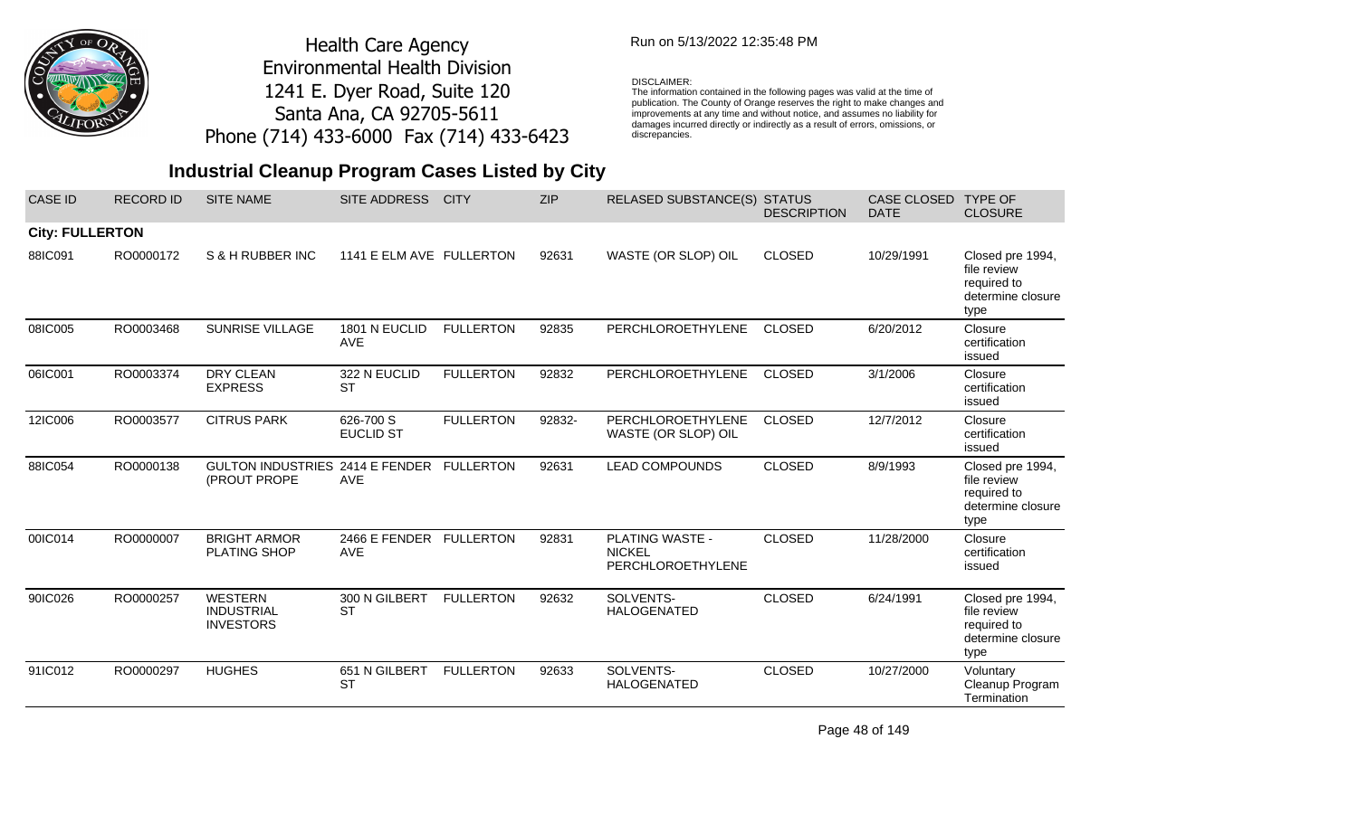Health Care Agency
Environmental Health Division
1241 E. Dyer Road, Suite 120
Santa Ana, CA 92705-5611
Phone (714) 433-6000 Fax (714) 433-6423

Run on 5/13/2022 12:35:48 PM

DISCLAIMER:
The information contained in the following pages was valid at the time of publication. The County of Orange reserves the right to make changes and improvements at any time and without notice, and assumes no liability for damages incurred directly or indirectly as a result of errors, omissions, or discrepancies.

## Industrial Cleanup Program Cases Listed by City

| CASE ID | RECORD ID | SITE NAME | SITE ADDRESS | CITY | ZIP | RELASED SUBSTANCE(S) | STATUS DESCRIPTION | CASE CLOSED DATE | TYPE OF CLOSURE |
|---|---|---|---|---|---|---|---|---|---|
| **City: FULLERTON** | | | | | | | | | |
| 88IC091 | RO0000172 | S & H RUBBER INC | 1141 E ELM AVE | FULLERTON | 92631 | WASTE (OR SLOP) OIL | CLOSED | 10/29/1991 | Closed pre 1994, file review required to determine closure type |
| 08IC005 | RO0003468 | SUNRISE VILLAGE | 1801 N EUCLID AVE | FULLERTON | 92835 | PERCHLOROETHYLENE | CLOSED | 6/20/2012 | Closure certification issued |
| 06IC001 | RO0003374 | DRY CLEAN EXPRESS | 322 N EUCLID ST | FULLERTON | 92832 | PERCHLOROETHYLENE | CLOSED | 3/1/2006 | Closure certification issued |
| 12IC006 | RO0003577 | CITRUS PARK | 626-700 S EUCLID ST | FULLERTON | 92832- | PERCHLOROETHYLENE WASTE (OR SLOP) OIL | CLOSED | 12/7/2012 | Closure certification issued |
| 88IC054 | RO0000138 | GULTON INDUSTRIES (PROUT PROPE | 2414 E FENDER AVE | FULLERTON | 92631 | LEAD COMPOUNDS | CLOSED | 8/9/1993 | Closed pre 1994, file review required to determine closure type |
| 00IC014 | RO0000007 | BRIGHT ARMOR PLATING SHOP | 2466 E FENDER AVE | FULLERTON | 92831 | PLATING WASTE - NICKEL PERCHLOROETHYLENE | CLOSED | 11/28/2000 | Closure certification issued |
| 90IC026 | RO0000257 | WESTERN INDUSTRIAL INVESTORS | 300 N GILBERT ST | FULLERTON | 92632 | SOLVENTS-HALOGENATED | CLOSED | 6/24/1991 | Closed pre 1994, file review required to determine closure type |
| 91IC012 | RO0000297 | HUGHES | 651 N GILBERT ST | FULLERTON | 92633 | SOLVENTS-HALOGENATED | CLOSED | 10/27/2000 | Voluntary Cleanup Program Termination |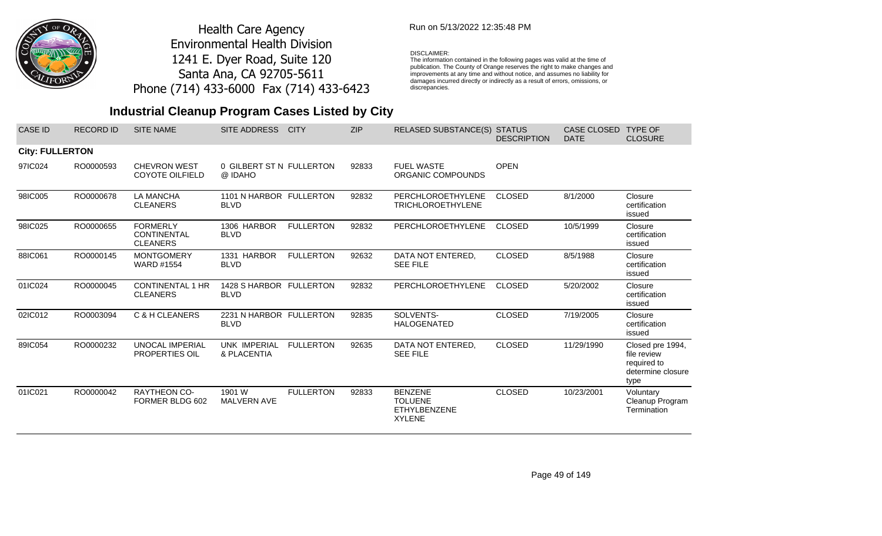Health Care Agency
Environmental Health Division
1241 E. Dyer Road, Suite 120
Santa Ana, CA 92705-5611
Phone (714) 433-6000 Fax (714) 433-6423

Run on 5/13/2022 12:35:48 PM

DISCLAIMER:
The information contained in the following pages was valid at the time of publication. The County of Orange reserves the right to make changes and improvements at any time and without notice, and assumes no liability for damages incurred directly or indirectly as a result of errors, omissions, or discrepancies.

## Industrial Cleanup Program Cases Listed by City

| CASE ID | RECORD ID | SITE NAME | SITE ADDRESS | CITY | ZIP | RELASED SUBSTANCE(S) | STATUS DESCRIPTION | CASE CLOSED DATE | TYPE OF CLOSURE |
|---|---|---|---|---|---|---|---|---|---|
| **City: FULLERTON** | | | | | | | | | |
| 97IC024 | RO0000593 | CHEVRON WEST COYOTE OILFIELD | 0 GILBERT ST N @ IDAHO | FULLERTON | 92833 | FUEL WASTE ORGANIC COMPOUNDS | OPEN | | |
| 98IC005 | RO0000678 | LA MANCHA CLEANERS | 1101 N HARBOR BLVD | FULLERTON | 92832 | PERCHLOROETHYLENE TRICHLOROETHYLENE | CLOSED | 8/1/2000 | Closure certification issued |
| 98IC025 | RO0000655 | FORMERLY CONTINENTAL CLEANERS | 1306 HARBOR BLVD | FULLERTON | 92832 | PERCHLOROETHYLENE | CLOSED | 10/5/1999 | Closure certification issued |
| 88IC061 | RO0000145 | MONTGOMERY WARD #1554 | 1331 HARBOR BLVD | FULLERTON | 92632 | DATA NOT ENTERED, SEE FILE | CLOSED | 8/5/1988 | Closure certification issued |
| 01IC024 | RO0000045 | CONTINENTAL 1 HR CLEANERS | 1428 S HARBOR BLVD | FULLERTON | 92832 | PERCHLOROETHYLENE | CLOSED | 5/20/2002 | Closure certification issued |
| 02IC012 | RO0003094 | C & H CLEANERS | 2231 N HARBOR BLVD | FULLERTON | 92835 | SOLVENTS-HALOGENATED | CLOSED | 7/19/2005 | Closure certification issued |
| 89IC054 | RO0000232 | UNOCAL IMPERIAL PROPERTIES OIL | UNK IMPERIAL & PLACENTIA | FULLERTON | 92635 | DATA NOT ENTERED, SEE FILE | CLOSED | 11/29/1990 | Closed pre 1994, file review required to determine closure type |
| 01IC021 | RO0000042 | RAYTHEON CO-FORMER BLDG 602 | 1901 W MALVERN AVE | FULLERTON | 92833 | BENZENE TOLUENE ETHYLBENZENE XYLENE | CLOSED | 10/23/2001 | Voluntary Cleanup Program Termination |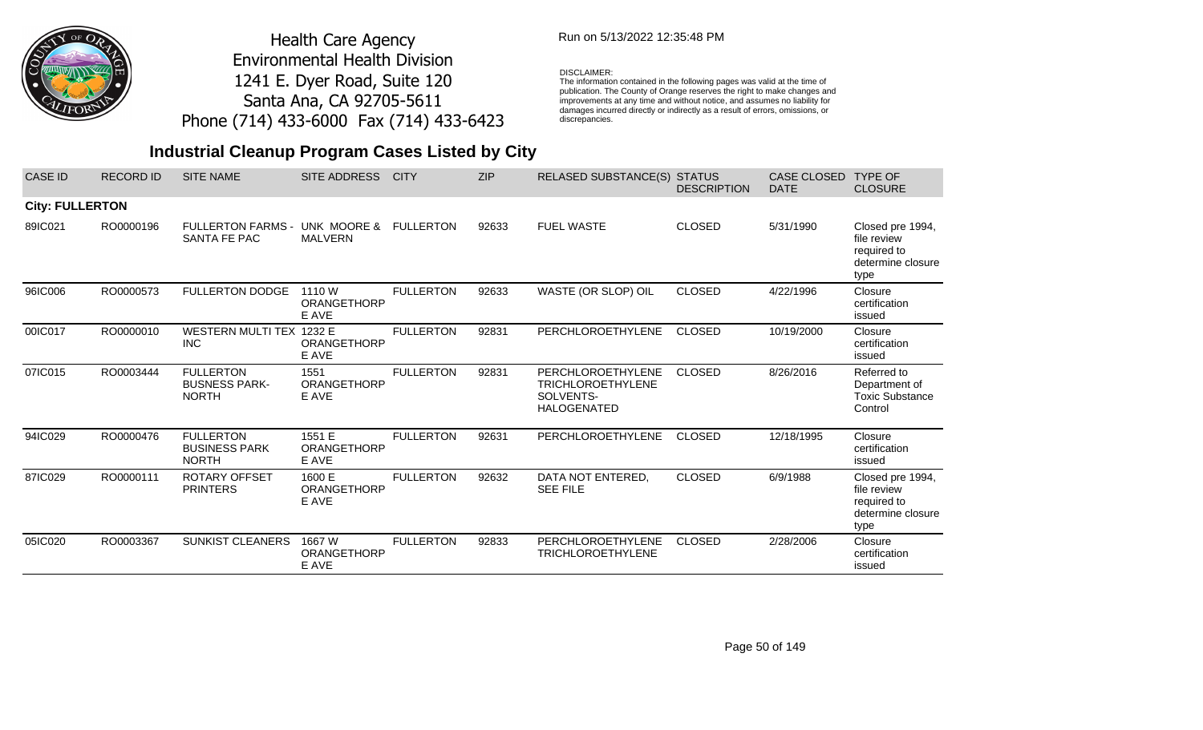Health Care Agency
Environmental Health Division
1241 E. Dyer Road, Suite 120
Santa Ana, CA 92705-5611
Phone (714) 433-6000 Fax (714) 433-6423

Run on 5/13/2022 12:35:48 PM

DISCLAIMER:
The information contained in the following pages was valid at the time of publication. The County of Orange reserves the right to make changes and improvements at any time and without notice, and assumes no liability for damages incurred directly or indirectly as a result of errors, omissions, or discrepancies.

## Industrial Cleanup Program Cases Listed by City

| CASE ID | RECORD ID | SITE NAME | SITE ADDRESS | CITY | ZIP | RELASED SUBSTANCE(S) | STATUS DESCRIPTION | CASE CLOSED DATE | TYPE OF CLOSURE |
|---|---|---|---|---|---|---|---|---|---|
| **City: FULLERTON** | | | | | | | | | |
| 89IC021 | RO0000196 | FULLERTON FARMS - SANTA FE PAC | UNK MOORE & MALVERN | FULLERTON | 92633 | FUEL WASTE | CLOSED | 5/31/1990 | Closed pre 1994, file review required to determine closure type |
| 96IC006 | RO0000573 | FULLERTON DODGE | 1110 W ORANGETHORPE AVE | FULLERTON | 92633 | WASTE (OR SLOP) OIL | CLOSED | 4/22/1996 | Closure certification issued |
| 00IC017 | RO0000010 | WESTERN MULTI TEX INC | 1232 E ORANGETHORPE AVE | FULLERTON | 92831 | PERCHLOROETHYLENE | CLOSED | 10/19/2000 | Closure certification issued |
| 07IC015 | RO0003444 | FULLERTON BUSNESS PARK-NORTH | 1551 ORANGETHORPE AVE | FULLERTON | 92831 | PERCHLOROETHYLENE TRICHLOROETHYLENE SOLVENTS-HALOGENATED | CLOSED | 8/26/2016 | Referred to Department of Toxic Substance Control |
| 94IC029 | RO0000476 | FULLERTON BUSINESS PARK NORTH | 1551 E ORANGETHORPE AVE | FULLERTON | 92631 | PERCHLOROETHYLENE | CLOSED | 12/18/1995 | Closure certification issued |
| 87IC029 | RO0000111 | ROTARY OFFSET PRINTERS | 1600 E ORANGETHORPE AVE | FULLERTON | 92632 | DATA NOT ENTERED, SEE FILE | CLOSED | 6/9/1988 | Closed pre 1994, file review required to determine closure type |
| 05IC020 | RO0003367 | SUNKIST CLEANERS | 1667 W ORANGETHORPE AVE | FULLERTON | 92833 | PERCHLOROETHYLENE TRICHLOROETHYLENE | CLOSED | 2/28/2006 | Closure certification issued |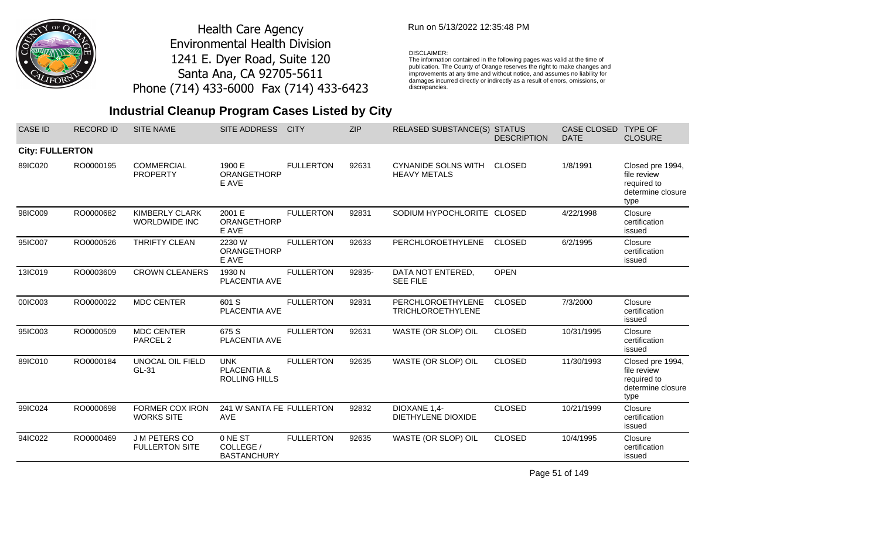Health Care Agency
Environmental Health Division
1241 E. Dyer Road, Suite 120
Santa Ana, CA 92705-5611
Phone (714) 433-6000 Fax (714) 433-6423

Run on 5/13/2022 12:35:48 PM

DISCLAIMER:
The information contained in the following pages was valid at the time of publication. The County of Orange reserves the right to make changes and improvements at any time and without notice, and assumes no liability for damages incurred directly or indirectly as a result of errors, omissions, or discrepancies.

# Industrial Cleanup Program Cases Listed by City

| CASE ID | RECORD ID | SITE NAME | SITE ADDRESS | CITY | ZIP | RELASED SUBSTANCE(S) | STATUS DESCRIPTION | CASE CLOSED DATE | TYPE OF CLOSURE |
|---|---|---|---|---|---|---|---|---|---|
| **City: FULLERTON** | | | | | | | | | |
| 89IC020 | RO0000195 | COMMERCIAL PROPERTY | 1900 E ORANGETHORPE AVE | FULLERTON | 92631 | CYNANIDE SOLNS WITH HEAVY METALS | CLOSED | 1/8/1991 | Closed pre 1994, file review required to determine closure type |
| 98IC009 | RO0000682 | KIMBERLY CLARK WORLDWIDE INC | 2001 E ORANGETHORPE AVE | FULLERTON | 92831 | SODIUM HYPOCHLORITE | CLOSED | 4/22/1998 | Closure certification issued |
| 95IC007 | RO0000526 | THRIFTY CLEAN | 2230 W ORANGETHORPE AVE | FULLERTON | 92633 | PERCHLOROETHYLENE | CLOSED | 6/2/1995 | Closure certification issued |
| 13IC019 | RO0003609 | CROWN CLEANERS | 1930 N PLACENTIA AVE | FULLERTON | 92835- | DATA NOT ENTERED, SEE FILE | OPEN | | |
| 00IC003 | RO0000022 | MDC CENTER | 601 S PLACENTIA AVE | FULLERTON | 92831 | PERCHLOROETHYLENE TRICHLOROETHYLENE | CLOSED | 7/3/2000 | Closure certification issued |
| 95IC003 | RO0000509 | MDC CENTER PARCEL 2 | 675 S PLACENTIA AVE | FULLERTON | 92631 | WASTE (OR SLOP) OIL | CLOSED | 10/31/1995 | Closure certification issued |
| 89IC010 | RO0000184 | UNOCAL OIL FIELD GL-31 | UNK PLACENTIA & ROLLING HILLS | FULLERTON | 92635 | WASTE (OR SLOP) OIL | CLOSED | 11/30/1993 | Closed pre 1994, file review required to determine closure type |
| 99IC024 | RO0000698 | FORMER COX IRON WORKS SITE | 241 W SANTA FE AVE | FULLERTON | 92832 | DIOXANE 1,4-DIETHYLENE DIOXIDE | CLOSED | 10/21/1999 | Closure certification issued |
| 94IC022 | RO0000469 | J M PETERS CO FULLERTON SITE | 0 NE ST COLLEGE / BASTANCHURY | FULLERTON | 92635 | WASTE (OR SLOP) OIL | CLOSED | 10/4/1995 | Closure certification issued |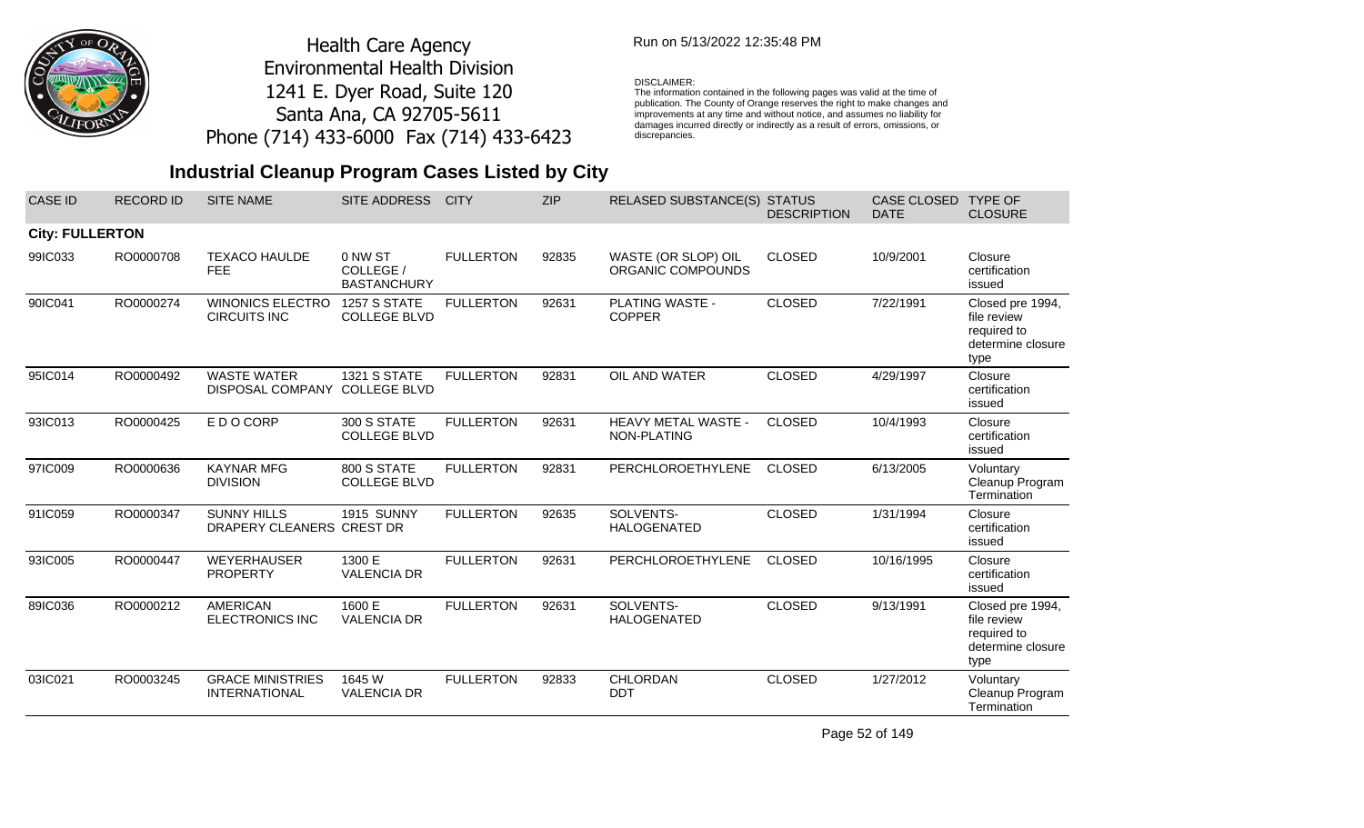Health Care Agency
Environmental Health Division
1241 E. Dyer Road, Suite 120
Santa Ana, CA 92705-5611
Phone (714) 433-6000 Fax (714) 433-6423

Run on 5/13/2022 12:35:48 PM

DISCLAIMER:
The information contained in the following pages was valid at the time of publication. The County of Orange reserves the right to make changes and improvements at any time and without notice, and assumes no liability for damages incurred directly or indirectly as a result of errors, omissions, or discrepancies.

## Industrial Cleanup Program Cases Listed by City

| CASE ID | RECORD ID | SITE NAME | SITE ADDRESS | CITY | ZIP | RELASED SUBSTANCE(S) | STATUS DESCRIPTION | CASE CLOSED DATE | TYPE OF CLOSURE |
|---|---|---|---|---|---|---|---|---|---|
| **City: FULLERTON** | | | | | | | | | |
| 99IC033 | RO0000708 | TEXACO HAULDE FEE | 0 NW ST COLLEGE / BASTANCHURY | FULLERTON | 92835 | WASTE (OR SLOP) OIL ORGANIC COMPOUNDS | CLOSED | 10/9/2001 | Closure certification issued |
| 90IC041 | RO0000274 | WINONICS ELECTRO CIRCUITS INC | 1257 S STATE COLLEGE BLVD | FULLERTON | 92631 | PLATING WASTE - COPPER | CLOSED | 7/22/1991 | Closed pre 1994, file review required to determine closure type |
| 95IC014 | RO0000492 | WASTE WATER DISPOSAL COMPANY | 1321 S STATE COLLEGE BLVD | FULLERTON | 92831 | OIL AND WATER | CLOSED | 4/29/1997 | Closure certification issued |
| 93IC013 | RO0000425 | E D O CORP | 300 S STATE COLLEGE BLVD | FULLERTON | 92631 | HEAVY METAL WASTE - NON-PLATING | CLOSED | 10/4/1993 | Closure certification issued |
| 97IC009 | RO0000636 | KAYNAR MFG DIVISION | 800 S STATE COLLEGE BLVD | FULLERTON | 92831 | PERCHLOROETHYLENE | CLOSED | 6/13/2005 | Voluntary Cleanup Program Termination |
| 91IC059 | RO0000347 | SUNNY HILLS DRAPERY CLEANERS | 1915 SUNNY CREST DR | FULLERTON | 92635 | SOLVENTS-HALOGENATED | CLOSED | 1/31/1994 | Closure certification issued |
| 93IC005 | RO0000447 | WEYERHAUSER PROPERTY | 1300 E VALENCIA DR | FULLERTON | 92631 | PERCHLOROETHYLENE | CLOSED | 10/16/1995 | Closure certification issued |
| 89IC036 | RO0000212 | AMERICAN ELECTRONICS INC | 1600 E VALENCIA DR | FULLERTON | 92631 | SOLVENTS-HALOGENATED | CLOSED | 9/13/1991 | Closed pre 1994, file review required to determine closure type |
| 03IC021 | RO0003245 | GRACE MINISTRIES INTERNATIONAL | 1645 W VALENCIA DR | FULLERTON | 92833 | CHLORDAN DDT | CLOSED | 1/27/2012 | Voluntary Cleanup Program Termination |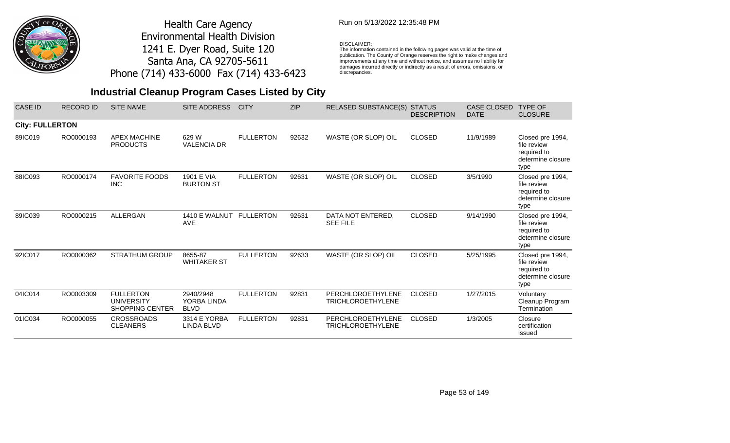Health Care Agency
Environmental Health Division
1241 E. Dyer Road, Suite 120
Santa Ana, CA 92705-5611
Phone (714) 433-6000 Fax (714) 433-6423

Run on 5/13/2022 12:35:48 PM

DISCLAIMER:
The information contained in the following pages was valid at the time of publication. The County of Orange reserves the right to make changes and improvements at any time and without notice, and assumes no liability for damages incurred directly or indirectly as a result of errors, omissions, or discrepancies.

## Industrial Cleanup Program Cases Listed by City

| CASE ID | RECORD ID | SITE NAME | SITE ADDRESS | CITY | ZIP | RELASED SUBSTANCE(S) | STATUS DESCRIPTION | CASE CLOSED DATE | TYPE OF CLOSURE |
|---|---|---|---|---|---|---|---|---|---|
| **City: FULLERTON** | | | | | | | | | |
| 89IC019 | RO0000193 | APEX MACHINE PRODUCTS | 629 W VALENCIA DR | FULLERTON | 92632 | WASTE (OR SLOP) OIL | CLOSED | 11/9/1989 | Closed pre 1994, file review required to determine closure type |
| 88IC093 | RO0000174 | FAVORITE FOODS INC | 1901 E VIA BURTON ST | FULLERTON | 92631 | WASTE (OR SLOP) OIL | CLOSED | 3/5/1990 | Closed pre 1994, file review required to determine closure type |
| 89IC039 | RO0000215 | ALLERGAN | 1410 E WALNUT AVE | FULLERTON | 92631 | DATA NOT ENTERED, SEE FILE | CLOSED | 9/14/1990 | Closed pre 1994, file review required to determine closure type |
| 92IC017 | RO0000362 | STRATHUM GROUP | 8655-87 WHITAKER ST | FULLERTON | 92633 | WASTE (OR SLOP) OIL | CLOSED | 5/25/1995 | Closed pre 1994, file review required to determine closure type |
| 04IC014 | RO0003309 | FULLERTON UNIVERSITY SHOPPING CENTER | 2940/2948 YORBA LINDA BLVD | FULLERTON | 92831 | PERCHLOROETHYLENE TRICHLOROETHYLENE | CLOSED | 1/27/2015 | Voluntary Cleanup Program Termination |
| 01IC034 | RO0000055 | CROSSROADS CLEANERS | 3314 E YORBA LINDA BLVD | FULLERTON | 92831 | PERCHLOROETHYLENE TRICHLOROETHYLENE | CLOSED | 1/3/2005 | Closure certification issued |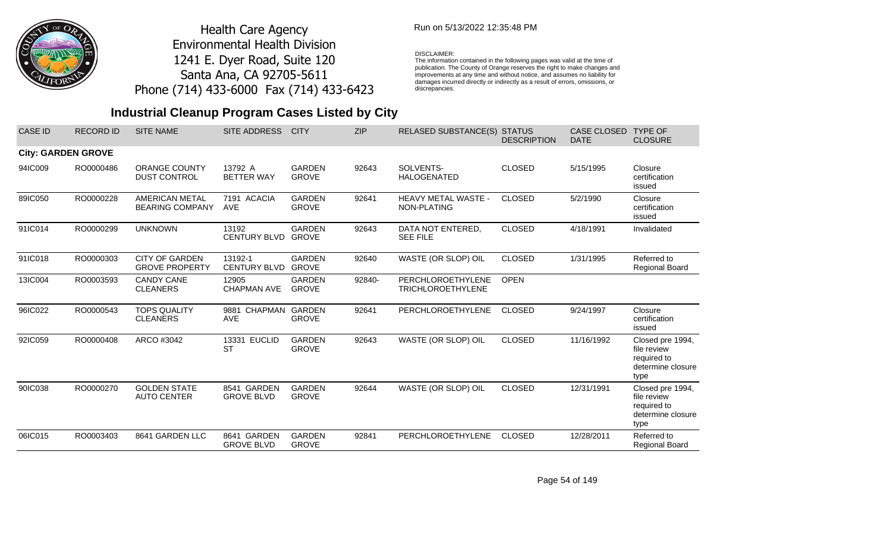Health Care Agency
Environmental Health Division
1241 E. Dyer Road, Suite 120
Santa Ana, CA 92705-5611
Phone (714) 433-6000 Fax (714) 433-6423

Run on 5/13/2022 12:35:48 PM

DISCLAIMER:
The information contained in the following pages was valid at the time of publication. The County of Orange reserves the right to make changes and improvements at any time and without notice, and assumes no liability for damages incurred directly or indirectly as a result of errors, omissions, or discrepancies.

## Industrial Cleanup Program Cases Listed by City

| CASE ID | RECORD ID | SITE NAME | SITE ADDRESS | CITY | ZIP | RELASED SUBSTANCE(S) | STATUS DESCRIPTION | CASE CLOSED DATE | TYPE OF CLOSURE |
|---|---|---|---|---|---|---|---|---|---|
| **City: GARDEN GROVE** | | | | | | | | | |
| 94IC009 | RO0000486 | ORANGE COUNTY DUST CONTROL | 13792 A BETTER WAY | GARDEN GROVE | 92643 | SOLVENTS-HALOGENATED | CLOSED | 5/15/1995 | Closure certification issued |
| 89IC050 | RO0000228 | AMERICAN METAL BEARING COMPANY | 7191 ACACIA AVE | GARDEN GROVE | 92641 | HEAVY METAL WASTE - NON-PLATING | CLOSED | 5/2/1990 | Closure certification issued |
| 91IC014 | RO0000299 | UNKNOWN | 13192 CENTURY BLVD | GARDEN GROVE | 92643 | DATA NOT ENTERED, SEE FILE | CLOSED | 4/18/1991 | Invalidated |
| 91IC018 | RO0000303 | CITY OF GARDEN GROVE PROPERTY | 13192-1 CENTURY BLVD | GARDEN GROVE | 92640 | WASTE (OR SLOP) OIL | CLOSED | 1/31/1995 | Referred to Regional Board |
| 13IC004 | RO0003593 | CANDY CANE CLEANERS | 12905 CHAPMAN AVE | GARDEN GROVE | 92840- | PERCHLOROETHYLENE TRICHLOROETHYLENE | OPEN | | |
| 96IC022 | RO0000543 | TOPS QUALITY CLEANERS | 9881 CHAPMAN AVE | GARDEN GROVE | 92641 | PERCHLOROETHYLENE | CLOSED | 9/24/1997 | Closure certification issued |
| 92IC059 | RO0000408 | ARCO #3042 | 13331 EUCLID ST | GARDEN GROVE | 92643 | WASTE (OR SLOP) OIL | CLOSED | 11/16/1992 | Closed pre 1994, file review required to determine closure type |
| 90IC038 | RO0000270 | GOLDEN STATE AUTO CENTER | 8541 GARDEN GROVE BLVD | GARDEN GROVE | 92644 | WASTE (OR SLOP) OIL | CLOSED | 12/31/1991 | Closed pre 1994, file review required to determine closure type |
| 06IC015 | RO0003403 | 8641 GARDEN LLC | 8641 GARDEN GROVE BLVD | GARDEN GROVE | 92841 | PERCHLOROETHYLENE | CLOSED | 12/28/2011 | Referred to Regional Board |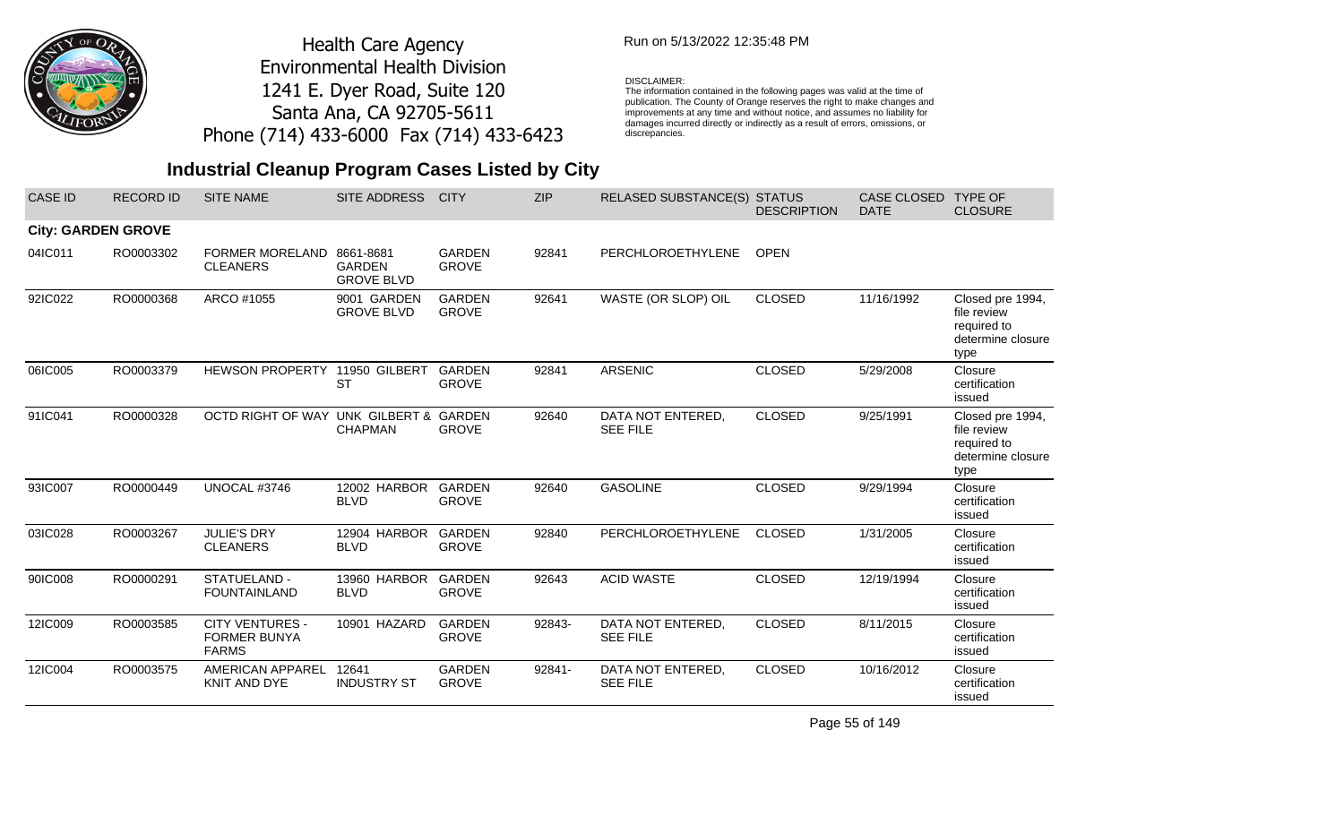Health Care Agency
Environmental Health Division
1241 E. Dyer Road, Suite 120
Santa Ana, CA 92705-5611
Phone (714) 433-6000 Fax (714) 433-6423

Run on 5/13/2022 12:35:48 PM

DISCLAIMER:
The information contained in the following pages was valid at the time of publication. The County of Orange reserves the right to make changes and improvements at any time and without notice, and assumes no liability for damages incurred directly or indirectly as a result of errors, omissions, or discrepancies.

## Industrial Cleanup Program Cases Listed by City

| CASE ID | RECORD ID | SITE NAME | SITE ADDRESS | CITY | ZIP | RELASED SUBSTANCE(S) | STATUS DESCRIPTION | CASE CLOSED DATE | TYPE OF CLOSURE |
|---|---|---|---|---|---|---|---|---|---|
| **City: GARDEN GROVE** | | | | | | | | | |
| 04IC011 | RO0003302 | FORMER MORELAND CLEANERS | 8661-8681 GARDEN GROVE BLVD | GARDEN GROVE | 92841 | PERCHLOROETHYLENE | OPEN | | |
| 92IC022 | RO0000368 | ARCO #1055 | 9001 GARDEN GROVE BLVD | GARDEN GROVE | 92641 | WASTE (OR SLOP) OIL | CLOSED | 11/16/1992 | Closed pre 1994, file review required to determine closure type |
| 06IC005 | RO0003379 | HEWSON PROPERTY | 11950 GILBERT ST | GARDEN GROVE | 92841 | ARSENIC | CLOSED | 5/29/2008 | Closure certification issued |
| 91IC041 | RO0000328 | OCTD RIGHT OF WAY | UNK GILBERT & CHAPMAN | GARDEN GROVE | 92640 | DATA NOT ENTERED, SEE FILE | CLOSED | 9/25/1991 | Closed pre 1994, file review required to determine closure type |
| 93IC007 | RO0000449 | UNOCAL #3746 | 12002 HARBOR BLVD | GARDEN GROVE | 92640 | GASOLINE | CLOSED | 9/29/1994 | Closure certification issued |
| 03IC028 | RO0003267 | JULIE'S DRY CLEANERS | 12904 HARBOR BLVD | GARDEN GROVE | 92840 | PERCHLOROETHYLENE | CLOSED | 1/31/2005 | Closure certification issued |
| 90IC008 | RO0000291 | STATUELAND - FOUNTAINLAND | 13960 HARBOR BLVD | GARDEN GROVE | 92643 | ACID WASTE | CLOSED | 12/19/1994 | Closure certification issued |
| 12IC009 | RO0003585 | CITY VENTURES - FORMER BUNYA FARMS | 10901 HAZARD | GARDEN GROVE | 92843- | DATA NOT ENTERED, SEE FILE | CLOSED | 8/11/2015 | Closure certification issued |
| 12IC004 | RO0003575 | AMERICAN APPAREL KNIT AND DYE | 12641 INDUSTRY ST | GARDEN GROVE | 92841- | DATA NOT ENTERED, SEE FILE | CLOSED | 10/16/2012 | Closure certification issued |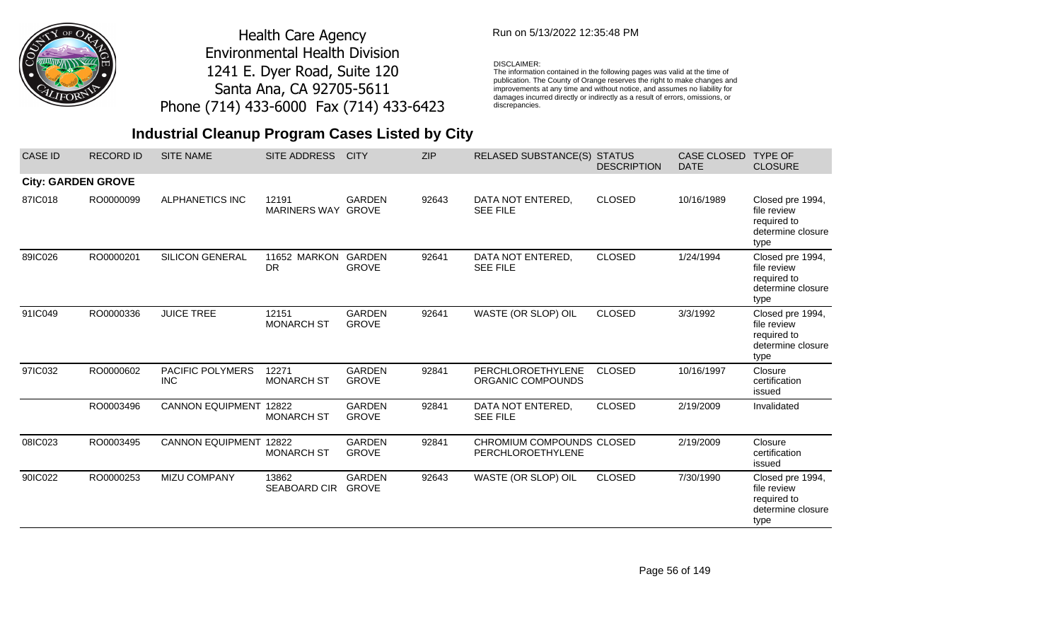Health Care Agency
Environmental Health Division
1241 E. Dyer Road, Suite 120
Santa Ana, CA 92705-5611
Phone (714) 433-6000 Fax (714) 433-6423

Run on 5/13/2022 12:35:48 PM

DISCLAIMER:
The information contained in the following pages was valid at the time of publication. The County of Orange reserves the right to make changes and improvements at any time and without notice, and assumes no liability for damages incurred directly or indirectly as a result of errors, omissions, or discrepancies.

## Industrial Cleanup Program Cases Listed by City

| CASE ID | RECORD ID | SITE NAME | SITE ADDRESS | CITY | ZIP | RELASED SUBSTANCE(S) | STATUS DESCRIPTION | CASE CLOSED DATE | TYPE OF CLOSURE |
|---|---|---|---|---|---|---|---|---|---|
| **City: GARDEN GROVE** | | | | | | | | | |
| 87IC018 | RO0000099 | ALPHANETICS INC | 12191 MARINERS WAY | GARDEN GROVE | 92643 | DATA NOT ENTERED, SEE FILE | CLOSED | 10/16/1989 | Closed pre 1994, file review required to determine closure type |
| 89IC026 | RO0000201 | SILICON GENERAL | 11652 MARKON DR | GARDEN GROVE | 92641 | DATA NOT ENTERED, SEE FILE | CLOSED | 1/24/1994 | Closed pre 1994, file review required to determine closure type |
| 91IC049 | RO0000336 | JUICE TREE | 12151 MONARCH ST | GARDEN GROVE | 92641 | WASTE (OR SLOP) OIL | CLOSED | 3/3/1992 | Closed pre 1994, file review required to determine closure type |
| 97IC032 | RO0000602 | PACIFIC POLYMERS INC | 12271 MONARCH ST | GARDEN GROVE | 92841 | PERCHLOROETHYLENE ORGANIC COMPOUNDS | CLOSED | 10/16/1997 | Closure certification issued |
| | RO0003496 | CANNON EQUIPMENT | 12822 MONARCH ST | GARDEN GROVE | 92841 | DATA NOT ENTERED, SEE FILE | CLOSED | 2/19/2009 | Invalidated |
| 08IC023 | RO0003495 | CANNON EQUIPMENT | 12822 MONARCH ST | GARDEN GROVE | 92841 | CHROMIUM COMPOUNDS PERCHLOROETHYLENE | CLOSED | 2/19/2009 | Closure certification issued |
| 90IC022 | RO0000253 | MIZU COMPANY | 13862 SEABOARD CIR | GARDEN GROVE | 92643 | WASTE (OR SLOP) OIL | CLOSED | 7/30/1990 | Closed pre 1994, file review required to determine closure type |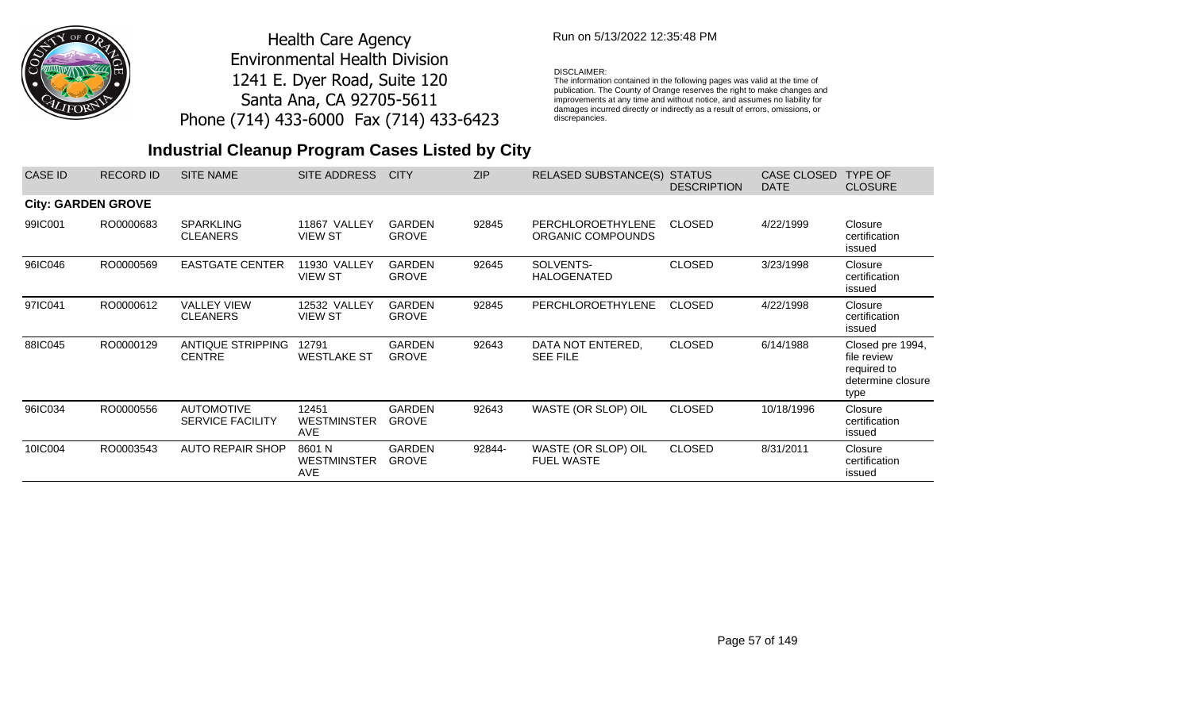Health Care Agency
Environmental Health Division
1241 E. Dyer Road, Suite 120
Santa Ana, CA 92705-5611
Phone (714) 433-6000 Fax (714) 433-6423

Run on 5/13/2022 12:35:48 PM

DISCLAIMER:
The information contained in the following pages was valid at the time of publication. The County of Orange reserves the right to make changes and improvements at any time and without notice, and assumes no liability for damages incurred directly or indirectly as a result of errors, omissions, or discrepancies.

## Industrial Cleanup Program Cases Listed by City

| CASE ID | RECORD ID | SITE NAME | SITE ADDRESS | CITY | ZIP | RELASED SUBSTANCE(S) | STATUS DESCRIPTION | CASE CLOSED DATE | TYPE OF CLOSURE |
|---|---|---|---|---|---|---|---|---|---|
| **City: GARDEN GROVE** | | | | | | | | | |
| 99IC001 | RO0000683 | SPARKLING CLEANERS | 11867 VALLEY VIEW ST | GARDEN GROVE | 92845 | PERCHLOROETHYLENE ORGANIC COMPOUNDS | CLOSED | 4/22/1999 | Closure certification issued |
| 96IC046 | RO0000569 | EASTGATE CENTER | 11930 VALLEY VIEW ST | GARDEN GROVE | 92645 | SOLVENTS-HALOGENATED | CLOSED | 3/23/1998 | Closure certification issued |
| 97IC041 | RO0000612 | VALLEY VIEW CLEANERS | 12532 VALLEY VIEW ST | GARDEN GROVE | 92845 | PERCHLOROETHYLENE | CLOSED | 4/22/1998 | Closure certification issued |
| 88IC045 | RO0000129 | ANTIQUE STRIPPING CENTRE | 12791 WESTLAKE ST | GARDEN GROVE | 92643 | DATA NOT ENTERED, SEE FILE | CLOSED | 6/14/1988 | Closed pre 1994, file review required to determine closure type |
| 96IC034 | RO0000556 | AUTOMOTIVE SERVICE FACILITY | 12451 WESTMINSTER AVE | GARDEN GROVE | 92643 | WASTE (OR SLOP) OIL | CLOSED | 10/18/1996 | Closure certification issued |
| 10IC004 | RO0003543 | AUTO REPAIR SHOP | 8601 N WESTMINSTER AVE | GARDEN GROVE | 92844- | WASTE (OR SLOP) OIL FUEL WASTE | CLOSED | 8/31/2011 | Closure certification issued |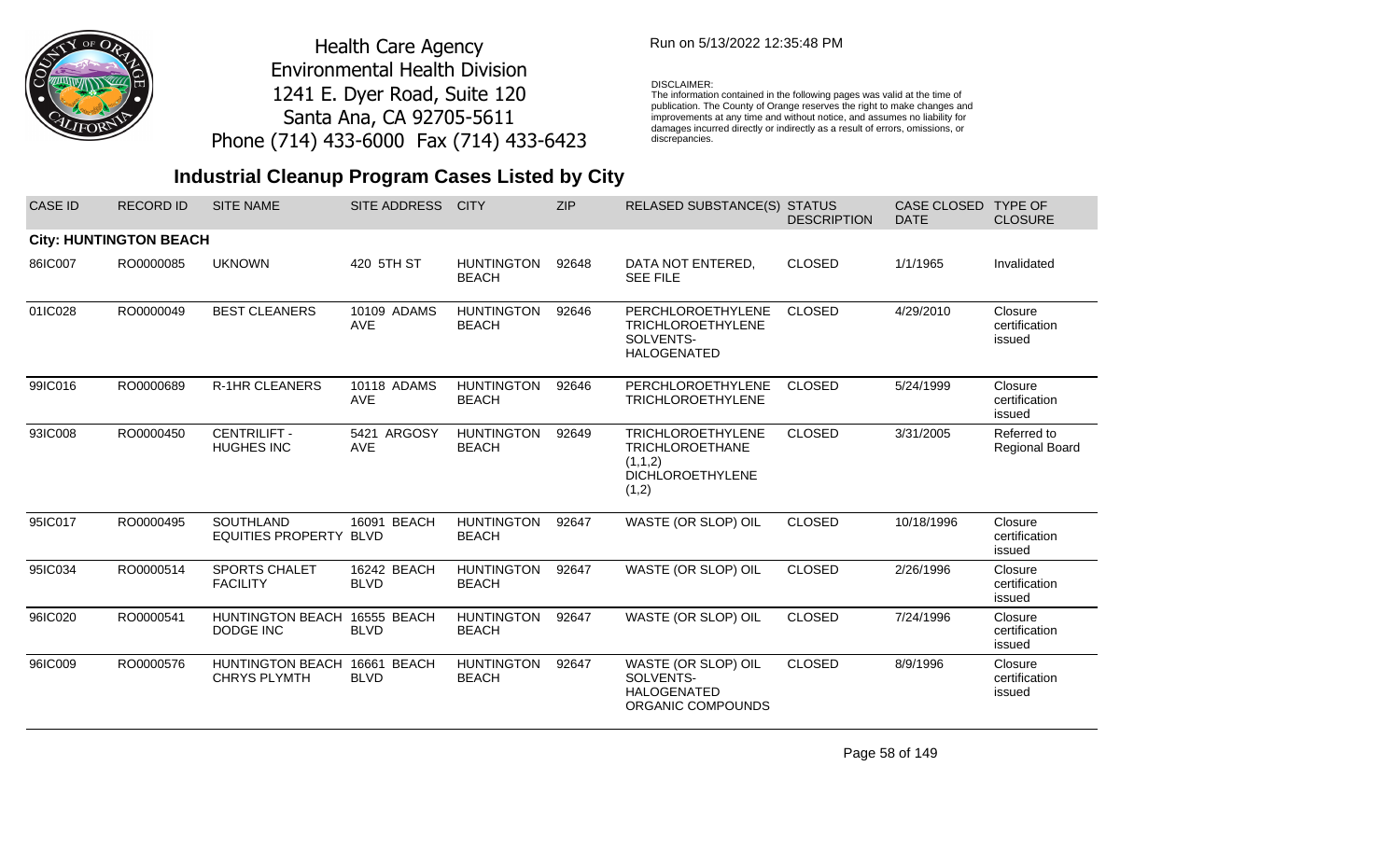Health Care Agency
Environmental Health Division
1241 E. Dyer Road, Suite 120
Santa Ana, CA 92705-5611
Phone (714) 433-6000 Fax (714) 433-6423

Run on 5/13/2022 12:35:48 PM

DISCLAIMER:
The information contained in the following pages was valid at the time of publication. The County of Orange reserves the right to make changes and improvements at any time and without notice, and assumes no liability for damages incurred directly or indirectly as a result of errors, omissions, or discrepancies.

## Industrial Cleanup Program Cases Listed by City

| CASE ID | RECORD ID | SITE NAME | SITE ADDRESS | CITY | ZIP | RELASED SUBSTANCE(S) | STATUS DESCRIPTION | CASE CLOSED DATE | TYPE OF CLOSURE |
|---|---|---|---|---|---|---|---|---|---|
| **City: HUNTINGTON BEACH** | | | | | | | | | |
| 86IC007 | RO0000085 | UKNOWN | 420 5TH ST | HUNTINGTON BEACH | 92648 | DATA NOT ENTERED, SEE FILE | CLOSED | 1/1/1965 | Invalidated |
| 01IC028 | RO0000049 | BEST CLEANERS | 10109 ADAMS AVE | HUNTINGTON BEACH | 92646 | PERCHLOROETHYLENE TRICHLOROETHYLENE SOLVENTS-HALOGENATED | CLOSED | 4/29/2010 | Closure certification issued |
| 99IC016 | RO0000689 | R-1HR CLEANERS | 10118 ADAMS AVE | HUNTINGTON BEACH | 92646 | PERCHLOROETHYLENE TRICHLOROETHYLENE | CLOSED | 5/24/1999 | Closure certification issued |
| 93IC008 | RO0000450 | CENTRILIFT - HUGHES INC | 5421 ARGOSY AVE | HUNTINGTON BEACH | 92649 | TRICHLOROETHYLENE TRICHLOROETHANE (1,1,2) DICHLOROETHYLENE (1,2) | CLOSED | 3/31/2005 | Referred to Regional Board |
| 95IC017 | RO0000495 | SOUTHLAND EQUITIES PROPERTY | 16091 BEACH BLVD | HUNTINGTON BEACH | 92647 | WASTE (OR SLOP) OIL | CLOSED | 10/18/1996 | Closure certification issued |
| 95IC034 | RO0000514 | SPORTS CHALET FACILITY | 16242 BEACH BLVD | HUNTINGTON BEACH | 92647 | WASTE (OR SLOP) OIL | CLOSED | 2/26/1996 | Closure certification issued |
| 96IC020 | RO0000541 | HUNTINGTON BEACH DODGE INC | 16555 BEACH BLVD | HUNTINGTON BEACH | 92647 | WASTE (OR SLOP) OIL | CLOSED | 7/24/1996 | Closure certification issued |
| 96IC009 | RO0000576 | HUNTINGTON BEACH CHRYS PLYMTH | 16661 BEACH BLVD | HUNTINGTON BEACH | 92647 | WASTE (OR SLOP) OIL SOLVENTS-HALOGENATED ORGANIC COMPOUNDS | CLOSED | 8/9/1996 | Closure certification issued |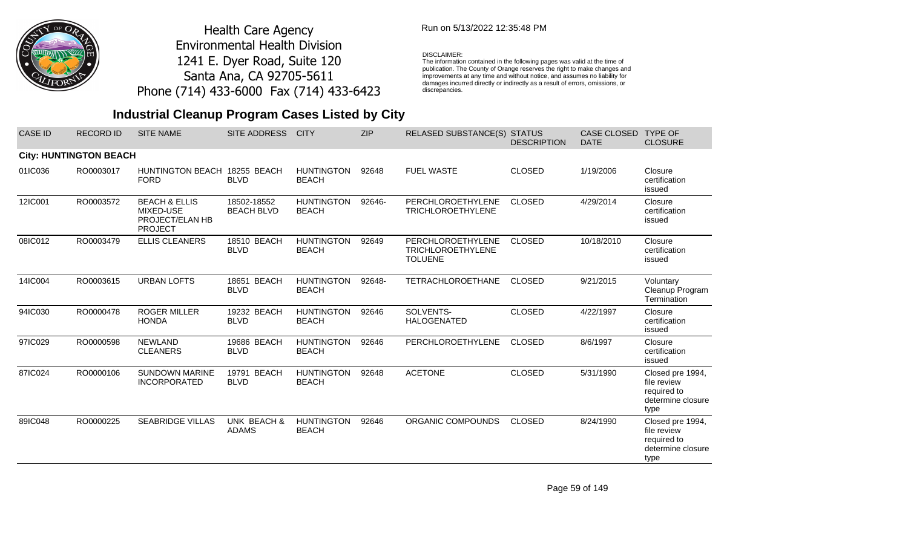Health Care Agency
Environmental Health Division
1241 E. Dyer Road, Suite 120
Santa Ana, CA 92705-5611
Phone (714) 433-6000 Fax (714) 433-6423

Run on 5/13/2022 12:35:48 PM

DISCLAIMER:
The information contained in the following pages was valid at the time of publication. The County of Orange reserves the right to make changes and improvements at any time and without notice, and assumes no liability for damages incurred directly or indirectly as a result of errors, omissions, or discrepancies.

## Industrial Cleanup Program Cases Listed by City

| CASE ID | RECORD ID | SITE NAME | SITE ADDRESS | CITY | ZIP | RELASED SUBSTANCE(S) | STATUS DESCRIPTION | CASE CLOSED DATE | TYPE OF CLOSURE |
|---|---|---|---|---|---|---|---|---|---|
| **City: HUNTINGTON BEACH** | | | | | | | | | |
| 01IC036 | RO0003017 | HUNTINGTON BEACH FORD | 18255 BEACH BLVD | HUNTINGTON BEACH | 92648 | FUEL WASTE | CLOSED | 1/19/2006 | Closure certification issued |
| 12IC001 | RO0003572 | BEACH & ELLIS MIXED-USE PROJECT/ELAN HB PROJECT | 18502-18552 BEACH BLVD | HUNTINGTON BEACH | 92646- | PERCHLOROETHYLENE TRICHLOROETHYLENE | CLOSED | 4/29/2014 | Closure certification issued |
| 08IC012 | RO0003479 | ELLIS CLEANERS | 18510 BEACH BLVD | HUNTINGTON BEACH | 92649 | PERCHLOROETHYLENE TRICHLOROETHYLENE TOLUENE | CLOSED | 10/18/2010 | Closure certification issued |
| 14IC004 | RO0003615 | URBAN LOFTS | 18651 BEACH BLVD | HUNTINGTON BEACH | 92648- | TETRACHLOROETHANE | CLOSED | 9/21/2015 | Voluntary Cleanup Program Termination |
| 94IC030 | RO0000478 | ROGER MILLER HONDA | 19232 BEACH BLVD | HUNTINGTON BEACH | 92646 | SOLVENTS-HALOGENATED | CLOSED | 4/22/1997 | Closure certification issued |
| 97IC029 | RO0000598 | NEWLAND CLEANERS | 19686 BEACH BLVD | HUNTINGTON BEACH | 92646 | PERCHLOROETHYLENE | CLOSED | 8/6/1997 | Closure certification issued |
| 87IC024 | RO0000106 | SUNDOWN MARINE INCORPORATED | 19791 BEACH BLVD | HUNTINGTON BEACH | 92648 | ACETONE | CLOSED | 5/31/1990 | Closed pre 1994, file review required to determine closure type |
| 89IC048 | RO0000225 | SEABRIDGE VILLAS | UNK BEACH & ADAMS | HUNTINGTON BEACH | 92646 | ORGANIC COMPOUNDS | CLOSED | 8/24/1990 | Closed pre 1994, file review required to determine closure type |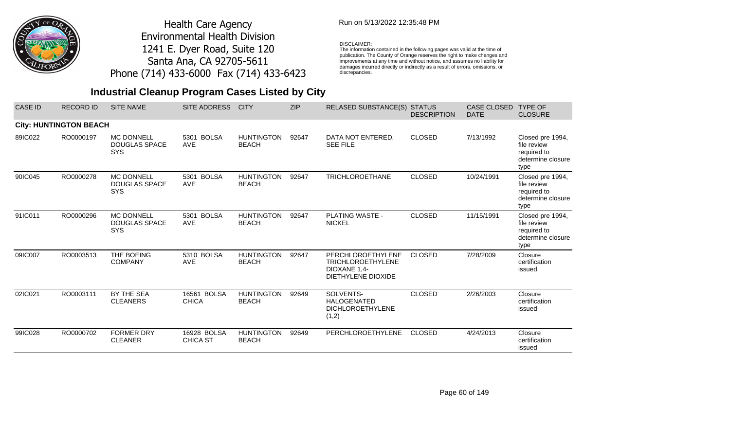Health Care Agency
Environmental Health Division
1241 E. Dyer Road, Suite 120
Santa Ana, CA 92705-5611
Phone (714) 433-6000 Fax (714) 433-6423

Run on 5/13/2022 12:35:48 PM

DISCLAIMER:
The information contained in the following pages was valid at the time of publication. The County of Orange reserves the right to make changes and improvements at any time and without notice, and assumes no liability for damages incurred directly or indirectly as a result of errors, omissions, or discrepancies.

## Industrial Cleanup Program Cases Listed by City

| CASE ID | RECORD ID | SITE NAME | SITE ADDRESS | CITY | ZIP | RELASED SUBSTANCE(S) | STATUS DESCRIPTION | CASE CLOSED DATE | TYPE OF CLOSURE |
|---|---|---|---|---|---|---|---|---|---|
| **City: HUNTINGTON BEACH** | | | | | | | | | |
| 89IC022 | RO0000197 | MC DONNELL DOUGLAS SPACE SYS | 5301 BOLSA AVE | HUNTINGTON BEACH | 92647 | DATA NOT ENTERED, SEE FILE | CLOSED | 7/13/1992 | Closed pre 1994, file review required to determine closure type |
| 90IC045 | RO0000278 | MC DONNELL DOUGLAS SPACE SYS | 5301 BOLSA AVE | HUNTINGTON BEACH | 92647 | TRICHLOROETHANE | CLOSED | 10/24/1991 | Closed pre 1994, file review required to determine closure type |
| 91IC011 | RO0000296 | MC DONNELL DOUGLAS SPACE SYS | 5301 BOLSA AVE | HUNTINGTON BEACH | 92647 | PLATING WASTE - NICKEL | CLOSED | 11/15/1991 | Closed pre 1994, file review required to determine closure type |
| 09IC007 | RO0003513 | THE BOEING COMPANY | 5310 BOLSA AVE | HUNTINGTON BEACH | 92647 | PERCHLOROETHYLENE TRICHLOROETHYLENE DIOXANE 1,4- DIETHYLENE DIOXIDE | CLOSED | 7/28/2009 | Closure certification issued |
| 02IC021 | RO0003111 | BY THE SEA CLEANERS | 16561 BOLSA CHICA | HUNTINGTON BEACH | 92649 | SOLVENTS-HALOGENATED DICHLOROETHYLENE (1,2) | CLOSED | 2/26/2003 | Closure certification issued |
| 99IC028 | RO0000702 | FORMER DRY CLEANER | 16928 BOLSA CHICA ST | HUNTINGTON BEACH | 92649 | PERCHLOROETHYLENE | CLOSED | 4/24/2013 | Closure certification issued |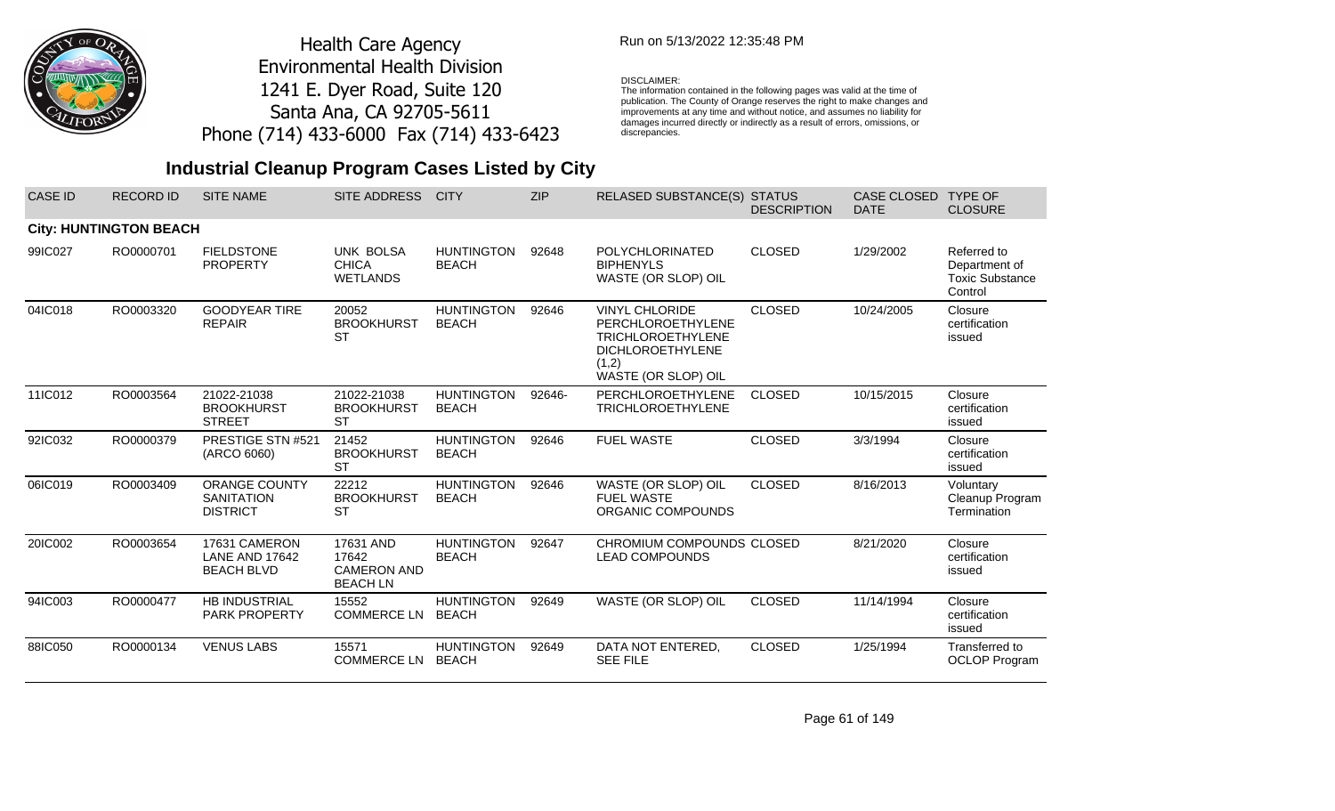Health Care Agency
Environmental Health Division
1241 E. Dyer Road, Suite 120
Santa Ana, CA 92705-5611
Phone (714) 433-6000 Fax (714) 433-6423

Run on 5/13/2022 12:35:48 PM

DISCLAIMER:
The information contained in the following pages was valid at the time of publication. The County of Orange reserves the right to make changes and improvements at any time and without notice, and assumes no liability for damages incurred directly or indirectly as a result of errors, omissions, or discrepancies.

# Industrial Cleanup Program Cases Listed by City

| CASE ID | RECORD ID | SITE NAME | SITE ADDRESS | CITY | ZIP | RELASED SUBSTANCE(S) | STATUS DESCRIPTION | CASE CLOSED DATE | TYPE OF CLOSURE |
|---|---|---|---|---|---|---|---|---|---|
| **City: HUNTINGTON BEACH** | | | | | | | | | |
| 99IC027 | RO0000701 | FIELDSTONE PROPERTY | UNK BOLSA CHICA WETLANDS | HUNTINGTON BEACH | 92648 | POLYCHLORINATED BIPHENYLS<br>WASTE (OR SLOP) OIL | CLOSED | 1/29/2002 | Referred to Department of Toxic Substance Control |
| 04IC018 | RO0003320 | GOODYEAR TIRE REPAIR | 20052 BROOKHURST ST | HUNTINGTON BEACH | 92646 | VINYL CHLORIDE<br>PERCHLOROETHYLENE<br>TRICHLOROETHYLENE<br>DICHLOROETHYLENE (1,2)<br>WASTE (OR SLOP) OIL | CLOSED | 10/24/2005 | Closure certification issued |
| 11IC012 | RO0003564 | 21022-21038 BROOKHURST STREET | 21022-21038 BROOKHURST ST | HUNTINGTON BEACH | 92646- | PERCHLOROETHYLENE<br>TRICHLOROETHYLENE | CLOSED | 10/15/2015 | Closure certification issued |
| 92IC032 | RO0000379 | PRESTIGE STN #521 (ARCO 6060) | 21452 BROOKHURST ST | HUNTINGTON BEACH | 92646 | FUEL WASTE | CLOSED | 3/3/1994 | Closure certification issued |
| 06IC019 | RO0003409 | ORANGE COUNTY SANITATION DISTRICT | 22212 BROOKHURST ST | HUNTINGTON BEACH | 92646 | WASTE (OR SLOP) OIL<br>FUEL WASTE<br>ORGANIC COMPOUNDS | CLOSED | 8/16/2013 | Voluntary Cleanup Program Termination |
| 20IC002 | RO0003654 | 17631 CAMERON LANE AND 17642 BEACH BLVD | 17631 AND 17642 CAMERON AND BEACH LN | HUNTINGTON BEACH | 92647 | CHROMIUM COMPOUNDS<br>LEAD COMPOUNDS | CLOSED | 8/21/2020 | Closure certification issued |
| 94IC003 | RO0000477 | HB INDUSTRIAL PARK PROPERTY | 15552 COMMERCE LN | HUNTINGTON BEACH | 92649 | WASTE (OR SLOP) OIL | CLOSED | 11/14/1994 | Closure certification issued |
| 88IC050 | RO0000134 | VENUS LABS | 15571 COMMERCE LN | HUNTINGTON BEACH | 92649 | DATA NOT ENTERED, SEE FILE | CLOSED | 1/25/1994 | Transferred to OCLOP Program |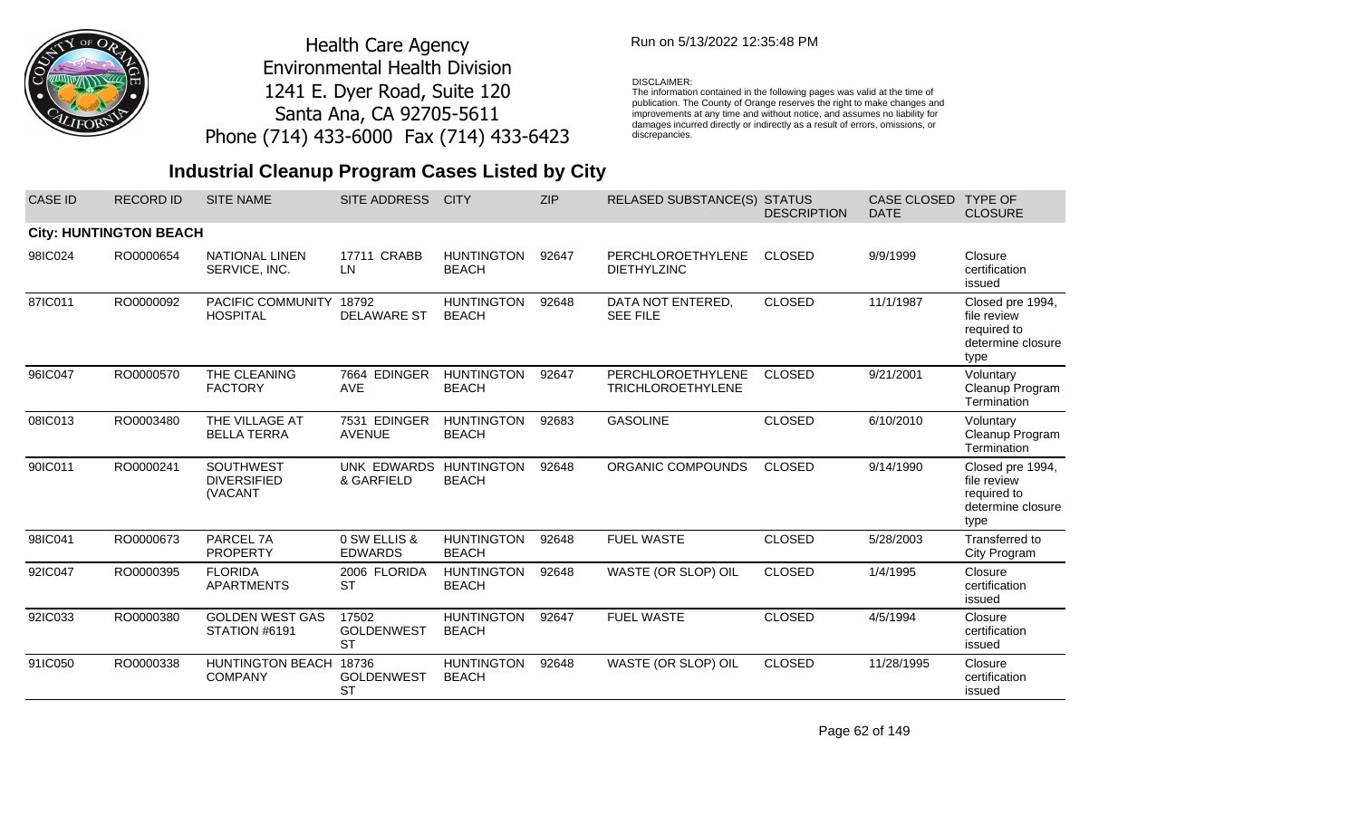Health Care Agency
Environmental Health Division
1241 E. Dyer Road, Suite 120
Santa Ana, CA 92705-5611
Phone (714) 433-6000 Fax (714) 433-6423

Run on 5/13/2022 12:35:48 PM

DISCLAIMER:
The information contained in the following pages was valid at the time of publication. The County of Orange reserves the right to make changes and improvements at any time and without notice, and assumes no liability for damages incurred directly or indirectly as a result of errors, omissions, or discrepancies.

## Industrial Cleanup Program Cases Listed by City

| CASE ID | RECORD ID | SITE NAME | SITE ADDRESS | CITY | ZIP | RELASED SUBSTANCE(S) | STATUS DESCRIPTION | CASE CLOSED DATE | TYPE OF CLOSURE |
|---|---|---|---|---|---|---|---|---|---|
| **City: HUNTINGTON BEACH** | | | | | | | | | |
| 98IC024 | RO0000654 | NATIONAL LINEN SERVICE, INC. | 17711 CRABB LN | HUNTINGTON BEACH | 92647 | PERCHLOROETHYLENE DIETHYLZINC | CLOSED | 9/9/1999 | Closure certification issued |
| 87IC011 | RO0000092 | PACIFIC COMMUNITY HOSPITAL | 18792 DELAWARE ST | HUNTINGTON BEACH | 92648 | DATA NOT ENTERED, SEE FILE | CLOSED | 11/1/1987 | Closed pre 1994, file review required to determine closure type |
| 96IC047 | RO0000570 | THE CLEANING FACTORY | 7664 EDINGER AVE | HUNTINGTON BEACH | 92647 | PERCHLOROETHYLENE TRICHLOROETHYLENE | CLOSED | 9/21/2001 | Voluntary Cleanup Program Termination |
| 08IC013 | RO0003480 | THE VILLAGE AT BELLA TERRA | 7531 EDINGER AVENUE | HUNTINGTON BEACH | 92683 | GASOLINE | CLOSED | 6/10/2010 | Voluntary Cleanup Program Termination |
| 90IC011 | RO0000241 | SOUTHWEST DIVERSIFIED (VACANT | UNK EDWARDS & GARFIELD | HUNTINGTON BEACH | 92648 | ORGANIC COMPOUNDS | CLOSED | 9/14/1990 | Closed pre 1994, file review required to determine closure type |
| 98IC041 | RO0000673 | PARCEL 7A PROPERTY | 0 SW ELLIS & EDWARDS | HUNTINGTON BEACH | 92648 | FUEL WASTE | CLOSED | 5/28/2003 | Transferred to City Program |
| 92IC047 | RO0000395 | FLORIDA APARTMENTS | 2006 FLORIDA ST | HUNTINGTON BEACH | 92648 | WASTE (OR SLOP) OIL | CLOSED | 1/4/1995 | Closure certification issued |
| 92IC033 | RO0000380 | GOLDEN WEST GAS STATION #6191 | 17502 GOLDENWEST ST | HUNTINGTON BEACH | 92647 | FUEL WASTE | CLOSED | 4/5/1994 | Closure certification issued |
| 91IC050 | RO0000338 | HUNTINGTON BEACH COMPANY | 18736 GOLDENWEST ST | HUNTINGTON BEACH | 92648 | WASTE (OR SLOP) OIL | CLOSED | 11/28/1995 | Closure certification issued |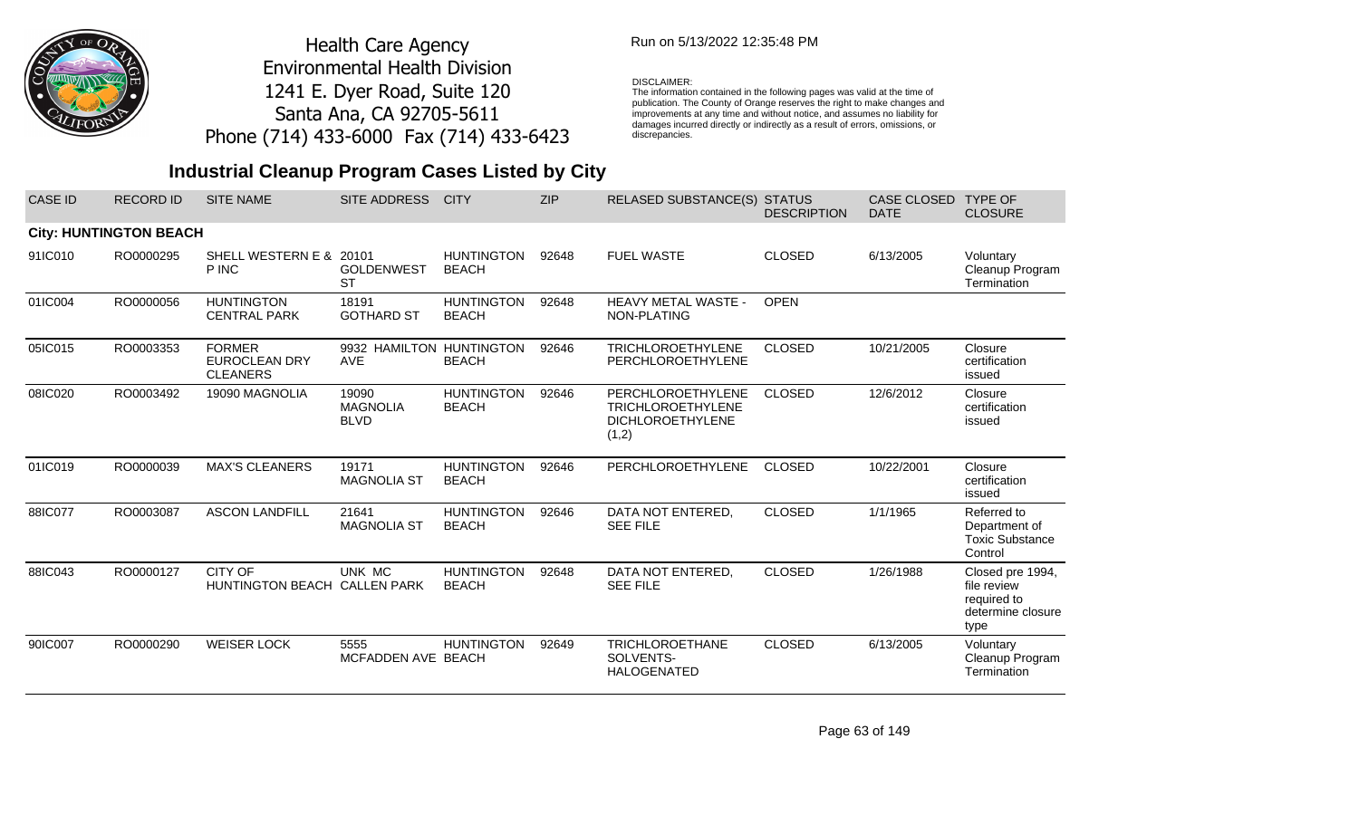Health Care Agency
Environmental Health Division
1241 E. Dyer Road, Suite 120
Santa Ana, CA 92705-5611
Phone (714) 433-6000 Fax (714) 433-6423

Run on 5/13/2022 12:35:48 PM

DISCLAIMER:
The information contained in the following pages was valid at the time of publication. The County of Orange reserves the right to make changes and improvements at any time and without notice, and assumes no liability for damages incurred directly or indirectly as a result of errors, omissions, or discrepancies.

## Industrial Cleanup Program Cases Listed by City

| CASE ID | RECORD ID | SITE NAME | SITE ADDRESS | CITY | ZIP | RELASED SUBSTANCE(S) | STATUS DESCRIPTION | CASE CLOSED DATE | TYPE OF CLOSURE |
|---|---|---|---|---|---|---|---|---|---|
| **City: HUNTINGTON BEACH** | | | | | | | | | |
| 91IC010 | RO0000295 | SHELL WESTERN E & P INC | 20101 GOLDENWEST ST | HUNTINGTON BEACH | 92648 | FUEL WASTE | CLOSED | 6/13/2005 | Voluntary Cleanup Program Termination |
| 01IC004 | RO0000056 | HUNTINGTON CENTRAL PARK | 18191 GOTHARD ST | HUNTINGTON BEACH | 92648 | HEAVY METAL WASTE - NON-PLATING | OPEN | | |
| 05IC015 | RO0003353 | FORMER EUROCLEAN DRY CLEANERS | 9932 HAMILTON AVE | HUNTINGTON BEACH | 92646 | TRICHLOROETHYLENE PERCHLOROETHYLENE | CLOSED | 10/21/2005 | Closure certification issued |
| 08IC020 | RO0003492 | 19090 MAGNOLIA | 19090 MAGNOLIA BLVD | HUNTINGTON BEACH | 92646 | PERCHLOROETHYLENE TRICHLOROETHYLENE DICHLOROETHYLENE (1,2) | CLOSED | 12/6/2012 | Closure certification issued |
| 01IC019 | RO0000039 | MAX'S CLEANERS | 19171 MAGNOLIA ST | HUNTINGTON BEACH | 92646 | PERCHLOROETHYLENE | CLOSED | 10/22/2001 | Closure certification issued |
| 88IC077 | RO0003087 | ASCON LANDFILL | 21641 MAGNOLIA ST | HUNTINGTON BEACH | 92646 | DATA NOT ENTERED, SEE FILE | CLOSED | 1/1/1965 | Referred to Department of Toxic Substance Control |
| 88IC043 | RO0000127 | CITY OF HUNTINGTON BEACH | UNK MC CALLEN PARK | HUNTINGTON BEACH | 92648 | DATA NOT ENTERED, SEE FILE | CLOSED | 1/26/1988 | Closed pre 1994, file review required to determine closure type |
| 90IC007 | RO0000290 | WEISER LOCK | 5555 MCFADDEN AVE | HUNTINGTON BEACH | 92649 | TRICHLOROETHANE SOLVENTS-HALOGENATED | CLOSED | 6/13/2005 | Voluntary Cleanup Program Termination |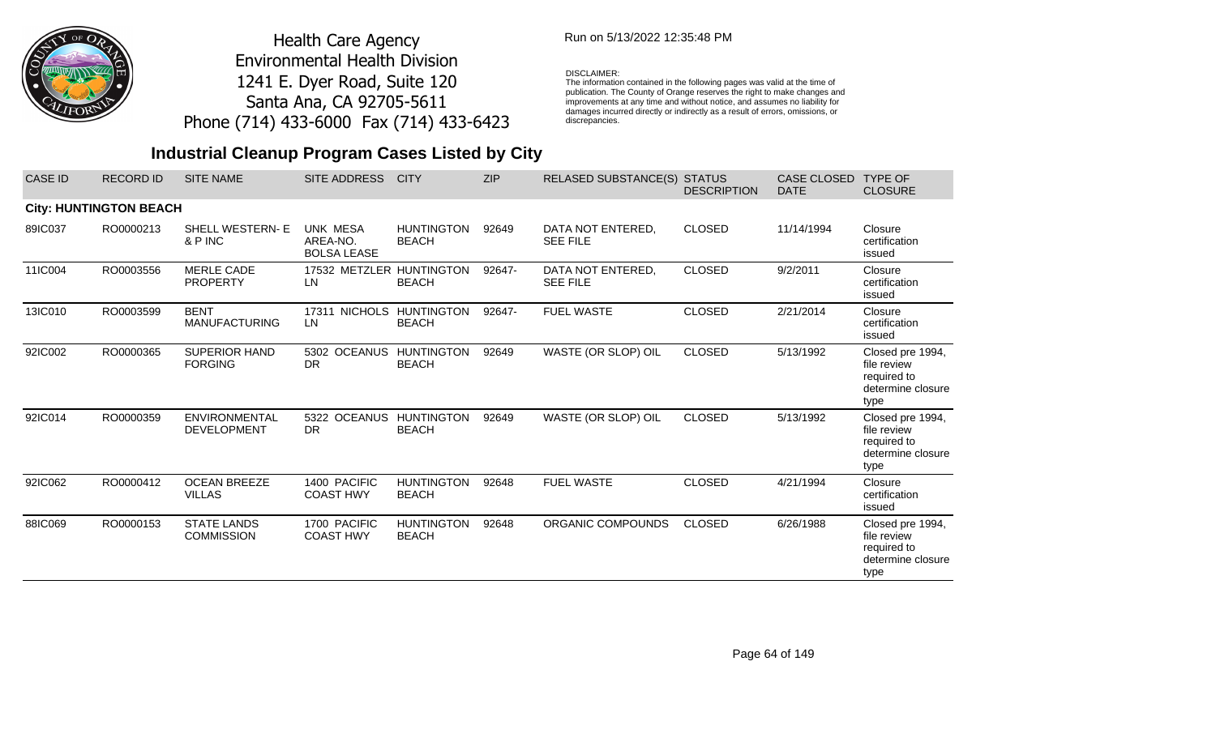Health Care Agency
Environmental Health Division
1241 E. Dyer Road, Suite 120
Santa Ana, CA 92705-5611
Phone (714) 433-6000 Fax (714) 433-6423

Run on 5/13/2022 12:35:48 PM

DISCLAIMER:
The information contained in the following pages was valid at the time of publication. The County of Orange reserves the right to make changes and improvements at any time and without notice, and assumes no liability for damages incurred directly or indirectly as a result of errors, omissions, or discrepancies.

## Industrial Cleanup Program Cases Listed by City

| CASE ID | RECORD ID | SITE NAME | SITE ADDRESS | CITY | ZIP | RELASED SUBSTANCE(S) | STATUS DESCRIPTION | CASE CLOSED DATE | TYPE OF CLOSURE |
|---|---|---|---|---|---|---|---|---|---|
| **City: HUNTINGTON BEACH** | | | | | | | | | |
| 89IC037 | RO0000213 | SHELL WESTERN- E & P INC | UNK MESA AREA-NO. BOLSA LEASE | HUNTINGTON BEACH | 92649 | DATA NOT ENTERED, SEE FILE | CLOSED | 11/14/1994 | Closure certification issued |
| 11IC004 | RO0003556 | MERLE CADE PROPERTY | 17532 METZLER LN | HUNTINGTON BEACH | 92647- | DATA NOT ENTERED, SEE FILE | CLOSED | 9/2/2011 | Closure certification issued |
| 13IC010 | RO0003599 | BENT MANUFACTURING | 17311 NICHOLS LN | HUNTINGTON BEACH | 92647- | FUEL WASTE | CLOSED | 2/21/2014 | Closure certification issued |
| 92IC002 | RO0000365 | SUPERIOR HAND FORGING | 5302 OCEANUS DR | HUNTINGTON BEACH | 92649 | WASTE (OR SLOP) OIL | CLOSED | 5/13/1992 | Closed pre 1994, file review required to determine closure type |
| 92IC014 | RO0000359 | ENVIRONMENTAL DEVELOPMENT | 5322 OCEANUS DR | HUNTINGTON BEACH | 92649 | WASTE (OR SLOP) OIL | CLOSED | 5/13/1992 | Closed pre 1994, file review required to determine closure type |
| 92IC062 | RO0000412 | OCEAN BREEZE VILLAS | 1400 PACIFIC COAST HWY | HUNTINGTON BEACH | 92648 | FUEL WASTE | CLOSED | 4/21/1994 | Closure certification issued |
| 88IC069 | RO0000153 | STATE LANDS COMMISSION | 1700 PACIFIC COAST HWY | HUNTINGTON BEACH | 92648 | ORGANIC COMPOUNDS | CLOSED | 6/26/1988 | Closed pre 1994, file review required to determine closure type |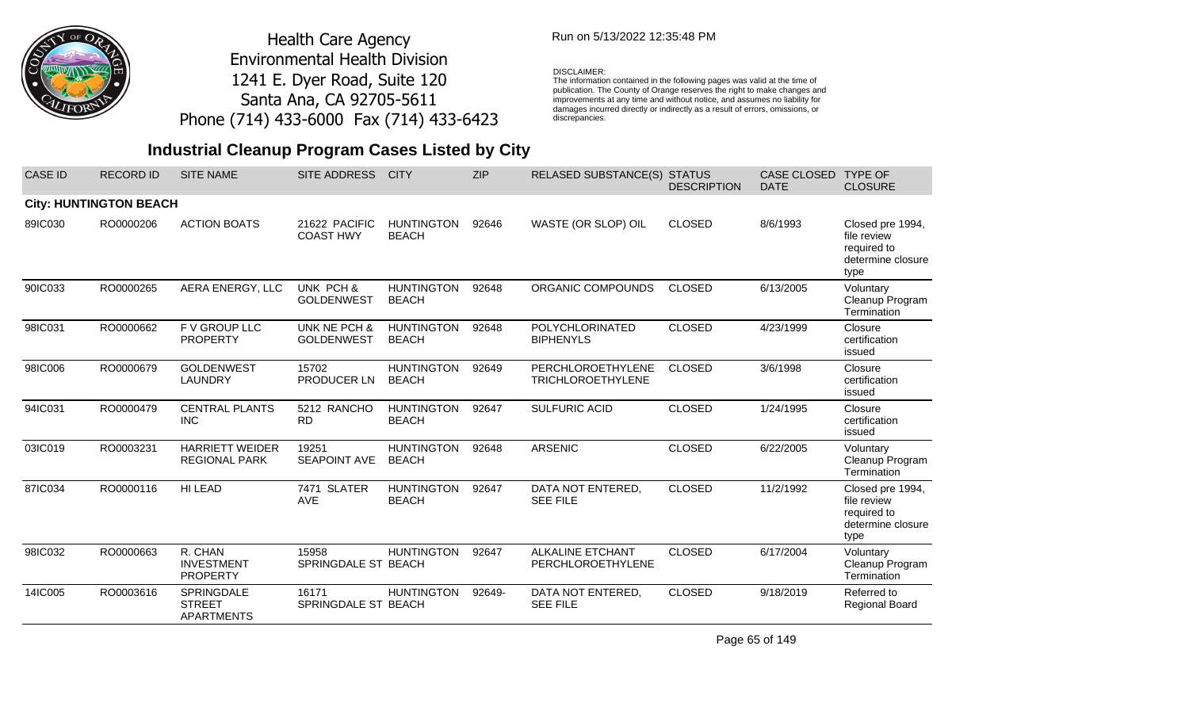Health Care Agency
Environmental Health Division
1241 E. Dyer Road, Suite 120
Santa Ana, CA 92705-5611
Phone (714) 433-6000 Fax (714) 433-6423

Run on 5/13/2022 12:35:48 PM

DISCLAIMER:
The information contained in the following pages was valid at the time of publication. The County of Orange reserves the right to make changes and improvements at any time and without notice, and assumes no liability for damages incurred directly or indirectly as a result of errors, omissions, or discrepancies.

## Industrial Cleanup Program Cases Listed by City

| CASE ID | RECORD ID | SITE NAME | SITE ADDRESS | CITY | ZIP | RELASED SUBSTANCE(S) | STATUS DESCRIPTION | CASE CLOSED DATE | TYPE OF CLOSURE |
|---|---|---|---|---|---|---|---|---|---|
| **City: HUNTINGTON BEACH** | | | | | | | | | |
| 89IC030 | RO0000206 | ACTION BOATS | 21622 PACIFIC COAST HWY | HUNTINGTON BEACH | 92646 | WASTE (OR SLOP) OIL | CLOSED | 8/6/1993 | Closed pre 1994, file review required to determine closure type |
| 90IC033 | RO0000265 | AERA ENERGY, LLC | UNK PCH & GOLDENWEST | HUNTINGTON BEACH | 92648 | ORGANIC COMPOUNDS | CLOSED | 6/13/2005 | Voluntary Cleanup Program Termination |
| 98IC031 | RO0000662 | F V GROUP LLC PROPERTY | UNK NE PCH & GOLDENWEST | HUNTINGTON BEACH | 92648 | POLYCHLORINATED BIPHENYLS | CLOSED | 4/23/1999 | Closure certification issued |
| 98IC006 | RO0000679 | GOLDENWEST LAUNDRY | 15702 PRODUCER LN | HUNTINGTON BEACH | 92649 | PERCHLOROETHYLENE TRICHLOROETHYLENE | CLOSED | 3/6/1998 | Closure certification issued |
| 94IC031 | RO0000479 | CENTRAL PLANTS INC | 5212 RANCHO RD | HUNTINGTON BEACH | 92647 | SULFURIC ACID | CLOSED | 1/24/1995 | Closure certification issued |
| 03IC019 | RO0003231 | HARRIETT WEIDER REGIONAL PARK | 19251 SEAPOINT AVE | HUNTINGTON BEACH | 92648 | ARSENIC | CLOSED | 6/22/2005 | Voluntary Cleanup Program Termination |
| 87IC034 | RO0000116 | HI LEAD | 7471 SLATER AVE | HUNTINGTON BEACH | 92647 | DATA NOT ENTERED, SEE FILE | CLOSED | 11/2/1992 | Closed pre 1994, file review required to determine closure type |
| 98IC032 | RO0000663 | R. CHAN INVESTMENT PROPERTY | 15958 SPRINGDALE ST | HUNTINGTON BEACH | 92647 | ALKALINE ETCHANT PERCHLOROETHYLENE | CLOSED | 6/17/2004 | Voluntary Cleanup Program Termination |
| 14IC005 | RO0003616 | SPRINGDALE STREET APARTMENTS | 16171 SPRINGDALE ST | HUNTINGTON BEACH | 92649- | DATA NOT ENTERED, SEE FILE | CLOSED | 9/18/2019 | Referred to Regional Board |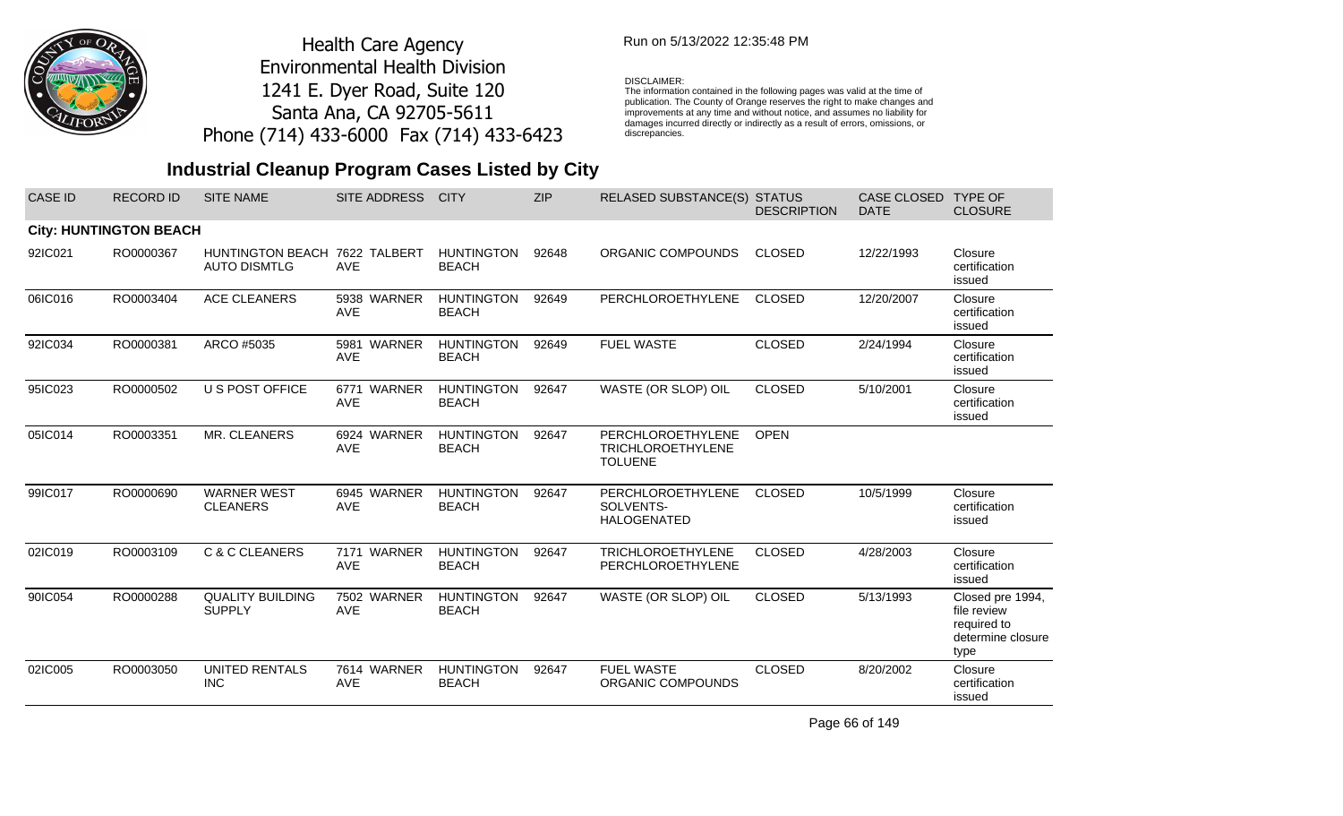Health Care Agency
Environmental Health Division
1241 E. Dyer Road, Suite 120
Santa Ana, CA 92705-5611
Phone (714) 433-6000 Fax (714) 433-6423

Run on 5/13/2022 12:35:48 PM

DISCLAIMER:
The information contained in the following pages was valid at the time of publication. The County of Orange reserves the right to make changes and improvements at any time and without notice, and assumes no liability for damages incurred directly or indirectly as a result of errors, omissions, or discrepancies.

# Industrial Cleanup Program Cases Listed by City

| CASE ID | RECORD ID | SITE NAME | SITE ADDRESS | CITY | ZIP | RELASED SUBSTANCE(S) | STATUS DESCRIPTION | CASE CLOSED DATE | TYPE OF CLOSURE |
|---|---|---|---|---|---|---|---|---|---|
| **City: HUNTINGTON BEACH** | | | | | | | | | |
| 92IC021 | RO0000367 | HUNTINGTON BEACH AUTO DISMTLG | 7622 TALBERT AVE | HUNTINGTON BEACH | 92648 | ORGANIC COMPOUNDS | CLOSED | 12/22/1993 | Closure certification issued |
| 06IC016 | RO0003404 | ACE CLEANERS | 5938 WARNER AVE | HUNTINGTON BEACH | 92649 | PERCHLOROETHYLENE | CLOSED | 12/20/2007 | Closure certification issued |
| 92IC034 | RO0000381 | ARCO #5035 | 5981 WARNER AVE | HUNTINGTON BEACH | 92649 | FUEL WASTE | CLOSED | 2/24/1994 | Closure certification issued |
| 95IC023 | RO0000502 | U S POST OFFICE | 6771 WARNER AVE | HUNTINGTON BEACH | 92647 | WASTE (OR SLOP) OIL | CLOSED | 5/10/2001 | Closure certification issued |
| 05IC014 | RO0003351 | MR. CLEANERS | 6924 WARNER AVE | HUNTINGTON BEACH | 92647 | PERCHLOROETHYLENE TRICHLOROETHYLENE TOLUENE | OPEN | | |
| 99IC017 | RO0000690 | WARNER WEST CLEANERS | 6945 WARNER AVE | HUNTINGTON BEACH | 92647 | PERCHLOROETHYLENE SOLVENTS-HALOGENATED | CLOSED | 10/5/1999 | Closure certification issued |
| 02IC019 | RO0003109 | C & C CLEANERS | 7171 WARNER AVE | HUNTINGTON BEACH | 92647 | TRICHLOROETHYLENE PERCHLOROETHYLENE | CLOSED | 4/28/2003 | Closure certification issued |
| 90IC054 | RO0000288 | QUALITY BUILDING SUPPLY | 7502 WARNER AVE | HUNTINGTON BEACH | 92647 | WASTE (OR SLOP) OIL | CLOSED | 5/13/1993 | Closed pre 1994, file review required to determine closure type |
| 02IC005 | RO0003050 | UNITED RENTALS INC | 7614 WARNER AVE | HUNTINGTON BEACH | 92647 | FUEL WASTE ORGANIC COMPOUNDS | CLOSED | 8/20/2002 | Closure certification issued |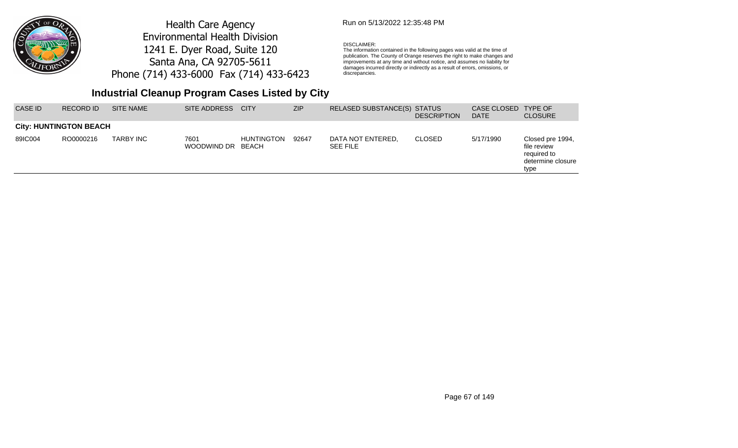Health Care Agency
Environmental Health Division
1241 E. Dyer Road, Suite 120
Santa Ana, CA 92705-5611
Phone (714) 433-6000 Fax (714) 433-6423

Run on 5/13/2022 12:35:48 PM

DISCLAIMER:
The information contained in the following pages was valid at the time of publication. The County of Orange reserves the right to make changes and improvements at any time and without notice, and assumes no liability for damages incurred directly or indirectly as a result of errors, omissions, or discrepancies.

## Industrial Cleanup Program Cases Listed by City

| CASE ID | RECORD ID | SITE NAME | SITE ADDRESS | CITY | ZIP | RELASED SUBSTANCE(S) | STATUS DESCRIPTION | CASE CLOSED DATE | TYPE OF CLOSURE |
|---|---|---|---|---|---|---|---|---|---|
| **City: HUNTINGTON BEACH** | | | | | | | | | |
| 89IC004 | RO0000216 | TARBY INC | 7601 WOODWIND DR | HUNTINGTON BEACH | 92647 | DATA NOT ENTERED, SEE FILE | CLOSED | 5/17/1990 | Closed pre 1994, file review required to determine closure type |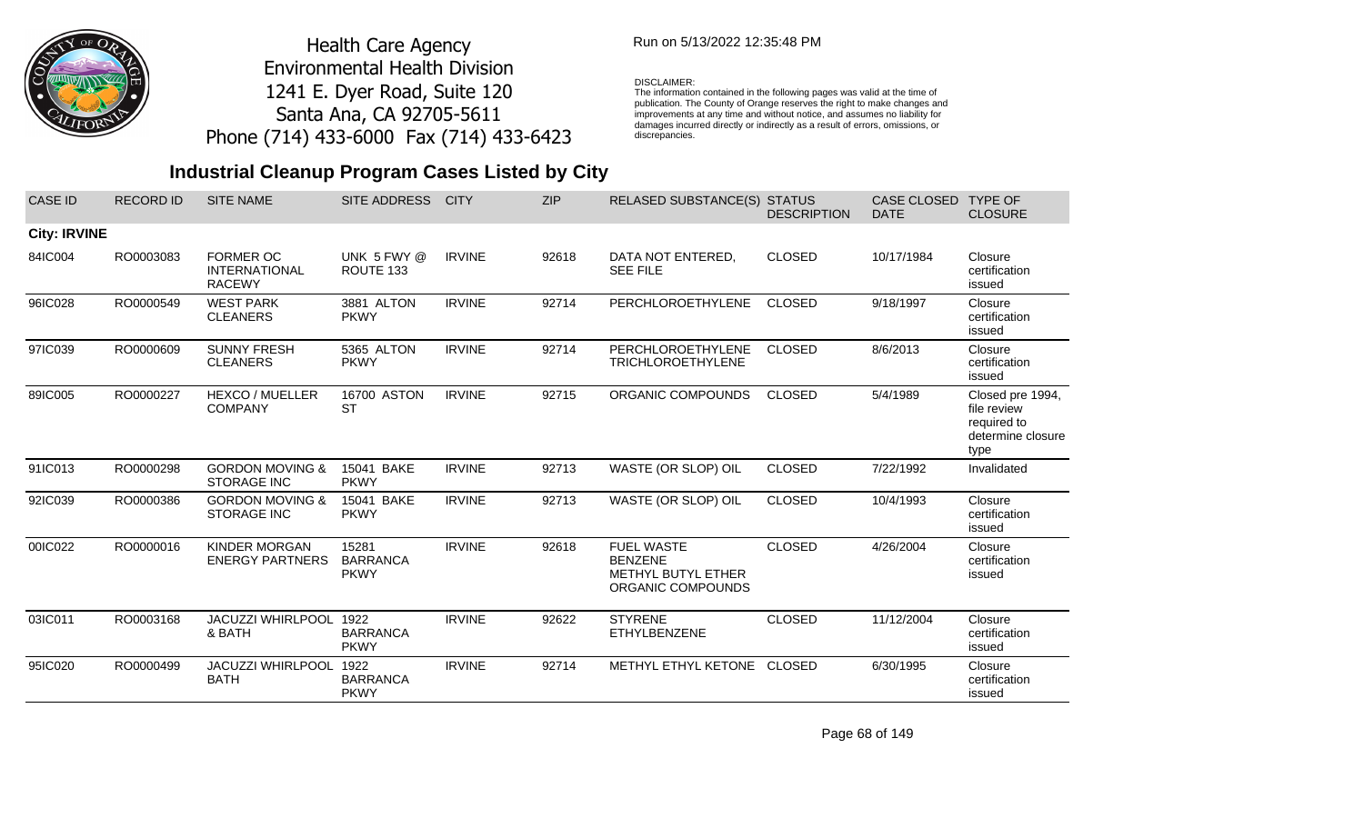Health Care Agency
Environmental Health Division
1241 E. Dyer Road, Suite 120
Santa Ana, CA 92705-5611
Phone (714) 433-6000 Fax (714) 433-6423

Run on 5/13/2022 12:35:48 PM

DISCLAIMER:
The information contained in the following pages was valid at the time of publication. The County of Orange reserves the right to make changes and improvements at any time and without notice, and assumes no liability for damages incurred directly or indirectly as a result of errors, omissions, or discrepancies.

## Industrial Cleanup Program Cases Listed by City

| CASE ID | RECORD ID | SITE NAME | SITE ADDRESS | CITY | ZIP | RELASED SUBSTANCE(S) | STATUS DESCRIPTION | CASE CLOSED DATE | TYPE OF CLOSURE |
|---|---|---|---|---|---|---|---|---|---|
| **City: IRVINE** | | | | | | | | | |
| 84IC004 | RO0003083 | FORMER OC INTERNATIONAL RACEWY | UNK 5 FWY @ ROUTE 133 | IRVINE | 92618 | DATA NOT ENTERED, SEE FILE | CLOSED | 10/17/1984 | Closure certification issued |
| 96IC028 | RO0000549 | WEST PARK CLEANERS | 3881 ALTON PKWY | IRVINE | 92714 | PERCHLOROETHYLENE | CLOSED | 9/18/1997 | Closure certification issued |
| 97IC039 | RO0000609 | SUNNY FRESH CLEANERS | 5365 ALTON PKWY | IRVINE | 92714 | PERCHLOROETHYLENE TRICHLOROETHYLENE | CLOSED | 8/6/2013 | Closure certification issued |
| 89IC005 | RO0000227 | HEXCO / MUELLER COMPANY | 16700 ASTON ST | IRVINE | 92715 | ORGANIC COMPOUNDS | CLOSED | 5/4/1989 | Closed pre 1994, file review required to determine closure type |
| 91IC013 | RO0000298 | GORDON MOVING & STORAGE INC | 15041 BAKE PKWY | IRVINE | 92713 | WASTE (OR SLOP) OIL | CLOSED | 7/22/1992 | Invalidated |
| 92IC039 | RO0000386 | GORDON MOVING & STORAGE INC | 15041 BAKE PKWY | IRVINE | 92713 | WASTE (OR SLOP) OIL | CLOSED | 10/4/1993 | Closure certification issued |
| 00IC022 | RO0000016 | KINDER MORGAN ENERGY PARTNERS | 15281 BARRANCA PKWY | IRVINE | 92618 | FUEL WASTE BENZENE METHYL BUTYL ETHER ORGANIC COMPOUNDS | CLOSED | 4/26/2004 | Closure certification issued |
| 03IC011 | RO0003168 | JACUZZI WHIRLPOOL & BATH | 1922 BARRANCA PKWY | IRVINE | 92622 | STYRENE ETHYLBENZENE | CLOSED | 11/12/2004 | Closure certification issued |
| 95IC020 | RO0000499 | JACUZZI WHIRLPOOL BATH | 1922 BARRANCA PKWY | IRVINE | 92714 | METHYL ETHYL KETONE | CLOSED | 6/30/1995 | Closure certification issued |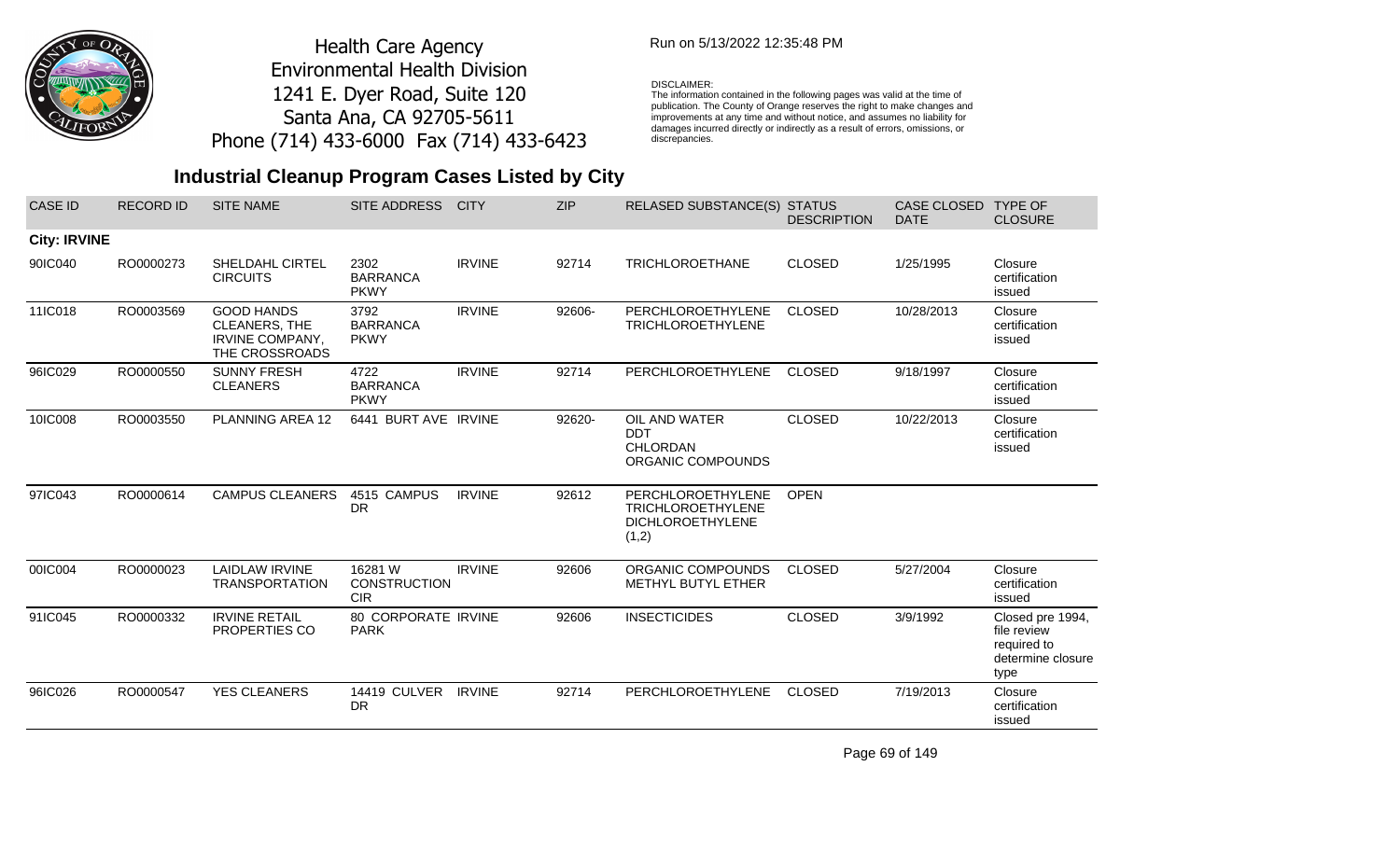Health Care Agency
Environmental Health Division
1241 E. Dyer Road, Suite 120
Santa Ana, CA 92705-5611
Phone (714) 433-6000 Fax (714) 433-6423

Run on 5/13/2022 12:35:48 PM

DISCLAIMER:
The information contained in the following pages was valid at the time of publication. The County of Orange reserves the right to make changes and improvements at any time and without notice, and assumes no liability for damages incurred directly or indirectly as a result of errors, omissions, or discrepancies.

## Industrial Cleanup Program Cases Listed by City

| CASE ID | RECORD ID | SITE NAME | SITE ADDRESS | CITY | ZIP | RELASED SUBSTANCE(S) | STATUS DESCRIPTION | CASE CLOSED DATE | TYPE OF CLOSURE |
|---|---|---|---|---|---|---|---|---|---|
| **City: IRVINE** | | | | | | | | | |
| 90IC040 | RO0000273 | SHELDAHL CIRTEL CIRCUITS | 2302 BARRANCA PKWY | IRVINE | 92714 | TRICHLOROETHANE | CLOSED | 1/25/1995 | Closure certification issued |
| 11IC018 | RO0003569 | GOOD HANDS CLEANERS, THE IRVINE COMPANY, THE CROSSROADS | 3792 BARRANCA PKWY | IRVINE | 92606- | PERCHLOROETHYLENE TRICHLOROETHYLENE | CLOSED | 10/28/2013 | Closure certification issued |
| 96IC029 | RO0000550 | SUNNY FRESH CLEANERS | 4722 BARRANCA PKWY | IRVINE | 92714 | PERCHLOROETHYLENE | CLOSED | 9/18/1997 | Closure certification issued |
| 10IC008 | RO0003550 | PLANNING AREA 12 | 6441 BURT AVE | IRVINE | 92620- | OIL AND WATER DDT CHLORDAN ORGANIC COMPOUNDS | CLOSED | 10/22/2013 | Closure certification issued |
| 97IC043 | RO0000614 | CAMPUS CLEANERS | 4515 CAMPUS DR | IRVINE | 92612 | PERCHLOROETHYLENE TRICHLOROETHYLENE DICHLOROETHYLENE (1,2) | OPEN | | |
| 00IC004 | RO0000023 | LAIDLAW IRVINE TRANSPORTATION | 16281 W CONSTRUCTION CIR | IRVINE | 92606 | ORGANIC COMPOUNDS METHYL BUTYL ETHER | CLOSED | 5/27/2004 | Closure certification issued |
| 91IC045 | RO0000332 | IRVINE RETAIL PROPERTIES CO | 80 CORPORATE PARK | IRVINE | 92606 | INSECTICIDES | CLOSED | 3/9/1992 | Closed pre 1994, file review required to determine closure type |
| 96IC026 | RO0000547 | YES CLEANERS | 14419 CULVER DR | IRVINE | 92714 | PERCHLOROETHYLENE | CLOSED | 7/19/2013 | Closure certification issued |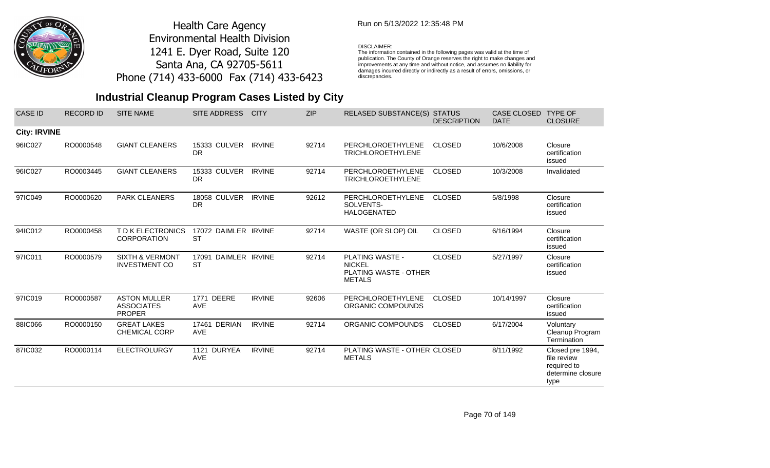Health Care Agency
Environmental Health Division
1241 E. Dyer Road, Suite 120
Santa Ana, CA 92705-5611
Phone (714) 433-6000 Fax (714) 433-6423

Run on 5/13/2022 12:35:48 PM

DISCLAIMER:
The information contained in the following pages was valid at the time of publication. The County of Orange reserves the right to make changes and improvements at any time and without notice, and assumes no liability for damages incurred directly or indirectly as a result of errors, omissions, or discrepancies.

## Industrial Cleanup Program Cases Listed by City

| CASE ID | RECORD ID | SITE NAME | SITE ADDRESS | CITY | ZIP | RELASED SUBSTANCE(S) | STATUS DESCRIPTION | CASE CLOSED DATE | TYPE OF CLOSURE |
|---|---|---|---|---|---|---|---|---|---|
| **City: IRVINE** | | | | | | | | | |
| 96IC027 | RO0000548 | GIANT CLEANERS | 15333 CULVER DR | IRVINE | 92714 | PERCHLOROETHYLENE TRICHLOROETHYLENE | CLOSED | 10/6/2008 | Closure certification issued |
| 96IC027 | RO0003445 | GIANT CLEANERS | 15333 CULVER DR | IRVINE | 92714 | PERCHLOROETHYLENE TRICHLOROETHYLENE | CLOSED | 10/3/2008 | Invalidated |
| 97IC049 | RO0000620 | PARK CLEANERS | 18058 CULVER DR | IRVINE | 92612 | PERCHLOROETHYLENE SOLVENTS-HALOGENATED | CLOSED | 5/8/1998 | Closure certification issued |
| 94IC012 | RO0000458 | T D K ELECTRONICS CORPORATION | 17072 DAIMLER ST | IRVINE | 92714 | WASTE (OR SLOP) OIL | CLOSED | 6/16/1994 | Closure certification issued |
| 97IC011 | RO0000579 | SIXTH & VERMONT INVESTMENT CO | 17091 DAIMLER ST | IRVINE | 92714 | PLATING WASTE - NICKEL PLATING WASTE - OTHER METALS | CLOSED | 5/27/1997 | Closure certification issued |
| 97IC019 | RO0000587 | ASTON MULLER ASSOCIATES PROPER | 1771 DEERE AVE | IRVINE | 92606 | PERCHLOROETHYLENE ORGANIC COMPOUNDS | CLOSED | 10/14/1997 | Closure certification issued |
| 88IC066 | RO0000150 | GREAT LAKES CHEMICAL CORP | 17461 DERIAN AVE | IRVINE | 92714 | ORGANIC COMPOUNDS | CLOSED | 6/17/2004 | Voluntary Cleanup Program Termination |
| 87IC032 | RO0000114 | ELECTROLURGY | 1121 DURYEA AVE | IRVINE | 92714 | PLATING WASTE - OTHER METALS | CLOSED | 8/11/1992 | Closed pre 1994, file review required to determine closure type |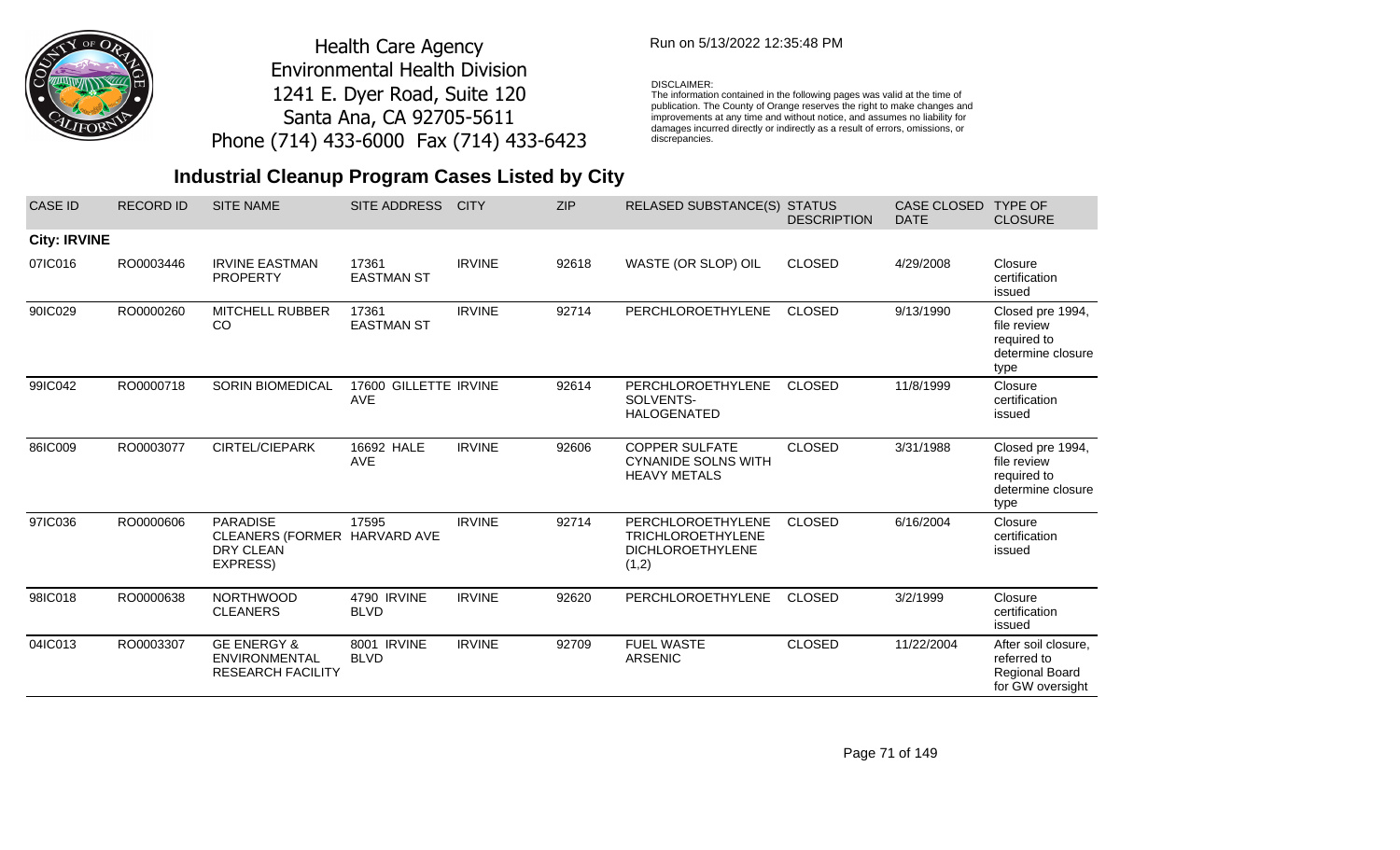Health Care Agency
Environmental Health Division
1241 E. Dyer Road, Suite 120
Santa Ana, CA 92705-5611
Phone (714) 433-6000 Fax (714) 433-6423

Run on 5/13/2022 12:35:48 PM

DISCLAIMER:
The information contained in the following pages was valid at the time of publication. The County of Orange reserves the right to make changes and improvements at any time and without notice, and assumes no liability for damages incurred directly or indirectly as a result of errors, omissions, or discrepancies.

# Industrial Cleanup Program Cases Listed by City

| CASE ID | RECORD ID | SITE NAME | SITE ADDRESS | CITY | ZIP | RELASED SUBSTANCE(S) | STATUS DESCRIPTION | CASE CLOSED DATE | TYPE OF CLOSURE |
|---|---|---|---|---|---|---|---|---|---|
| **City: IRVINE** | | | | | | | | | |
| 07IC016 | RO0003446 | IRVINE EASTMAN PROPERTY | 17361 EASTMAN ST | IRVINE | 92618 | WASTE (OR SLOP) OIL | CLOSED | 4/29/2008 | Closure certification issued |
| 90IC029 | RO0000260 | MITCHELL RUBBER CO | 17361 EASTMAN ST | IRVINE | 92714 | PERCHLOROETHYLENE | CLOSED | 9/13/1990 | Closed pre 1994, file review required to determine closure type |
| 99IC042 | RO0000718 | SORIN BIOMEDICAL | 17600 GILLETTE AVE | IRVINE | 92614 | PERCHLOROETHYLENE SOLVENTS-HALOGENATED | CLOSED | 11/8/1999 | Closure certification issued |
| 86IC009 | RO0003077 | CIRTEL/CIEPARK | 16692 HALE AVE | IRVINE | 92606 | COPPER SULFATE CYNANIDE SOLNS WITH HEAVY METALS | CLOSED | 3/31/1988 | Closed pre 1994, file review required to determine closure type |
| 97IC036 | RO0000606 | PARADISE CLEANERS (FORMER DRY CLEAN EXPRESS) | 17595 HARVARD AVE | IRVINE | 92714 | PERCHLOROETHYLENE TRICHLOROETHYLENE DICHLOROETHYLENE (1,2) | CLOSED | 6/16/2004 | Closure certification issued |
| 98IC018 | RO0000638 | NORTHWOOD CLEANERS | 4790 IRVINE BLVD | IRVINE | 92620 | PERCHLOROETHYLENE | CLOSED | 3/2/1999 | Closure certification issued |
| 04IC013 | RO0003307 | GE ENERGY & ENVIRONMENTAL RESEARCH FACILITY | 8001 IRVINE BLVD | IRVINE | 92709 | FUEL WASTE ARSENIC | CLOSED | 11/22/2004 | After soil closure, referred to Regional Board for GW oversight |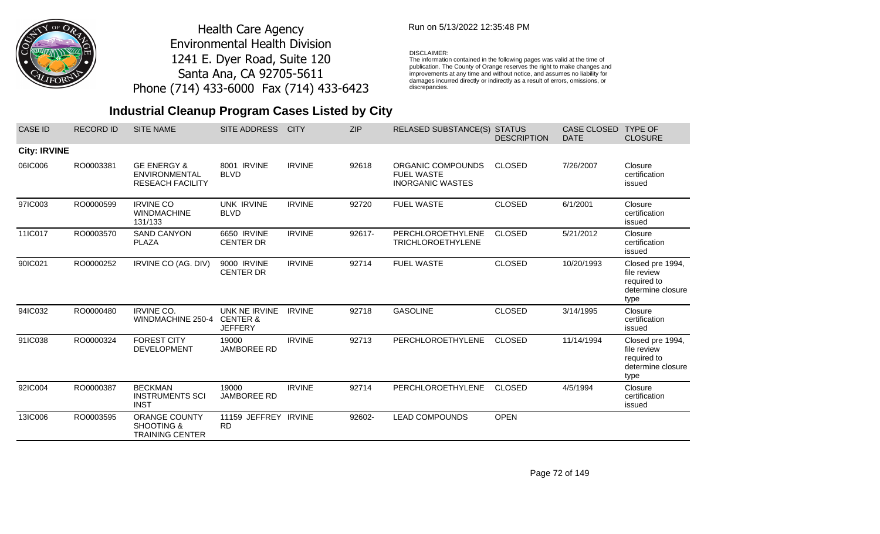Health Care Agency
Environmental Health Division
1241 E. Dyer Road, Suite 120
Santa Ana, CA 92705-5611
Phone (714) 433-6000 Fax (714) 433-6423

Run on 5/13/2022 12:35:48 PM

DISCLAIMER:
The information contained in the following pages was valid at the time of publication. The County of Orange reserves the right to make changes and improvements at any time and without notice, and assumes no liability for damages incurred directly or indirectly as a result of errors, omissions, or discrepancies.

## Industrial Cleanup Program Cases Listed by City

| CASE ID | RECORD ID | SITE NAME | SITE ADDRESS | CITY | ZIP | RELASED SUBSTANCE(S) | STATUS DESCRIPTION | CASE CLOSED DATE | TYPE OF CLOSURE |
|---|---|---|---|---|---|---|---|---|---|
| **City: IRVINE** | | | | | | | | | |
| 06IC006 | RO0003381 | GE ENERGY & ENVIRONMENTAL RESEACH FACILITY | 8001 IRVINE BLVD | IRVINE | 92618 | ORGANIC COMPOUNDS FUEL WASTE INORGANIC WASTES | CLOSED | 7/26/2007 | Closure certification issued |
| 97IC003 | RO0000599 | IRVINE CO WINDMACHINE 131/133 | UNK IRVINE BLVD | IRVINE | 92720 | FUEL WASTE | CLOSED | 6/1/2001 | Closure certification issued |
| 11IC017 | RO0003570 | SAND CANYON PLAZA | 6650 IRVINE CENTER DR | IRVINE | 92617- | PERCHLOROETHYLENE TRICHLOROETHYLENE | CLOSED | 5/21/2012 | Closure certification issued |
| 90IC021 | RO0000252 | IRVINE CO (AG. DIV) | 9000 IRVINE CENTER DR | IRVINE | 92714 | FUEL WASTE | CLOSED | 10/20/1993 | Closed pre 1994, file review required to determine closure type |
| 94IC032 | RO0000480 | IRVINE CO. WINDMACHINE 250-4 | UNK NE IRVINE CENTER & JEFFERY | IRVINE | 92718 | GASOLINE | CLOSED | 3/14/1995 | Closure certification issued |
| 91IC038 | RO0000324 | FOREST CITY DEVELOPMENT | 19000 JAMBOREE RD | IRVINE | 92713 | PERCHLOROETHYLENE | CLOSED | 11/14/1994 | Closed pre 1994, file review required to determine closure type |
| 92IC004 | RO0000387 | BECKMAN INSTRUMENTS SCI INST | 19000 JAMBOREE RD | IRVINE | 92714 | PERCHLOROETHYLENE | CLOSED | 4/5/1994 | Closure certification issued |
| 13IC006 | RO0003595 | ORANGE COUNTY SHOOTING & TRAINING CENTER | 11159 JEFFREY RD | IRVINE | 92602- | LEAD COMPOUNDS | OPEN | | |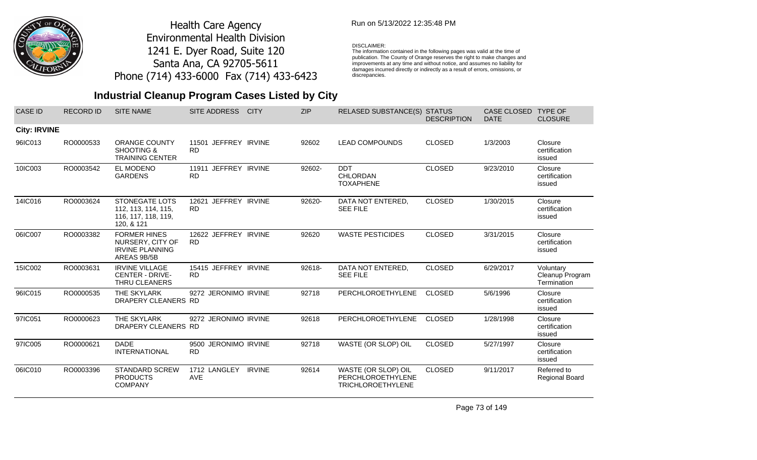Health Care Agency
Environmental Health Division
1241 E. Dyer Road, Suite 120
Santa Ana, CA 92705-5611
Phone (714) 433-6000 Fax (714) 433-6423

Run on 5/13/2022 12:35:48 PM

DISCLAIMER:
The information contained in the following pages was valid at the time of publication. The County of Orange reserves the right to make changes and improvements at any time and without notice, and assumes no liability for damages incurred directly or indirectly as a result of errors, omissions, or discrepancies.

## Industrial Cleanup Program Cases Listed by City

| CASE ID | RECORD ID | SITE NAME | SITE ADDRESS | CITY | ZIP | RELASED SUBSTANCE(S) | STATUS DESCRIPTION | CASE CLOSED DATE | TYPE OF CLOSURE |
|---|---|---|---|---|---|---|---|---|---|
| **City: IRVINE** | | | | | | | | | |
| 96IC013 | RO0000533 | ORANGE COUNTY SHOOTING & TRAINING CENTER | 11501 JEFFREY RD | IRVINE | 92602 | LEAD COMPOUNDS | CLOSED | 1/3/2003 | Closure certification issued |
| 10IC003 | RO0003542 | EL MODENO GARDENS | 11911 JEFFREY RD | IRVINE | 92602- | DDT CHLORDAN TOXAPHENE | CLOSED | 9/23/2010 | Closure certification issued |
| 14IC016 | RO0003624 | STONEGATE LOTS 112, 113, 114, 115, 116, 117, 118, 119, 120, & 121 | 12621 JEFFREY RD | IRVINE | 92620- | DATA NOT ENTERED, SEE FILE | CLOSED | 1/30/2015 | Closure certification issued |
| 06IC007 | RO0003382 | FORMER HINES NURSERY, CITY OF IRVINE PLANNING AREAS 9B/5B | 12622 JEFFREY RD | IRVINE | 92620 | WASTE PESTICIDES | CLOSED | 3/31/2015 | Closure certification issued |
| 15IC002 | RO0003631 | IRVINE VILLAGE CENTER - DRIVE-THRU CLEANERS | 15415 JEFFREY RD | IRVINE | 92618- | DATA NOT ENTERED, SEE FILE | CLOSED | 6/29/2017 | Voluntary Cleanup Program Termination |
| 96IC015 | RO0000535 | THE SKYLARK DRAPERY CLEANERS | 9272 JERONIMO RD | IRVINE | 92718 | PERCHLOROETHYLENE | CLOSED | 5/6/1996 | Closure certification issued |
| 97IC051 | RO0000623 | THE SKYLARK DRAPERY CLEANERS | 9272 JERONIMO RD | IRVINE | 92618 | PERCHLOROETHYLENE | CLOSED | 1/28/1998 | Closure certification issued |
| 97IC005 | RO0000621 | DADE INTERNATIONAL | 9500 JERONIMO RD | IRVINE | 92718 | WASTE (OR SLOP) OIL | CLOSED | 5/27/1997 | Closure certification issued |
| 06IC010 | RO0003396 | STANDARD SCREW PRODUCTS COMPANY | 1712 LANGLEY AVE | IRVINE | 92614 | WASTE (OR SLOP) OIL PERCHLOROETHYLENE TRICHLOROETHYLENE | CLOSED | 9/11/2017 | Referred to Regional Board |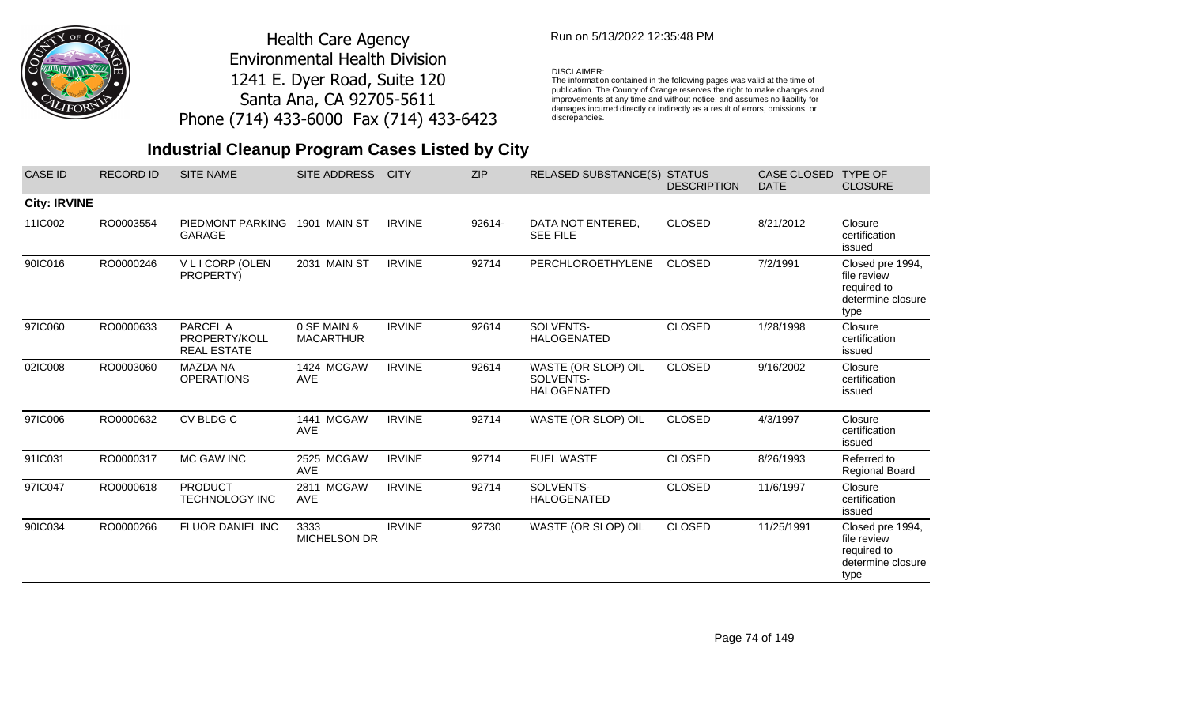Health Care Agency
Environmental Health Division
1241 E. Dyer Road, Suite 120
Santa Ana, CA 92705-5611
Phone (714) 433-6000 Fax (714) 433-6423

Run on 5/13/2022 12:35:48 PM

DISCLAIMER:
The information contained in the following pages was valid at the time of publication. The County of Orange reserves the right to make changes and improvements at any time and without notice, and assumes no liability for damages incurred directly or indirectly as a result of errors, omissions, or discrepancies.

## Industrial Cleanup Program Cases Listed by City

| CASE ID | RECORD ID | SITE NAME | SITE ADDRESS | CITY | ZIP | RELASED SUBSTANCE(S) | STATUS DESCRIPTION | CASE CLOSED DATE | TYPE OF CLOSURE |
|---|---|---|---|---|---|---|---|---|---|
| **City: IRVINE** | | | | | | | | | |
| 11IC002 | RO0003554 | PIEDMONT PARKING GARAGE | 1901 MAIN ST | IRVINE | 92614- | DATA NOT ENTERED, SEE FILE | CLOSED | 8/21/2012 | Closure certification issued |
| 90IC016 | RO0000246 | V L I CORP (OLEN PROPERTY) | 2031 MAIN ST | IRVINE | 92714 | PERCHLOROETHYLENE | CLOSED | 7/2/1991 | Closed pre 1994, file review required to determine closure type |
| 97IC060 | RO0000633 | PARCEL A PROPERTY/KOLL REAL ESTATE | 0 SE MAIN & MACARTHUR | IRVINE | 92614 | SOLVENTS-HALOGENATED | CLOSED | 1/28/1998 | Closure certification issued |
| 02IC008 | RO0003060 | MAZDA NA OPERATIONS | 1424 MCGAW AVE | IRVINE | 92614 | WASTE (OR SLOP) OIL SOLVENTS-HALOGENATED | CLOSED | 9/16/2002 | Closure certification issued |
| 97IC006 | RO0000632 | CV BLDG C | 1441 MCGAW AVE | IRVINE | 92714 | WASTE (OR SLOP) OIL | CLOSED | 4/3/1997 | Closure certification issued |
| 91IC031 | RO0000317 | MC GAW INC | 2525 MCGAW AVE | IRVINE | 92714 | FUEL WASTE | CLOSED | 8/26/1993 | Referred to Regional Board |
| 97IC047 | RO0000618 | PRODUCT TECHNOLOGY INC | 2811 MCGAW AVE | IRVINE | 92714 | SOLVENTS-HALOGENATED | CLOSED | 11/6/1997 | Closure certification issued |
| 90IC034 | RO0000266 | FLUOR DANIEL INC | 3333 MICHELSON DR | IRVINE | 92730 | WASTE (OR SLOP) OIL | CLOSED | 11/25/1991 | Closed pre 1994, file review required to determine closure type |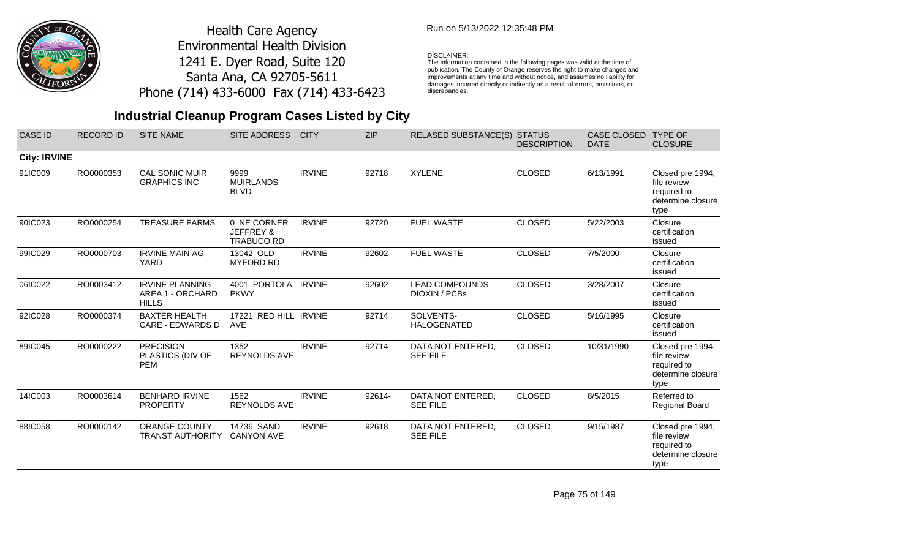Health Care Agency
Environmental Health Division
1241 E. Dyer Road, Suite 120
Santa Ana, CA 92705-5611
Phone (714) 433-6000 Fax (714) 433-6423

Run on 5/13/2022 12:35:48 PM

DISCLAIMER:
The information contained in the following pages was valid at the time of publication. The County of Orange reserves the right to make changes and improvements at any time and without notice, and assumes no liability for damages incurred directly or indirectly as a result of errors, omissions, or discrepancies.

## Industrial Cleanup Program Cases Listed by City

| CASE ID | RECORD ID | SITE NAME | SITE ADDRESS | CITY | ZIP | RELASED SUBSTANCE(S) | STATUS DESCRIPTION | CASE CLOSED DATE | TYPE OF CLOSURE |
|---|---|---|---|---|---|---|---|---|---|
| **City: IRVINE** | | | | | | | | | |
| 91IC009 | RO0000353 | CAL SONIC MUIR GRAPHICS INC | 9999 MUIRLANDS BLVD | IRVINE | 92718 | XYLENE | CLOSED | 6/13/1991 | Closed pre 1994, file review required to determine closure type |
| 90IC023 | RO0000254 | TREASURE FARMS | 0 NE CORNER JEFFREY & TRABUCO RD | IRVINE | 92720 | FUEL WASTE | CLOSED | 5/22/2003 | Closure certification issued |
| 99IC029 | RO0000703 | IRVINE MAIN AG YARD | 13042 OLD MYFORD RD | IRVINE | 92602 | FUEL WASTE | CLOSED | 7/5/2000 | Closure certification issued |
| 06IC022 | RO0003412 | IRVINE PLANNING AREA 1 - ORCHARD HILLS | 4001 PORTOLA PKWY | IRVINE | 92602 | LEAD COMPOUNDS DIOXIN / PCBs | CLOSED | 3/28/2007 | Closure certification issued |
| 92IC028 | RO0000374 | BAXTER HEALTH CARE - EDWARDS D | 17221 RED HILL AVE | IRVINE | 92714 | SOLVENTS-HALOGENATED | CLOSED | 5/16/1995 | Closure certification issued |
| 89IC045 | RO0000222 | PRECISION PLASTICS (DIV OF PEM | 1352 REYNOLDS AVE | IRVINE | 92714 | DATA NOT ENTERED, SEE FILE | CLOSED | 10/31/1990 | Closed pre 1994, file review required to determine closure type |
| 14IC003 | RO0003614 | BENHARD IRVINE PROPERTY | 1562 REYNOLDS AVE | IRVINE | 92614- | DATA NOT ENTERED, SEE FILE | CLOSED | 8/5/2015 | Referred to Regional Board |
| 88IC058 | RO0000142 | ORANGE COUNTY TRANST AUTHORITY | 14736 SAND CANYON AVE | IRVINE | 92618 | DATA NOT ENTERED, SEE FILE | CLOSED | 9/15/1987 | Closed pre 1994, file review required to determine closure type |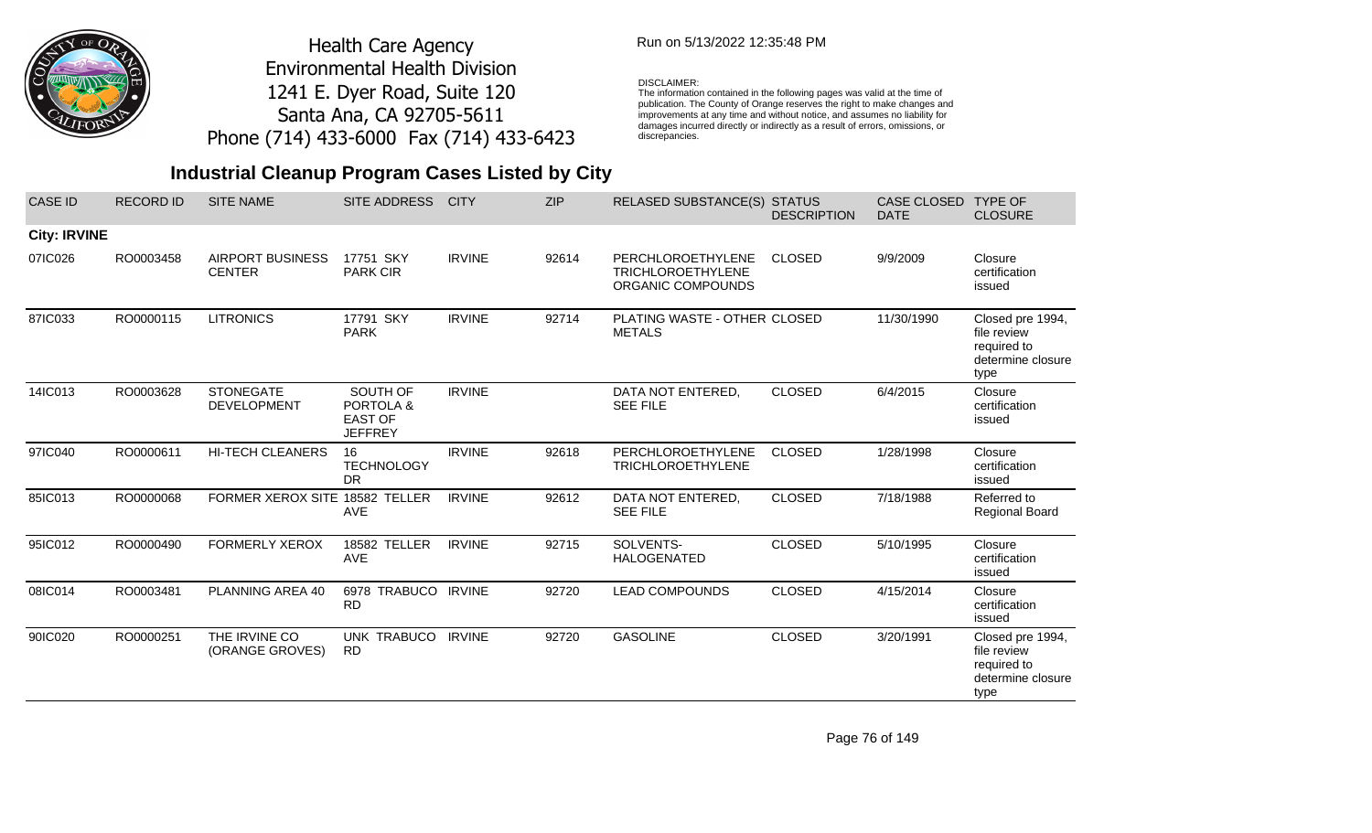Health Care Agency
Environmental Health Division
1241 E. Dyer Road, Suite 120
Santa Ana, CA 92705-5611
Phone (714) 433-6000 Fax (714) 433-6423

Run on 5/13/2022 12:35:48 PM

DISCLAIMER:
The information contained in the following pages was valid at the time of publication. The County of Orange reserves the right to make changes and improvements at any time and without notice, and assumes no liability for damages incurred directly or indirectly as a result of errors, omissions, or discrepancies.

## Industrial Cleanup Program Cases Listed by City

| CASE ID | RECORD ID | SITE NAME | SITE ADDRESS | CITY | ZIP | RELASED SUBSTANCE(S) | STATUS DESCRIPTION | CASE CLOSED DATE | TYPE OF CLOSURE |
|---|---|---|---|---|---|---|---|---|---|
| **City: IRVINE** | | | | | | | | | |
| 07IC026 | RO0003458 | AIRPORT BUSINESS CENTER | 17751 SKY PARK CIR | IRVINE | 92614 | PERCHLOROETHYLENE TRICHLOROETHYLENE ORGANIC COMPOUNDS | CLOSED | 9/9/2009 | Closure certification issued |
| 87IC033 | RO0000115 | LITRONICS | 17791 SKY PARK | IRVINE | 92714 | PLATING WASTE - OTHER METALS | CLOSED | 11/30/1990 | Closed pre 1994, file review required to determine closure type |
| 14IC013 | RO0003628 | STONEGATE DEVELOPMENT | SOUTH OF PORTOLA & EAST OF JEFFREY | IRVINE | | DATA NOT ENTERED, SEE FILE | CLOSED | 6/4/2015 | Closure certification issued |
| 97IC040 | RO0000611 | HI-TECH CLEANERS | 16 TECHNOLOGY DR | IRVINE | 92618 | PERCHLOROETHYLENE TRICHLOROETHYLENE | CLOSED | 1/28/1998 | Closure certification issued |
| 85IC013 | RO0000068 | FORMER XEROX SITE | 18582 TELLER AVE | IRVINE | 92612 | DATA NOT ENTERED, SEE FILE | CLOSED | 7/18/1988 | Referred to Regional Board |
| 95IC012 | RO0000490 | FORMERLY XEROX | 18582 TELLER AVE | IRVINE | 92715 | SOLVENTS-HALOGENATED | CLOSED | 5/10/1995 | Closure certification issued |
| 08IC014 | RO0003481 | PLANNING AREA 40 | 6978 TRABUCO RD | IRVINE | 92720 | LEAD COMPOUNDS | CLOSED | 4/15/2014 | Closure certification issued |
| 90IC020 | RO0000251 | THE IRVINE CO (ORANGE GROVES) | UNK TRABUCO RD | IRVINE | 92720 | GASOLINE | CLOSED | 3/20/1991 | Closed pre 1994, file review required to determine closure type |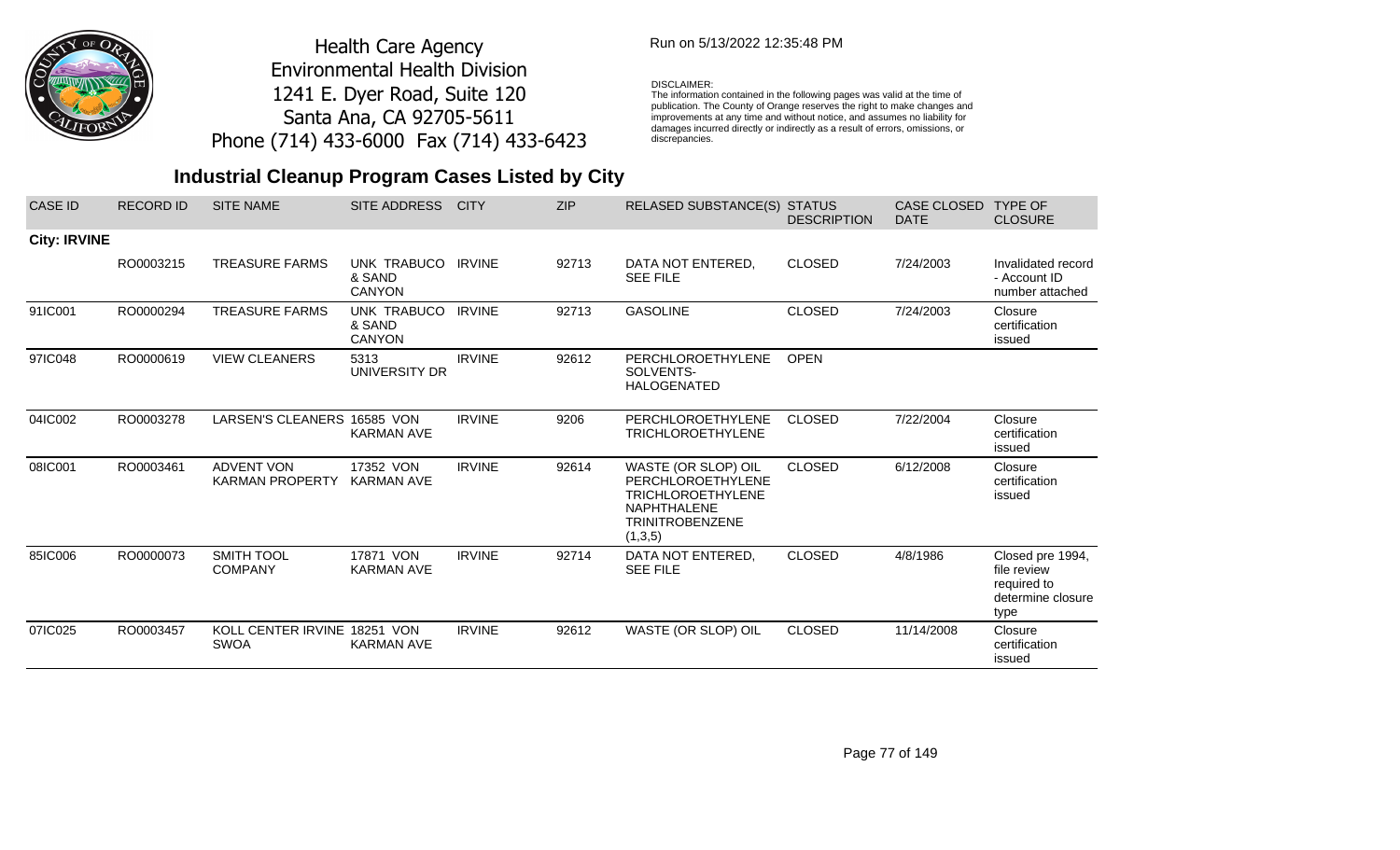Health Care Agency
Environmental Health Division
1241 E. Dyer Road, Suite 120
Santa Ana, CA 92705-5611
Phone (714) 433-6000 Fax (714) 433-6423

Run on 5/13/2022 12:35:48 PM

DISCLAIMER:
The information contained in the following pages was valid at the time of publication. The County of Orange reserves the right to make changes and improvements at any time and without notice, and assumes no liability for damages incurred directly or indirectly as a result of errors, omissions, or discrepancies.

## Industrial Cleanup Program Cases Listed by City

| CASE ID | RECORD ID | SITE NAME | SITE ADDRESS | CITY | ZIP | RELASED SUBSTANCE(S) | STATUS DESCRIPTION | CASE CLOSED DATE | TYPE OF CLOSURE |
|---|---|---|---|---|---|---|---|---|---|
| **City: IRVINE** | | | | | | | | | |
| | RO0003215 | TREASURE FARMS | UNK TRABUCO & SAND CANYON | IRVINE | 92713 | DATA NOT ENTERED, SEE FILE | CLOSED | 7/24/2003 | Invalidated record - Account ID number attached |
| 91IC001 | RO0000294 | TREASURE FARMS | UNK TRABUCO & SAND CANYON | IRVINE | 92713 | GASOLINE | CLOSED | 7/24/2003 | Closure certification issued |
| 97IC048 | RO0000619 | VIEW CLEANERS | 5313 UNIVERSITY DR | IRVINE | 92612 | PERCHLOROETHYLENE SOLVENTS-HALOGENATED | OPEN | | |
| 04IC002 | RO0003278 | LARSEN'S CLEANERS | 16585 VON KARMAN AVE | IRVINE | 9206 | PERCHLOROETHYLENE TRICHLOROETHYLENE | CLOSED | 7/22/2004 | Closure certification issued |
| 08IC001 | RO0003461 | ADVENT VON KARMAN PROPERTY | 17352 VON KARMAN AVE | IRVINE | 92614 | WASTE (OR SLOP) OIL PERCHLOROETHYLENE TRICHLOROETHYLENE NAPHTHALENE TRINITROBENZENE (1,3,5) | CLOSED | 6/12/2008 | Closure certification issued |
| 85IC006 | RO0000073 | SMITH TOOL COMPANY | 17871 VON KARMAN AVE | IRVINE | 92714 | DATA NOT ENTERED, SEE FILE | CLOSED | 4/8/1986 | Closed pre 1994, file review required to determine closure type |
| 07IC025 | RO0003457 | KOLL CENTER IRVINE SWOA | 18251 VON KARMAN AVE | IRVINE | 92612 | WASTE (OR SLOP) OIL | CLOSED | 11/14/2008 | Closure certification issued |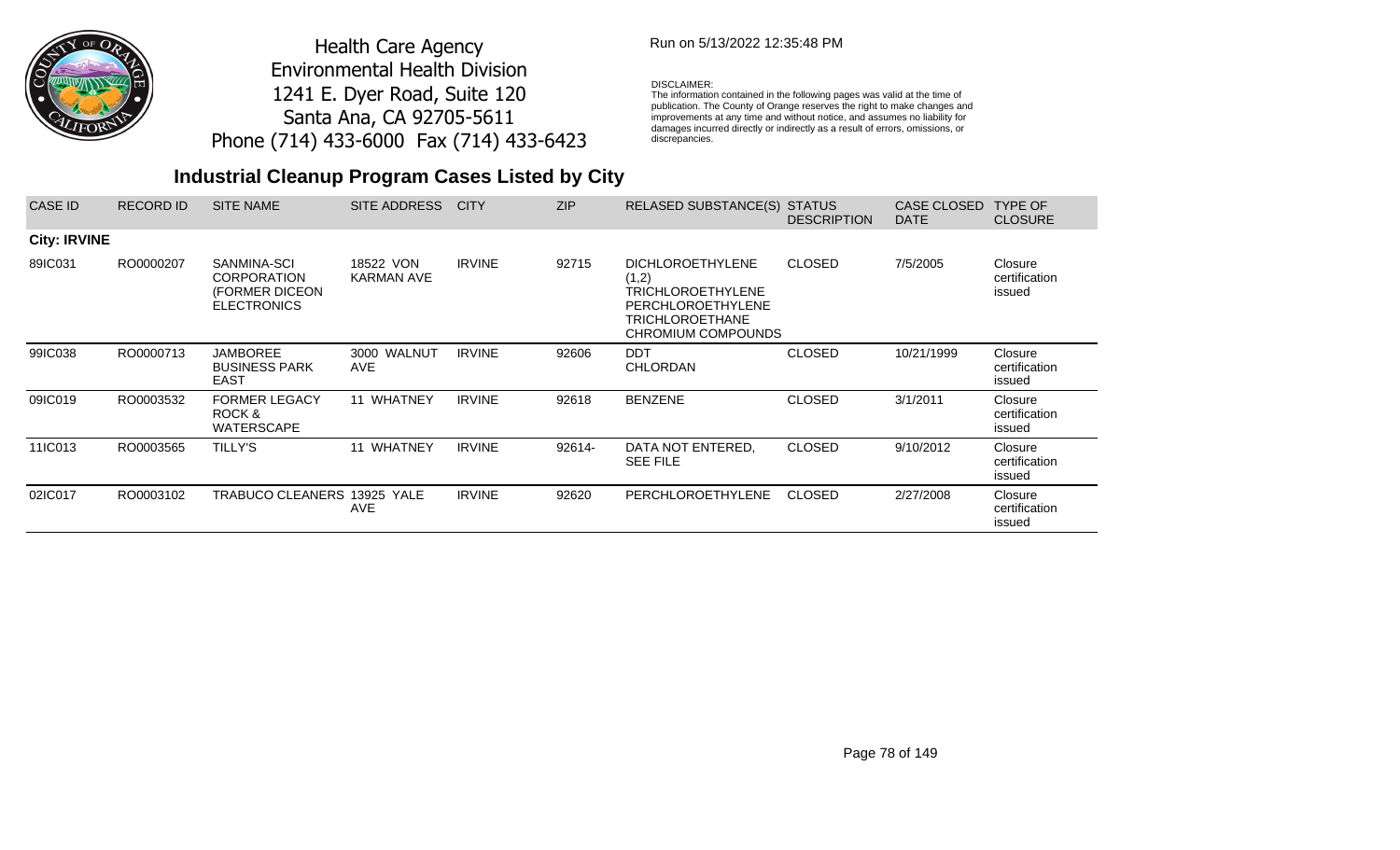Health Care Agency
Environmental Health Division
1241 E. Dyer Road, Suite 120
Santa Ana, CA 92705-5611
Phone (714) 433-6000 Fax (714) 433-6423

Run on 5/13/2022 12:35:48 PM

DISCLAIMER:
The information contained in the following pages was valid at the time of publication. The County of Orange reserves the right to make changes and improvements at any time and without notice, and assumes no liability for damages incurred directly or indirectly as a result of errors, omissions, or discrepancies.

## Industrial Cleanup Program Cases Listed by City

| CASE ID | RECORD ID | SITE NAME | SITE ADDRESS | CITY | ZIP | RELASED SUBSTANCE(S) | STATUS DESCRIPTION | CASE CLOSED DATE | TYPE OF CLOSURE |
|---|---|---|---|---|---|---|---|---|---|
| **City: IRVINE** | | | | | | | | | |
| 89IC031 | RO0000207 | SANMINA-SCI CORPORATION (FORMER DICEON ELECTRONICS | 18522 VON KARMAN AVE | IRVINE | 92715 | DICHLOROETHYLENE (1,2) TRICHLOROETHYLENE PERCHLOROETHYLENE TRICHLOROETHANE CHROMIUM COMPOUNDS | CLOSED | 7/5/2005 | Closure certification issued |
| 99IC038 | RO0000713 | JAMBOREE BUSINESS PARK EAST | 3000 WALNUT AVE | IRVINE | 92606 | DDT CHLORDAN | CLOSED | 10/21/1999 | Closure certification issued |
| 09IC019 | RO0003532 | FORMER LEGACY ROCK & WATERSCAPE | 11 WHATNEY | IRVINE | 92618 | BENZENE | CLOSED | 3/1/2011 | Closure certification issued |
| 11IC013 | RO0003565 | TILLY'S | 11 WHATNEY | IRVINE | 92614- | DATA NOT ENTERED, SEE FILE | CLOSED | 9/10/2012 | Closure certification issued |
| 02IC017 | RO0003102 | TRABUCO CLEANERS | 13925 YALE AVE | IRVINE | 92620 | PERCHLOROETHYLENE | CLOSED | 2/27/2008 | Closure certification issued |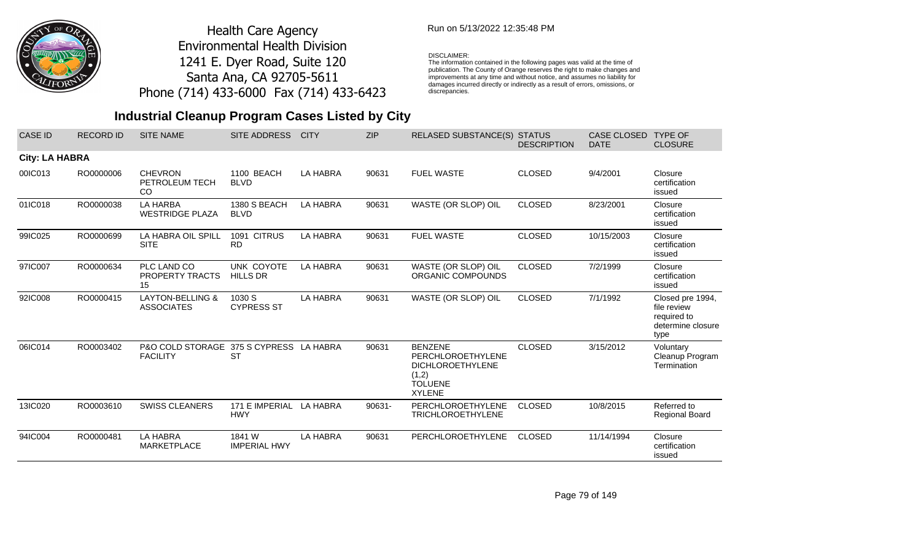Health Care Agency
Environmental Health Division
1241 E. Dyer Road, Suite 120
Santa Ana, CA 92705-5611
Phone (714) 433-6000 Fax (714) 433-6423

Run on 5/13/2022 12:35:48 PM

DISCLAIMER:
The information contained in the following pages was valid at the time of publication. The County of Orange reserves the right to make changes and improvements at any time and without notice, and assumes no liability for damages incurred directly or indirectly as a result of errors, omissions, or discrepancies.

## Industrial Cleanup Program Cases Listed by City

| CASE ID | RECORD ID | SITE NAME | SITE ADDRESS | CITY | ZIP | RELASED SUBSTANCE(S) | STATUS DESCRIPTION | CASE CLOSED DATE | TYPE OF CLOSURE |
|---|---|---|---|---|---|---|---|---|---|
| **City: LA HABRA** | | | | | | | | | |
| 00IC013 | RO0000006 | CHEVRON PETROLEUM TECH CO | 1100 BEACH BLVD | LA HABRA | 90631 | FUEL WASTE | CLOSED | 9/4/2001 | Closure certification issued |
| 01IC018 | RO0000038 | LA HARBA WESTRIDGE PLAZA | 1380 S BEACH BLVD | LA HABRA | 90631 | WASTE (OR SLOP) OIL | CLOSED | 8/23/2001 | Closure certification issued |
| 99IC025 | RO0000699 | LA HABRA OIL SPILL SITE | 1091 CITRUS RD | LA HABRA | 90631 | FUEL WASTE | CLOSED | 10/15/2003 | Closure certification issued |
| 97IC007 | RO0000634 | PLC LAND CO PROPERTY TRACTS 15 | UNK COYOTE HILLS DR | LA HABRA | 90631 | WASTE (OR SLOP) OIL ORGANIC COMPOUNDS | CLOSED | 7/2/1999 | Closure certification issued |
| 92IC008 | RO0000415 | LAYTON-BELLING & ASSOCIATES | 1030 S CYPRESS ST | LA HABRA | 90631 | WASTE (OR SLOP) OIL | CLOSED | 7/1/1992 | Closed pre 1994, file review required to determine closure type |
| 06IC014 | RO0003402 | P&O COLD STORAGE FACILITY | 375 S CYPRESS ST | LA HABRA | 90631 | BENZENE PERCHLOROETHYLENE DICHLOROETHYLENE (1,2) TOLUENE XYLENE | CLOSED | 3/15/2012 | Voluntary Cleanup Program Termination |
| 13IC020 | RO0003610 | SWISS CLEANERS | 171 E IMPERIAL HWY | LA HABRA | 90631- | PERCHLOROETHYLENE TRICHLOROETHYLENE | CLOSED | 10/8/2015 | Referred to Regional Board |
| 94IC004 | RO0000481 | LA HABRA MARKETPLACE | 1841 W IMPERIAL HWY | LA HABRA | 90631 | PERCHLOROETHYLENE | CLOSED | 11/14/1994 | Closure certification issued |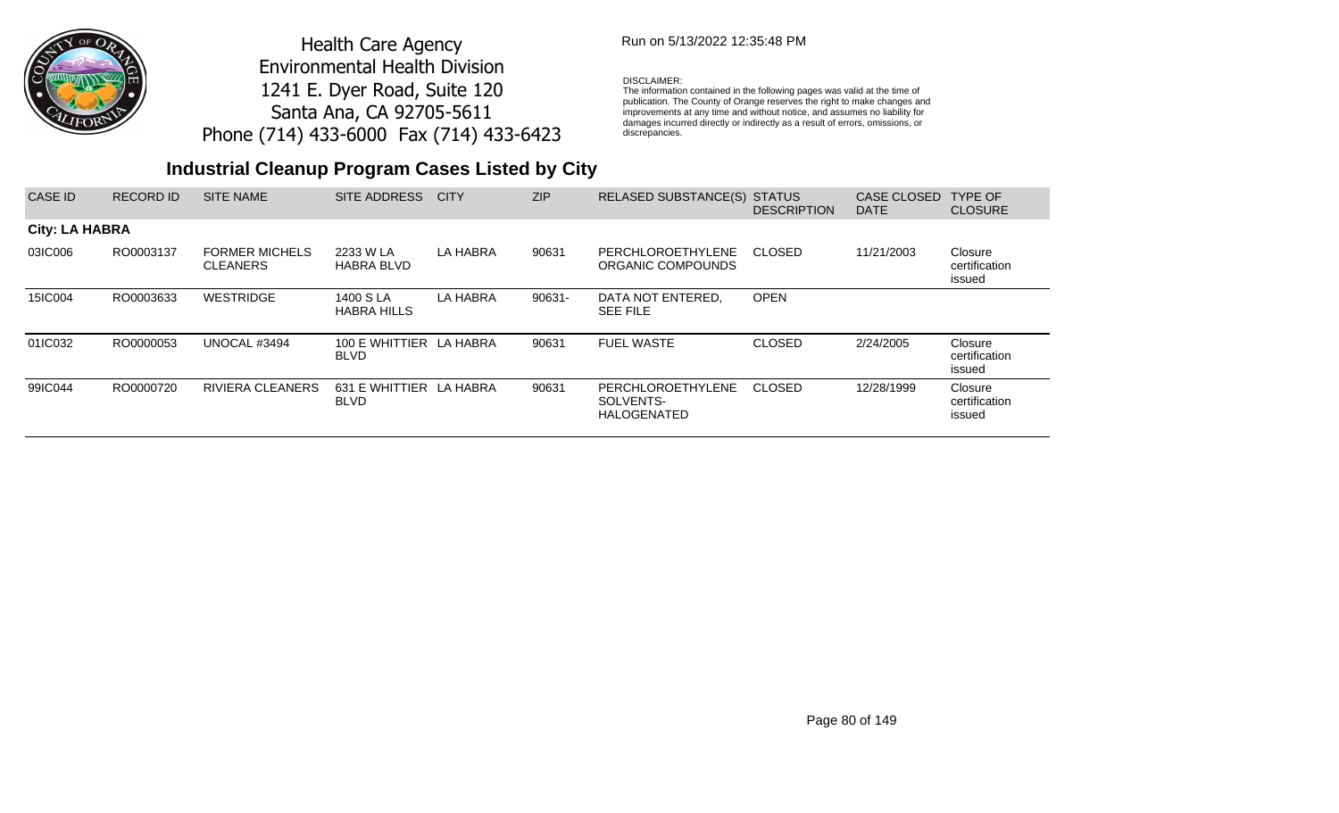Health Care Agency
Environmental Health Division
1241 E. Dyer Road, Suite 120
Santa Ana, CA 92705-5611
Phone (714) 433-6000 Fax (714) 433-6423

Run on 5/13/2022 12:35:48 PM

DISCLAIMER:
The information contained in the following pages was valid at the time of publication. The County of Orange reserves the right to make changes and improvements at any time and without notice, and assumes no liability for damages incurred directly or indirectly as a result of errors, omissions, or discrepancies.

## Industrial Cleanup Program Cases Listed by City

| CASE ID | RECORD ID | SITE NAME | SITE ADDRESS | CITY | ZIP | RELASED SUBSTANCE(S) | STATUS DESCRIPTION | CASE CLOSED DATE | TYPE OF CLOSURE |
|---|---|---|---|---|---|---|---|---|---|
| **City: LA HABRA** | | | | | | | | | |
| 03IC006 | RO0003137 | FORMER MICHELS CLEANERS | 2233 W LA HABRA BLVD | LA HABRA | 90631 | PERCHLOROETHYLENE ORGANIC COMPOUNDS | CLOSED | 11/21/2003 | Closure certification issued |
| 15IC004 | RO0003633 | WESTRIDGE | 1400 S LA HABRA HILLS | LA HABRA | 90631- | DATA NOT ENTERED, SEE FILE | OPEN | | |
| 01IC032 | RO0000053 | UNOCAL #3494 | 100 E WHITTIER BLVD | LA HABRA | 90631 | FUEL WASTE | CLOSED | 2/24/2005 | Closure certification issued |
| 99IC044 | RO0000720 | RIVIERA CLEANERS | 631 E WHITTIER BLVD | LA HABRA | 90631 | PERCHLOROETHYLENE SOLVENTS-HALOGENATED | CLOSED | 12/28/1999 | Closure certification issued |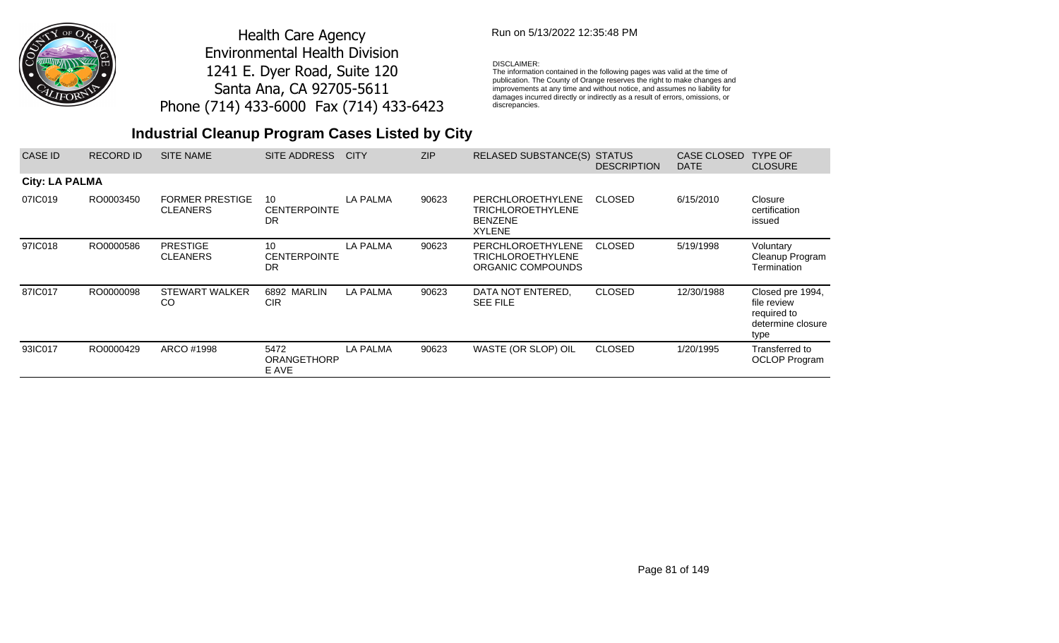Health Care Agency
Environmental Health Division
1241 E. Dyer Road, Suite 120
Santa Ana, CA 92705-5611
Phone (714) 433-6000 Fax (714) 433-6423

Run on 5/13/2022 12:35:48 PM

DISCLAIMER:
The information contained in the following pages was valid at the time of publication. The County of Orange reserves the right to make changes and improvements at any time and without notice, and assumes no liability for damages incurred directly or indirectly as a result of errors, omissions, or discrepancies.

## Industrial Cleanup Program Cases Listed by City

| CASE ID | RECORD ID | SITE NAME | SITE ADDRESS | CITY | ZIP | RELASED SUBSTANCE(S) | STATUS DESCRIPTION | CASE CLOSED DATE | TYPE OF CLOSURE |
|---|---|---|---|---|---|---|---|---|---|
| **City: LA PALMA** | | | | | | | | | |
| 07IC019 | RO0003450 | FORMER PRESTIGE CLEANERS | 10 CENTERPOINTE DR | LA PALMA | 90623 | PERCHLOROETHYLENE TRICHLOROETHYLENE BENZENE XYLENE | CLOSED | 6/15/2010 | Closure certification issued |
| 97IC018 | RO0000586 | PRESTIGE CLEANERS | 10 CENTERPOINTE DR | LA PALMA | 90623 | PERCHLOROETHYLENE TRICHLOROETHYLENE ORGANIC COMPOUNDS | CLOSED | 5/19/1998 | Voluntary Cleanup Program Termination |
| 87IC017 | RO0000098 | STEWART WALKER CO | 6892 MARLIN CIR | LA PALMA | 90623 | DATA NOT ENTERED, SEE FILE | CLOSED | 12/30/1988 | Closed pre 1994, file review required to determine closure type |
| 93IC017 | RO0000429 | ARCO #1998 | 5472 ORANGETHORPE AVE | LA PALMA | 90623 | WASTE (OR SLOP) OIL | CLOSED | 1/20/1995 | Transferred to OCLOP Program |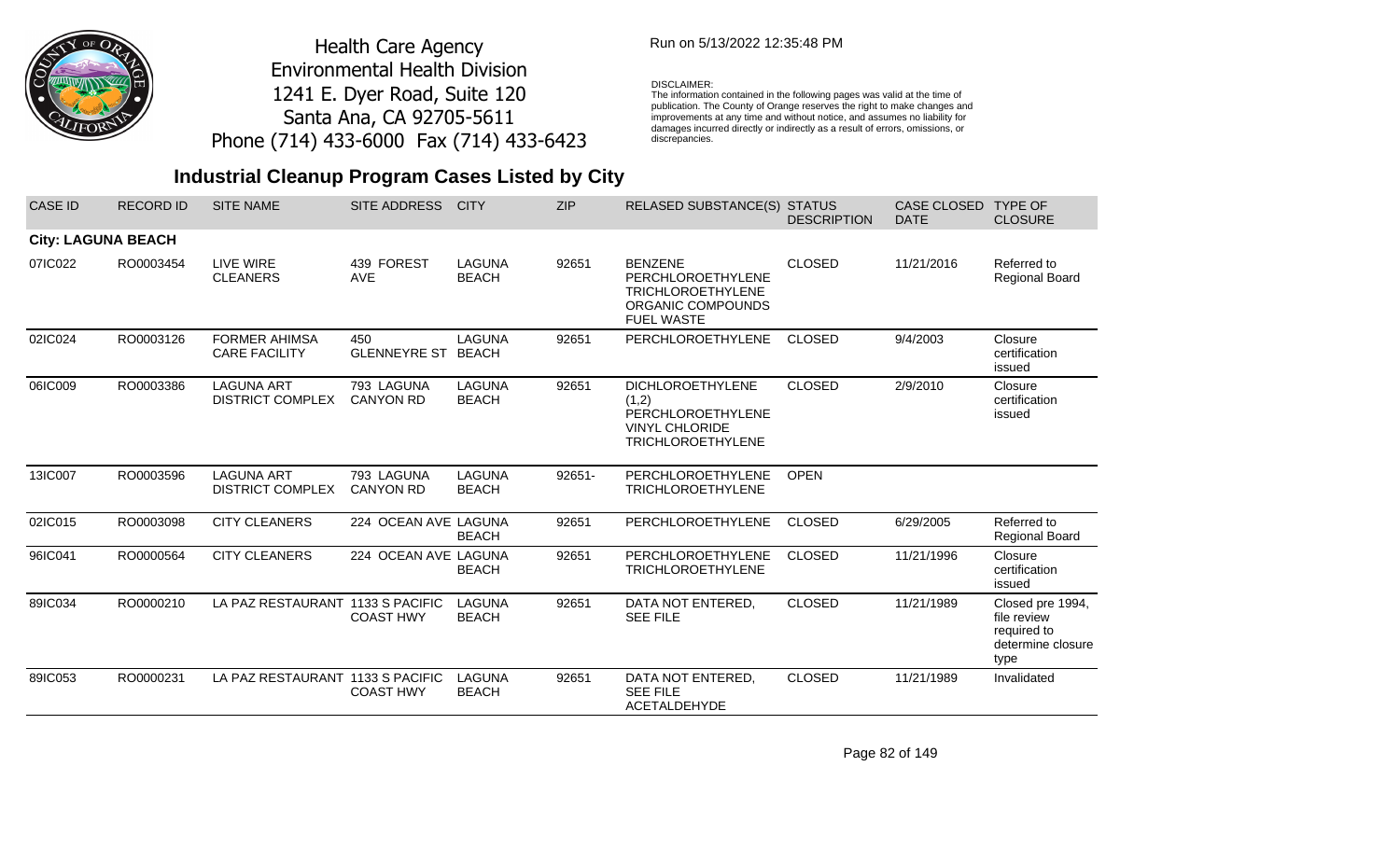Health Care Agency
Environmental Health Division
1241 E. Dyer Road, Suite 120
Santa Ana, CA 92705-5611
Phone (714) 433-6000 Fax (714) 433-6423

Run on 5/13/2022 12:35:48 PM

DISCLAIMER:
The information contained in the following pages was valid at the time of publication. The County of Orange reserves the right to make changes and improvements at any time and without notice, and assumes no liability for damages incurred directly or indirectly as a result of errors, omissions, or discrepancies.

## Industrial Cleanup Program Cases Listed by City

| CASE ID | RECORD ID | SITE NAME | SITE ADDRESS | CITY | ZIP | RELASED SUBSTANCE(S) | STATUS DESCRIPTION | CASE CLOSED DATE | TYPE OF CLOSURE |
|---|---|---|---|---|---|---|---|---|---|
| **City: LAGUNA BEACH** | | | | | | | | | |
| 07IC022 | RO0003454 | LIVE WIRE CLEANERS | 439 FOREST AVE | LAGUNA BEACH | 92651 | BENZENE PERCHLOROETHYLENE TRICHLOROETHYLENE ORGANIC COMPOUNDS FUEL WASTE | CLOSED | 11/21/2016 | Referred to Regional Board |
| 02IC024 | RO0003126 | FORMER AHIMSA CARE FACILITY | 450 GLENNEYRE ST | LAGUNA BEACH | 92651 | PERCHLOROETHYLENE | CLOSED | 9/4/2003 | Closure certification issued |
| 06IC009 | RO0003386 | LAGUNA ART DISTRICT COMPLEX | 793 LAGUNA CANYON RD | LAGUNA BEACH | 92651 | DICHLOROETHYLENE (1,2) PERCHLOROETHYLENE VINYL CHLORIDE TRICHLOROETHYLENE | CLOSED | 2/9/2010 | Closure certification issued |
| 13IC007 | RO0003596 | LAGUNA ART DISTRICT COMPLEX | 793 LAGUNA CANYON RD | LAGUNA BEACH | 92651- | PERCHLOROETHYLENE TRICHLOROETHYLENE | OPEN | | |
| 02IC015 | RO0003098 | CITY CLEANERS | 224 OCEAN AVE | LAGUNA BEACH | 92651 | PERCHLOROETHYLENE | CLOSED | 6/29/2005 | Referred to Regional Board |
| 96IC041 | RO0000564 | CITY CLEANERS | 224 OCEAN AVE | LAGUNA BEACH | 92651 | PERCHLOROETHYLENE TRICHLOROETHYLENE | CLOSED | 11/21/1996 | Closure certification issued |
| 89IC034 | RO0000210 | LA PAZ RESTAURANT | 1133 S PACIFIC COAST HWY | LAGUNA BEACH | 92651 | DATA NOT ENTERED, SEE FILE | CLOSED | 11/21/1989 | Closed pre 1994, file review required to determine closure type |
| 89IC053 | RO0000231 | LA PAZ RESTAURANT | 1133 S PACIFIC COAST HWY | LAGUNA BEACH | 92651 | DATA NOT ENTERED, SEE FILE ACETALDEHYDE | CLOSED | 11/21/1989 | Invalidated |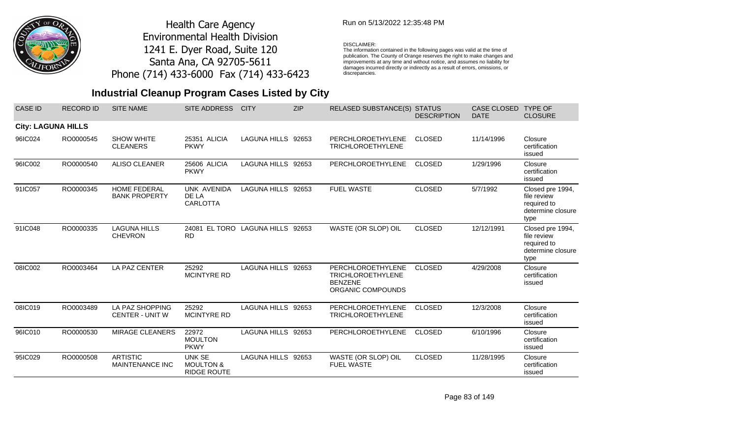Health Care Agency
Environmental Health Division
1241 E. Dyer Road, Suite 120
Santa Ana, CA 92705-5611
Phone (714) 433-6000 Fax (714) 433-6423

Run on 5/13/2022 12:35:48 PM

DISCLAIMER:
The information contained in the following pages was valid at the time of publication. The County of Orange reserves the right to make changes and improvements at any time and without notice, and assumes no liability for damages incurred directly or indirectly as a result of errors, omissions, or discrepancies.

## Industrial Cleanup Program Cases Listed by City

| CASE ID | RECORD ID | SITE NAME | SITE ADDRESS | CITY | ZIP | RELASED SUBSTANCE(S) | STATUS DESCRIPTION | CASE CLOSED DATE | TYPE OF CLOSURE |
|---|---|---|---|---|---|---|---|---|---|
| **City: LAGUNA HILLS** | | | | | | | | | |
| 96IC024 | RO0000545 | SHOW WHITE CLEANERS | 25351 ALICIA PKWY | LAGUNA HILLS | 92653 | PERCHLOROETHYLENE TRICHLOROETHYLENE | CLOSED | 11/14/1996 | Closure certification issued |
| 96IC002 | RO0000540 | ALISO CLEANER | 25606 ALICIA PKWY | LAGUNA HILLS | 92653 | PERCHLOROETHYLENE | CLOSED | 1/29/1996 | Closure certification issued |
| 91IC057 | RO0000345 | HOME FEDERAL BANK PROPERTY | UNK AVENIDA DE LA CARLOTTA | LAGUNA HILLS | 92653 | FUEL WASTE | CLOSED | 5/7/1992 | Closed pre 1994, file review required to determine closure type |
| 91IC048 | RO0000335 | LAGUNA HILLS CHEVRON | 24081 EL TORO RD | LAGUNA HILLS | 92653 | WASTE (OR SLOP) OIL | CLOSED | 12/12/1991 | Closed pre 1994, file review required to determine closure type |
| 08IC002 | RO0003464 | LA PAZ CENTER | 25292 MCINTYRE RD | LAGUNA HILLS | 92653 | PERCHLOROETHYLENE TRICHLOROETHYLENE BENZENE ORGANIC COMPOUNDS | CLOSED | 4/29/2008 | Closure certification issued |
| 08IC019 | RO0003489 | LA PAZ SHOPPING CENTER - UNIT W | 25292 MCINTYRE RD | LAGUNA HILLS | 92653 | PERCHLOROETHYLENE TRICHLOROETHYLENE | CLOSED | 12/3/2008 | Closure certification issued |
| 96IC010 | RO0000530 | MIRAGE CLEANERS | 22972 MOULTON PKWY | LAGUNA HILLS | 92653 | PERCHLOROETHYLENE | CLOSED | 6/10/1996 | Closure certification issued |
| 95IC029 | RO0000508 | ARTISTIC MAINTENANCE INC | UNK SE MOULTON & RIDGE ROUTE | LAGUNA HILLS | 92653 | WASTE (OR SLOP) OIL FUEL WASTE | CLOSED | 11/28/1995 | Closure certification issued |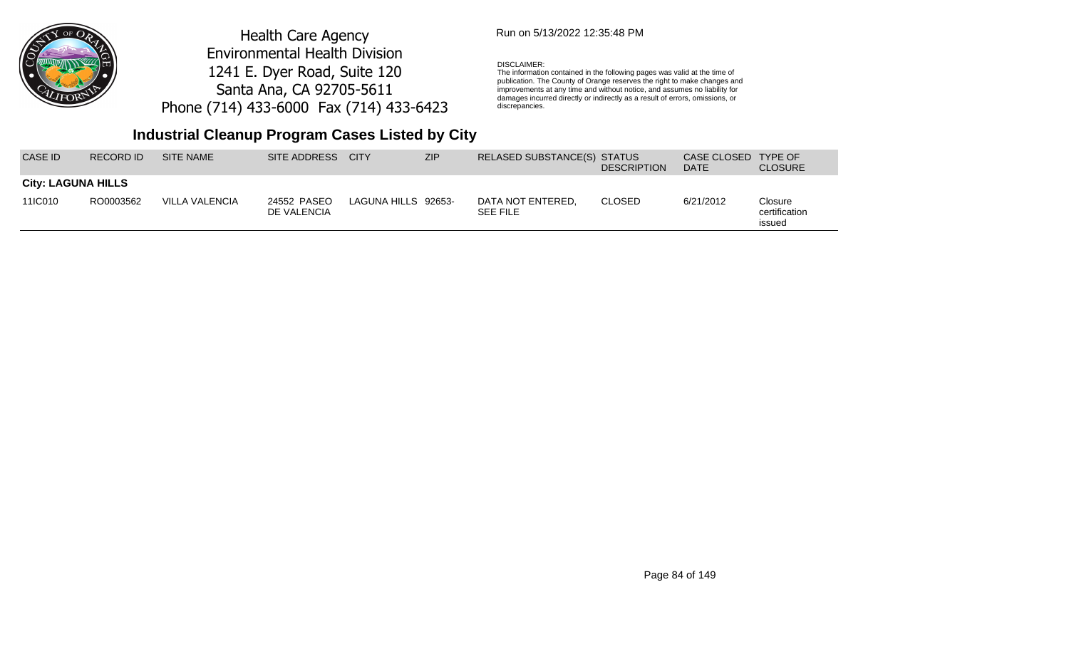Health Care Agency
Environmental Health Division
1241 E. Dyer Road, Suite 120
Santa Ana, CA 92705-5611
Phone (714) 433-6000 Fax (714) 433-6423

Run on 5/13/2022 12:35:48 PM

DISCLAIMER:
The information contained in the following pages was valid at the time of publication. The County of Orange reserves the right to make changes and improvements at any time and without notice, and assumes no liability for damages incurred directly or indirectly as a result of errors, omissions, or discrepancies.

## Industrial Cleanup Program Cases Listed by City

| CASE ID | RECORD ID | SITE NAME | SITE ADDRESS | CITY | ZIP | RELASED SUBSTANCE(S) | STATUS DESCRIPTION | CASE CLOSED DATE | TYPE OF CLOSURE |
|---|---|---|---|---|---|---|---|---|---|
| **City: LAGUNA HILLS** | | | | | | | | | |
| 11IC010 | RO0003562 | VILLA VALENCIA | 24552 PASEO DE VALENCIA | LAGUNA HILLS | 92653- | DATA NOT ENTERED, SEE FILE | CLOSED | 6/21/2012 | Closure certification issued |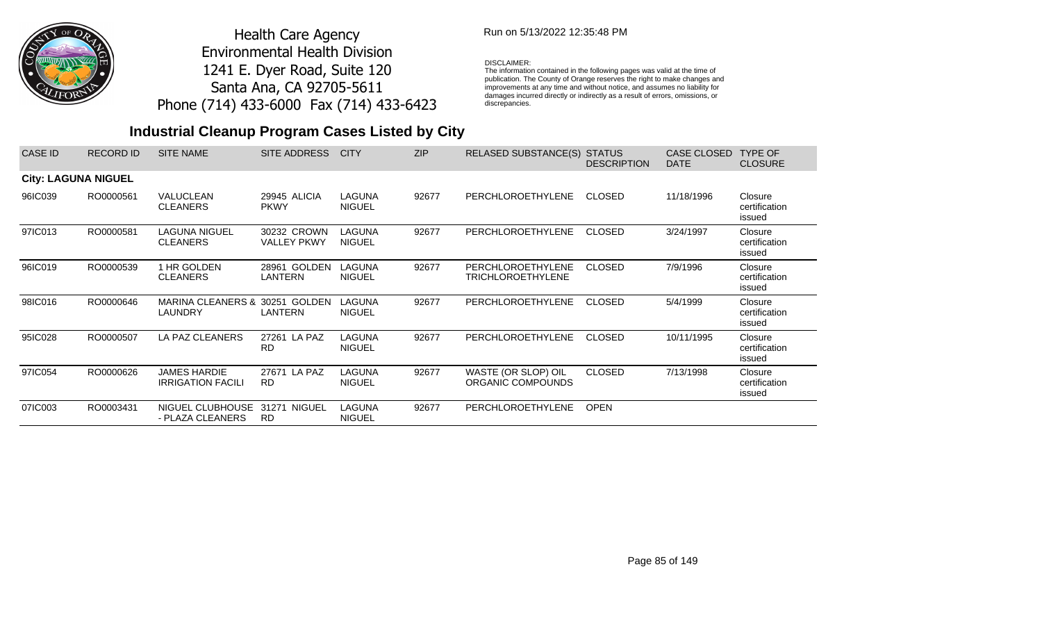Health Care Agency
Environmental Health Division
1241 E. Dyer Road, Suite 120
Santa Ana, CA 92705-5611
Phone (714) 433-6000 Fax (714) 433-6423

Run on 5/13/2022 12:35:48 PM

DISCLAIMER:
The information contained in the following pages was valid at the time of publication. The County of Orange reserves the right to make changes and improvements at any time and without notice, and assumes no liability for damages incurred directly or indirectly as a result of errors, omissions, or discrepancies.

## Industrial Cleanup Program Cases Listed by City

| CASE ID | RECORD ID | SITE NAME | SITE ADDRESS | CITY | ZIP | RELASED SUBSTANCE(S) | STATUS DESCRIPTION | CASE CLOSED DATE | TYPE OF CLOSURE |
|---|---|---|---|---|---|---|---|---|---|
| **City: LAGUNA NIGUEL** | | | | | | | | | |
| 96IC039 | RO0000561 | VALUCLEAN CLEANERS | 29945 ALICIA PKWY | LAGUNA NIGUEL | 92677 | PERCHLOROETHYLENE | CLOSED | 11/18/1996 | Closure certification issued |
| 97IC013 | RO0000581 | LAGUNA NIGUEL CLEANERS | 30232 CROWN VALLEY PKWY | LAGUNA NIGUEL | 92677 | PERCHLOROETHYLENE | CLOSED | 3/24/1997 | Closure certification issued |
| 96IC019 | RO0000539 | 1 HR GOLDEN CLEANERS | 28961 GOLDEN LANTERN | LAGUNA NIGUEL | 92677 | PERCHLOROETHYLENE TRICHLOROETHYLENE | CLOSED | 7/9/1996 | Closure certification issued |
| 98IC016 | RO0000646 | MARINA CLEANERS & LAUNDRY | 30251 GOLDEN LANTERN | LAGUNA NIGUEL | 92677 | PERCHLOROETHYLENE | CLOSED | 5/4/1999 | Closure certification issued |
| 95IC028 | RO0000507 | LA PAZ CLEANERS | 27261 LA PAZ RD | LAGUNA NIGUEL | 92677 | PERCHLOROETHYLENE | CLOSED | 10/11/1995 | Closure certification issued |
| 97IC054 | RO0000626 | JAMES HARDIE IRRIGATION FACILI | 27671 LA PAZ RD | LAGUNA NIGUEL | 92677 | WASTE (OR SLOP) OIL ORGANIC COMPOUNDS | CLOSED | 7/13/1998 | Closure certification issued |
| 07IC003 | RO0003431 | NIGUEL CLUBHOUSE - PLAZA CLEANERS | 31271 NIGUEL RD | LAGUNA NIGUEL | 92677 | PERCHLOROETHYLENE | OPEN | | |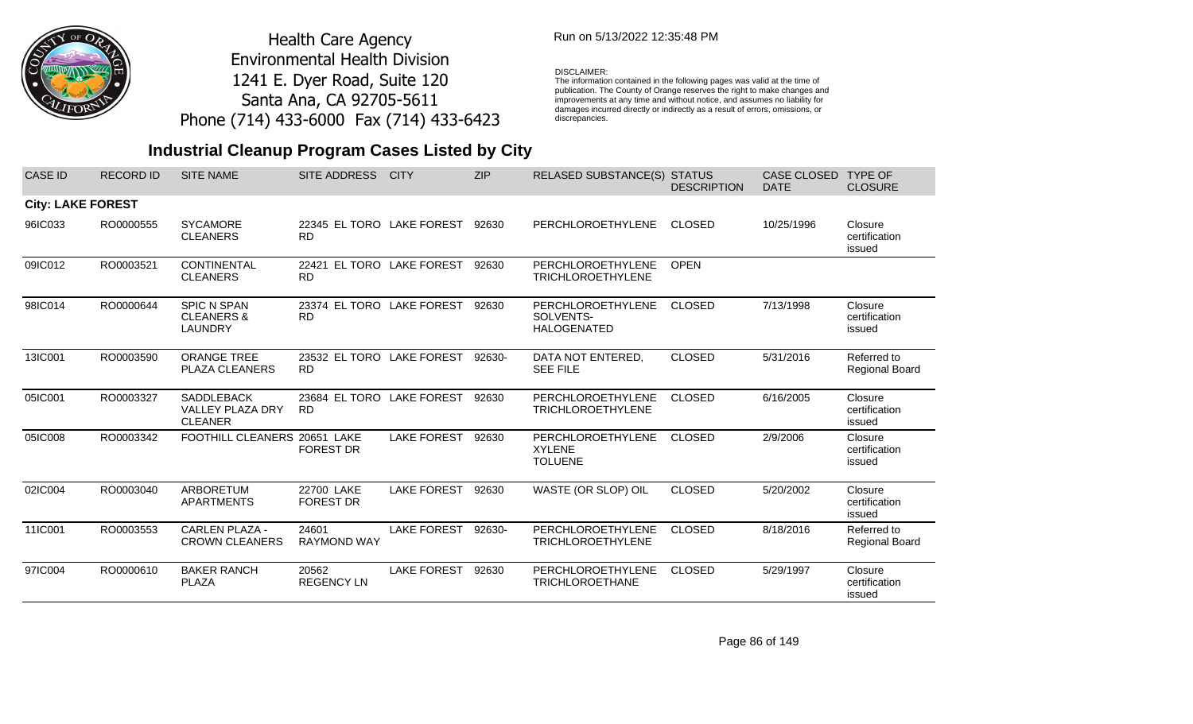Health Care Agency
Environmental Health Division
1241 E. Dyer Road, Suite 120
Santa Ana, CA 92705-5611
Phone (714) 433-6000 Fax (714) 433-6423

Run on 5/13/2022 12:35:48 PM

DISCLAIMER:
The information contained in the following pages was valid at the time of publication. The County of Orange reserves the right to make changes and improvements at any time and without notice, and assumes no liability for damages incurred directly or indirectly as a result of errors, omissions, or discrepancies.

# Industrial Cleanup Program Cases Listed by City

| CASE ID | RECORD ID | SITE NAME | SITE ADDRESS | CITY | ZIP | RELASED SUBSTANCE(S) | STATUS DESCRIPTION | CASE CLOSED DATE | TYPE OF CLOSURE |
|---|---|---|---|---|---|---|---|---|---|
| **City: LAKE FOREST** | | | | | | | | | |
| 96IC033 | RO0000555 | SYCAMORE CLEANERS | 22345 EL TORO RD | LAKE FOREST | 92630 | PERCHLOROETHYLENE | CLOSED | 10/25/1996 | Closure certification issued |
| 09IC012 | RO0003521 | CONTINENTAL CLEANERS | 22421 EL TORO RD | LAKE FOREST | 92630 | PERCHLOROETHYLENE TRICHLOROETHYLENE | OPEN | | |
| 98IC014 | RO0000644 | SPIC N SPAN CLEANERS & LAUNDRY | 23374 EL TORO RD | LAKE FOREST | 92630 | PERCHLOROETHYLENE SOLVENTS-HALOGENATED | CLOSED | 7/13/1998 | Closure certification issued |
| 13IC001 | RO0003590 | ORANGE TREE PLAZA CLEANERS | 23532 EL TORO RD | LAKE FOREST | 92630- | DATA NOT ENTERED, SEE FILE | CLOSED | 5/31/2016 | Referred to Regional Board |
| 05IC001 | RO0003327 | SADDLEBACK VALLEY PLAZA DRY CLEANER | 23684 EL TORO RD | LAKE FOREST | 92630 | PERCHLOROETHYLENE TRICHLOROETHYLENE | CLOSED | 6/16/2005 | Closure certification issued |
| 05IC008 | RO0003342 | FOOTHILL CLEANERS | 20651 LAKE FOREST DR | LAKE FOREST | 92630 | PERCHLOROETHYLENE XYLENE TOLUENE | CLOSED | 2/9/2006 | Closure certification issued |
| 02IC004 | RO0003040 | ARBORETUM APARTMENTS | 22700 LAKE FOREST DR | LAKE FOREST | 92630 | WASTE (OR SLOP) OIL | CLOSED | 5/20/2002 | Closure certification issued |
| 11IC001 | RO0003553 | CARLEN PLAZA - CROWN CLEANERS | 24601 RAYMOND WAY | LAKE FOREST | 92630- | PERCHLOROETHYLENE TRICHLOROETHYLENE | CLOSED | 8/18/2016 | Referred to Regional Board |
| 97IC004 | RO0000610 | BAKER RANCH PLAZA | 20562 REGENCY LN | LAKE FOREST | 92630 | PERCHLOROETHYLENE TRICHLOROETHANE | CLOSED | 5/29/1997 | Closure certification issued |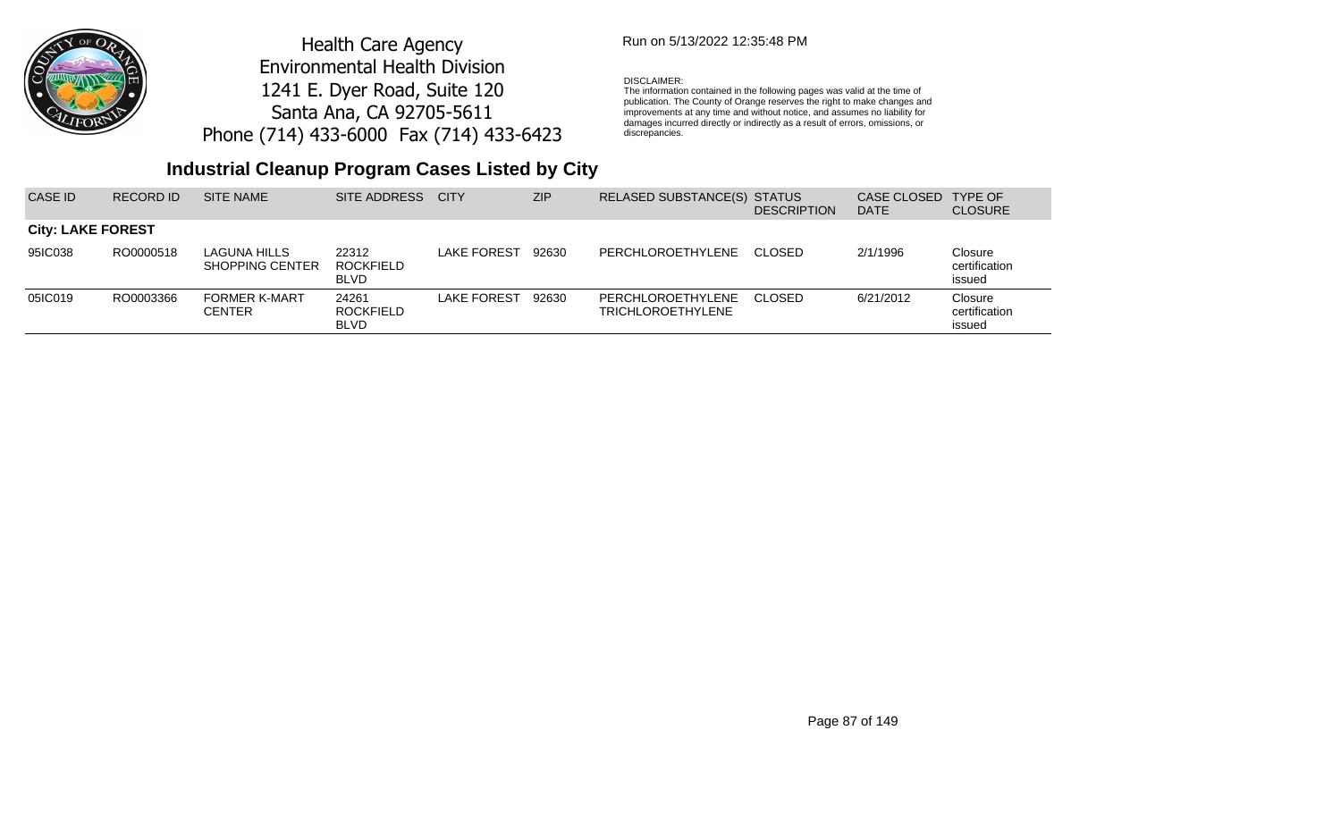Health Care Agency
Environmental Health Division
1241 E. Dyer Road, Suite 120
Santa Ana, CA 92705-5611
Phone (714) 433-6000 Fax (714) 433-6423

Run on 5/13/2022 12:35:48 PM

DISCLAIMER:
The information contained in the following pages was valid at the time of publication. The County of Orange reserves the right to make changes and improvements at any time and without notice, and assumes no liability for damages incurred directly or indirectly as a result of errors, omissions, or discrepancies.

## Industrial Cleanup Program Cases Listed by City

| CASE ID | RECORD ID | SITE NAME | SITE ADDRESS | CITY | ZIP | RELASED SUBSTANCE(S) | STATUS DESCRIPTION | CASE CLOSED DATE | TYPE OF CLOSURE |
|---|---|---|---|---|---|---|---|---|---|
| **City: LAKE FOREST** | | | | | | | | | |
| 95IC038 | RO0000518 | LAGUNA HILLS SHOPPING CENTER | 22312 ROCKFIELD BLVD | LAKE FOREST | 92630 | PERCHLOROETHYLENE | CLOSED | 2/1/1996 | Closure certification issued |
| 05IC019 | RO0003366 | FORMER K-MART CENTER | 24261 ROCKFIELD BLVD | LAKE FOREST | 92630 | PERCHLOROETHYLENE TRICHLOROETHYLENE | CLOSED | 6/21/2012 | Closure certification issued |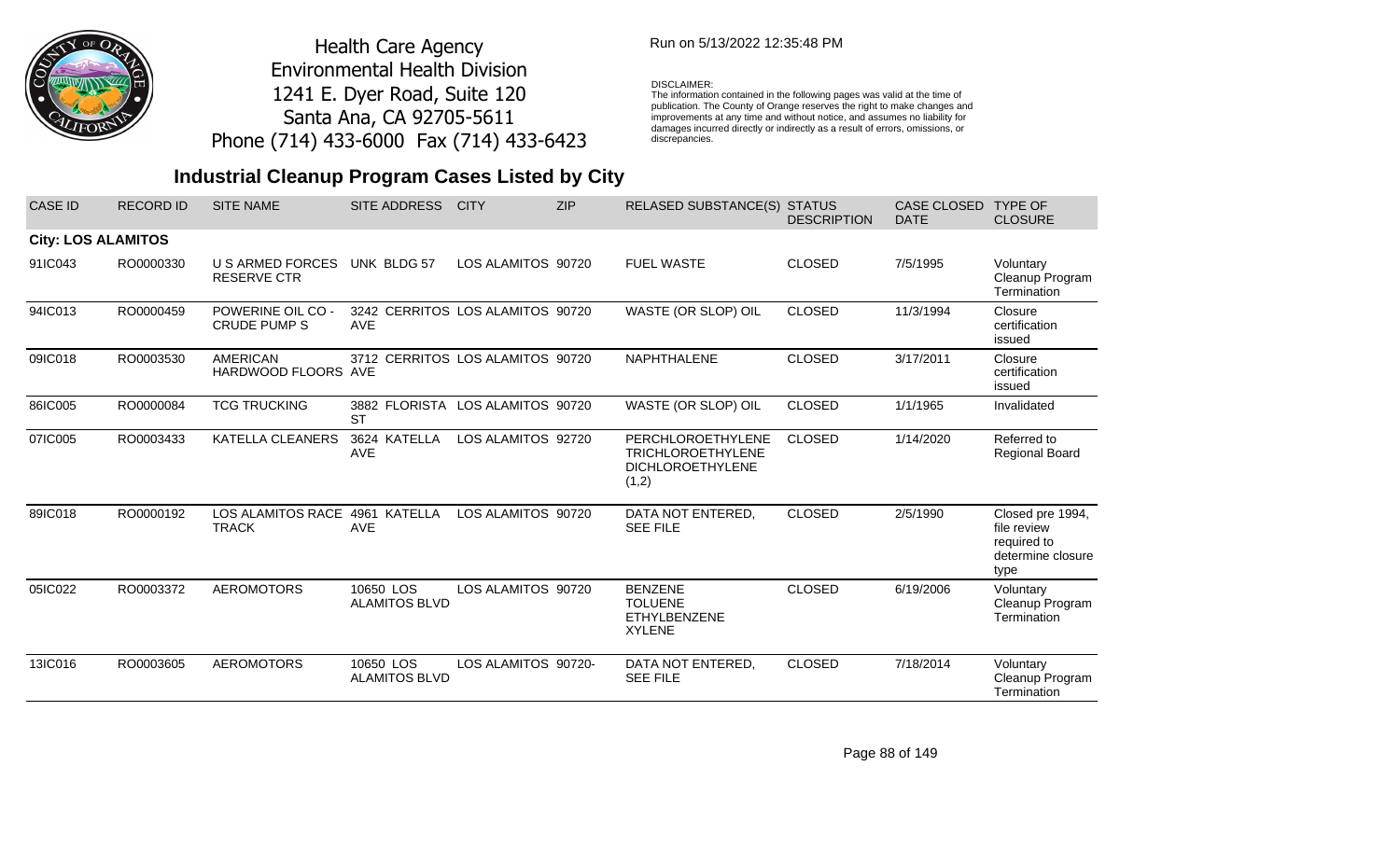Health Care Agency
Environmental Health Division
1241 E. Dyer Road, Suite 120
Santa Ana, CA 92705-5611
Phone (714) 433-6000 Fax (714) 433-6423

Run on 5/13/2022 12:35:48 PM

DISCLAIMER:
The information contained in the following pages was valid at the time of publication. The County of Orange reserves the right to make changes and improvements at any time and without notice, and assumes no liability for damages incurred directly or indirectly as a result of errors, omissions, or discrepancies.

## Industrial Cleanup Program Cases Listed by City

| CASE ID | RECORD ID | SITE NAME | SITE ADDRESS | CITY | ZIP | RELASED SUBSTANCE(S) | STATUS DESCRIPTION | CASE CLOSED DATE | TYPE OF CLOSURE |
|---|---|---|---|---|---|---|---|---|---|
| **City: LOS ALAMITOS** | | | | | | | | | |
| 91IC043 | RO0000330 | U S ARMED FORCES RESERVE CTR | UNK BLDG 57 | LOS ALAMITOS | 90720 | FUEL WASTE | CLOSED | 7/5/1995 | Voluntary Cleanup Program Termination |
| 94IC013 | RO0000459 | POWERINE OIL CO - CRUDE PUMP S | 3242 CERRITOS AVE | LOS ALAMITOS | 90720 | WASTE (OR SLOP) OIL | CLOSED | 11/3/1994 | Closure certification issued |
| 09IC018 | RO0003530 | AMERICAN HARDWOOD FLOORS | 3712 CERRITOS AVE | LOS ALAMITOS | 90720 | NAPHTHALENE | CLOSED | 3/17/2011 | Closure certification issued |
| 86IC005 | RO0000084 | TCG TRUCKING | 3882 FLORISTA ST | LOS ALAMITOS | 90720 | WASTE (OR SLOP) OIL | CLOSED | 1/1/1965 | Invalidated |
| 07IC005 | RO0003433 | KATELLA CLEANERS | 3624 KATELLA AVE | LOS ALAMITOS | 92720 | PERCHLOROETHYLENE<br>TRICHLOROETHYLENE<br>DICHLOROETHYLENE (1,2) | CLOSED | 1/14/2020 | Referred to Regional Board |
| 89IC018 | RO0000192 | LOS ALAMITOS RACE TRACK | 4961 KATELLA AVE | LOS ALAMITOS | 90720 | DATA NOT ENTERED, SEE FILE | CLOSED | 2/5/1990 | Closed pre 1994, file review required to determine closure type |
| 05IC022 | RO0003372 | AEROMOTORS | 10650 LOS ALAMITOS BLVD | LOS ALAMITOS | 90720 | BENZENE<br>TOLUENE<br>ETHYLBENZENE<br>XYLENE | CLOSED | 6/19/2006 | Voluntary Cleanup Program Termination |
| 13IC016 | RO0003605 | AEROMOTORS | 10650 LOS ALAMITOS BLVD | LOS ALAMITOS | 90720- | DATA NOT ENTERED, SEE FILE | CLOSED | 7/18/2014 | Voluntary Cleanup Program Termination |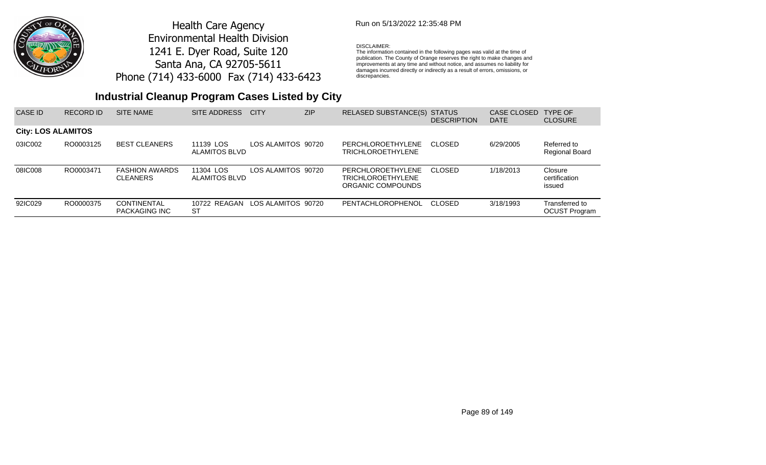Health Care Agency
Environmental Health Division
1241 E. Dyer Road, Suite 120
Santa Ana, CA 92705-5611
Phone (714) 433-6000 Fax (714) 433-6423

Run on 5/13/2022 12:35:48 PM

DISCLAIMER:
The information contained in the following pages was valid at the time of publication. The County of Orange reserves the right to make changes and improvements at any time and without notice, and assumes no liability for damages incurred directly or indirectly as a result of errors, omissions, or discrepancies.

## Industrial Cleanup Program Cases Listed by City

| CASE ID | RECORD ID | SITE NAME | SITE ADDRESS | CITY | ZIP | RELASED SUBSTANCE(S) | STATUS DESCRIPTION | CASE CLOSED DATE | TYPE OF CLOSURE |
|---|---|---|---|---|---|---|---|---|---|
| **City: LOS ALAMITOS** | | | | | | | | | |
| 03IC002 | RO0003125 | BEST CLEANERS | 11139 LOS ALAMITOS BLVD | LOS ALAMITOS | 90720 | PERCHLOROETHYLENE TRICHLOROETHYLENE | CLOSED | 6/29/2005 | Referred to Regional Board |
| 08IC008 | RO0003471 | FASHION AWARDS CLEANERS | 11304 LOS ALAMITOS BLVD | LOS ALAMITOS | 90720 | PERCHLOROETHYLENE TRICHLOROETHYLENE ORGANIC COMPOUNDS | CLOSED | 1/18/2013 | Closure certification issued |
| 92IC029 | RO0000375 | CONTINENTAL PACKAGING INC | 10722 REAGAN ST | LOS ALAMITOS | 90720 | PENTACHLOROPHENOL | CLOSED | 3/18/1993 | Transferred to OCUST Program |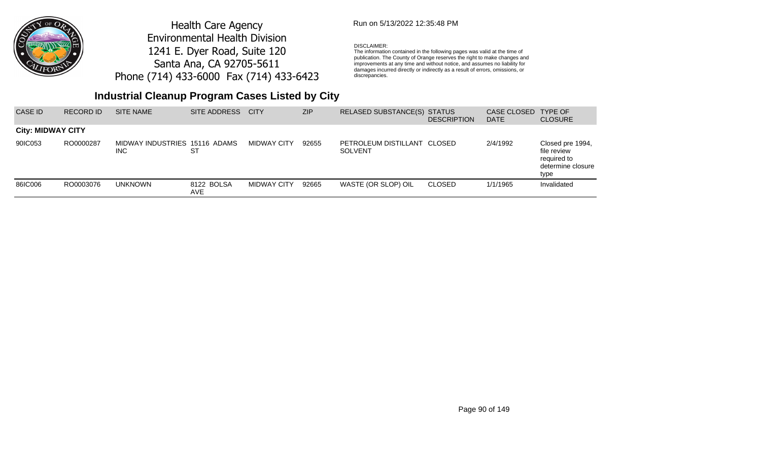Health Care Agency
Environmental Health Division
1241 E. Dyer Road, Suite 120
Santa Ana, CA 92705-5611
Phone (714) 433-6000 Fax (714) 433-6423

Run on 5/13/2022 12:35:48 PM

DISCLAIMER:
The information contained in the following pages was valid at the time of publication. The County of Orange reserves the right to make changes and improvements at any time and without notice, and assumes no liability for damages incurred directly or indirectly as a result of errors, omissions, or discrepancies.

## Industrial Cleanup Program Cases Listed by City

| CASE ID | RECORD ID | SITE NAME | SITE ADDRESS | CITY | ZIP | RELASED SUBSTANCE(S) | STATUS DESCRIPTION | CASE CLOSED DATE | TYPE OF CLOSURE |
|---|---|---|---|---|---|---|---|---|---|
| **City: MIDWAY CITY** | | | | | | | | | |
| 90IC053 | RO0000287 | MIDWAY INDUSTRIES INC | 15116 ADAMS ST | MIDWAY CITY | 92655 | PETROLEUM DISTILLANT SOLVENT | CLOSED | 2/4/1992 | Closed pre 1994, file review required to determine closure type |
| 86IC006 | RO0003076 | UNKNOWN | 8122 BOLSA AVE | MIDWAY CITY | 92665 | WASTE (OR SLOP) OIL | CLOSED | 1/1/1965 | Invalidated |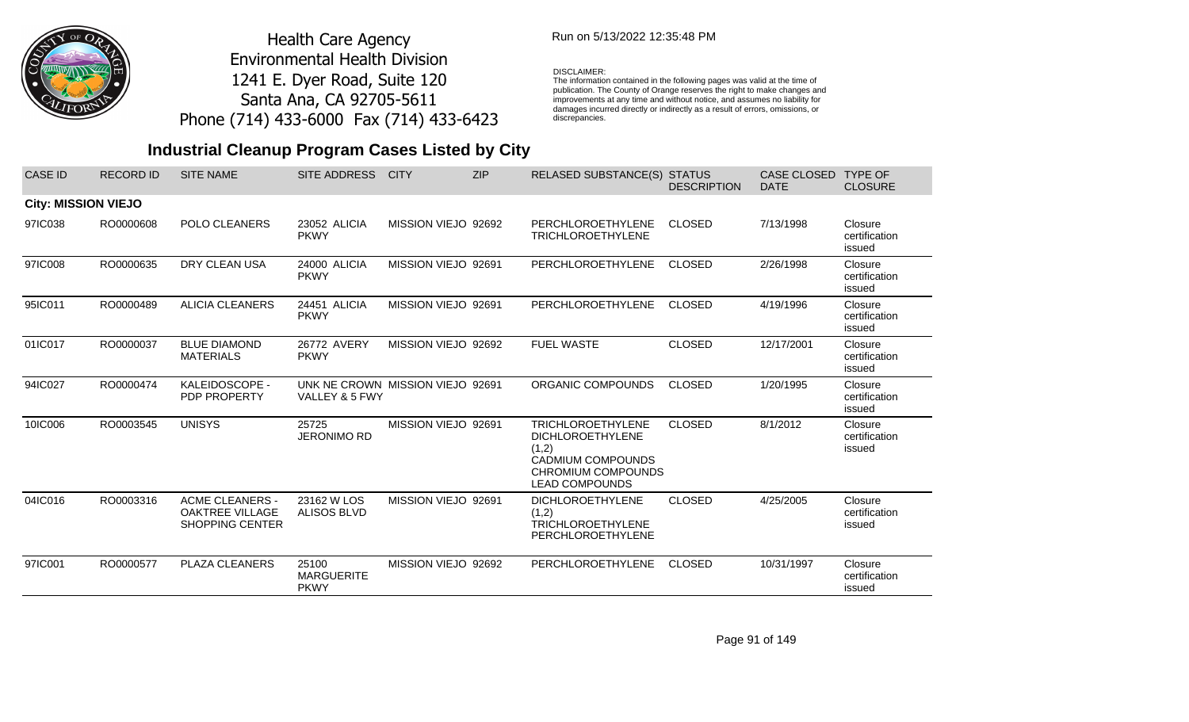Health Care Agency
Environmental Health Division
1241 E. Dyer Road, Suite 120
Santa Ana, CA 92705-5611
Phone (714) 433-6000 Fax (714) 433-6423

Run on 5/13/2022 12:35:48 PM

DISCLAIMER:
The information contained in the following pages was valid at the time of publication. The County of Orange reserves the right to make changes and improvements at any time and without notice, and assumes no liability for damages incurred directly or indirectly as a result of errors, omissions, or discrepancies.

## Industrial Cleanup Program Cases Listed by City

| CASE ID | RECORD ID | SITE NAME | SITE ADDRESS | CITY | ZIP | RELASED SUBSTANCE(S) | STATUS DESCRIPTION | CASE CLOSED DATE | TYPE OF CLOSURE |
|---|---|---|---|---|---|---|---|---|---|
| **City: MISSION VIEJO** | | | | | | | | | |
| 97IC038 | RO0000608 | POLO CLEANERS | 23052 ALICIA PKWY | MISSION VIEJO | 92692 | PERCHLOROETHYLENE TRICHLOROETHYLENE | CLOSED | 7/13/1998 | Closure certification issued |
| 97IC008 | RO0000635 | DRY CLEAN USA | 24000 ALICIA PKWY | MISSION VIEJO | 92691 | PERCHLOROETHYLENE | CLOSED | 2/26/1998 | Closure certification issued |
| 95IC011 | RO0000489 | ALICIA CLEANERS | 24451 ALICIA PKWY | MISSION VIEJO | 92691 | PERCHLOROETHYLENE | CLOSED | 4/19/1996 | Closure certification issued |
| 01IC017 | RO0000037 | BLUE DIAMOND MATERIALS | 26772 AVERY PKWY | MISSION VIEJO | 92692 | FUEL WASTE | CLOSED | 12/17/2001 | Closure certification issued |
| 94IC027 | RO0000474 | KALEIDOSCOPE - PDP PROPERTY | UNK NE CROWN VALLEY & 5 FWY | MISSION VIEJO | 92691 | ORGANIC COMPOUNDS | CLOSED | 1/20/1995 | Closure certification issued |
| 10IC006 | RO0003545 | UNISYS | 25725 JERONIMO RD | MISSION VIEJO | 92691 | TRICHLOROETHYLENE DICHLOROETHYLENE (1,2) CADMIUM COMPOUNDS CHROMIUM COMPOUNDS LEAD COMPOUNDS | CLOSED | 8/1/2012 | Closure certification issued |
| 04IC016 | RO0003316 | ACME CLEANERS - OAKTREE VILLAGE SHOPPING CENTER | 23162 W LOS ALISOS BLVD | MISSION VIEJO | 92691 | DICHLOROETHYLENE (1,2) TRICHLOROETHYLENE PERCHLOROETHYLENE | CLOSED | 4/25/2005 | Closure certification issued |
| 97IC001 | RO0000577 | PLAZA CLEANERS | 25100 MARGUERITE PKWY | MISSION VIEJO | 92692 | PERCHLOROETHYLENE | CLOSED | 10/31/1997 | Closure certification issued |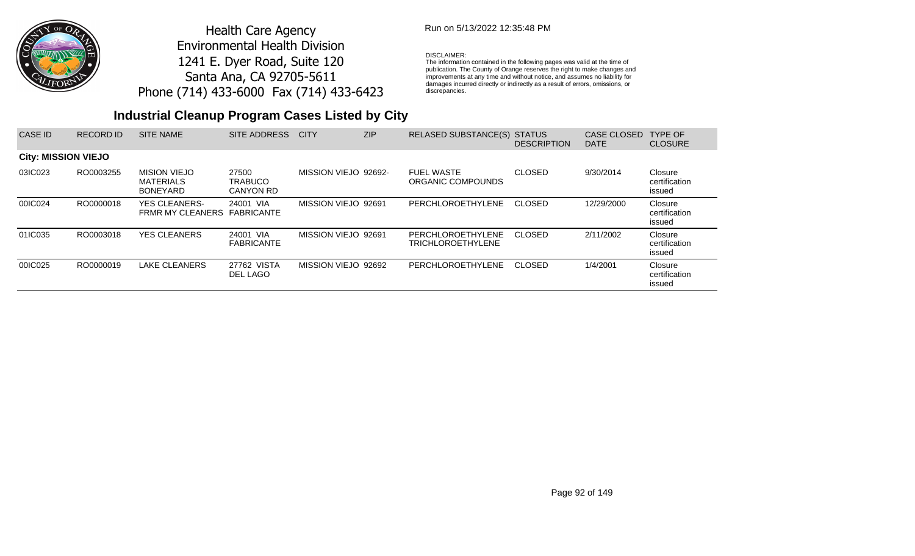Health Care Agency
Environmental Health Division
1241 E. Dyer Road, Suite 120
Santa Ana, CA 92705-5611
Phone (714) 433-6000 Fax (714) 433-6423

Run on 5/13/2022 12:35:48 PM

DISCLAIMER:
The information contained in the following pages was valid at the time of publication. The County of Orange reserves the right to make changes and improvements at any time and without notice, and assumes no liability for damages incurred directly or indirectly as a result of errors, omissions, or discrepancies.

## Industrial Cleanup Program Cases Listed by City

| CASE ID | RECORD ID | SITE NAME | SITE ADDRESS | CITY | ZIP | RELASED SUBSTANCE(S) | STATUS DESCRIPTION | CASE CLOSED DATE | TYPE OF CLOSURE |
|---|---|---|---|---|---|---|---|---|---|
| **City: MISSION VIEJO** | | | | | | | | | |
| 03IC023 | RO0003255 | MISION VIEJO MATERIALS BONEYARD | 27500 TRABUCO CANYON RD | MISSION VIEJO | 92692- | FUEL WASTE ORGANIC COMPOUNDS | CLOSED | 9/30/2014 | Closure certification issued |
| 00IC024 | RO0000018 | YES CLEANERS-FRMR MY CLEANERS | 24001 VIA FABRICANTE | MISSION VIEJO | 92691 | PERCHLOROETHYLENE | CLOSED | 12/29/2000 | Closure certification issued |
| 01IC035 | RO0003018 | YES CLEANERS | 24001 VIA FABRICANTE | MISSION VIEJO | 92691 | PERCHLOROETHYLENE TRICHLOROETHYLENE | CLOSED | 2/11/2002 | Closure certification issued |
| 00IC025 | RO0000019 | LAKE CLEANERS | 27762 VISTA DEL LAGO | MISSION VIEJO | 92692 | PERCHLOROETHYLENE | CLOSED | 1/4/2001 | Closure certification issued |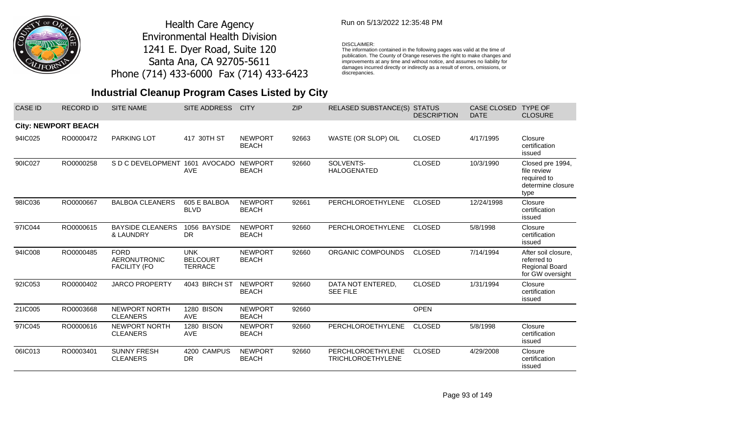Health Care Agency
Environmental Health Division
1241 E. Dyer Road, Suite 120
Santa Ana, CA 92705-5611
Phone (714) 433-6000 Fax (714) 433-6423

Run on 5/13/2022 12:35:48 PM

DISCLAIMER:
The information contained in the following pages was valid at the time of publication. The County of Orange reserves the right to make changes and improvements at any time and without notice, and assumes no liability for damages incurred directly or indirectly as a result of errors, omissions, or discrepancies.

## Industrial Cleanup Program Cases Listed by City

| CASE ID | RECORD ID | SITE NAME | SITE ADDRESS | CITY | ZIP | RELASED SUBSTANCE(S) | STATUS DESCRIPTION | CASE CLOSED DATE | TYPE OF CLOSURE |
|---|---|---|---|---|---|---|---|---|---|
| **City: NEWPORT BEACH** | | | | | | | | | |
| 94IC025 | RO0000472 | PARKING LOT | 417 30TH ST | NEWPORT BEACH | 92663 | WASTE (OR SLOP) OIL | CLOSED | 4/17/1995 | Closure certification issued |
| 90IC027 | RO0000258 | S D C DEVELOPMENT | 1601 AVOCADO AVE | NEWPORT BEACH | 92660 | SOLVENTS-HALOGENATED | CLOSED | 10/3/1990 | Closed pre 1994, file review required to determine closure type |
| 98IC036 | RO0000667 | BALBOA CLEANERS | 605 E BALBOA BLVD | NEWPORT BEACH | 92661 | PERCHLOROETHYLENE | CLOSED | 12/24/1998 | Closure certification issued |
| 97IC044 | RO0000615 | BAYSIDE CLEANERS & LAUNDRY | 1056 BAYSIDE DR | NEWPORT BEACH | 92660 | PERCHLOROETHYLENE | CLOSED | 5/8/1998 | Closure certification issued |
| 94IC008 | RO0000485 | FORD AERONUTRONIC FACILITY (FO | UNK BELCOURT TERRACE | NEWPORT BEACH | 92660 | ORGANIC COMPOUNDS | CLOSED | 7/14/1994 | After soil closure, referred to Regional Board for GW oversight |
| 92IC053 | RO0000402 | JARCO PROPERTY | 4043 BIRCH ST | NEWPORT BEACH | 92660 | DATA NOT ENTERED, SEE FILE | CLOSED | 1/31/1994 | Closure certification issued |
| 21IC005 | RO0003668 | NEWPORT NORTH CLEANERS | 1280 BISON AVE | NEWPORT BEACH | 92660 | | OPEN | | |
| 97IC045 | RO0000616 | NEWPORT NORTH CLEANERS | 1280 BISON AVE | NEWPORT BEACH | 92660 | PERCHLOROETHYLENE | CLOSED | 5/8/1998 | Closure certification issued |
| 06IC013 | RO0003401 | SUNNY FRESH CLEANERS | 4200 CAMPUS DR | NEWPORT BEACH | 92660 | PERCHLOROETHYLENE TRICHLOROETHYLENE | CLOSED | 4/29/2008 | Closure certification issued |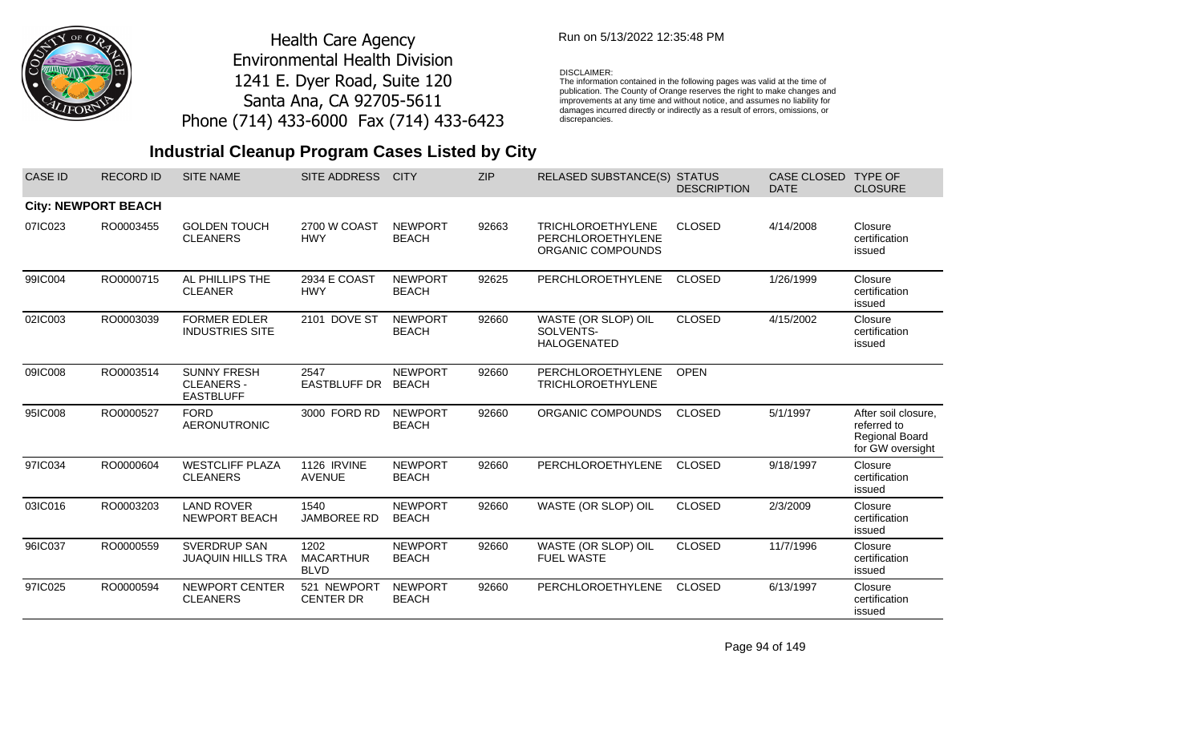Health Care Agency
Environmental Health Division
1241 E. Dyer Road, Suite 120
Santa Ana, CA 92705-5611
Phone (714) 433-6000 Fax (714) 433-6423

Run on 5/13/2022 12:35:48 PM

DISCLAIMER:
The information contained in the following pages was valid at the time of publication. The County of Orange reserves the right to make changes and improvements at any time and without notice, and assumes no liability for damages incurred directly or indirectly as a result of errors, omissions, or discrepancies.

## Industrial Cleanup Program Cases Listed by City

| CASE ID | RECORD ID | SITE NAME | SITE ADDRESS | CITY | ZIP | RELASED SUBSTANCE(S) | STATUS DESCRIPTION | CASE CLOSED DATE | TYPE OF CLOSURE |
|---|---|---|---|---|---|---|---|---|---|
| **City: NEWPORT BEACH** | | | | | | | | | |
| 07IC023 | RO0003455 | GOLDEN TOUCH CLEANERS | 2700 W COAST HWY | NEWPORT BEACH | 92663 | TRICHLOROETHYLENE PERCHLOROETHYLENE ORGANIC COMPOUNDS | CLOSED | 4/14/2008 | Closure certification issued |
| 99IC004 | RO0000715 | AL PHILLIPS THE CLEANER | 2934 E COAST HWY | NEWPORT BEACH | 92625 | PERCHLOROETHYLENE | CLOSED | 1/26/1999 | Closure certification issued |
| 02IC003 | RO0003039 | FORMER EDLER INDUSTRIES SITE | 2101 DOVE ST | NEWPORT BEACH | 92660 | WASTE (OR SLOP) OIL SOLVENTS-HALOGENATED | CLOSED | 4/15/2002 | Closure certification issued |
| 09IC008 | RO0003514 | SUNNY FRESH CLEANERS - EASTBLUFF | 2547 EASTBLUFF DR | NEWPORT BEACH | 92660 | PERCHLOROETHYLENE TRICHLOROETHYLENE | OPEN | | |
| 95IC008 | RO0000527 | FORD AERONUTRONIC | 3000 FORD RD | NEWPORT BEACH | 92660 | ORGANIC COMPOUNDS | CLOSED | 5/1/1997 | After soil closure, referred to Regional Board for GW oversight |
| 97IC034 | RO0000604 | WESTCLIFF PLAZA CLEANERS | 1126 IRVINE AVENUE | NEWPORT BEACH | 92660 | PERCHLOROETHYLENE | CLOSED | 9/18/1997 | Closure certification issued |
| 03IC016 | RO0003203 | LAND ROVER NEWPORT BEACH | 1540 JAMBOREE RD | NEWPORT BEACH | 92660 | WASTE (OR SLOP) OIL | CLOSED | 2/3/2009 | Closure certification issued |
| 96IC037 | RO0000559 | SVERDRUP SAN JUAQUIN HILLS TRA | 1202 MACARTHUR BLVD | NEWPORT BEACH | 92660 | WASTE (OR SLOP) OIL FUEL WASTE | CLOSED | 11/7/1996 | Closure certification issued |
| 97IC025 | RO0000594 | NEWPORT CENTER CLEANERS | 521 NEWPORT CENTER DR | NEWPORT BEACH | 92660 | PERCHLOROETHYLENE | CLOSED | 6/13/1997 | Closure certification issued |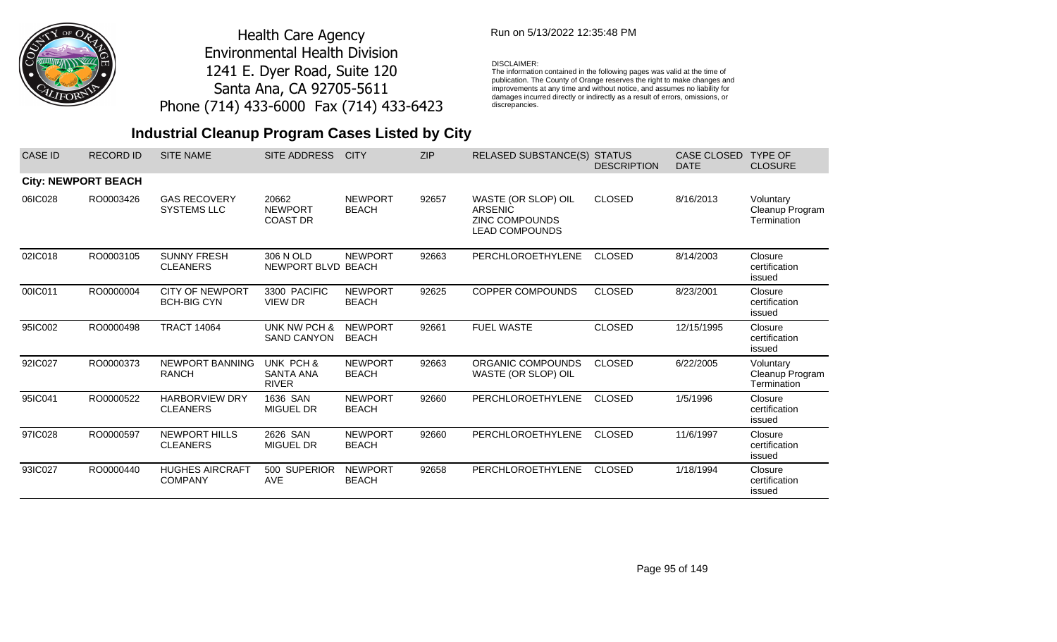Health Care Agency
Environmental Health Division
1241 E. Dyer Road, Suite 120
Santa Ana, CA 92705-5611
Phone (714) 433-6000 Fax (714) 433-6423

Run on 5/13/2022 12:35:48 PM

DISCLAIMER:
The information contained in the following pages was valid at the time of publication. The County of Orange reserves the right to make changes and improvements at any time and without notice, and assumes no liability for damages incurred directly or indirectly as a result of errors, omissions, or discrepancies.

## Industrial Cleanup Program Cases Listed by City

| CASE ID | RECORD ID | SITE NAME | SITE ADDRESS | CITY | ZIP | RELASED SUBSTANCE(S) | STATUS DESCRIPTION | CASE CLOSED DATE | TYPE OF CLOSURE |
|---|---|---|---|---|---|---|---|---|---|
| **City: NEWPORT BEACH** | | | | | | | | | |
| 06IC028 | RO0003426 | GAS RECOVERY SYSTEMS LLC | 20662 NEWPORT COAST DR | NEWPORT BEACH | 92657 | WASTE (OR SLOP) OIL ARSENIC ZINC COMPOUNDS LEAD COMPOUNDS | CLOSED | 8/16/2013 | Voluntary Cleanup Program Termination |
| 02IC018 | RO0003105 | SUNNY FRESH CLEANERS | 306 N OLD NEWPORT BLVD | NEWPORT BEACH | 92663 | PERCHLOROETHYLENE | CLOSED | 8/14/2003 | Closure certification issued |
| 00IC011 | RO0000004 | CITY OF NEWPORT BCH-BIG CYN | 3300 PACIFIC VIEW DR | NEWPORT BEACH | 92625 | COPPER COMPOUNDS | CLOSED | 8/23/2001 | Closure certification issued |
| 95IC002 | RO0000498 | TRACT 14064 | UNK NW PCH & SAND CANYON | NEWPORT BEACH | 92661 | FUEL WASTE | CLOSED | 12/15/1995 | Closure certification issued |
| 92IC027 | RO0000373 | NEWPORT BANNING RANCH | UNK PCH & SANTA ANA RIVER | NEWPORT BEACH | 92663 | ORGANIC COMPOUNDS WASTE (OR SLOP) OIL | CLOSED | 6/22/2005 | Voluntary Cleanup Program Termination |
| 95IC041 | RO0000522 | HARBORVIEW DRY CLEANERS | 1636 SAN MIGUEL DR | NEWPORT BEACH | 92660 | PERCHLOROETHYLENE | CLOSED | 1/5/1996 | Closure certification issued |
| 97IC028 | RO0000597 | NEWPORT HILLS CLEANERS | 2626 SAN MIGUEL DR | NEWPORT BEACH | 92660 | PERCHLOROETHYLENE | CLOSED | 11/6/1997 | Closure certification issued |
| 93IC027 | RO0000440 | HUGHES AIRCRAFT COMPANY | 500 SUPERIOR AVE | NEWPORT BEACH | 92658 | PERCHLOROETHYLENE | CLOSED | 1/18/1994 | Closure certification issued |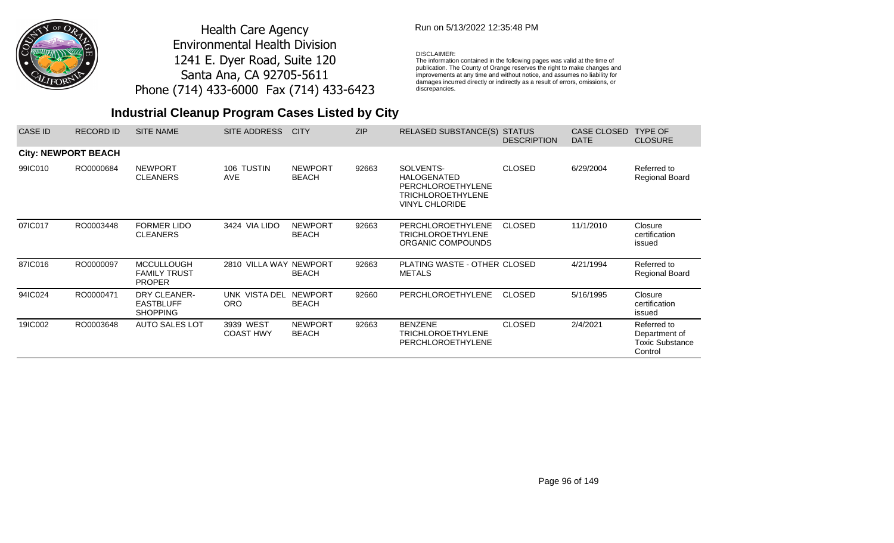Health Care Agency
Environmental Health Division
1241 E. Dyer Road, Suite 120
Santa Ana, CA 92705-5611
Phone (714) 433-6000 Fax (714) 433-6423

Run on 5/13/2022 12:35:48 PM

DISCLAIMER:
The information contained in the following pages was valid at the time of publication. The County of Orange reserves the right to make changes and improvements at any time and without notice, and assumes no liability for damages incurred directly or indirectly as a result of errors, omissions, or discrepancies.

## Industrial Cleanup Program Cases Listed by City

| CASE ID | RECORD ID | SITE NAME | SITE ADDRESS | CITY | ZIP | RELASED SUBSTANCE(S) | STATUS DESCRIPTION | CASE CLOSED DATE | TYPE OF CLOSURE |
|---|---|---|---|---|---|---|---|---|---|
| **City: NEWPORT BEACH** | | | | | | | | | |
| 99IC010 | RO0000684 | NEWPORT CLEANERS | 106 TUSTIN AVE | NEWPORT BEACH | 92663 | SOLVENTS-HALOGENATED PERCHLOROETHYLENE TRICHLOROETHYLENE VINYL CHLORIDE | CLOSED | 6/29/2004 | Referred to Regional Board |
| 07IC017 | RO0003448 | FORMER LIDO CLEANERS | 3424 VIA LIDO | NEWPORT BEACH | 92663 | PERCHLOROETHYLENE TRICHLOROETHYLENE ORGANIC COMPOUNDS | CLOSED | 11/1/2010 | Closure certification issued |
| 87IC016 | RO0000097 | MCCULLOUGH FAMILY TRUST PROPER | 2810 VILLA WAY | NEWPORT BEACH | 92663 | PLATING WASTE - OTHER METALS | CLOSED | 4/21/1994 | Referred to Regional Board |
| 94IC024 | RO0000471 | DRY CLEANER-EASTBLUFF SHOPPING | UNK VISTA DEL ORO | NEWPORT BEACH | 92660 | PERCHLOROETHYLENE | CLOSED | 5/16/1995 | Closure certification issued |
| 19IC002 | RO0003648 | AUTO SALES LOT | 3939 WEST COAST HWY | NEWPORT BEACH | 92663 | BENZENE TRICHLOROETHYLENE PERCHLOROETHYLENE | CLOSED | 2/4/2021 | Referred to Department of Toxic Substance Control |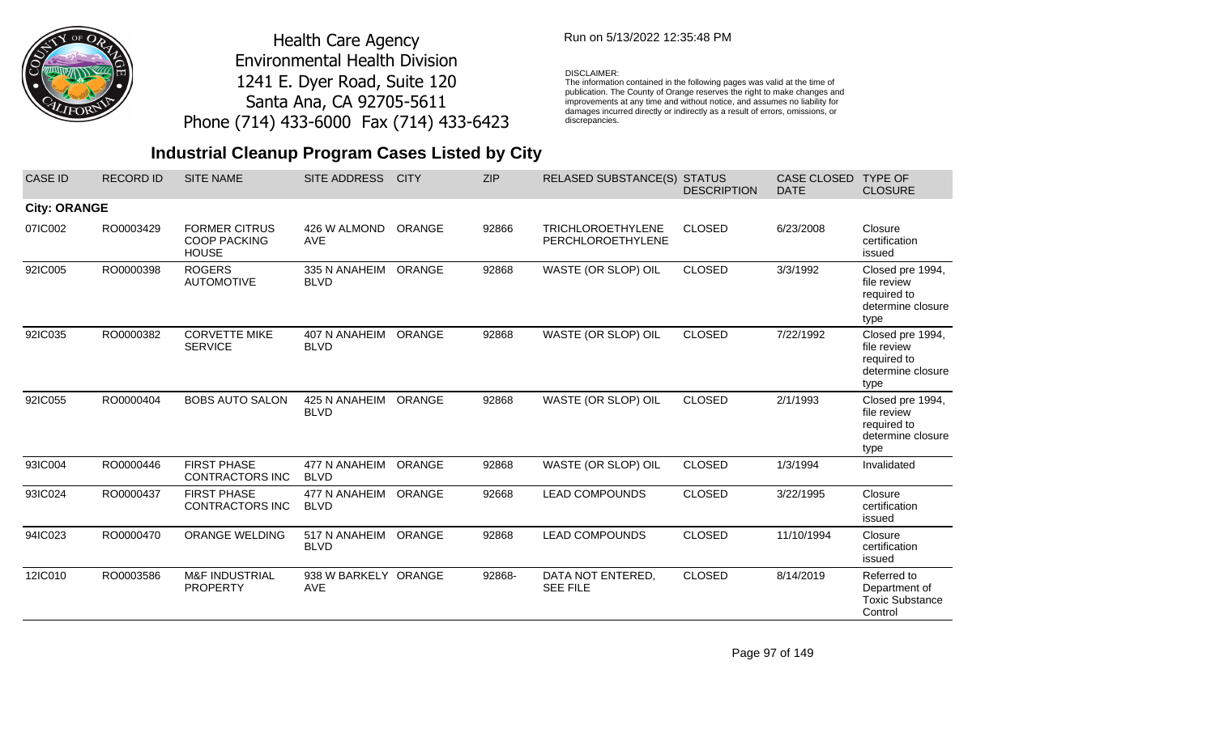Health Care Agency
Environmental Health Division
1241 E. Dyer Road, Suite 120
Santa Ana, CA 92705-5611
Phone (714) 433-6000 Fax (714) 433-6423

Run on 5/13/2022 12:35:48 PM

DISCLAIMER:
The information contained in the following pages was valid at the time of publication. The County of Orange reserves the right to make changes and improvements at any time and without notice, and assumes no liability for damages incurred directly or indirectly as a result of errors, omissions, or discrepancies.

# Industrial Cleanup Program Cases Listed by City

| CASE ID | RECORD ID | SITE NAME | SITE ADDRESS | CITY | ZIP | RELASED SUBSTANCE(S) | STATUS DESCRIPTION | CASE CLOSED DATE | TYPE OF CLOSURE |
|---|---|---|---|---|---|---|---|---|---|
| **City: ORANGE** | | | | | | | | | |
| 07IC002 | RO0003429 | FORMER CITRUS COOP PACKING HOUSE | 426 W ALMOND AVE | ORANGE | 92866 | TRICHLOROETHYLENE PERCHLOROETHYLENE | CLOSED | 6/23/2008 | Closure certification issued |
| 92IC005 | RO0000398 | ROGERS AUTOMOTIVE | 335 N ANAHEIM BLVD | ORANGE | 92868 | WASTE (OR SLOP) OIL | CLOSED | 3/3/1992 | Closed pre 1994, file review required to determine closure type |
| 92IC035 | RO0000382 | CORVETTE MIKE SERVICE | 407 N ANAHEIM BLVD | ORANGE | 92868 | WASTE (OR SLOP) OIL | CLOSED | 7/22/1992 | Closed pre 1994, file review required to determine closure type |
| 92IC055 | RO0000404 | BOBS AUTO SALON | 425 N ANAHEIM BLVD | ORANGE | 92868 | WASTE (OR SLOP) OIL | CLOSED | 2/1/1993 | Closed pre 1994, file review required to determine closure type |
| 93IC004 | RO0000446 | FIRST PHASE CONTRACTORS INC | 477 N ANAHEIM BLVD | ORANGE | 92868 | WASTE (OR SLOP) OIL | CLOSED | 1/3/1994 | Invalidated |
| 93IC024 | RO0000437 | FIRST PHASE CONTRACTORS INC | 477 N ANAHEIM BLVD | ORANGE | 92668 | LEAD COMPOUNDS | CLOSED | 3/22/1995 | Closure certification issued |
| 94IC023 | RO0000470 | ORANGE WELDING | 517 N ANAHEIM BLVD | ORANGE | 92868 | LEAD COMPOUNDS | CLOSED | 11/10/1994 | Closure certification issued |
| 12IC010 | RO0003586 | M&F INDUSTRIAL PROPERTY | 938 W BARKELY AVE | ORANGE | 92868- | DATA NOT ENTERED, SEE FILE | CLOSED | 8/14/2019 | Referred to Department of Toxic Substance Control |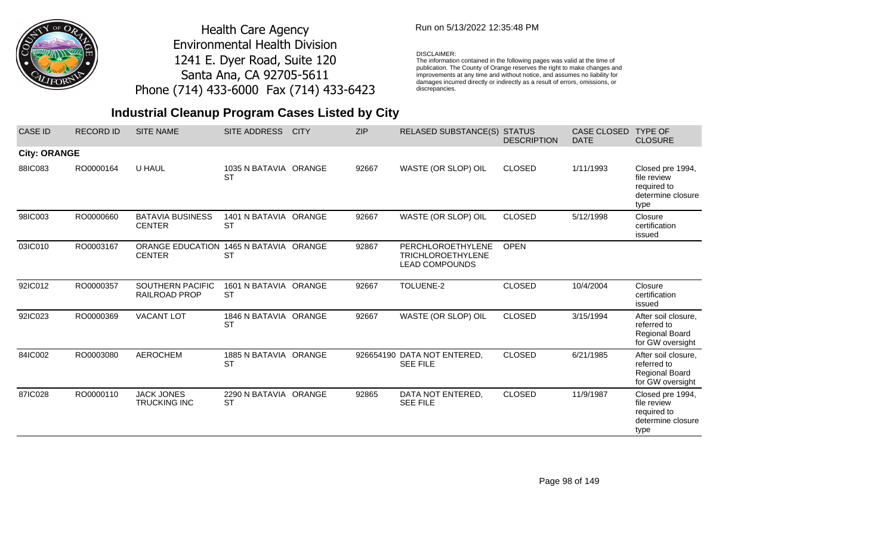Health Care Agency
Environmental Health Division
1241 E. Dyer Road, Suite 120
Santa Ana, CA 92705-5611
Phone (714) 433-6000 Fax (714) 433-6423

Run on 5/13/2022 12:35:48 PM

DISCLAIMER:
The information contained in the following pages was valid at the time of publication. The County of Orange reserves the right to make changes and improvements at any time and without notice, and assumes no liability for damages incurred directly or indirectly as a result of errors, omissions, or discrepancies.

## Industrial Cleanup Program Cases Listed by City

| CASE ID | RECORD ID | SITE NAME | SITE ADDRESS | CITY | ZIP | RELASED SUBSTANCE(S) | STATUS DESCRIPTION | CASE CLOSED DATE | TYPE OF CLOSURE |
|---|---|---|---|---|---|---|---|---|---|
| **City: ORANGE** | | | | | | | | | |
| 88IC083 | RO0000164 | U HAUL | 1035 N BATAVIA ST | ORANGE | 92667 | WASTE (OR SLOP) OIL | CLOSED | 1/11/1993 | Closed pre 1994, file review required to determine closure type |
| 98IC003 | RO0000660 | BATAVIA BUSINESS CENTER | 1401 N BATAVIA ST | ORANGE | 92667 | WASTE (OR SLOP) OIL | CLOSED | 5/12/1998 | Closure certification issued |
| 03IC010 | RO0003167 | ORANGE EDUCATION CENTER | 1465 N BATAVIA ST | ORANGE | 92867 | PERCHLOROETHYLENE TRICHLOROETHYLENE LEAD COMPOUNDS | OPEN | | |
| 92IC012 | RO0000357 | SOUTHERN PACIFIC RAILROAD PROP | 1601 N BATAVIA ST | ORANGE | 92667 | TOLUENE-2 | CLOSED | 10/4/2004 | Closure certification issued |
| 92IC023 | RO0000369 | VACANT LOT | 1846 N BATAVIA ST | ORANGE | 92667 | WASTE (OR SLOP) OIL | CLOSED | 3/15/1994 | After soil closure, referred to Regional Board for GW oversight |
| 84IC002 | RO0003080 | AEROCHEM | 1885 N BATAVIA ST | ORANGE | 926654190 | DATA NOT ENTERED, SEE FILE | CLOSED | 6/21/1985 | After soil closure, referred to Regional Board for GW oversight |
| 87IC028 | RO0000110 | JACK JONES TRUCKING INC | 2290 N BATAVIA ST | ORANGE | 92865 | DATA NOT ENTERED, SEE FILE | CLOSED | 11/9/1987 | Closed pre 1994, file review required to determine closure type |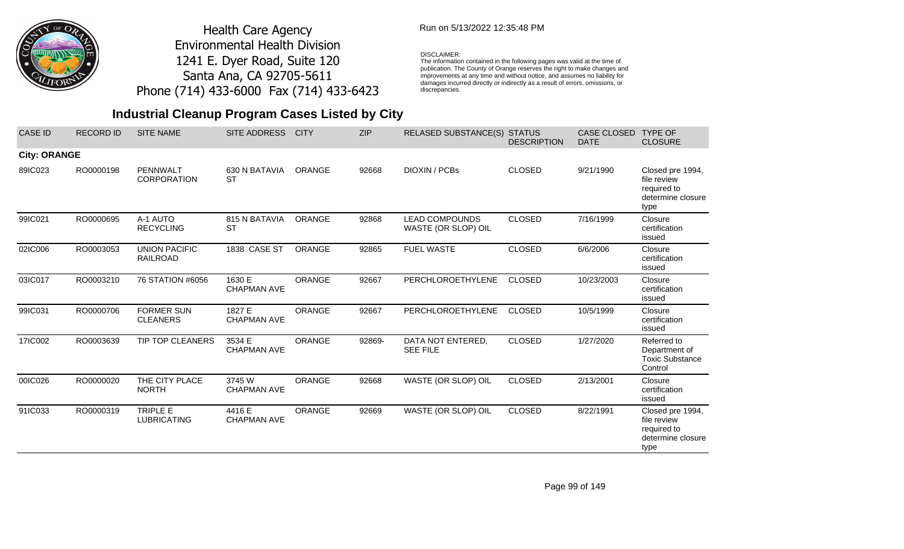Health Care Agency
Environmental Health Division
1241 E. Dyer Road, Suite 120
Santa Ana, CA 92705-5611
Phone (714) 433-6000 Fax (714) 433-6423

Run on 5/13/2022 12:35:48 PM

DISCLAIMER:
The information contained in the following pages was valid at the time of publication. The County of Orange reserves the right to make changes and improvements at any time and without notice, and assumes no liability for damages incurred directly or indirectly as a result of errors, omissions, or discrepancies.

## Industrial Cleanup Program Cases Listed by City

| CASE ID | RECORD ID | SITE NAME | SITE ADDRESS | CITY | ZIP | RELASED SUBSTANCE(S) | STATUS DESCRIPTION | CASE CLOSED DATE | TYPE OF CLOSURE |
|---|---|---|---|---|---|---|---|---|---|
| **City: ORANGE** | | | | | | | | | |
| 89IC023 | RO0000198 | PENNWALT CORPORATION | 630 N BATAVIA ST | ORANGE | 92668 | DIOXIN / PCBs | CLOSED | 9/21/1990 | Closed pre 1994, file review required to determine closure type |
| 99IC021 | RO0000695 | A-1 AUTO RECYCLING | 815 N BATAVIA ST | ORANGE | 92868 | LEAD COMPOUNDS WASTE (OR SLOP) OIL | CLOSED | 7/16/1999 | Closure certification issued |
| 02IC006 | RO0003053 | UNION PACIFIC RAILROAD | 1838 CASE ST | ORANGE | 92865 | FUEL WASTE | CLOSED | 6/6/2006 | Closure certification issued |
| 03IC017 | RO0003210 | 76 STATION #6056 | 1630 E CHAPMAN AVE | ORANGE | 92667 | PERCHLOROETHYLENE | CLOSED | 10/23/2003 | Closure certification issued |
| 99IC031 | RO0000706 | FORMER SUN CLEANERS | 1827 E CHAPMAN AVE | ORANGE | 92667 | PERCHLOROETHYLENE | CLOSED | 10/5/1999 | Closure certification issued |
| 17IC002 | RO0003639 | TIP TOP CLEANERS | 3534 E CHAPMAN AVE | ORANGE | 92869- | DATA NOT ENTERED, SEE FILE | CLOSED | 1/27/2020 | Referred to Department of Toxic Substance Control |
| 00IC026 | RO0000020 | THE CITY PLACE NORTH | 3745 W CHAPMAN AVE | ORANGE | 92668 | WASTE (OR SLOP) OIL | CLOSED | 2/13/2001 | Closure certification issued |
| 91IC033 | RO0000319 | TRIPLE E LUBRICATING | 4416 E CHAPMAN AVE | ORANGE | 92669 | WASTE (OR SLOP) OIL | CLOSED | 8/22/1991 | Closed pre 1994, file review required to determine closure type |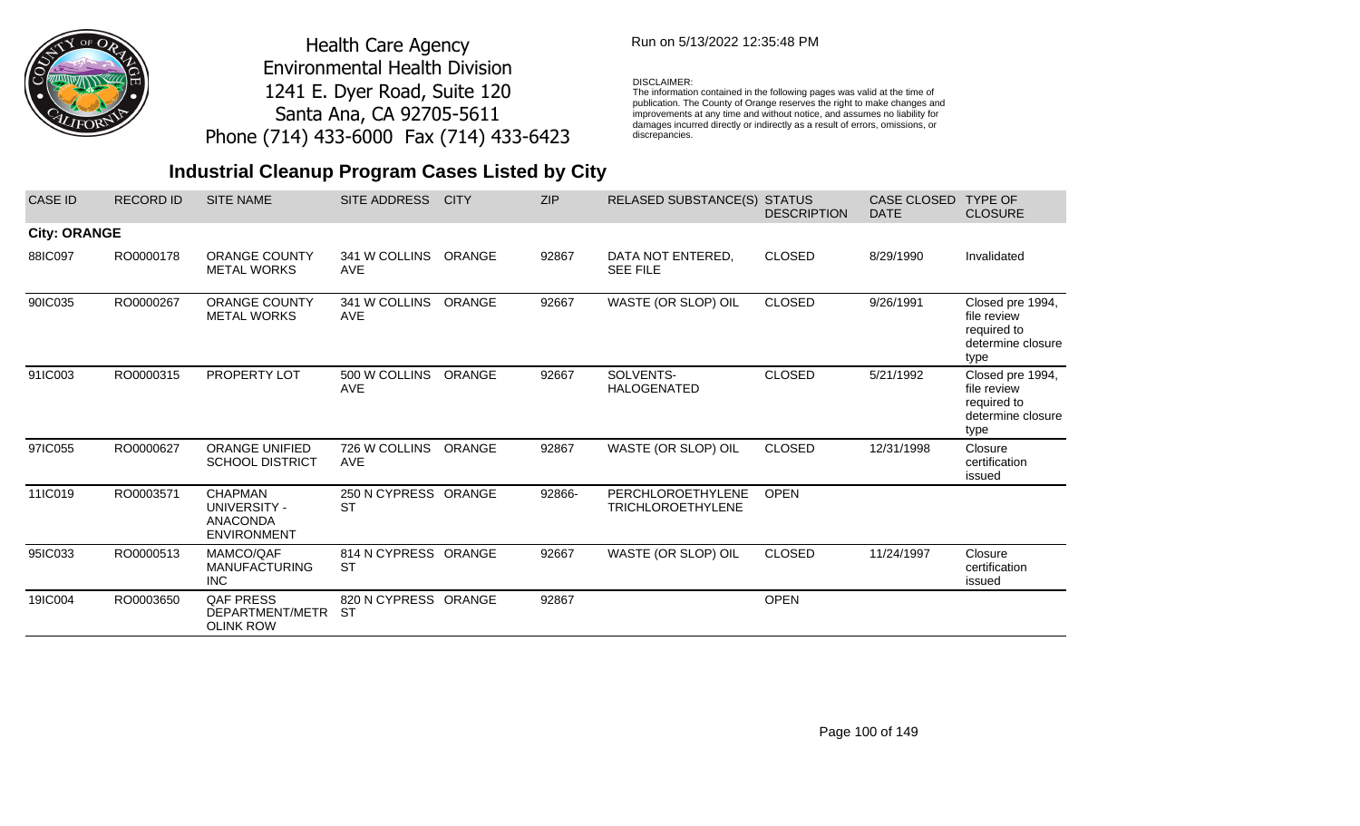Health Care Agency
Environmental Health Division
1241 E. Dyer Road, Suite 120
Santa Ana, CA 92705-5611
Phone (714) 433-6000 Fax (714) 433-6423

Run on 5/13/2022 12:35:48 PM

DISCLAIMER:
The information contained in the following pages was valid at the time of publication. The County of Orange reserves the right to make changes and improvements at any time and without notice, and assumes no liability for damages incurred directly or indirectly as a result of errors, omissions, or discrepancies.

## Industrial Cleanup Program Cases Listed by City

| CASE ID | RECORD ID | SITE NAME | SITE ADDRESS | CITY | ZIP | RELASED SUBSTANCE(S) | STATUS DESCRIPTION | CASE CLOSED DATE | TYPE OF CLOSURE |
|---|---|---|---|---|---|---|---|---|---|
| **City: ORANGE** | | | | | | | | | |
| 88IC097 | RO0000178 | ORANGE COUNTY METAL WORKS | 341 W COLLINS AVE | ORANGE | 92867 | DATA NOT ENTERED, SEE FILE | CLOSED | 8/29/1990 | Invalidated |
| 90IC035 | RO0000267 | ORANGE COUNTY METAL WORKS | 341 W COLLINS AVE | ORANGE | 92667 | WASTE (OR SLOP) OIL | CLOSED | 9/26/1991 | Closed pre 1994, file review required to determine closure type |
| 91IC003 | RO0000315 | PROPERTY LOT | 500 W COLLINS AVE | ORANGE | 92667 | SOLVENTS-HALOGENATED | CLOSED | 5/21/1992 | Closed pre 1994, file review required to determine closure type |
| 97IC055 | RO0000627 | ORANGE UNIFIED SCHOOL DISTRICT | 726 W COLLINS AVE | ORANGE | 92867 | WASTE (OR SLOP) OIL | CLOSED | 12/31/1998 | Closure certification issued |
| 11IC019 | RO0003571 | CHAPMAN UNIVERSITY - ANACONDA ENVIRONMENT | 250 N CYPRESS ST | ORANGE | 92866- | PERCHLOROETHYLENE TRICHLOROETHYLENE | OPEN | | |
| 95IC033 | RO0000513 | MAMCO/QAF MANUFACTURING INC | 814 N CYPRESS ST | ORANGE | 92667 | WASTE (OR SLOP) OIL | CLOSED | 11/24/1997 | Closure certification issued |
| 19IC004 | RO0003650 | QAF PRESS DEPARTMENT/METR OLINK ROW | 820 N CYPRESS ST | ORANGE | 92867 | | OPEN | | |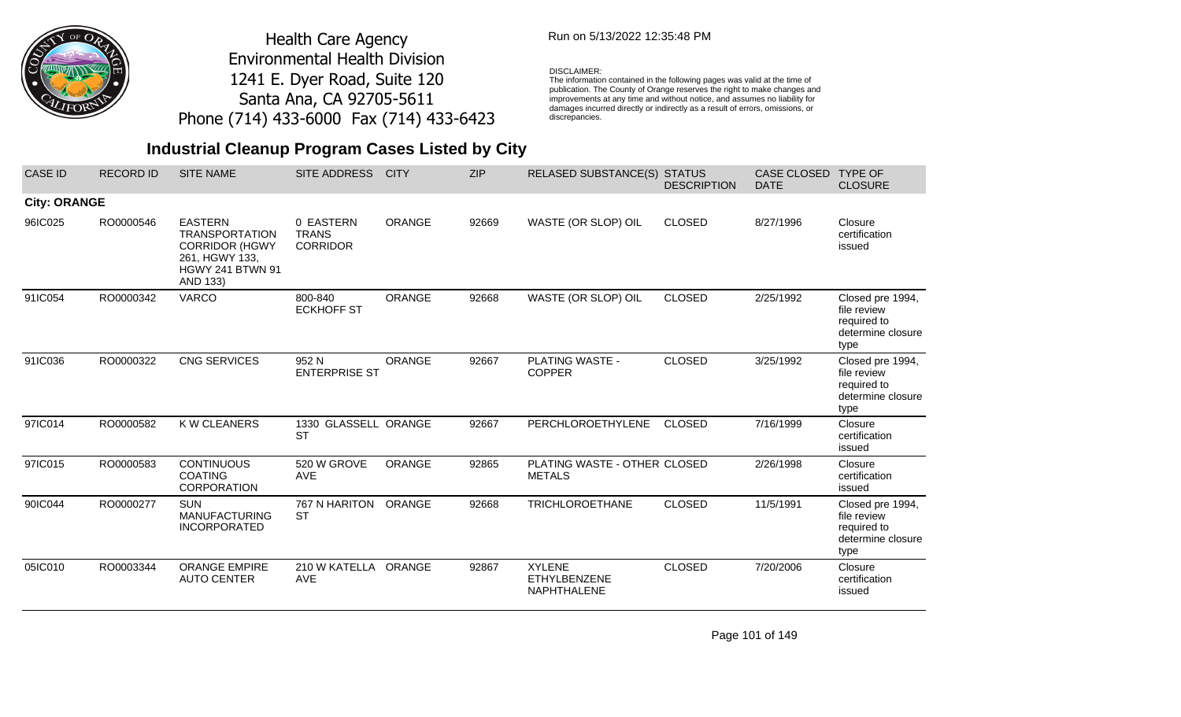Health Care Agency
Environmental Health Division
1241 E. Dyer Road, Suite 120
Santa Ana, CA 92705-5611
Phone (714) 433-6000 Fax (714) 433-6423

Run on 5/13/2022 12:35:48 PM

DISCLAIMER:
The information contained in the following pages was valid at the time of publication. The County of Orange reserves the right to make changes and improvements at any time and without notice, and assumes no liability for damages incurred directly or indirectly as a result of errors, omissions, or discrepancies.

## Industrial Cleanup Program Cases Listed by City

| CASE ID | RECORD ID | SITE NAME | SITE ADDRESS | CITY | ZIP | RELASED SUBSTANCE(S) | STATUS DESCRIPTION | CASE CLOSED DATE | TYPE OF CLOSURE |
|---|---|---|---|---|---|---|---|---|---|
| **City: ORANGE** | | | | | | | | | |
| 96IC025 | RO0000546 | EASTERN TRANSPORTATION CORRIDOR (HGWY 261, HGWY 133, HGWY 241 BTWN 91 AND 133) | 0 EASTERN TRANS CORRIDOR | ORANGE | 92669 | WASTE (OR SLOP) OIL | CLOSED | 8/27/1996 | Closure certification issued |
| 91IC054 | RO0000342 | VARCO | 800-840 ECKHOFF ST | ORANGE | 92668 | WASTE (OR SLOP) OIL | CLOSED | 2/25/1992 | Closed pre 1994, file review required to determine closure type |
| 91IC036 | RO0000322 | CNG SERVICES | 952 N ENTERPRISE ST | ORANGE | 92667 | PLATING WASTE - COPPER | CLOSED | 3/25/1992 | Closed pre 1994, file review required to determine closure type |
| 97IC014 | RO0000582 | K W CLEANERS | 1330 GLASSELL ST | ORANGE | 92667 | PERCHLOROETHYLENE | CLOSED | 7/16/1999 | Closure certification issued |
| 97IC015 | RO0000583 | CONTINUOUS COATING CORPORATION | 520 W GROVE AVE | ORANGE | 92865 | PLATING WASTE - OTHER METALS | CLOSED | 2/26/1998 | Closure certification issued |
| 90IC044 | RO0000277 | SUN MANUFACTURING INCORPORATED | 767 N HARITON ST | ORANGE | 92668 | TRICHLOROETHANE | CLOSED | 11/5/1991 | Closed pre 1994, file review required to determine closure type |
| 05IC010 | RO0003344 | ORANGE EMPIRE AUTO CENTER | 210 W KATELLA AVE | ORANGE | 92867 | XYLENE ETHYLBENZENE NAPHTHALENE | CLOSED | 7/20/2006 | Closure certification issued |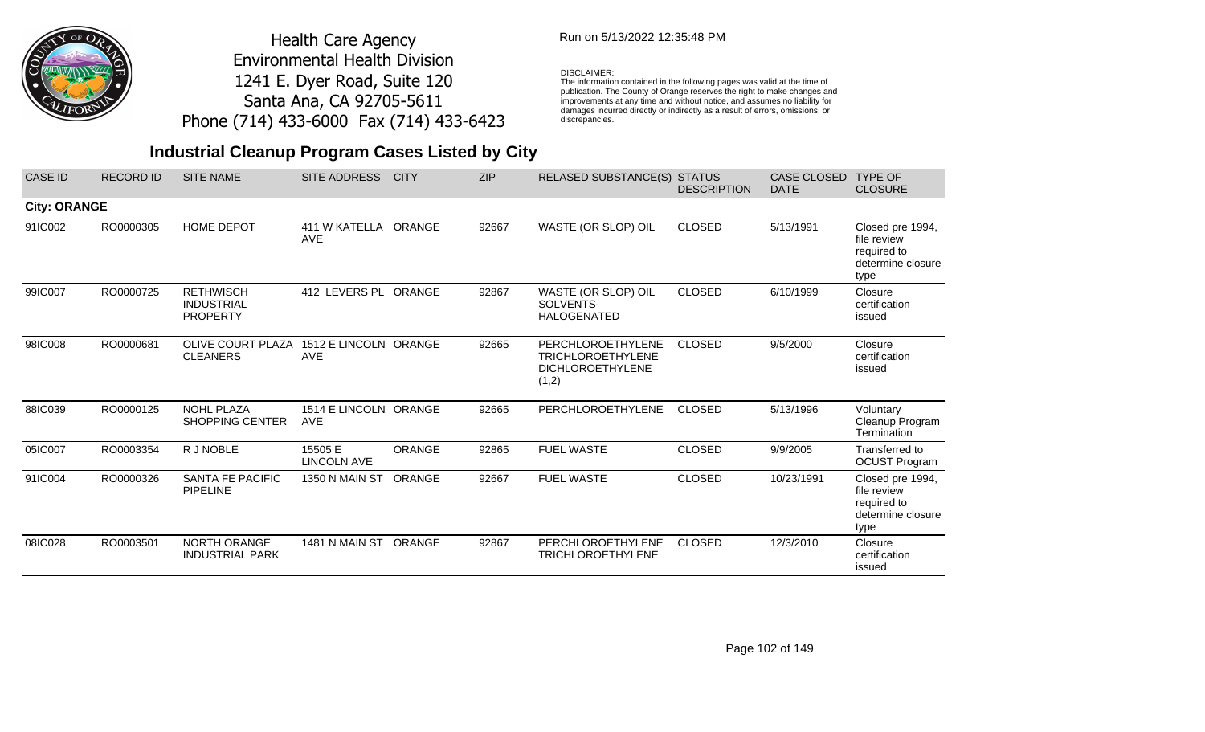Health Care Agency
Environmental Health Division
1241 E. Dyer Road, Suite 120
Santa Ana, CA 92705-5611
Phone (714) 433-6000 Fax (714) 433-6423

Run on 5/13/2022 12:35:48 PM

DISCLAIMER:
The information contained in the following pages was valid at the time of publication. The County of Orange reserves the right to make changes and improvements at any time and without notice, and assumes no liability for damages incurred directly or indirectly as a result of errors, omissions, or discrepancies.

## Industrial Cleanup Program Cases Listed by City

| CASE ID | RECORD ID | SITE NAME | SITE ADDRESS | CITY | ZIP | RELASED SUBSTANCE(S) | STATUS DESCRIPTION | CASE CLOSED DATE | TYPE OF CLOSURE |
|---|---|---|---|---|---|---|---|---|---|
| **City: ORANGE** | | | | | | | | | |
| 91IC002 | RO0000305 | HOME DEPOT | 411 W KATELLA AVE | ORANGE | 92667 | WASTE (OR SLOP) OIL | CLOSED | 5/13/1991 | Closed pre 1994, file review required to determine closure type |
| 99IC007 | RO0000725 | RETHWISCH INDUSTRIAL PROPERTY | 412 LEVERS PL | ORANGE | 92867 | WASTE (OR SLOP) OIL SOLVENTS-HALOGENATED | CLOSED | 6/10/1999 | Closure certification issued |
| 98IC008 | RO0000681 | OLIVE COURT PLAZA CLEANERS | 1512 E LINCOLN AVE | ORANGE | 92665 | PERCHLOROETHYLENE TRICHLOROETHYLENE DICHLOROETHYLENE (1,2) | CLOSED | 9/5/2000 | Closure certification issued |
| 88IC039 | RO0000125 | NOHL PLAZA SHOPPING CENTER | 1514 E LINCOLN AVE | ORANGE | 92665 | PERCHLOROETHYLENE | CLOSED | 5/13/1996 | Voluntary Cleanup Program Termination |
| 05IC007 | RO0003354 | R J NOBLE | 15505 E LINCOLN AVE | ORANGE | 92865 | FUEL WASTE | CLOSED | 9/9/2005 | Transferred to OCUST Program |
| 91IC004 | RO0000326 | SANTA FE PACIFIC PIPELINE | 1350 N MAIN ST | ORANGE | 92667 | FUEL WASTE | CLOSED | 10/23/1991 | Closed pre 1994, file review required to determine closure type |
| 08IC028 | RO0003501 | NORTH ORANGE INDUSTRIAL PARK | 1481 N MAIN ST | ORANGE | 92867 | PERCHLOROETHYLENE TRICHLOROETHYLENE | CLOSED | 12/3/2010 | Closure certification issued |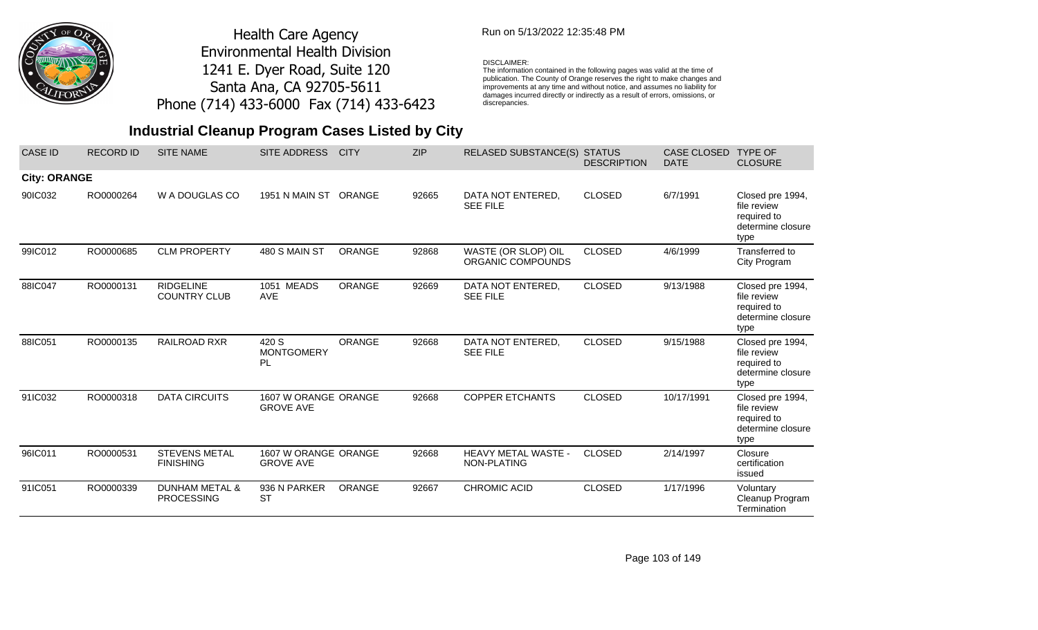Health Care Agency
Environmental Health Division
1241 E. Dyer Road, Suite 120
Santa Ana, CA 92705-5611
Phone (714) 433-6000 Fax (714) 433-6423

Run on 5/13/2022 12:35:48 PM

DISCLAIMER:
The information contained in the following pages was valid at the time of publication. The County of Orange reserves the right to make changes and improvements at any time and without notice, and assumes no liability for damages incurred directly or indirectly as a result of errors, omissions, or discrepancies.

## Industrial Cleanup Program Cases Listed by City

| CASE ID | RECORD ID | SITE NAME | SITE ADDRESS | CITY | ZIP | RELASED SUBSTANCE(S) | STATUS DESCRIPTION | CASE CLOSED DATE | TYPE OF CLOSURE |
|---|---|---|---|---|---|---|---|---|---|
| **City: ORANGE** | | | | | | | | | |
| 90IC032 | RO0000264 | W A DOUGLAS CO | 1951 N MAIN ST | ORANGE | 92665 | DATA NOT ENTERED, SEE FILE | CLOSED | 6/7/1991 | Closed pre 1994, file review required to determine closure type |
| 99IC012 | RO0000685 | CLM PROPERTY | 480 S MAIN ST | ORANGE | 92868 | WASTE (OR SLOP) OIL ORGANIC COMPOUNDS | CLOSED | 4/6/1999 | Transferred to City Program |
| 88IC047 | RO0000131 | RIDGELINE COUNTRY CLUB | 1051 MEADS AVE | ORANGE | 92669 | DATA NOT ENTERED, SEE FILE | CLOSED | 9/13/1988 | Closed pre 1994, file review required to determine closure type |
| 88IC051 | RO0000135 | RAILROAD RXR | 420 S MONTGOMERY PL | ORANGE | 92668 | DATA NOT ENTERED, SEE FILE | CLOSED | 9/15/1988 | Closed pre 1994, file review required to determine closure type |
| 91IC032 | RO0000318 | DATA CIRCUITS | 1607 W ORANGE GROVE AVE | ORANGE | 92668 | COPPER ETCHANTS | CLOSED | 10/17/1991 | Closed pre 1994, file review required to determine closure type |
| 96IC011 | RO0000531 | STEVENS METAL FINISHING | 1607 W ORANGE GROVE AVE | ORANGE | 92668 | HEAVY METAL WASTE - NON-PLATING | CLOSED | 2/14/1997 | Closure certification issued |
| 91IC051 | RO0000339 | DUNHAM METAL & PROCESSING | 936 N PARKER ST | ORANGE | 92667 | CHROMIC ACID | CLOSED | 1/17/1996 | Voluntary Cleanup Program Termination |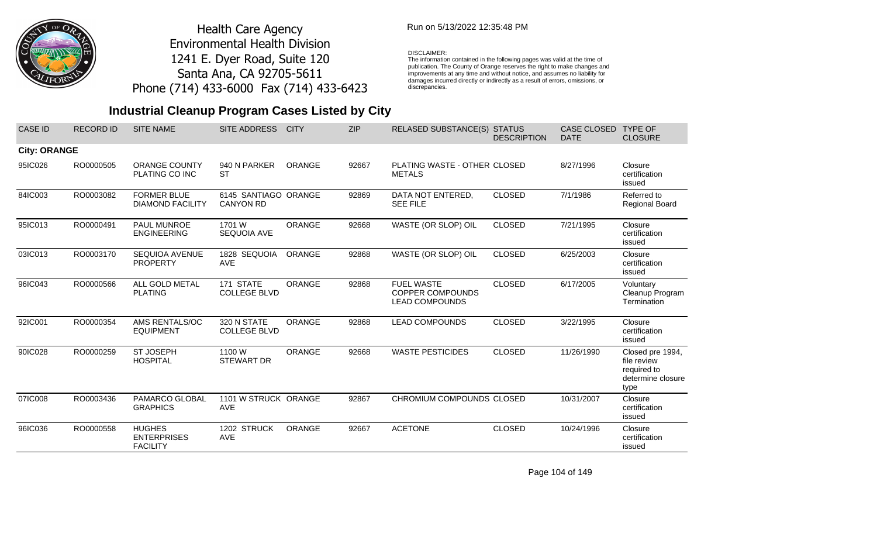Health Care Agency
Environmental Health Division
1241 E. Dyer Road, Suite 120
Santa Ana, CA 92705-5611
Phone (714) 433-6000 Fax (714) 433-6423

Run on 5/13/2022 12:35:48 PM

DISCLAIMER:
The information contained in the following pages was valid at the time of publication. The County of Orange reserves the right to make changes and improvements at any time and without notice, and assumes no liability for damages incurred directly or indirectly as a result of errors, omissions, or discrepancies.

## Industrial Cleanup Program Cases Listed by City

| CASE ID | RECORD ID | SITE NAME | SITE ADDRESS | CITY | ZIP | RELASED SUBSTANCE(S) | STATUS DESCRIPTION | CASE CLOSED DATE | TYPE OF CLOSURE |
|---|---|---|---|---|---|---|---|---|---|
| **City: ORANGE** | | | | | | | | | |
| 95IC026 | RO0000505 | ORANGE COUNTY PLATING CO INC | 940 N PARKER ST | ORANGE | 92667 | PLATING WASTE - OTHER METALS | CLOSED | 8/27/1996 | Closure certification issued |
| 84IC003 | RO0003082 | FORMER BLUE DIAMOND FACILITY | 6145 SANTIAGO CANYON RD | ORANGE | 92869 | DATA NOT ENTERED, SEE FILE | CLOSED | 7/1/1986 | Referred to Regional Board |
| 95IC013 | RO0000491 | PAUL MUNROE ENGINEERING | 1701 W SEQUOIA AVE | ORANGE | 92668 | WASTE (OR SLOP) OIL | CLOSED | 7/21/1995 | Closure certification issued |
| 03IC013 | RO0003170 | SEQUIOA AVENUE PROPERTY | 1828 SEQUOIA AVE | ORANGE | 92868 | WASTE (OR SLOP) OIL | CLOSED | 6/25/2003 | Closure certification issued |
| 96IC043 | RO0000566 | ALL GOLD METAL PLATING | 171 STATE COLLEGE BLVD | ORANGE | 92868 | FUEL WASTE COPPER COMPOUNDS LEAD COMPOUNDS | CLOSED | 6/17/2005 | Voluntary Cleanup Program Termination |
| 92IC001 | RO0000354 | AMS RENTALS/OC EQUIPMENT | 320 N STATE COLLEGE BLVD | ORANGE | 92868 | LEAD COMPOUNDS | CLOSED | 3/22/1995 | Closure certification issued |
| 90IC028 | RO0000259 | ST JOSEPH HOSPITAL | 1100 W STEWART DR | ORANGE | 92668 | WASTE PESTICIDES | CLOSED | 11/26/1990 | Closed pre 1994, file review required to determine closure type |
| 07IC008 | RO0003436 | PAMARCO GLOBAL GRAPHICS | 1101 W STRUCK AVE | ORANGE | 92867 | CHROMIUM COMPOUNDS | CLOSED | 10/31/2007 | Closure certification issued |
| 96IC036 | RO0000558 | HUGHES ENTERPRISES FACILITY | 1202 STRUCK AVE | ORANGE | 92667 | ACETONE | CLOSED | 10/24/1996 | Closure certification issued |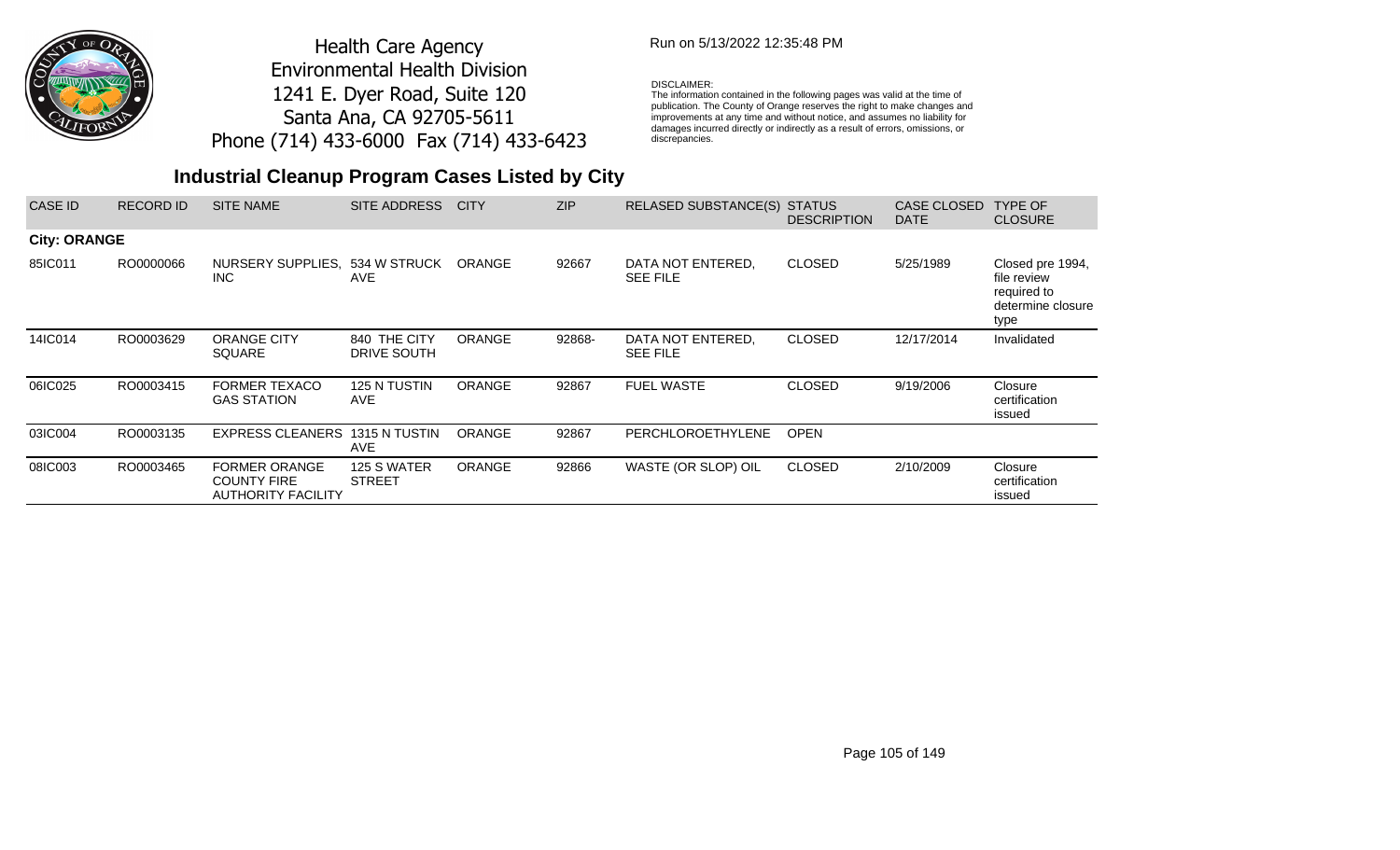Health Care Agency
Environmental Health Division
1241 E. Dyer Road, Suite 120
Santa Ana, CA 92705-5611
Phone (714) 433-6000 Fax (714) 433-6423

Run on 5/13/2022 12:35:48 PM

DISCLAIMER:
The information contained in the following pages was valid at the time of publication. The County of Orange reserves the right to make changes and improvements at any time and without notice, and assumes no liability for damages incurred directly or indirectly as a result of errors, omissions, or discrepancies.

## Industrial Cleanup Program Cases Listed by City

| CASE ID | RECORD ID | SITE NAME | SITE ADDRESS | CITY | ZIP | RELASED SUBSTANCE(S) | STATUS DESCRIPTION | CASE CLOSED DATE | TYPE OF CLOSURE |
|---|---|---|---|---|---|---|---|---|---|
| **City: ORANGE** | | | | | | | | | |
| 85IC011 | RO0000066 | NURSERY SUPPLIES, INC | 534 W STRUCK AVE | ORANGE | 92667 | DATA NOT ENTERED, SEE FILE | CLOSED | 5/25/1989 | Closed pre 1994, file review required to determine closure type |
| 14IC014 | RO0003629 | ORANGE CITY SQUARE | 840 THE CITY DRIVE SOUTH | ORANGE | 92868- | DATA NOT ENTERED, SEE FILE | CLOSED | 12/17/2014 | Invalidated |
| 06IC025 | RO0003415 | FORMER TEXACO GAS STATION | 125 N TUSTIN AVE | ORANGE | 92867 | FUEL WASTE | CLOSED | 9/19/2006 | Closure certification issued |
| 03IC004 | RO0003135 | EXPRESS CLEANERS | 1315 N TUSTIN AVE | ORANGE | 92867 | PERCHLOROETHYLENE | OPEN | | |
| 08IC003 | RO0003465 | FORMER ORANGE COUNTY FIRE AUTHORITY FACILITY | 125 S WATER STREET | ORANGE | 92866 | WASTE (OR SLOP) OIL | CLOSED | 2/10/2009 | Closure certification issued |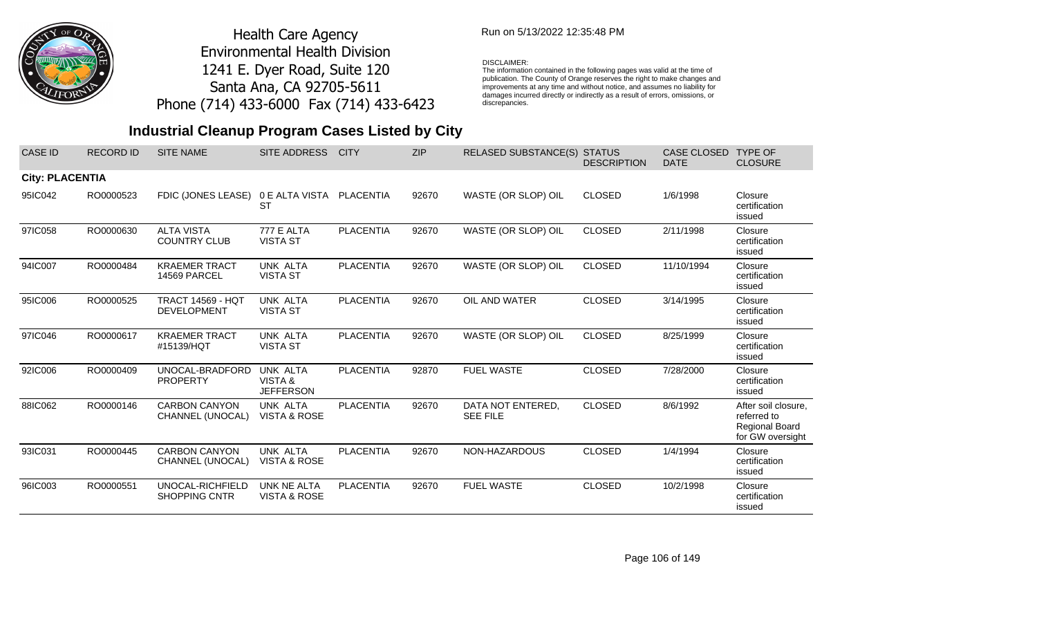Health Care Agency
Environmental Health Division
1241 E. Dyer Road, Suite 120
Santa Ana, CA 92705-5611
Phone (714) 433-6000 Fax (714) 433-6423

Run on 5/13/2022 12:35:48 PM

DISCLAIMER:
The information contained in the following pages was valid at the time of publication. The County of Orange reserves the right to make changes and improvements at any time and without notice, and assumes no liability for damages incurred directly or indirectly as a result of errors, omissions, or discrepancies.

# Industrial Cleanup Program Cases Listed by City

| CASE ID | RECORD ID | SITE NAME | SITE ADDRESS | CITY | ZIP | RELASED SUBSTANCE(S) | STATUS DESCRIPTION | CASE CLOSED DATE | TYPE OF CLOSURE |
|---|---|---|---|---|---|---|---|---|---|
| **City: PLACENTIA** | | | | | | | | | |
| 95IC042 | RO0000523 | FDIC (JONES LEASE) | 0 E ALTA VISTA ST | PLACENTIA | 92670 | WASTE (OR SLOP) OIL | CLOSED | 1/6/1998 | Closure certification issued |
| 97IC058 | RO0000630 | ALTA VISTA COUNTRY CLUB | 777 E ALTA VISTA ST | PLACENTIA | 92670 | WASTE (OR SLOP) OIL | CLOSED | 2/11/1998 | Closure certification issued |
| 94IC007 | RO0000484 | KRAEMER TRACT 14569 PARCEL | UNK ALTA VISTA ST | PLACENTIA | 92670 | WASTE (OR SLOP) OIL | CLOSED | 11/10/1994 | Closure certification issued |
| 95IC006 | RO0000525 | TRACT 14569 - HQT DEVELOPMENT | UNK ALTA VISTA ST | PLACENTIA | 92670 | OIL AND WATER | CLOSED | 3/14/1995 | Closure certification issued |
| 97IC046 | RO0000617 | KRAEMER TRACT #15139/HQT | UNK ALTA VISTA ST | PLACENTIA | 92670 | WASTE (OR SLOP) OIL | CLOSED | 8/25/1999 | Closure certification issued |
| 92IC006 | RO0000409 | UNOCAL-BRADFORD PROPERTY | UNK ALTA VISTA & JEFFERSON | PLACENTIA | 92870 | FUEL WASTE | CLOSED | 7/28/2000 | Closure certification issued |
| 88IC062 | RO0000146 | CARBON CANYON CHANNEL (UNOCAL) | UNK ALTA VISTA & ROSE | PLACENTIA | 92670 | DATA NOT ENTERED, SEE FILE | CLOSED | 8/6/1992 | After soil closure, referred to Regional Board for GW oversight |
| 93IC031 | RO0000445 | CARBON CANYON CHANNEL (UNOCAL) | UNK ALTA VISTA & ROSE | PLACENTIA | 92670 | NON-HAZARDOUS | CLOSED | 1/4/1994 | Closure certification issued |
| 96IC003 | RO0000551 | UNOCAL-RICHFIELD SHOPPING CNTR | UNK NE ALTA VISTA & ROSE | PLACENTIA | 92670 | FUEL WASTE | CLOSED | 10/2/1998 | Closure certification issued |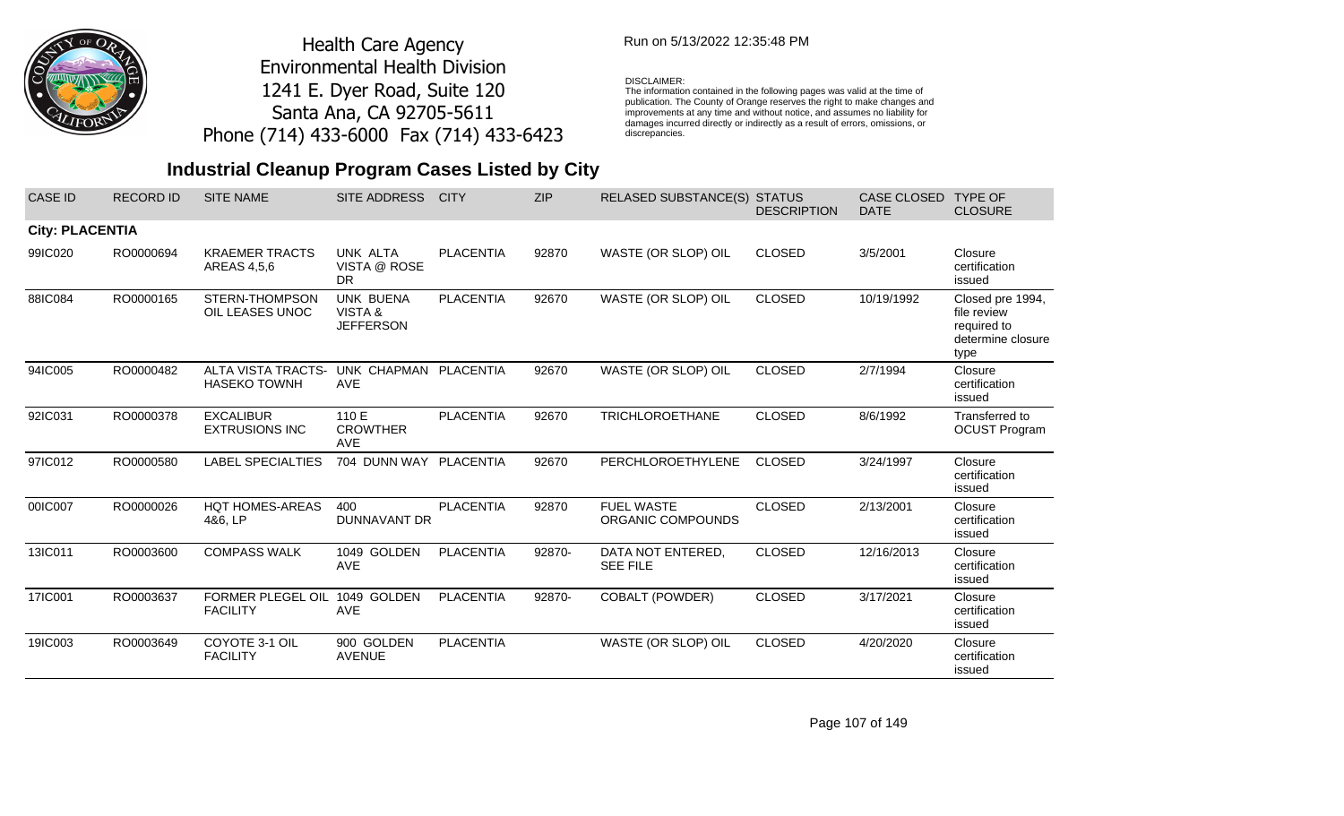Health Care Agency
Environmental Health Division
1241 E. Dyer Road, Suite 120
Santa Ana, CA 92705-5611
Phone (714) 433-6000 Fax (714) 433-6423

Run on 5/13/2022 12:35:48 PM

DISCLAIMER:
The information contained in the following pages was valid at the time of publication. The County of Orange reserves the right to make changes and improvements at any time and without notice, and assumes no liability for damages incurred directly or indirectly as a result of errors, omissions, or discrepancies.

## Industrial Cleanup Program Cases Listed by City

| CASE ID | RECORD ID | SITE NAME | SITE ADDRESS | CITY | ZIP | RELASED SUBSTANCE(S) | STATUS DESCRIPTION | CASE CLOSED DATE | TYPE OF CLOSURE |
|---|---|---|---|---|---|---|---|---|---|
| **City: PLACENTIA** | | | | | | | | | |
| 99IC020 | RO0000694 | KRAEMER TRACTS AREAS 4,5,6 | UNK ALTA VISTA @ ROSE DR | PLACENTIA | 92870 | WASTE (OR SLOP) OIL | CLOSED | 3/5/2001 | Closure certification issued |
| 88IC084 | RO0000165 | STERN-THOMPSON OIL LEASES UNOC | UNK BUENA VISTA & JEFFERSON | PLACENTIA | 92670 | WASTE (OR SLOP) OIL | CLOSED | 10/19/1992 | Closed pre 1994, file review required to determine closure type |
| 94IC005 | RO0000482 | ALTA VISTA TRACTS-HASEKO TOWNH | UNK CHAPMAN AVE | PLACENTIA | 92670 | WASTE (OR SLOP) OIL | CLOSED | 2/7/1994 | Closure certification issued |
| 92IC031 | RO0000378 | EXCALIBUR EXTRUSIONS INC | 110 E CROWTHER AVE | PLACENTIA | 92670 | TRICHLOROETHANE | CLOSED | 8/6/1992 | Transferred to OCUST Program |
| 97IC012 | RO0000580 | LABEL SPECIALTIES | 704 DUNN WAY | PLACENTIA | 92670 | PERCHLOROETHYLENE | CLOSED | 3/24/1997 | Closure certification issued |
| 00IC007 | RO0000026 | HQT HOMES-AREAS 4&6, LP | 400 DUNNAVANT DR | PLACENTIA | 92870 | FUEL WASTE ORGANIC COMPOUNDS | CLOSED | 2/13/2001 | Closure certification issued |
| 13IC011 | RO0003600 | COMPASS WALK | 1049 GOLDEN AVE | PLACENTIA | 92870- | DATA NOT ENTERED, SEE FILE | CLOSED | 12/16/2013 | Closure certification issued |
| 17IC001 | RO0003637 | FORMER PLEGEL OIL FACILITY | 1049 GOLDEN AVE | PLACENTIA | 92870- | COBALT (POWDER) | CLOSED | 3/17/2021 | Closure certification issued |
| 19IC003 | RO0003649 | COYOTE 3-1 OIL FACILITY | 900 GOLDEN AVENUE | PLACENTIA | | WASTE (OR SLOP) OIL | CLOSED | 4/20/2020 | Closure certification issued |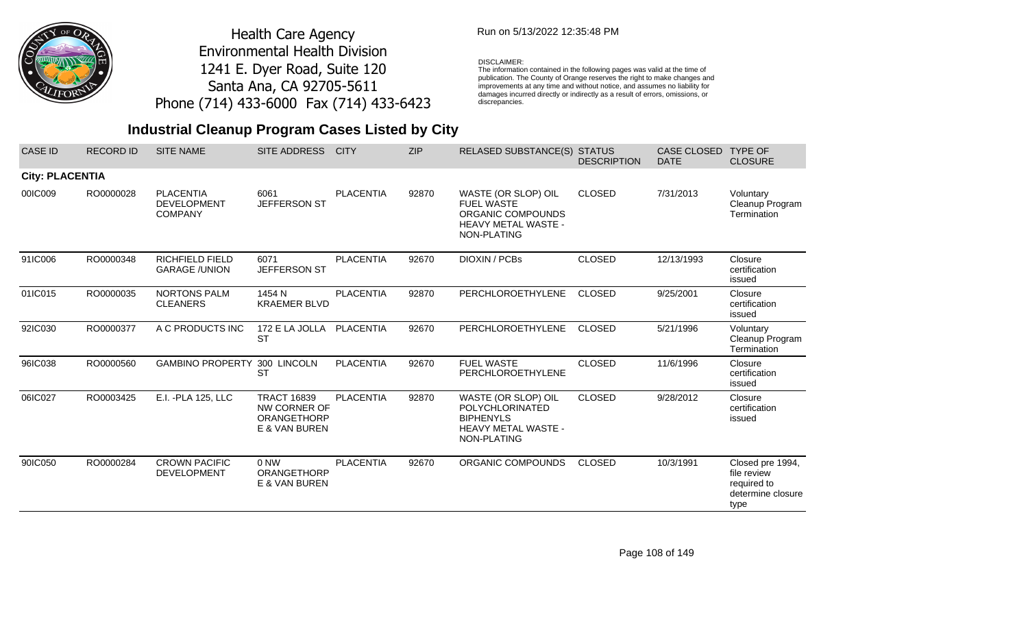Health Care Agency
Environmental Health Division
1241 E. Dyer Road, Suite 120
Santa Ana, CA 92705-5611
Phone (714) 433-6000 Fax (714) 433-6423

Run on 5/13/2022 12:35:48 PM

DISCLAIMER:
The information contained in the following pages was valid at the time of publication. The County of Orange reserves the right to make changes and improvements at any time and without notice, and assumes no liability for damages incurred directly or indirectly as a result of errors, omissions, or discrepancies.

## Industrial Cleanup Program Cases Listed by City

| CASE ID | RECORD ID | SITE NAME | SITE ADDRESS | CITY | ZIP | RELASED SUBSTANCE(S) | STATUS DESCRIPTION | CASE CLOSED DATE | TYPE OF CLOSURE |
|---|---|---|---|---|---|---|---|---|---|
| **City: PLACENTIA** | | | | | | | | | |
| 00IC009 | RO0000028 | PLACENTIA DEVELOPMENT COMPANY | 6061 JEFFERSON ST | PLACENTIA | 92870 | WASTE (OR SLOP) OIL FUEL WASTE ORGANIC COMPOUNDS HEAVY METAL WASTE - NON-PLATING | CLOSED | 7/31/2013 | Voluntary Cleanup Program Termination |
| 91IC006 | RO0000348 | RICHFIELD FIELD GARAGE /UNION | 6071 JEFFERSON ST | PLACENTIA | 92670 | DIOXIN / PCBs | CLOSED | 12/13/1993 | Closure certification issued |
| 01IC015 | RO0000035 | NORTONS PALM CLEANERS | 1454 N KRAEMER BLVD | PLACENTIA | 92870 | PERCHLOROETHYLENE | CLOSED | 9/25/2001 | Closure certification issued |
| 92IC030 | RO0000377 | A C PRODUCTS INC | 172 E LA JOLLA ST | PLACENTIA | 92670 | PERCHLOROETHYLENE | CLOSED | 5/21/1996 | Voluntary Cleanup Program Termination |
| 96IC038 | RO0000560 | GAMBINO PROPERTY | 300 LINCOLN ST | PLACENTIA | 92670 | FUEL WASTE PERCHLOROETHYLENE | CLOSED | 11/6/1996 | Closure certification issued |
| 06IC027 | RO0003425 | E.I. -PLA 125, LLC | TRACT 16839 NW CORNER OF ORANGETHORPE & VAN BUREN | PLACENTIA | 92870 | WASTE (OR SLOP) OIL POLYCHLORINATED BIPHENYLS HEAVY METAL WASTE - NON-PLATING | CLOSED | 9/28/2012 | Closure certification issued |
| 90IC050 | RO0000284 | CROWN PACIFIC DEVELOPMENT | 0 NW ORANGETHORPE & VAN BUREN | PLACENTIA | 92670 | ORGANIC COMPOUNDS | CLOSED | 10/3/1991 | Closed pre 1994, file review required to determine closure type |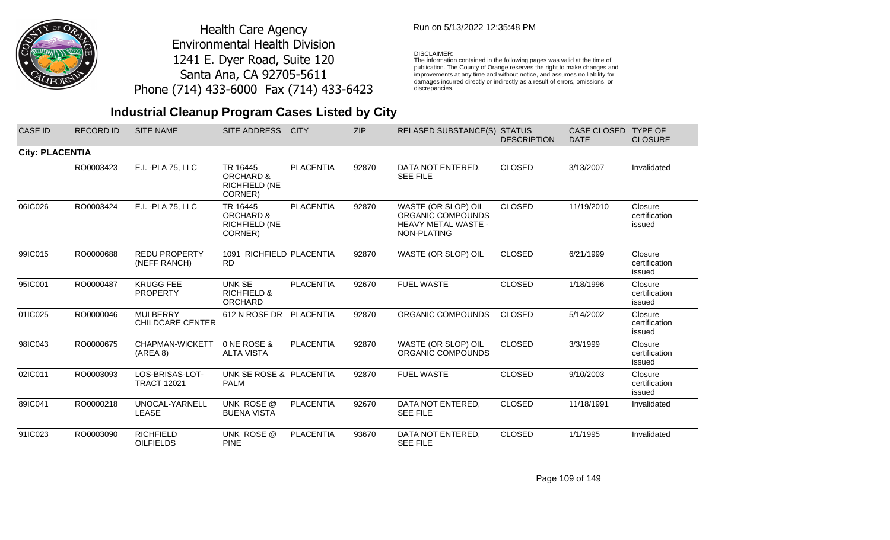Health Care Agency
Environmental Health Division
1241 E. Dyer Road, Suite 120
Santa Ana, CA 92705-5611
Phone (714) 433-6000 Fax (714) 433-6423

Run on 5/13/2022 12:35:48 PM

DISCLAIMER:
The information contained in the following pages was valid at the time of publication. The County of Orange reserves the right to make changes and improvements at any time and without notice, and assumes no liability for damages incurred directly or indirectly as a result of errors, omissions, or discrepancies.

## Industrial Cleanup Program Cases Listed by City

| CASE ID | RECORD ID | SITE NAME | SITE ADDRESS | CITY | ZIP | RELASED SUBSTANCE(S) | STATUS DESCRIPTION | CASE CLOSED DATE | TYPE OF CLOSURE |
|---|---|---|---|---|---|---|---|---|---|
| **City: PLACENTIA** | | | | | | | | | |
| | RO0003423 | E.I. -PLA 75, LLC | TR 16445 ORCHARD & RICHFIELD (NE CORNER) | PLACENTIA | 92870 | DATA NOT ENTERED, SEE FILE | CLOSED | 3/13/2007 | Invalidated |
| 06IC026 | RO0003424 | E.I. -PLA 75, LLC | TR 16445 ORCHARD & RICHFIELD (NE CORNER) | PLACENTIA | 92870 | WASTE (OR SLOP) OIL ORGANIC COMPOUNDS HEAVY METAL WASTE - NON-PLATING | CLOSED | 11/19/2010 | Closure certification issued |
| 99IC015 | RO0000688 | REDU PROPERTY (NEFF RANCH) | 1091 RICHFIELD RD | PLACENTIA | 92870 | WASTE (OR SLOP) OIL | CLOSED | 6/21/1999 | Closure certification issued |
| 95IC001 | RO0000487 | KRUGG FEE PROPERTY | UNK SE RICHFIELD & ORCHARD | PLACENTIA | 92670 | FUEL WASTE | CLOSED | 1/18/1996 | Closure certification issued |
| 01IC025 | RO0000046 | MULBERRY CHILDCARE CENTER | 612 N ROSE DR | PLACENTIA | 92870 | ORGANIC COMPOUNDS | CLOSED | 5/14/2002 | Closure certification issued |
| 98IC043 | RO0000675 | CHAPMAN-WICKETT (AREA 8) | 0 NE ROSE & ALTA VISTA | PLACENTIA | 92870 | WASTE (OR SLOP) OIL ORGANIC COMPOUNDS | CLOSED | 3/3/1999 | Closure certification issued |
| 02IC011 | RO0003093 | LOS-BRISAS-LOT-TRACT 12021 | UNK SE ROSE & PALM | PLACENTIA | 92870 | FUEL WASTE | CLOSED | 9/10/2003 | Closure certification issued |
| 89IC041 | RO0000218 | UNOCAL-YARNELL LEASE | UNK ROSE @ BUENA VISTA | PLACENTIA | 92670 | DATA NOT ENTERED, SEE FILE | CLOSED | 11/18/1991 | Invalidated |
| 91IC023 | RO0003090 | RICHFIELD OILFIELDS | UNK ROSE @ PINE | PLACENTIA | 93670 | DATA NOT ENTERED, SEE FILE | CLOSED | 1/1/1995 | Invalidated |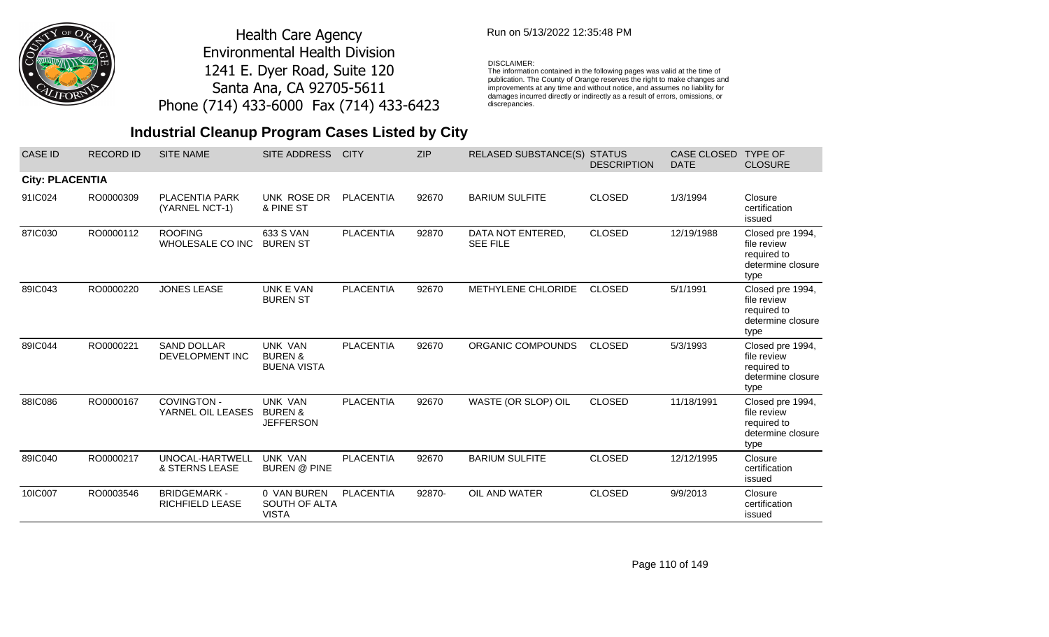Health Care Agency
Environmental Health Division
1241 E. Dyer Road, Suite 120
Santa Ana, CA 92705-5611
Phone (714) 433-6000 Fax (714) 433-6423

Run on 5/13/2022 12:35:48 PM

DISCLAIMER:
The information contained in the following pages was valid at the time of publication. The County of Orange reserves the right to make changes and improvements at any time and without notice, and assumes no liability for damages incurred directly or indirectly as a result of errors, omissions, or discrepancies.

## Industrial Cleanup Program Cases Listed by City

| CASE ID | RECORD ID | SITE NAME | SITE ADDRESS | CITY | ZIP | RELASED SUBSTANCE(S) | STATUS DESCRIPTION | CASE CLOSED DATE | TYPE OF CLOSURE |
|---|---|---|---|---|---|---|---|---|---|
| **City: PLACENTIA** | | | | | | | | | |
| 91IC024 | RO0000309 | PLACENTIA PARK (YARNEL NCT-1) | UNK ROSE DR & PINE ST | PLACENTIA | 92670 | BARIUM SULFITE | CLOSED | 1/3/1994 | Closure certification issued |
| 87IC030 | RO0000112 | ROOFING WHOLESALE CO INC | 633 S VAN BUREN ST | PLACENTIA | 92870 | DATA NOT ENTERED, SEE FILE | CLOSED | 12/19/1988 | Closed pre 1994, file review required to determine closure type |
| 89IC043 | RO0000220 | JONES LEASE | UNK E VAN BUREN ST | PLACENTIA | 92670 | METHYLENE CHLORIDE | CLOSED | 5/1/1991 | Closed pre 1994, file review required to determine closure type |
| 89IC044 | RO0000221 | SAND DOLLAR DEVELOPMENT INC | UNK VAN BUREN & BUENA VISTA | PLACENTIA | 92670 | ORGANIC COMPOUNDS | CLOSED | 5/3/1993 | Closed pre 1994, file review required to determine closure type |
| 88IC086 | RO0000167 | COVINGTON - YARNEL OIL LEASES | UNK VAN BUREN & JEFFERSON | PLACENTIA | 92670 | WASTE (OR SLOP) OIL | CLOSED | 11/18/1991 | Closed pre 1994, file review required to determine closure type |
| 89IC040 | RO0000217 | UNOCAL-HARTWELL & STERNS LEASE | UNK VAN BUREN @ PINE | PLACENTIA | 92670 | BARIUM SULFITE | CLOSED | 12/12/1995 | Closure certification issued |
| 10IC007 | RO0003546 | BRIDGEMARK - RICHFIELD LEASE | 0 VAN BUREN SOUTH OF ALTA VISTA | PLACENTIA | 92870- | OIL AND WATER | CLOSED | 9/9/2013 | Closure certification issued |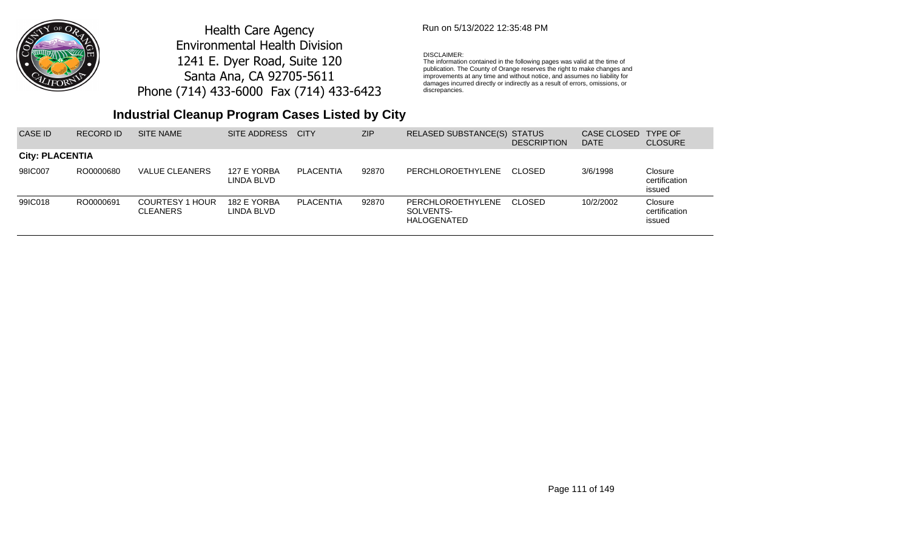Health Care Agency
Environmental Health Division
1241 E. Dyer Road, Suite 120
Santa Ana, CA 92705-5611
Phone (714) 433-6000 Fax (714) 433-6423

Run on 5/13/2022 12:35:48 PM

DISCLAIMER:
The information contained in the following pages was valid at the time of publication. The County of Orange reserves the right to make changes and improvements at any time and without notice, and assumes no liability for damages incurred directly or indirectly as a result of errors, omissions, or discrepancies.

## Industrial Cleanup Program Cases Listed by City

| CASE ID | RECORD ID | SITE NAME | SITE ADDRESS | CITY | ZIP | RELASED SUBSTANCE(S) | STATUS DESCRIPTION | CASE CLOSED DATE | TYPE OF CLOSURE |
|---|---|---|---|---|---|---|---|---|---|
| **City: PLACENTIA** | | | | | | | | | |
| 98IC007 | RO0000680 | VALUE CLEANERS | 127 E YORBA LINDA BLVD | PLACENTIA | 92870 | PERCHLOROETHYLENE | CLOSED | 3/6/1998 | Closure certification issued |
| 99IC018 | RO0000691 | COURTESY 1 HOUR CLEANERS | 182 E YORBA LINDA BLVD | PLACENTIA | 92870 | PERCHLOROETHYLENE SOLVENTS-HALOGENATED | CLOSED | 10/2/2002 | Closure certification issued |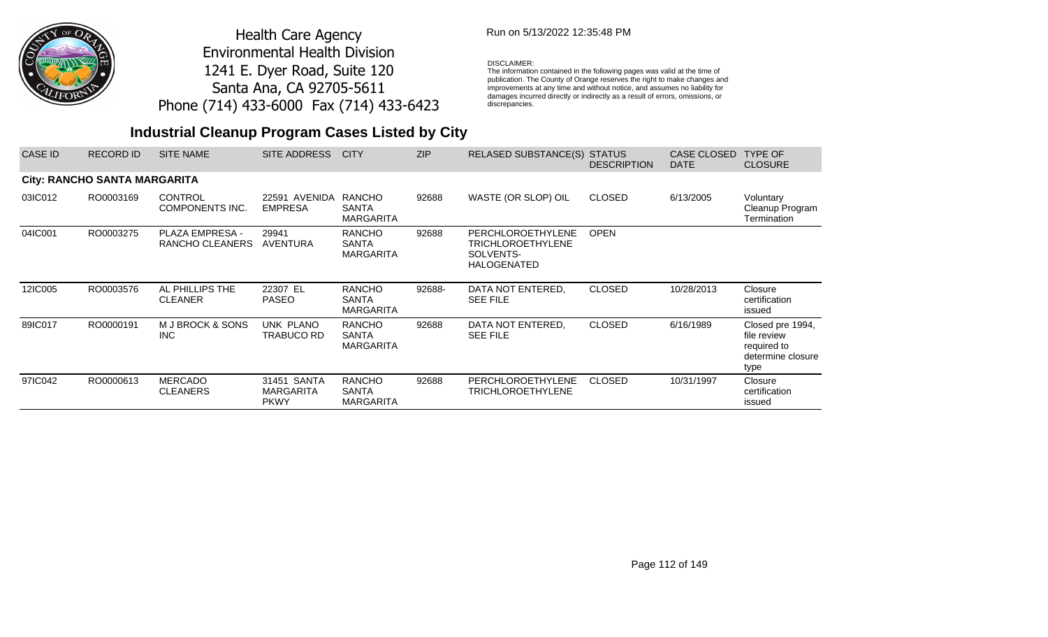Health Care Agency
Environmental Health Division
1241 E. Dyer Road, Suite 120
Santa Ana, CA 92705-5611
Phone (714) 433-6000 Fax (714) 433-6423

Run on 5/13/2022 12:35:48 PM

DISCLAIMER:
The information contained in the following pages was valid at the time of publication. The County of Orange reserves the right to make changes and improvements at any time and without notice, and assumes no liability for damages incurred directly or indirectly as a result of errors, omissions, or discrepancies.

## Industrial Cleanup Program Cases Listed by City

| CASE ID | RECORD ID | SITE NAME | SITE ADDRESS | CITY | ZIP | RELASED SUBSTANCE(S) | STATUS DESCRIPTION | CASE CLOSED DATE | TYPE OF CLOSURE |
|---|---|---|---|---|---|---|---|---|---|
| **City: RANCHO SANTA MARGARITA** | | | | | | | | | |
| 03IC012 | RO0003169 | CONTROL COMPONENTS INC. | 22591 AVENIDA EMPRESA | RANCHO SANTA MARGARITA | 92688 | WASTE (OR SLOP) OIL | CLOSED | 6/13/2005 | Voluntary Cleanup Program Termination |
| 04IC001 | RO0003275 | PLAZA EMPRESA - RANCHO CLEANERS | 29941 AVENTURA | RANCHO SANTA MARGARITA | 92688 | PERCHLOROETHYLENE TRICHLOROETHYLENE SOLVENTS-HALOGENATED | OPEN | | |
| 12IC005 | RO0003576 | AL PHILLIPS THE CLEANER | 22307 EL PASEO | RANCHO SANTA MARGARITA | 92688- | DATA NOT ENTERED, SEE FILE | CLOSED | 10/28/2013 | Closure certification issued |
| 89IC017 | RO0000191 | M J BROCK & SONS INC | UNK PLANO TRABUCO RD | RANCHO SANTA MARGARITA | 92688 | DATA NOT ENTERED, SEE FILE | CLOSED | 6/16/1989 | Closed pre 1994, file review required to determine closure type |
| 97IC042 | RO0000613 | MERCADO CLEANERS | 31451 SANTA MARGARITA PKWY | RANCHO SANTA MARGARITA | 92688 | PERCHLOROETHYLENE TRICHLOROETHYLENE | CLOSED | 10/31/1997 | Closure certification issued |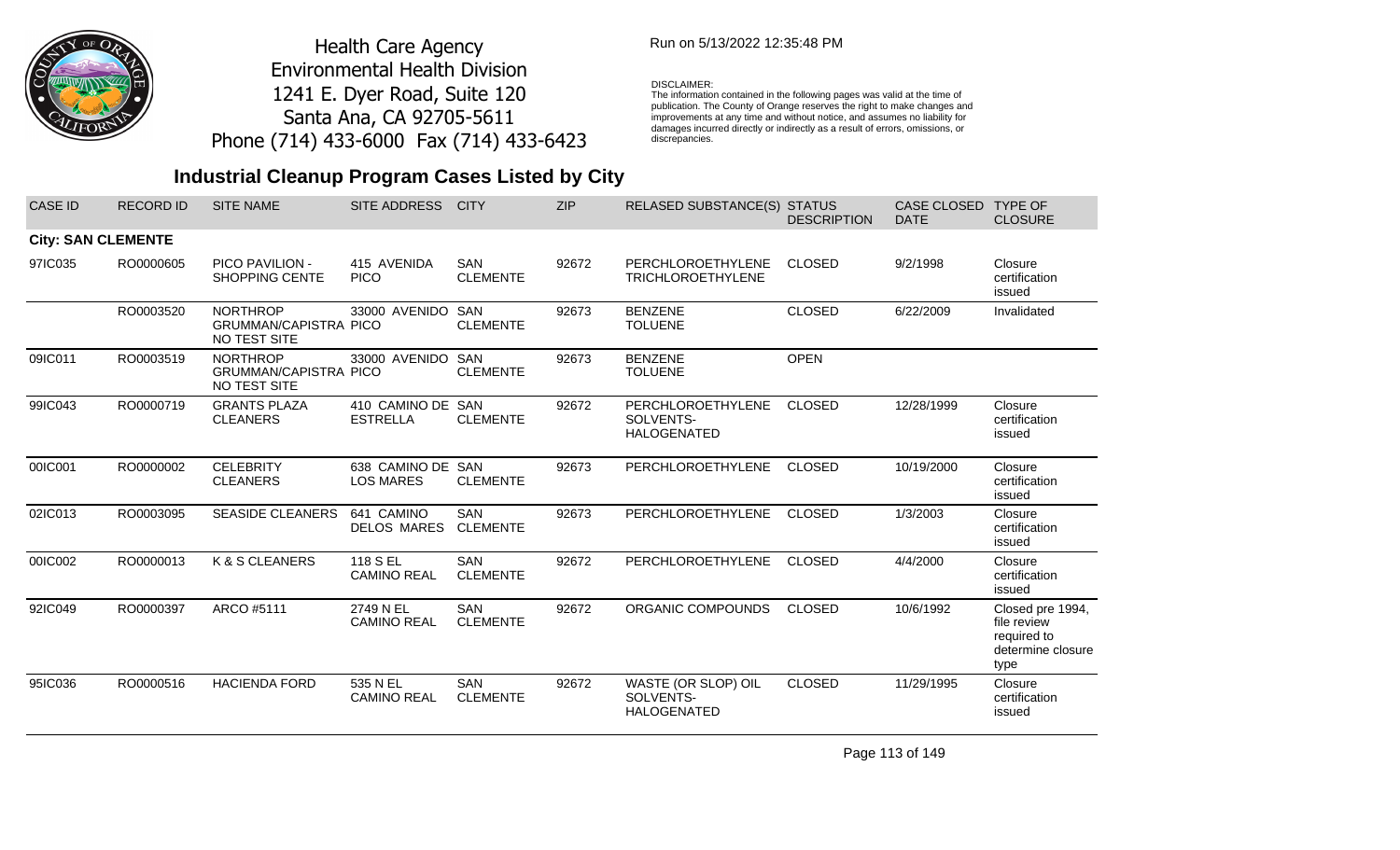Health Care Agency
Environmental Health Division
1241 E. Dyer Road, Suite 120
Santa Ana, CA 92705-5611
Phone (714) 433-6000 Fax (714) 433-6423

Run on 5/13/2022 12:35:48 PM

DISCLAIMER:
The information contained in the following pages was valid at the time of publication. The County of Orange reserves the right to make changes and improvements at any time and without notice, and assumes no liability for damages incurred directly or indirectly as a result of errors, omissions, or discrepancies.

## Industrial Cleanup Program Cases Listed by City

| CASE ID | RECORD ID | SITE NAME | SITE ADDRESS | CITY | ZIP | RELASED SUBSTANCE(S) | STATUS DESCRIPTION | CASE CLOSED DATE | TYPE OF CLOSURE |
|---|---|---|---|---|---|---|---|---|---|
| **City: SAN CLEMENTE** | | | | | | | | | |
| 97IC035 | RO0000605 | PICO PAVILION - SHOPPING CENTE | 415 AVENIDA PICO | SAN CLEMENTE | 92672 | PERCHLOROETHYLENE TRICHLOROETHYLENE | CLOSED | 9/2/1998 | Closure certification issued |
| | RO0003520 | NORTHROP GRUMMAN/CAPISTRANO TEST SITE | 33000 AVENIDO PICO | SAN CLEMENTE | 92673 | BENZENE TOLUENE | CLOSED | 6/22/2009 | Invalidated |
| 09IC011 | RO0003519 | NORTHROP GRUMMAN/CAPISTRANO TEST SITE | 33000 AVENIDO PICO | SAN CLEMENTE | 92673 | BENZENE TOLUENE | OPEN | | |
| 99IC043 | RO0000719 | GRANTS PLAZA CLEANERS | 410 CAMINO DE ESTRELLA | SAN CLEMENTE | 92672 | PERCHLOROETHYLENE SOLVENTS-HALOGENATED | CLOSED | 12/28/1999 | Closure certification issued |
| 00IC001 | RO0000002 | CELEBRITY CLEANERS | 638 CAMINO DE LOS MARES | SAN CLEMENTE | 92673 | PERCHLOROETHYLENE | CLOSED | 10/19/2000 | Closure certification issued |
| 02IC013 | RO0003095 | SEASIDE CLEANERS | 641 CAMINO DELOS MARES | SAN CLEMENTE | 92673 | PERCHLOROETHYLENE | CLOSED | 1/3/2003 | Closure certification issued |
| 00IC002 | RO0000013 | K & S CLEANERS | 118 S EL CAMINO REAL | SAN CLEMENTE | 92672 | PERCHLOROETHYLENE | CLOSED | 4/4/2000 | Closure certification issued |
| 92IC049 | RO0000397 | ARCO #5111 | 2749 N EL CAMINO REAL | SAN CLEMENTE | 92672 | ORGANIC COMPOUNDS | CLOSED | 10/6/1992 | Closed pre 1994, file review required to determine closure type |
| 95IC036 | RO0000516 | HACIENDA FORD | 535 N EL CAMINO REAL | SAN CLEMENTE | 92672 | WASTE (OR SLOP) OIL SOLVENTS-HALOGENATED | CLOSED | 11/29/1995 | Closure certification issued |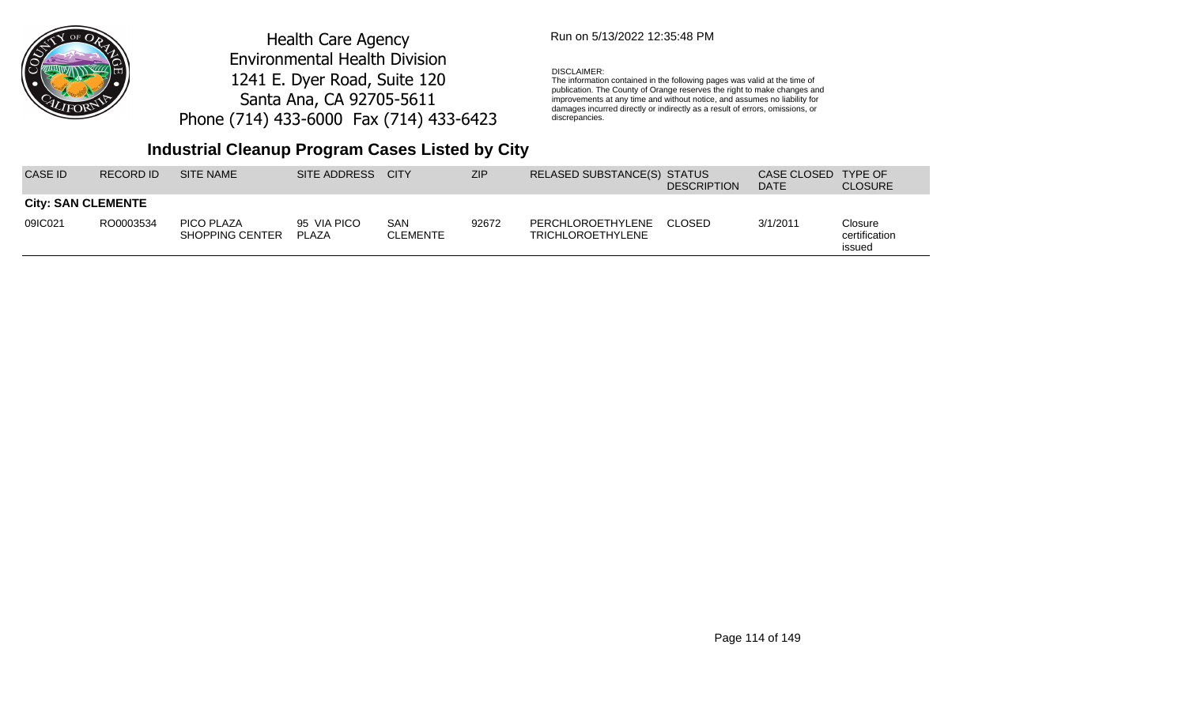Health Care Agency
Environmental Health Division
1241 E. Dyer Road, Suite 120
Santa Ana, CA 92705-5611
Phone (714) 433-6000 Fax (714) 433-6423

Run on 5/13/2022 12:35:48 PM

DISCLAIMER:
The information contained in the following pages was valid at the time of publication. The County of Orange reserves the right to make changes and improvements at any time and without notice, and assumes no liability for damages incurred directly or indirectly as a result of errors, omissions, or discrepancies.

## Industrial Cleanup Program Cases Listed by City

| CASE ID | RECORD ID | SITE NAME | SITE ADDRESS | CITY | ZIP | RELASED SUBSTANCE(S) | STATUS DESCRIPTION | CASE CLOSED DATE | TYPE OF CLOSURE |
|---|---|---|---|---|---|---|---|---|---|
| **City: SAN CLEMENTE** | | | | | | | | | |
| 09IC021 | RO0003534 | PICO PLAZA SHOPPING CENTER | 95 VIA PICO PLAZA | SAN CLEMENTE | 92672 | PERCHLOROETHYLENE TRICHLOROETHYLENE | CLOSED | 3/1/2011 | Closure certification issued |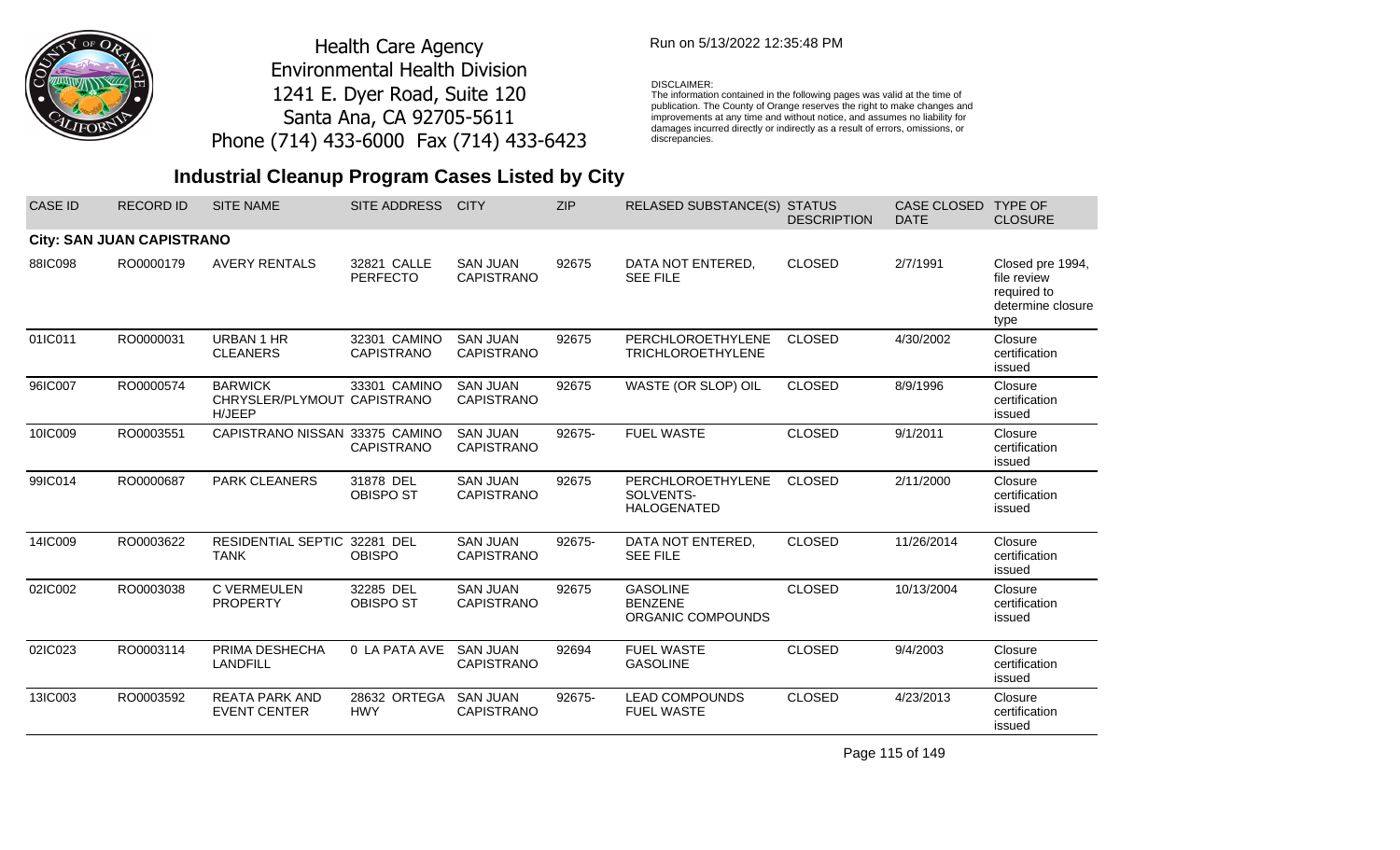Health Care Agency
Environmental Health Division
1241 E. Dyer Road, Suite 120
Santa Ana, CA 92705-5611
Phone (714) 433-6000 Fax (714) 433-6423

Run on 5/13/2022 12:35:48 PM

DISCLAIMER:
The information contained in the following pages was valid at the time of publication. The County of Orange reserves the right to make changes and improvements at any time and without notice, and assumes no liability for damages incurred directly or indirectly as a result of errors, omissions, or discrepancies.

# Industrial Cleanup Program Cases Listed by City

| CASE ID | RECORD ID | SITE NAME | SITE ADDRESS | CITY | ZIP | RELASED SUBSTANCE(S) | STATUS DESCRIPTION | CASE CLOSED DATE | TYPE OF CLOSURE |
|---|---|---|---|---|---|---|---|---|---|
| **City: SAN JUAN CAPISTRANO** | | | | | | | | | |
| 88IC098 | RO0000179 | AVERY RENTALS | 32821 CALLE PERFECTO | SAN JUAN CAPISTRANO | 92675 | DATA NOT ENTERED, SEE FILE | CLOSED | 2/7/1991 | Closed pre 1994, file review required to determine closure type |
| 01IC011 | RO0000031 | URBAN 1 HR CLEANERS | 32301 CAMINO CAPISTRANO | SAN JUAN CAPISTRANO | 92675 | PERCHLOROETHYLENE TRICHLOROETHYLENE | CLOSED | 4/30/2002 | Closure certification issued |
| 96IC007 | RO0000574 | BARWICK CHRYSLER/PLYMOUT H/JEEP | 33301 CAMINO CAPISTRANO | SAN JUAN CAPISTRANO | 92675 | WASTE (OR SLOP) OIL | CLOSED | 8/9/1996 | Closure certification issued |
| 10IC009 | RO0003551 | CAPISTRANO NISSAN | 33375 CAMINO CAPISTRANO | SAN JUAN CAPISTRANO | 92675- | FUEL WASTE | CLOSED | 9/1/2011 | Closure certification issued |
| 99IC014 | RO0000687 | PARK CLEANERS | 31878 DEL OBISPO ST | SAN JUAN CAPISTRANO | 92675 | PERCHLOROETHYLENE SOLVENTS-HALOGENATED | CLOSED | 2/11/2000 | Closure certification issued |
| 14IC009 | RO0003622 | RESIDENTIAL SEPTIC TANK | 32281 DEL OBISPO | SAN JUAN CAPISTRANO | 92675- | DATA NOT ENTERED, SEE FILE | CLOSED | 11/26/2014 | Closure certification issued |
| 02IC002 | RO0003038 | C VERMEULEN PROPERTY | 32285 DEL OBISPO ST | SAN JUAN CAPISTRANO | 92675 | GASOLINE BENZENE ORGANIC COMPOUNDS | CLOSED | 10/13/2004 | Closure certification issued |
| 02IC023 | RO0003114 | PRIMA DESHECHA LANDFILL | 0 LA PATA AVE | SAN JUAN CAPISTRANO | 92694 | FUEL WASTE GASOLINE | CLOSED | 9/4/2003 | Closure certification issued |
| 13IC003 | RO0003592 | REATA PARK AND EVENT CENTER | 28632 ORTEGA HWY | SAN JUAN CAPISTRANO | 92675- | LEAD COMPOUNDS FUEL WASTE | CLOSED | 4/23/2013 | Closure certification issued |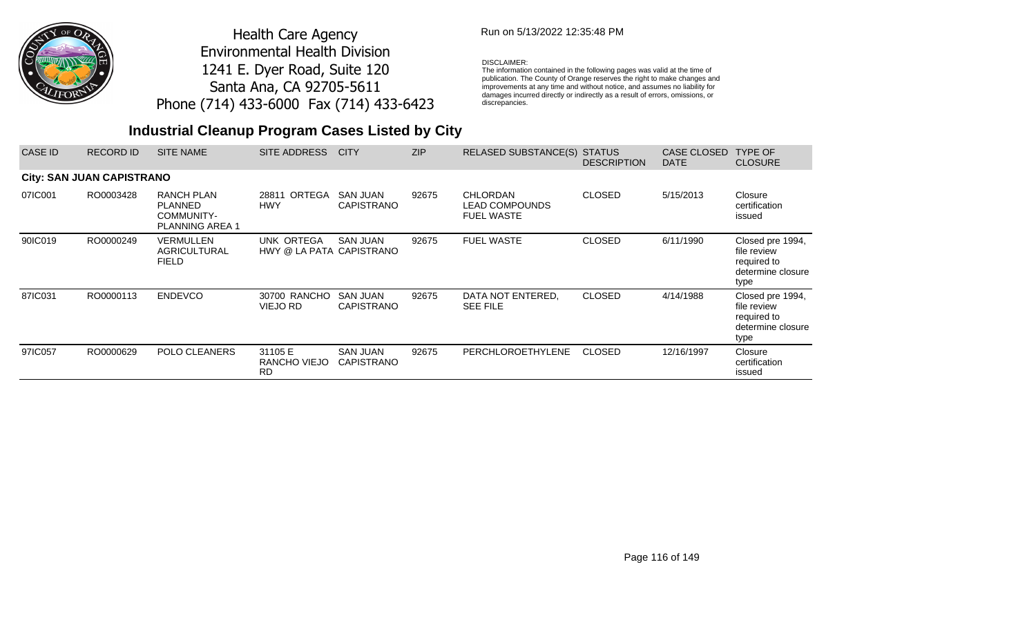Health Care Agency
Environmental Health Division
1241 E. Dyer Road, Suite 120
Santa Ana, CA 92705-5611
Phone (714) 433-6000 Fax (714) 433-6423

Run on 5/13/2022 12:35:48 PM

DISCLAIMER:
The information contained in the following pages was valid at the time of publication. The County of Orange reserves the right to make changes and improvements at any time and without notice, and assumes no liability for damages incurred directly or indirectly as a result of errors, omissions, or discrepancies.

## Industrial Cleanup Program Cases Listed by City

| CASE ID | RECORD ID | SITE NAME | SITE ADDRESS | CITY | ZIP | RELASED SUBSTANCE(S) | STATUS DESCRIPTION | CASE CLOSED DATE | TYPE OF CLOSURE |
|---|---|---|---|---|---|---|---|---|---|
| **City: SAN JUAN CAPISTRANO** | | | | | | | | | |
| 07IC001 | RO0003428 | RANCH PLAN PLANNED COMMUNITY- PLANNING AREA 1 | 28811 ORTEGA HWY | SAN JUAN CAPISTRANO | 92675 | CHLORDAN LEAD COMPOUNDS FUEL WASTE | CLOSED | 5/15/2013 | Closure certification issued |
| 90IC019 | RO0000249 | VERMULLEN AGRICULTURAL FIELD | UNK ORTEGA HWY @ LA PATA | SAN JUAN CAPISTRANO | 92675 | FUEL WASTE | CLOSED | 6/11/1990 | Closed pre 1994, file review required to determine closure type |
| 87IC031 | RO0000113 | ENDEVCO | 30700 RANCHO VIEJO RD | SAN JUAN CAPISTRANO | 92675 | DATA NOT ENTERED, SEE FILE | CLOSED | 4/14/1988 | Closed pre 1994, file review required to determine closure type |
| 97IC057 | RO0000629 | POLO CLEANERS | 31105 E RANCHO VIEJO RD | SAN JUAN CAPISTRANO | 92675 | PERCHLOROETHYLENE | CLOSED | 12/16/1997 | Closure certification issued |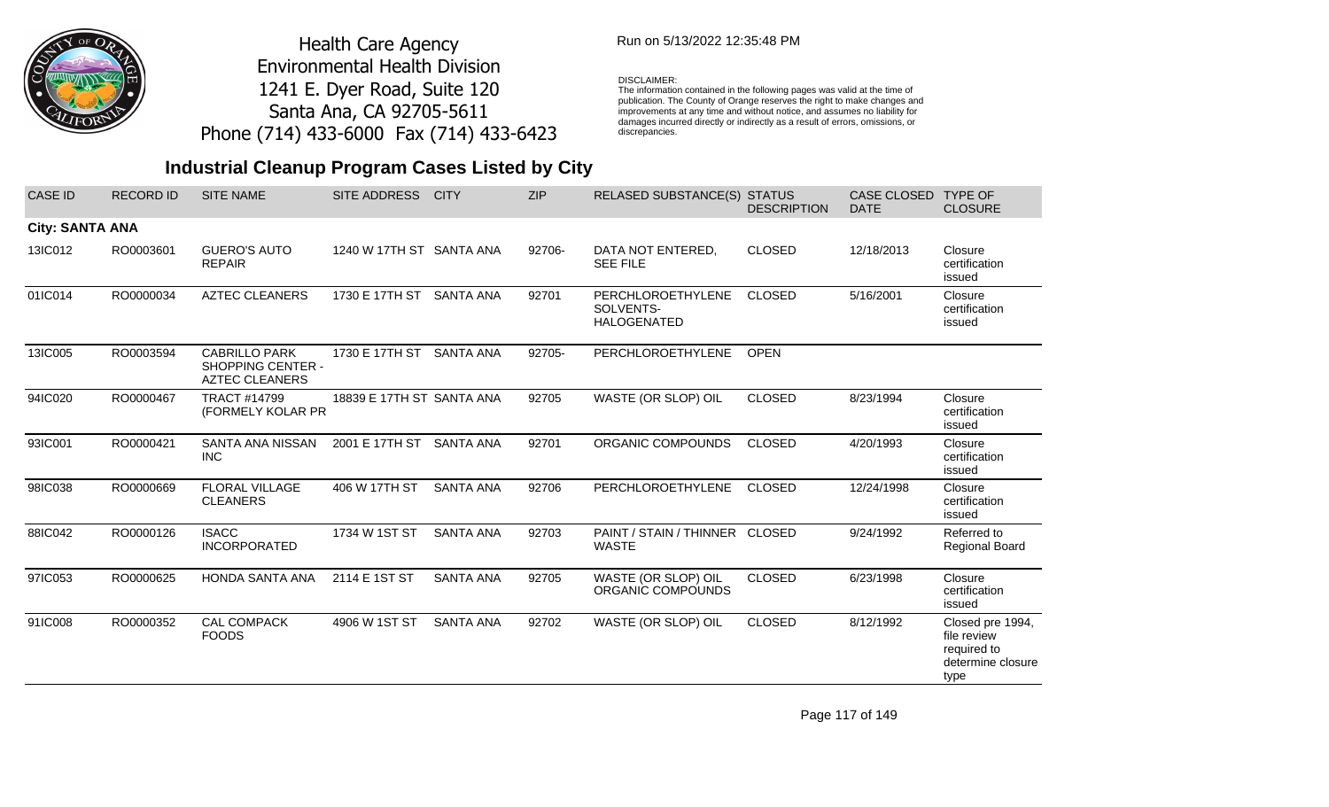Health Care Agency
Environmental Health Division
1241 E. Dyer Road, Suite 120
Santa Ana, CA 92705-5611
Phone (714) 433-6000 Fax (714) 433-6423

Run on 5/13/2022 12:35:48 PM

DISCLAIMER:
The information contained in the following pages was valid at the time of publication. The County of Orange reserves the right to make changes and improvements at any time and without notice, and assumes no liability for damages incurred directly or indirectly as a result of errors, omissions, or discrepancies.

## Industrial Cleanup Program Cases Listed by City

| CASE ID | RECORD ID | SITE NAME | SITE ADDRESS | CITY | ZIP | RELASED SUBSTANCE(S) | STATUS DESCRIPTION | CASE CLOSED DATE | TYPE OF CLOSURE |
|---|---|---|---|---|---|---|---|---|---|
| **City: SANTA ANA** | | | | | | | | | |
| 13IC012 | RO0003601 | GUERO'S AUTO REPAIR | 1240 W 17TH ST | SANTA ANA | 92706- | DATA NOT ENTERED, SEE FILE | CLOSED | 12/18/2013 | Closure certification issued |
| 01IC014 | RO0000034 | AZTEC CLEANERS | 1730 E 17TH ST | SANTA ANA | 92701 | PERCHLOROETHYLENE SOLVENTS-HALOGENATED | CLOSED | 5/16/2001 | Closure certification issued |
| 13IC005 | RO0003594 | CABRILLO PARK SHOPPING CENTER - AZTEC CLEANERS | 1730 E 17TH ST | SANTA ANA | 92705- | PERCHLOROETHYLENE | OPEN | | |
| 94IC020 | RO0000467 | TRACT #14799 (FORMELY KOLAR PR | 18839 E 17TH ST | SANTA ANA | 92705 | WASTE (OR SLOP) OIL | CLOSED | 8/23/1994 | Closure certification issued |
| 93IC001 | RO0000421 | SANTA ANA NISSAN INC | 2001 E 17TH ST | SANTA ANA | 92701 | ORGANIC COMPOUNDS | CLOSED | 4/20/1993 | Closure certification issued |
| 98IC038 | RO0000669 | FLORAL VILLAGE CLEANERS | 406 W 17TH ST | SANTA ANA | 92706 | PERCHLOROETHYLENE | CLOSED | 12/24/1998 | Closure certification issued |
| 88IC042 | RO0000126 | ISACC INCORPORATED | 1734 W 1ST ST | SANTA ANA | 92703 | PAINT / STAIN / THINNER WASTE | CLOSED | 9/24/1992 | Referred to Regional Board |
| 97IC053 | RO0000625 | HONDA SANTA ANA | 2114 E 1ST ST | SANTA ANA | 92705 | WASTE (OR SLOP) OIL ORGANIC COMPOUNDS | CLOSED | 6/23/1998 | Closure certification issued |
| 91IC008 | RO0000352 | CAL COMPACK FOODS | 4906 W 1ST ST | SANTA ANA | 92702 | WASTE (OR SLOP) OIL | CLOSED | 8/12/1992 | Closed pre 1994, file review required to determine closure type |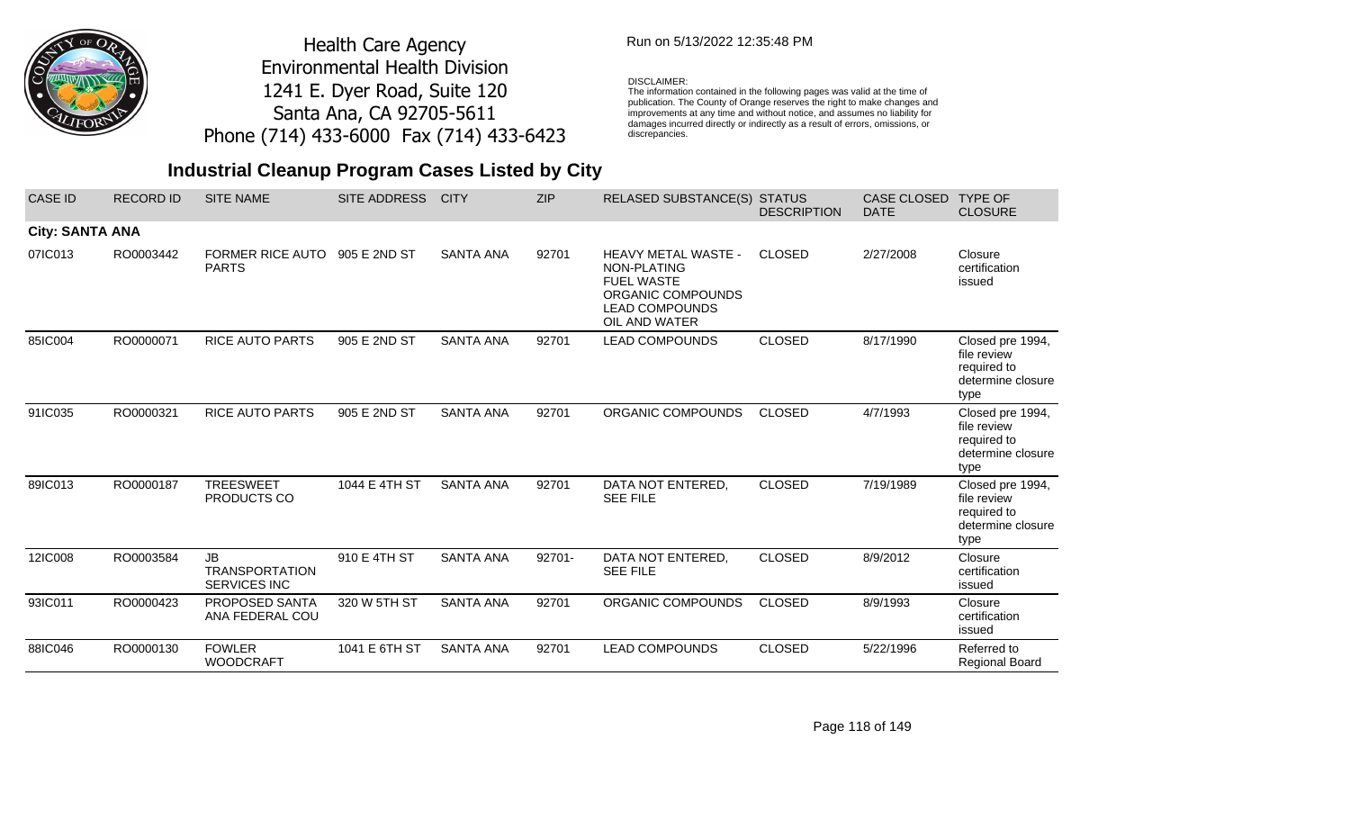Health Care Agency
Environmental Health Division
1241 E. Dyer Road, Suite 120
Santa Ana, CA 92705-5611
Phone (714) 433-6000 Fax (714) 433-6423

Run on 5/13/2022 12:35:48 PM

DISCLAIMER:
The information contained in the following pages was valid at the time of publication. The County of Orange reserves the right to make changes and improvements at any time and without notice, and assumes no liability for damages incurred directly or indirectly as a result of errors, omissions, or discrepancies.

## Industrial Cleanup Program Cases Listed by City

| CASE ID | RECORD ID | SITE NAME | SITE ADDRESS | CITY | ZIP | RELASED SUBSTANCE(S) | STATUS DESCRIPTION | CASE CLOSED DATE | TYPE OF CLOSURE |
|---|---|---|---|---|---|---|---|---|---|
| **City: SANTA ANA** | | | | | | | | | |
| 07IC013 | RO0003442 | FORMER RICE AUTO PARTS | 905 E 2ND ST | SANTA ANA | 92701 | HEAVY METAL WASTE - NON-PLATING<br>FUEL WASTE<br>ORGANIC COMPOUNDS<br>LEAD COMPOUNDS<br>OIL AND WATER | CLOSED | 2/27/2008 | Closure certification issued |
| 85IC004 | RO0000071 | RICE AUTO PARTS | 905 E 2ND ST | SANTA ANA | 92701 | LEAD COMPOUNDS | CLOSED | 8/17/1990 | Closed pre 1994, file review required to determine closure type |
| 91IC035 | RO0000321 | RICE AUTO PARTS | 905 E 2ND ST | SANTA ANA | 92701 | ORGANIC COMPOUNDS | CLOSED | 4/7/1993 | Closed pre 1994, file review required to determine closure type |
| 89IC013 | RO0000187 | TREESWEET PRODUCTS CO | 1044 E 4TH ST | SANTA ANA | 92701 | DATA NOT ENTERED, SEE FILE | CLOSED | 7/19/1989 | Closed pre 1994, file review required to determine closure type |
| 12IC008 | RO0003584 | JB TRANSPORTATION SERVICES INC | 910 E 4TH ST | SANTA ANA | 92701- | DATA NOT ENTERED, SEE FILE | CLOSED | 8/9/2012 | Closure certification issued |
| 93IC011 | RO0000423 | PROPOSED SANTA ANA FEDERAL COU | 320 W 5TH ST | SANTA ANA | 92701 | ORGANIC COMPOUNDS | CLOSED | 8/9/1993 | Closure certification issued |
| 88IC046 | RO0000130 | FOWLER WOODCRAFT | 1041 E 6TH ST | SANTA ANA | 92701 | LEAD COMPOUNDS | CLOSED | 5/22/1996 | Referred to Regional Board |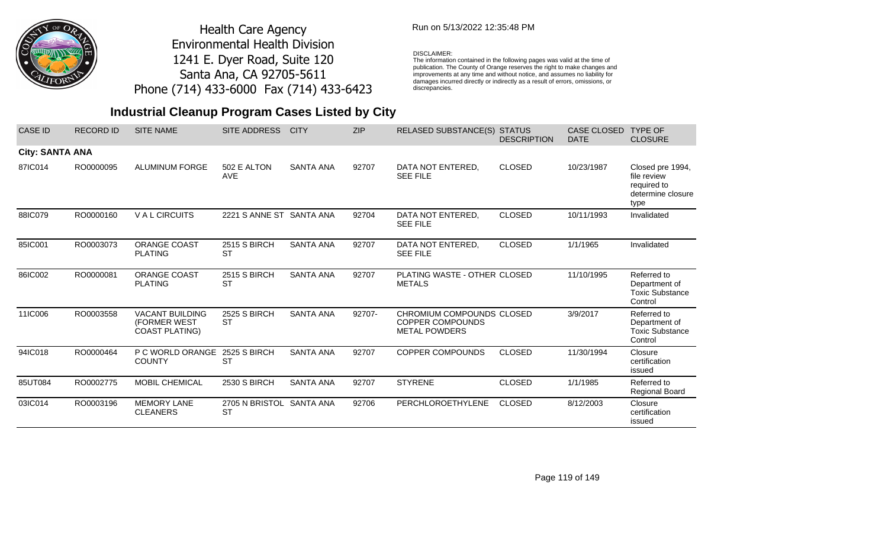Health Care Agency
Environmental Health Division
1241 E. Dyer Road, Suite 120
Santa Ana, CA 92705-5611
Phone (714) 433-6000 Fax (714) 433-6423

Run on 5/13/2022 12:35:48 PM

DISCLAIMER:
The information contained in the following pages was valid at the time of publication. The County of Orange reserves the right to make changes and improvements at any time and without notice, and assumes no liability for damages incurred directly or indirectly as a result of errors, omissions, or discrepancies.

## Industrial Cleanup Program Cases Listed by City

| CASE ID | RECORD ID | SITE NAME | SITE ADDRESS | CITY | ZIP | RELASED SUBSTANCE(S) | STATUS DESCRIPTION | CASE CLOSED DATE | TYPE OF CLOSURE |
|---|---|---|---|---|---|---|---|---|---|
| **City: SANTA ANA** | | | | | | | | | |
| 87IC014 | RO0000095 | ALUMINUM FORGE | 502 E ALTON AVE | SANTA ANA | 92707 | DATA NOT ENTERED, SEE FILE | CLOSED | 10/23/1987 | Closed pre 1994, file review required to determine closure type |
| 88IC079 | RO0000160 | V A L CIRCUITS | 2221 S ANNE ST | SANTA ANA | 92704 | DATA NOT ENTERED, SEE FILE | CLOSED | 10/11/1993 | Invalidated |
| 85IC001 | RO0003073 | ORANGE COAST PLATING | 2515 S BIRCH ST | SANTA ANA | 92707 | DATA NOT ENTERED, SEE FILE | CLOSED | 1/1/1965 | Invalidated |
| 86IC002 | RO0000081 | ORANGE COAST PLATING | 2515 S BIRCH ST | SANTA ANA | 92707 | PLATING WASTE - OTHER METALS | CLOSED | 11/10/1995 | Referred to Department of Toxic Substance Control |
| 11IC006 | RO0003558 | VACANT BUILDING (FORMER WEST COAST PLATING) | 2525 S BIRCH ST | SANTA ANA | 92707- | CHROMIUM COMPOUNDS COPPER COMPOUNDS METAL POWDERS | CLOSED | 3/9/2017 | Referred to Department of Toxic Substance Control |
| 94IC018 | RO0000464 | P C WORLD ORANGE COUNTY | 2525 S BIRCH ST | SANTA ANA | 92707 | COPPER COMPOUNDS | CLOSED | 11/30/1994 | Closure certification issued |
| 85UT084 | RO0002775 | MOBIL CHEMICAL | 2530 S BIRCH | SANTA ANA | 92707 | STYRENE | CLOSED | 1/1/1985 | Referred to Regional Board |
| 03IC014 | RO0003196 | MEMORY LANE CLEANERS | 2705 N BRISTOL ST | SANTA ANA | 92706 | PERCHLOROETHYLENE | CLOSED | 8/12/2003 | Closure certification issued |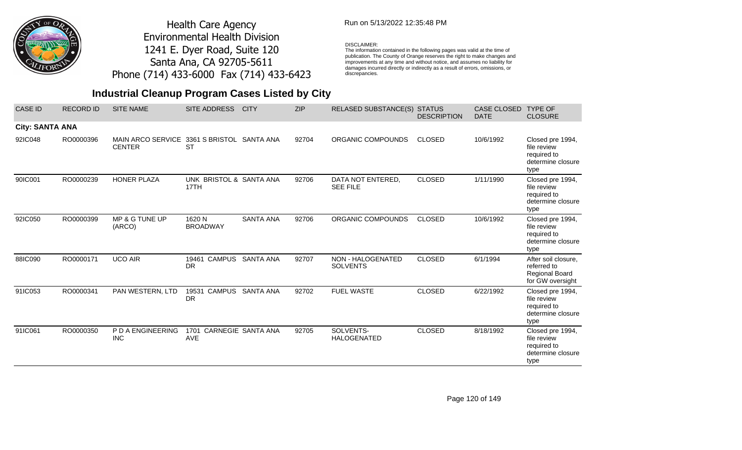Health Care Agency
Environmental Health Division
1241 E. Dyer Road, Suite 120
Santa Ana, CA 92705-5611
Phone (714) 433-6000 Fax (714) 433-6423

Run on 5/13/2022 12:35:48 PM

DISCLAIMER:
The information contained in the following pages was valid at the time of publication. The County of Orange reserves the right to make changes and improvements at any time and without notice, and assumes no liability for damages incurred directly or indirectly as a result of errors, omissions, or discrepancies.

## Industrial Cleanup Program Cases Listed by City

| CASE ID | RECORD ID | SITE NAME | SITE ADDRESS | CITY | ZIP | RELASED SUBSTANCE(S) | STATUS DESCRIPTION | CASE CLOSED DATE | TYPE OF CLOSURE |
|---|---|---|---|---|---|---|---|---|---|
| **City: SANTA ANA** | | | | | | | | | |
| 92IC048 | RO0000396 | MAIN ARCO SERVICE CENTER | 3361 S BRISTOL ST | SANTA ANA | 92704 | ORGANIC COMPOUNDS | CLOSED | 10/6/1992 | Closed pre 1994, file review required to determine closure type |
| 90IC001 | RO0000239 | HONER PLAZA | UNK BRISTOL & 17TH | SANTA ANA | 92706 | DATA NOT ENTERED, SEE FILE | CLOSED | 1/11/1990 | Closed pre 1994, file review required to determine closure type |
| 92IC050 | RO0000399 | MP & G TUNE UP (ARCO) | 1620 N BROADWAY | SANTA ANA | 92706 | ORGANIC COMPOUNDS | CLOSED | 10/6/1992 | Closed pre 1994, file review required to determine closure type |
| 88IC090 | RO0000171 | UCO AIR | 19461 CAMPUS DR | SANTA ANA | 92707 | NON - HALOGENATED SOLVENTS | CLOSED | 6/1/1994 | After soil closure, referred to Regional Board for GW oversight |
| 91IC053 | RO0000341 | PAN WESTERN, LTD | 19531 CAMPUS DR | SANTA ANA | 92702 | FUEL WASTE | CLOSED | 6/22/1992 | Closed pre 1994, file review required to determine closure type |
| 91IC061 | RO0000350 | P D A ENGINEERING INC | 1701 CARNEGIE AVE | SANTA ANA | 92705 | SOLVENTS-HALOGENATED | CLOSED | 8/18/1992 | Closed pre 1994, file review required to determine closure type |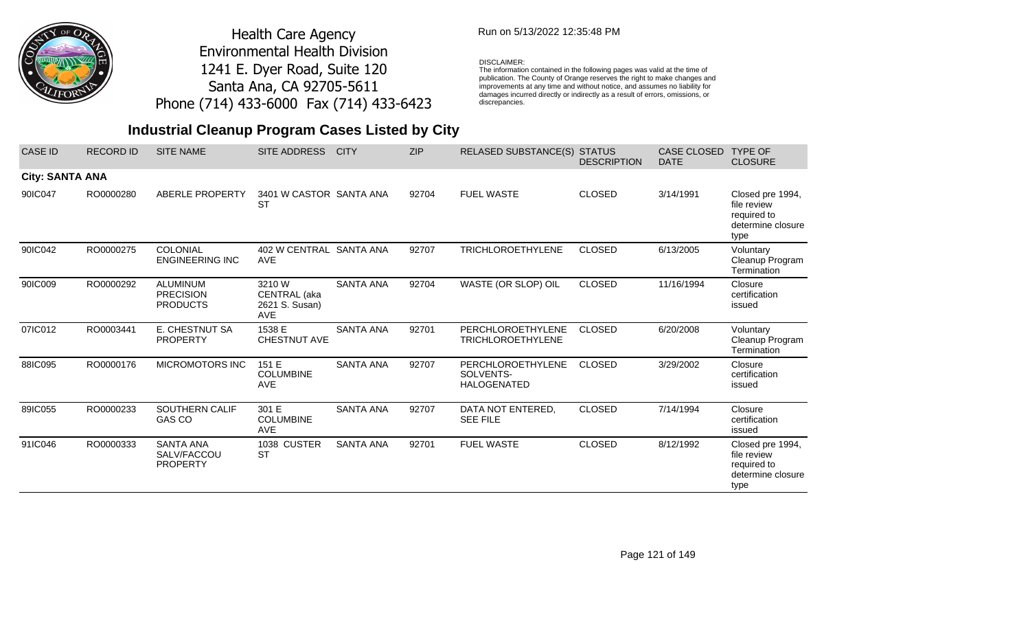Health Care Agency
Environmental Health Division
1241 E. Dyer Road, Suite 120
Santa Ana, CA 92705-5611
Phone (714) 433-6000 Fax (714) 433-6423

Run on 5/13/2022 12:35:48 PM

DISCLAIMER:
The information contained in the following pages was valid at the time of publication. The County of Orange reserves the right to make changes and improvements at any time and without notice, and assumes no liability for damages incurred directly or indirectly as a result of errors, omissions, or discrepancies.

## Industrial Cleanup Program Cases Listed by City

| CASE ID | RECORD ID | SITE NAME | SITE ADDRESS | CITY | ZIP | RELASED SUBSTANCE(S) | STATUS DESCRIPTION | CASE CLOSED DATE | TYPE OF CLOSURE |
|---|---|---|---|---|---|---|---|---|---|
| **City: SANTA ANA** | | | | | | | | | |
| 90IC047 | RO0000280 | ABERLE PROPERTY | 3401 W CASTOR ST | SANTA ANA | 92704 | FUEL WASTE | CLOSED | 3/14/1991 | Closed pre 1994, file review required to determine closure type |
| 90IC042 | RO0000275 | COLONIAL ENGINEERING INC | 402 W CENTRAL AVE | SANTA ANA | 92707 | TRICHLOROETHYLENE | CLOSED | 6/13/2005 | Voluntary Cleanup Program Termination |
| 90IC009 | RO0000292 | ALUMINUM PRECISION PRODUCTS | 3210 W CENTRAL (aka 2621 S. Susan) AVE | SANTA ANA | 92704 | WASTE (OR SLOP) OIL | CLOSED | 11/16/1994 | Closure certification issued |
| 07IC012 | RO0003441 | E. CHESTNUT SA PROPERTY | 1538 E CHESTNUT AVE | SANTA ANA | 92701 | PERCHLOROETHYLENE TRICHLOROETHYLENE | CLOSED | 6/20/2008 | Voluntary Cleanup Program Termination |
| 88IC095 | RO0000176 | MICROMOTORS INC | 151 E COLUMBINE AVE | SANTA ANA | 92707 | PERCHLOROETHYLENE SOLVENTS-HALOGENATED | CLOSED | 3/29/2002 | Closure certification issued |
| 89IC055 | RO0000233 | SOUTHERN CALIF GAS CO | 301 E COLUMBINE AVE | SANTA ANA | 92707 | DATA NOT ENTERED, SEE FILE | CLOSED | 7/14/1994 | Closure certification issued |
| 91IC046 | RO0000333 | SANTA ANA SALV/FACCOU PROPERTY | 1038 CUSTER ST | SANTA ANA | 92701 | FUEL WASTE | CLOSED | 8/12/1992 | Closed pre 1994, file review required to determine closure type |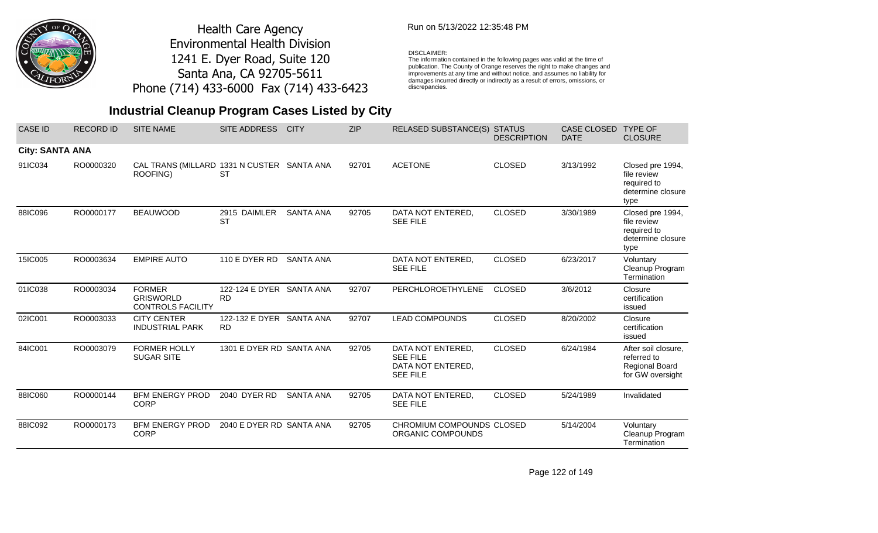Health Care Agency
Environmental Health Division
1241 E. Dyer Road, Suite 120
Santa Ana, CA 92705-5611
Phone (714) 433-6000 Fax (714) 433-6423

Run on 5/13/2022 12:35:48 PM

DISCLAIMER:
The information contained in the following pages was valid at the time of publication. The County of Orange reserves the right to make changes and improvements at any time and without notice, and assumes no liability for damages incurred directly or indirectly as a result of errors, omissions, or discrepancies.

# Industrial Cleanup Program Cases Listed by City

| CASE ID | RECORD ID | SITE NAME | SITE ADDRESS | CITY | ZIP | RELASED SUBSTANCE(S) | STATUS DESCRIPTION | CASE CLOSED DATE | TYPE OF CLOSURE |
|---|---|---|---|---|---|---|---|---|---|
| **City: SANTA ANA** | | | | | | | | | |
| 91IC034 | RO0000320 | CAL TRANS (MILLARD ROOFING) | 1331 N CUSTER ST | SANTA ANA | 92701 | ACETONE | CLOSED | 3/13/1992 | Closed pre 1994, file review required to determine closure type |
| 88IC096 | RO0000177 | BEAUWOOD | 2915 DAIMLER ST | SANTA ANA | 92705 | DATA NOT ENTERED, SEE FILE | CLOSED | 3/30/1989 | Closed pre 1994, file review required to determine closure type |
| 15IC005 | RO0003634 | EMPIRE AUTO | 110 E DYER RD | SANTA ANA | | DATA NOT ENTERED, SEE FILE | CLOSED | 6/23/2017 | Voluntary Cleanup Program Termination |
| 01IC038 | RO0003034 | FORMER GRISWORLD CONTROLS FACILITY | 122-124 E DYER RD | SANTA ANA | 92707 | PERCHLOROETHYLENE | CLOSED | 3/6/2012 | Closure certification issued |
| 02IC001 | RO0003033 | CITY CENTER INDUSTRIAL PARK | 122-132 E DYER RD | SANTA ANA | 92707 | LEAD COMPOUNDS | CLOSED | 8/20/2002 | Closure certification issued |
| 84IC001 | RO0003079 | FORMER HOLLY SUGAR SITE | 1301 E DYER RD | SANTA ANA | 92705 | DATA NOT ENTERED, SEE FILE DATA NOT ENTERED, SEE FILE | CLOSED | 6/24/1984 | After soil closure, referred to Regional Board for GW oversight |
| 88IC060 | RO0000144 | BFM ENERGY PROD CORP | 2040 DYER RD | SANTA ANA | 92705 | DATA NOT ENTERED, SEE FILE | CLOSED | 5/24/1989 | Invalidated |
| 88IC092 | RO0000173 | BFM ENERGY PROD CORP | 2040 E DYER RD | SANTA ANA | 92705 | CHROMIUM COMPOUNDS ORGANIC COMPOUNDS | CLOSED | 5/14/2004 | Voluntary Cleanup Program Termination |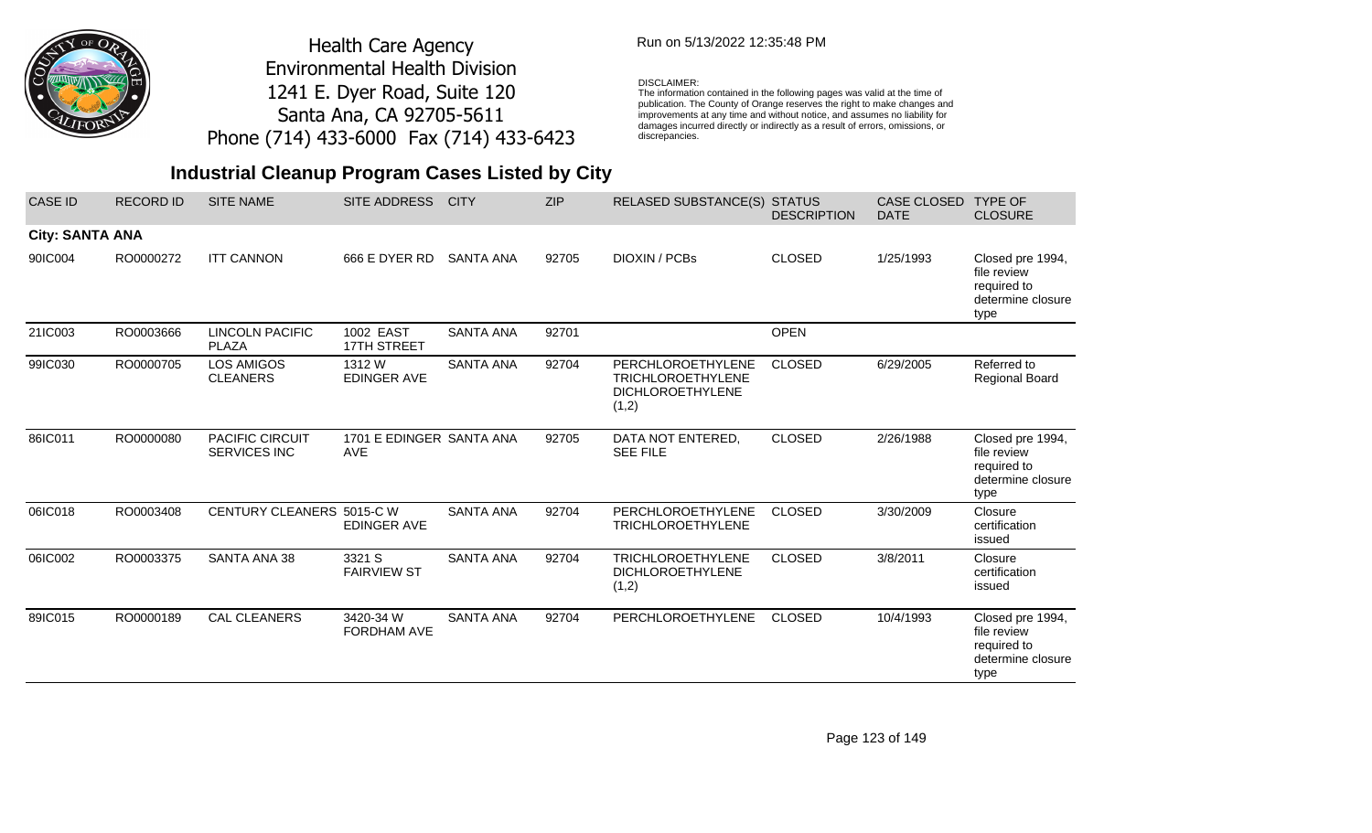Health Care Agency
Environmental Health Division
1241 E. Dyer Road, Suite 120
Santa Ana, CA 92705-5611
Phone (714) 433-6000 Fax (714) 433-6423

Run on 5/13/2022 12:35:48 PM

DISCLAIMER:
The information contained in the following pages was valid at the time of publication. The County of Orange reserves the right to make changes and improvements at any time and without notice, and assumes no liability for damages incurred directly or indirectly as a result of errors, omissions, or discrepancies.

## Industrial Cleanup Program Cases Listed by City

| CASE ID | RECORD ID | SITE NAME | SITE ADDRESS | CITY | ZIP | RELASED SUBSTANCE(S) | STATUS DESCRIPTION | CASE CLOSED DATE | TYPE OF CLOSURE |
|---|---|---|---|---|---|---|---|---|---|
| **City: SANTA ANA** | | | | | | | | | |
| 90IC004 | RO0000272 | ITT CANNON | 666 E DYER RD | SANTA ANA | 92705 | DIOXIN / PCBs | CLOSED | 1/25/1993 | Closed pre 1994, file review required to determine closure type |
| 21IC003 | RO0003666 | LINCOLN PACIFIC PLAZA | 1002 EAST 17TH STREET | SANTA ANA | 92701 | | OPEN | | |
| 99IC030 | RO0000705 | LOS AMIGOS CLEANERS | 1312 W EDINGER AVE | SANTA ANA | 92704 | PERCHLOROETHYLENE TRICHLOROETHYLENE DICHLOROETHYLENE (1,2) | CLOSED | 6/29/2005 | Referred to Regional Board |
| 86IC011 | RO0000080 | PACIFIC CIRCUIT SERVICES INC | 1701 E EDINGER AVE | SANTA ANA | 92705 | DATA NOT ENTERED, SEE FILE | CLOSED | 2/26/1988 | Closed pre 1994, file review required to determine closure type |
| 06IC018 | RO0003408 | CENTURY CLEANERS | 5015-C W EDINGER AVE | SANTA ANA | 92704 | PERCHLOROETHYLENE TRICHLOROETHYLENE | CLOSED | 3/30/2009 | Closure certification issued |
| 06IC002 | RO0003375 | SANTA ANA 38 | 3321 S FAIRVIEW ST | SANTA ANA | 92704 | TRICHLOROETHYLENE DICHLOROETHYLENE (1,2) | CLOSED | 3/8/2011 | Closure certification issued |
| 89IC015 | RO0000189 | CAL CLEANERS | 3420-34 W FORDHAM AVE | SANTA ANA | 92704 | PERCHLOROETHYLENE | CLOSED | 10/4/1993 | Closed pre 1994, file review required to determine closure type |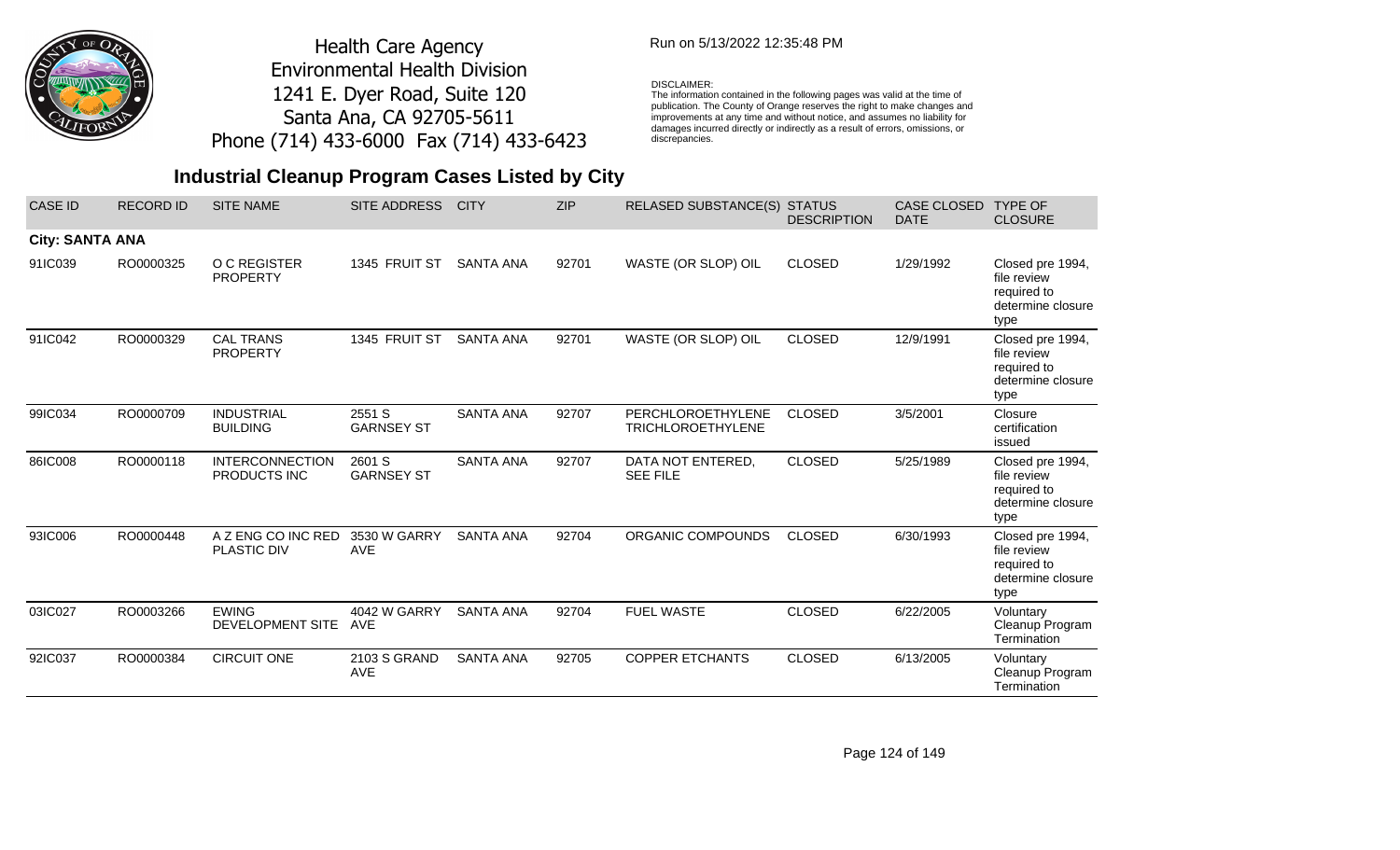Health Care Agency
Environmental Health Division
1241 E. Dyer Road, Suite 120
Santa Ana, CA 92705-5611
Phone (714) 433-6000 Fax (714) 433-6423

Run on 5/13/2022 12:35:48 PM

DISCLAIMER:
The information contained in the following pages was valid at the time of publication. The County of Orange reserves the right to make changes and improvements at any time and without notice, and assumes no liability for damages incurred directly or indirectly as a result of errors, omissions, or discrepancies.

## Industrial Cleanup Program Cases Listed by City

| CASE ID | RECORD ID | SITE NAME | SITE ADDRESS | CITY | ZIP | RELASED SUBSTANCE(S) | STATUS DESCRIPTION | CASE CLOSED DATE | TYPE OF CLOSURE |
|---|---|---|---|---|---|---|---|---|---|
| **City: SANTA ANA** | | | | | | | | | |
| 91IC039 | RO0000325 | O C REGISTER PROPERTY | 1345 FRUIT ST | SANTA ANA | 92701 | WASTE (OR SLOP) OIL | CLOSED | 1/29/1992 | Closed pre 1994, file review required to determine closure type |
| 91IC042 | RO0000329 | CAL TRANS PROPERTY | 1345 FRUIT ST | SANTA ANA | 92701 | WASTE (OR SLOP) OIL | CLOSED | 12/9/1991 | Closed pre 1994, file review required to determine closure type |
| 99IC034 | RO0000709 | INDUSTRIAL BUILDING | 2551 S GARNSEY ST | SANTA ANA | 92707 | PERCHLOROETHYLENE TRICHLOROETHYLENE | CLOSED | 3/5/2001 | Closure certification issued |
| 86IC008 | RO0000118 | INTERCONNECTION PRODUCTS INC | 2601 S GARNSEY ST | SANTA ANA | 92707 | DATA NOT ENTERED, SEE FILE | CLOSED | 5/25/1989 | Closed pre 1994, file review required to determine closure type |
| 93IC006 | RO0000448 | A Z ENG CO INC RED PLASTIC DIV | 3530 W GARRY AVE | SANTA ANA | 92704 | ORGANIC COMPOUNDS | CLOSED | 6/30/1993 | Closed pre 1994, file review required to determine closure type |
| 03IC027 | RO0003266 | EWING DEVELOPMENT SITE | 4042 W GARRY AVE | SANTA ANA | 92704 | FUEL WASTE | CLOSED | 6/22/2005 | Voluntary Cleanup Program Termination |
| 92IC037 | RO0000384 | CIRCUIT ONE | 2103 S GRAND AVE | SANTA ANA | 92705 | COPPER ETCHANTS | CLOSED | 6/13/2005 | Voluntary Cleanup Program Termination |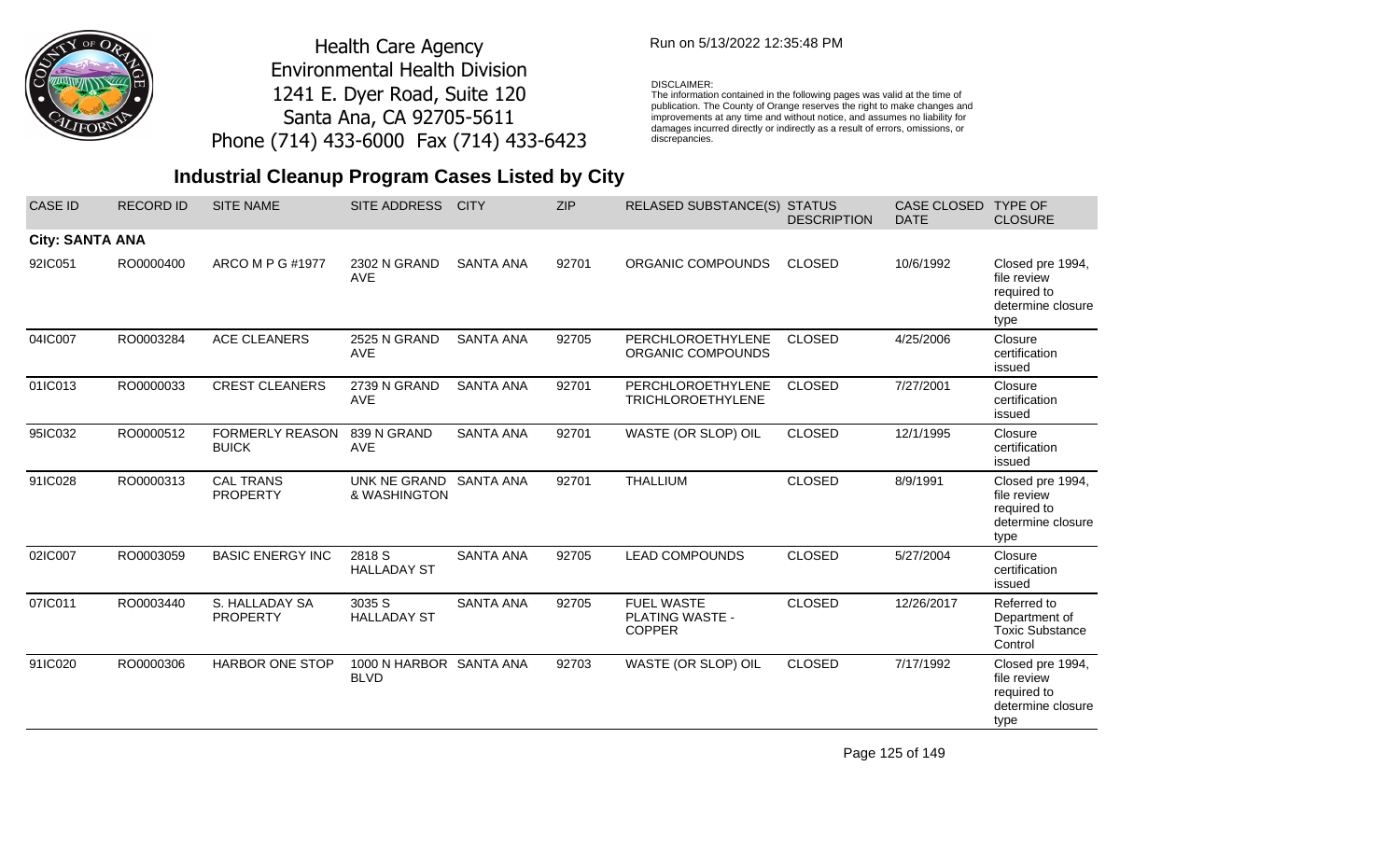Health Care Agency
Environmental Health Division
1241 E. Dyer Road, Suite 120
Santa Ana, CA 92705-5611
Phone (714) 433-6000 Fax (714) 433-6423

Run on 5/13/2022 12:35:48 PM

DISCLAIMER:
The information contained in the following pages was valid at the time of publication. The County of Orange reserves the right to make changes and improvements at any time and without notice, and assumes no liability for damages incurred directly or indirectly as a result of errors, omissions, or discrepancies.

## Industrial Cleanup Program Cases Listed by City

| CASE ID | RECORD ID | SITE NAME | SITE ADDRESS | CITY | ZIP | RELASED SUBSTANCE(S) | STATUS DESCRIPTION | CASE CLOSED DATE | TYPE OF CLOSURE |
|---|---|---|---|---|---|---|---|---|---|
| **City: SANTA ANA** | | | | | | | | | |
| 92IC051 | RO0000400 | ARCO M P G #1977 | 2302 N GRAND AVE | SANTA ANA | 92701 | ORGANIC COMPOUNDS | CLOSED | 10/6/1992 | Closed pre 1994, file review required to determine closure type |
| 04IC007 | RO0003284 | ACE CLEANERS | 2525 N GRAND AVE | SANTA ANA | 92705 | PERCHLOROETHYLENE ORGANIC COMPOUNDS | CLOSED | 4/25/2006 | Closure certification issued |
| 01IC013 | RO0000033 | CREST CLEANERS | 2739 N GRAND AVE | SANTA ANA | 92701 | PERCHLOROETHYLENE TRICHLOROETHYLENE | CLOSED | 7/27/2001 | Closure certification issued |
| 95IC032 | RO0000512 | FORMERLY REASON BUICK | 839 N GRAND AVE | SANTA ANA | 92701 | WASTE (OR SLOP) OIL | CLOSED | 12/1/1995 | Closure certification issued |
| 91IC028 | RO0000313 | CAL TRANS PROPERTY | UNK NE GRAND & WASHINGTON | SANTA ANA | 92701 | THALLIUM | CLOSED | 8/9/1991 | Closed pre 1994, file review required to determine closure type |
| 02IC007 | RO0003059 | BASIC ENERGY INC | 2818 S HALLADAY ST | SANTA ANA | 92705 | LEAD COMPOUNDS | CLOSED | 5/27/2004 | Closure certification issued |
| 07IC011 | RO0003440 | S. HALLADAY SA PROPERTY | 3035 S HALLADAY ST | SANTA ANA | 92705 | FUEL WASTE PLATING WASTE - COPPER | CLOSED | 12/26/2017 | Referred to Department of Toxic Substance Control |
| 91IC020 | RO0000306 | HARBOR ONE STOP | 1000 N HARBOR BLVD | SANTA ANA | 92703 | WASTE (OR SLOP) OIL | CLOSED | 7/17/1992 | Closed pre 1994, file review required to determine closure type |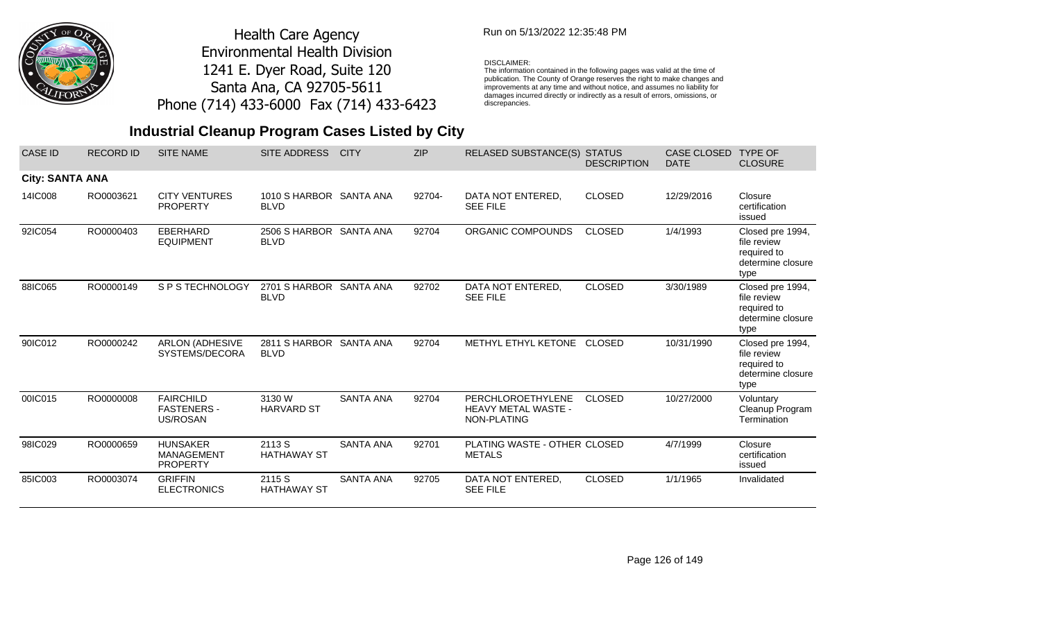Health Care Agency
Environmental Health Division
1241 E. Dyer Road, Suite 120
Santa Ana, CA 92705-5611
Phone (714) 433-6000 Fax (714) 433-6423

Run on 5/13/2022 12:35:48 PM

DISCLAIMER:
The information contained in the following pages was valid at the time of publication. The County of Orange reserves the right to make changes and improvements at any time and without notice, and assumes no liability for damages incurred directly or indirectly as a result of errors, omissions, or discrepancies.

## Industrial Cleanup Program Cases Listed by City

| CASE ID | RECORD ID | SITE NAME | SITE ADDRESS | CITY | ZIP | RELASED SUBSTANCE(S) | STATUS DESCRIPTION | CASE CLOSED DATE | TYPE OF CLOSURE |
|---|---|---|---|---|---|---|---|---|---|
| **City: SANTA ANA** | | | | | | | | | |
| 14IC008 | RO0003621 | CITY VENTURES PROPERTY | 1010 S HARBOR BLVD | SANTA ANA | 92704- | DATA NOT ENTERED, SEE FILE | CLOSED | 12/29/2016 | Closure certification issued |
| 92IC054 | RO0000403 | EBERHARD EQUIPMENT | 2506 S HARBOR BLVD | SANTA ANA | 92704 | ORGANIC COMPOUNDS | CLOSED | 1/4/1993 | Closed pre 1994, file review required to determine closure type |
| 88IC065 | RO0000149 | S P S TECHNOLOGY | 2701 S HARBOR BLVD | SANTA ANA | 92702 | DATA NOT ENTERED, SEE FILE | CLOSED | 3/30/1989 | Closed pre 1994, file review required to determine closure type |
| 90IC012 | RO0000242 | ARLON (ADHESIVE SYSTEMS/DECORA | 2811 S HARBOR BLVD | SANTA ANA | 92704 | METHYL ETHYL KETONE | CLOSED | 10/31/1990 | Closed pre 1994, file review required to determine closure type |
| 00IC015 | RO0000008 | FAIRCHILD FASTENERS - US/ROSAN | 3130 W HARVARD ST | SANTA ANA | 92704 | PERCHLOROETHYLENE HEAVY METAL WASTE - NON-PLATING | CLOSED | 10/27/2000 | Voluntary Cleanup Program Termination |
| 98IC029 | RO0000659 | HUNSAKER MANAGEMENT PROPERTY | 2113 S HATHAWAY ST | SANTA ANA | 92701 | PLATING WASTE - OTHER METALS | CLOSED | 4/7/1999 | Closure certification issued |
| 85IC003 | RO0003074 | GRIFFIN ELECTRONICS | 2115 S HATHAWAY ST | SANTA ANA | 92705 | DATA NOT ENTERED, SEE FILE | CLOSED | 1/1/1965 | Invalidated |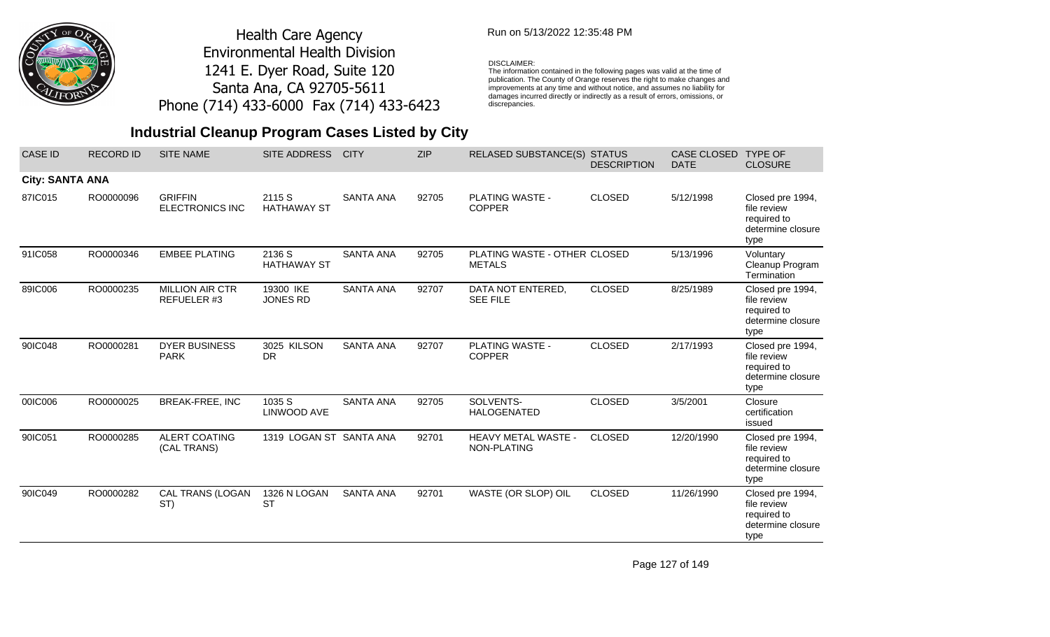Health Care Agency
Environmental Health Division
1241 E. Dyer Road, Suite 120
Santa Ana, CA 92705-5611
Phone (714) 433-6000 Fax (714) 433-6423

Run on 5/13/2022 12:35:48 PM

DISCLAIMER:
The information contained in the following pages was valid at the time of publication. The County of Orange reserves the right to make changes and improvements at any time and without notice, and assumes no liability for damages incurred directly or indirectly as a result of errors, omissions, or discrepancies.

## Industrial Cleanup Program Cases Listed by City

| CASE ID | RECORD ID | SITE NAME | SITE ADDRESS | CITY | ZIP | RELASED SUBSTANCE(S) | STATUS DESCRIPTION | CASE CLOSED DATE | TYPE OF CLOSURE |
|---|---|---|---|---|---|---|---|---|---|
| **City: SANTA ANA** | | | | | | | | | |
| 87IC015 | RO0000096 | GRIFFIN ELECTRONICS INC | 2115 S HATHAWAY ST | SANTA ANA | 92705 | PLATING WASTE - COPPER | CLOSED | 5/12/1998 | Closed pre 1994, file review required to determine closure type |
| 91IC058 | RO0000346 | EMBEE PLATING | 2136 S HATHAWAY ST | SANTA ANA | 92705 | PLATING WASTE - OTHER METALS | CLOSED | 5/13/1996 | Voluntary Cleanup Program Termination |
| 89IC006 | RO0000235 | MILLION AIR CTR REFUELER #3 | 19300 IKE JONES RD | SANTA ANA | 92707 | DATA NOT ENTERED, SEE FILE | CLOSED | 8/25/1989 | Closed pre 1994, file review required to determine closure type |
| 90IC048 | RO0000281 | DYER BUSINESS PARK | 3025 KILSON DR | SANTA ANA | 92707 | PLATING WASTE - COPPER | CLOSED | 2/17/1993 | Closed pre 1994, file review required to determine closure type |
| 00IC006 | RO0000025 | BREAK-FREE, INC | 1035 S LINWOOD AVE | SANTA ANA | 92705 | SOLVENTS-HALOGENATED | CLOSED | 3/5/2001 | Closure certification issued |
| 90IC051 | RO0000285 | ALERT COATING (CAL TRANS) | 1319 LOGAN ST | SANTA ANA | 92701 | HEAVY METAL WASTE - NON-PLATING | CLOSED | 12/20/1990 | Closed pre 1994, file review required to determine closure type |
| 90IC049 | RO0000282 | CAL TRANS (LOGAN ST) | 1326 N LOGAN ST | SANTA ANA | 92701 | WASTE (OR SLOP) OIL | CLOSED | 11/26/1990 | Closed pre 1994, file review required to determine closure type |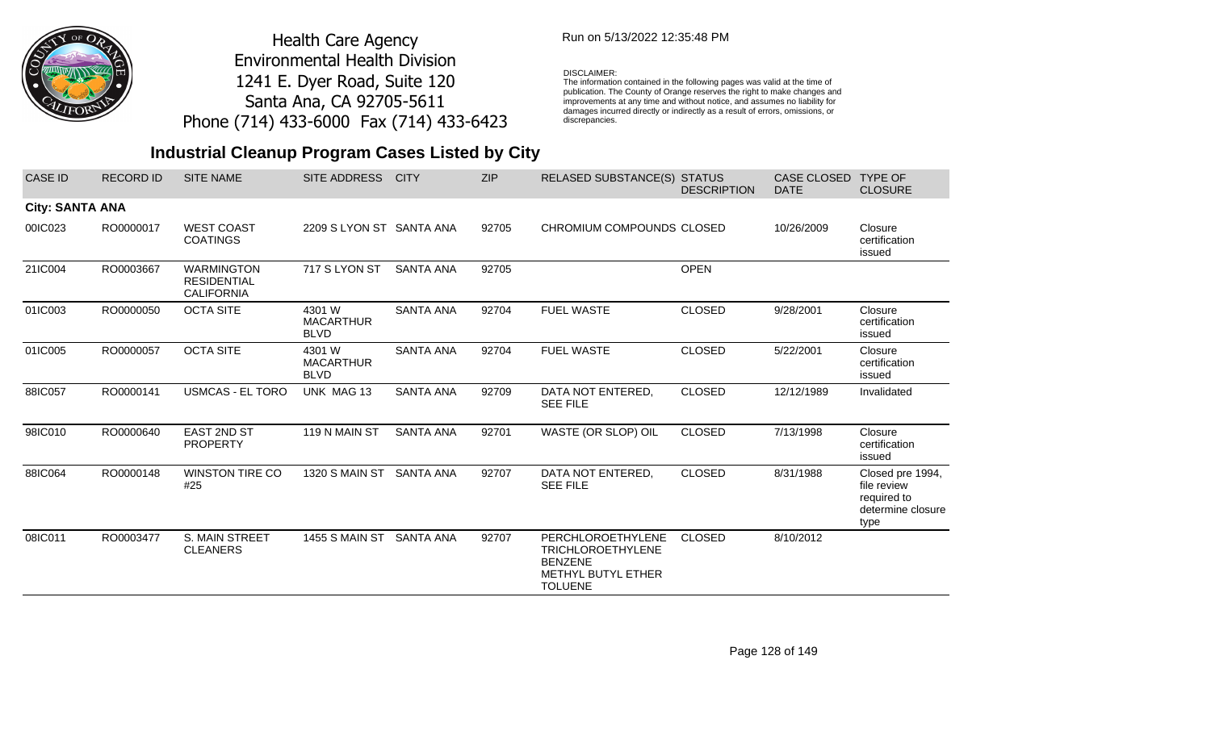Health Care Agency
Environmental Health Division
1241 E. Dyer Road, Suite 120
Santa Ana, CA 92705-5611
Phone (714) 433-6000 Fax (714) 433-6423

Run on 5/13/2022 12:35:48 PM

DISCLAIMER:
The information contained in the following pages was valid at the time of publication. The County of Orange reserves the right to make changes and improvements at any time and without notice, and assumes no liability for damages incurred directly or indirectly as a result of errors, omissions, or discrepancies.

## Industrial Cleanup Program Cases Listed by City

| CASE ID | RECORD ID | SITE NAME | SITE ADDRESS | CITY | ZIP | RELASED SUBSTANCE(S) | STATUS DESCRIPTION | CASE CLOSED DATE | TYPE OF CLOSURE |
|---|---|---|---|---|---|---|---|---|---|
| **City: SANTA ANA** | | | | | | | | | |
| 00IC023 | RO0000017 | WEST COAST COATINGS | 2209 S LYON ST | SANTA ANA | 92705 | CHROMIUM COMPOUNDS | CLOSED | 10/26/2009 | Closure certification issued |
| 21IC004 | RO0003667 | WARMINGTON RESIDENTIAL CALIFORNIA | 717 S LYON ST | SANTA ANA | 92705 | | OPEN | | |
| 01IC003 | RO0000050 | OCTA SITE | 4301 W MACARTHUR BLVD | SANTA ANA | 92704 | FUEL WASTE | CLOSED | 9/28/2001 | Closure certification issued |
| 01IC005 | RO0000057 | OCTA SITE | 4301 W MACARTHUR BLVD | SANTA ANA | 92704 | FUEL WASTE | CLOSED | 5/22/2001 | Closure certification issued |
| 88IC057 | RO0000141 | USMCAS - EL TORO | UNK MAG 13 | SANTA ANA | 92709 | DATA NOT ENTERED, SEE FILE | CLOSED | 12/12/1989 | Invalidated |
| 98IC010 | RO0000640 | EAST 2ND ST PROPERTY | 119 N MAIN ST | SANTA ANA | 92701 | WASTE (OR SLOP) OIL | CLOSED | 7/13/1998 | Closure certification issued |
| 88IC064 | RO0000148 | WINSTON TIRE CO #25 | 1320 S MAIN ST | SANTA ANA | 92707 | DATA NOT ENTERED, SEE FILE | CLOSED | 8/31/1988 | Closed pre 1994, file review required to determine closure type |
| 08IC011 | RO0003477 | S. MAIN STREET CLEANERS | 1455 S MAIN ST | SANTA ANA | 92707 | PERCHLOROETHYLENE TRICHLOROETHYLENE BENZENE METHYL BUTYL ETHER TOLUENE | CLOSED | 8/10/2012 | |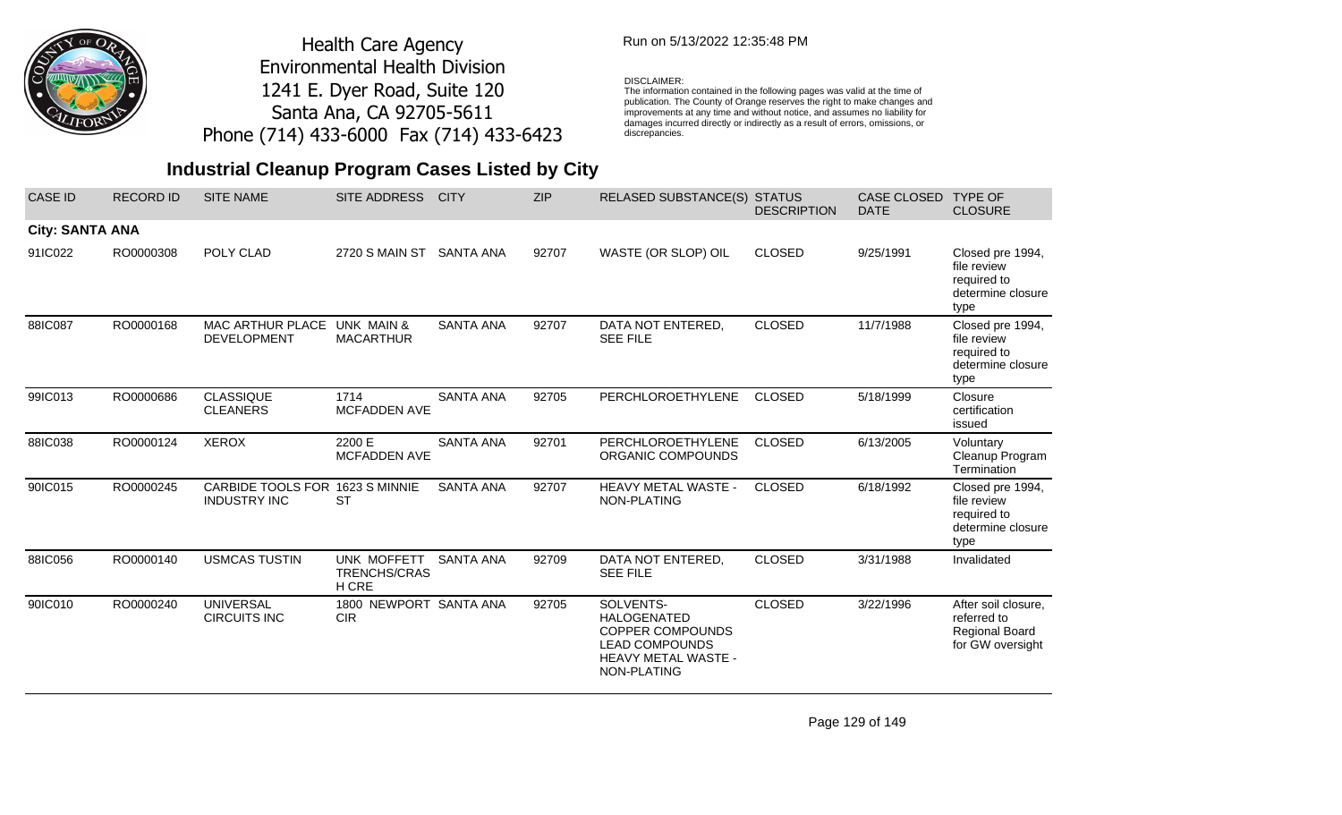Health Care Agency
Environmental Health Division
1241 E. Dyer Road, Suite 120
Santa Ana, CA 92705-5611
Phone (714) 433-6000 Fax (714) 433-6423

Run on 5/13/2022 12:35:48 PM

DISCLAIMER:
The information contained in the following pages was valid at the time of publication. The County of Orange reserves the right to make changes and improvements at any time and without notice, and assumes no liability for damages incurred directly or indirectly as a result of errors, omissions, or discrepancies.

## Industrial Cleanup Program Cases Listed by City

| CASE ID | RECORD ID | SITE NAME | SITE ADDRESS | CITY | ZIP | RELASED SUBSTANCE(S) | STATUS DESCRIPTION | CASE CLOSED DATE | TYPE OF CLOSURE |
|---|---|---|---|---|---|---|---|---|---|
| **City: SANTA ANA** | | | | | | | | | |
| 91IC022 | RO0000308 | POLY CLAD | 2720 S MAIN ST | SANTA ANA | 92707 | WASTE (OR SLOP) OIL | CLOSED | 9/25/1991 | Closed pre 1994, file review required to determine closure type |
| 88IC087 | RO0000168 | MAC ARTHUR PLACE DEVELOPMENT | UNK MAIN & MACARTHUR | SANTA ANA | 92707 | DATA NOT ENTERED, SEE FILE | CLOSED | 11/7/1988 | Closed pre 1994, file review required to determine closure type |
| 99IC013 | RO0000686 | CLASSIQUE CLEANERS | 1714 MCFADDEN AVE | SANTA ANA | 92705 | PERCHLOROETHYLENE | CLOSED | 5/18/1999 | Closure certification issued |
| 88IC038 | RO0000124 | XEROX | 2200 E MCFADDEN AVE | SANTA ANA | 92701 | PERCHLOROETHYLENE ORGANIC COMPOUNDS | CLOSED | 6/13/2005 | Voluntary Cleanup Program Termination |
| 90IC015 | RO0000245 | CARBIDE TOOLS FOR INDUSTRY INC | 1623 S MINNIE ST | SANTA ANA | 92707 | HEAVY METAL WASTE - NON-PLATING | CLOSED | 6/18/1992 | Closed pre 1994, file review required to determine closure type |
| 88IC056 | RO0000140 | USMCAS TUSTIN | UNK MOFFETT TRENCHS/CRASH CRE | SANTA ANA | 92709 | DATA NOT ENTERED, SEE FILE | CLOSED | 3/31/1988 | Invalidated |
| 90IC010 | RO0000240 | UNIVERSAL CIRCUITS INC | 1800 NEWPORT CIR | SANTA ANA | 92705 | SOLVENTS-HALOGENATED COPPER COMPOUNDS LEAD COMPOUNDS HEAVY METAL WASTE - NON-PLATING | CLOSED | 3/22/1996 | After soil closure, referred to Regional Board for GW oversight |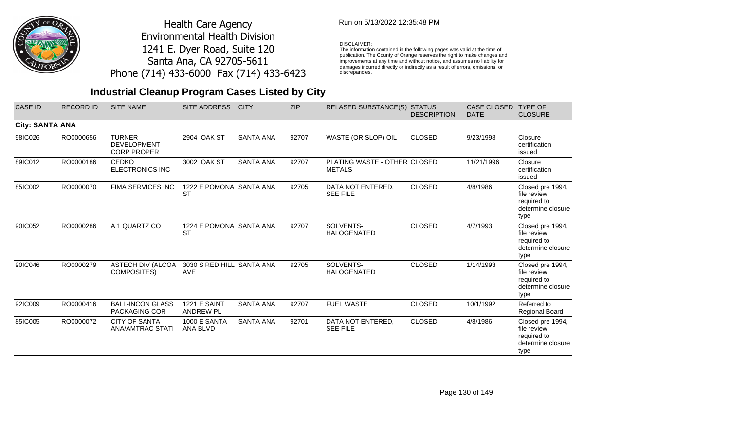Health Care Agency
Environmental Health Division
1241 E. Dyer Road, Suite 120
Santa Ana, CA 92705-5611
Phone (714) 433-6000 Fax (714) 433-6423

Run on 5/13/2022 12:35:48 PM

DISCLAIMER:
The information contained in the following pages was valid at the time of publication. The County of Orange reserves the right to make changes and improvements at any time and without notice, and assumes no liability for damages incurred directly or indirectly as a result of errors, omissions, or discrepancies.

## Industrial Cleanup Program Cases Listed by City

| CASE ID | RECORD ID | SITE NAME | SITE ADDRESS | CITY | ZIP | RELASED SUBSTANCE(S) | STATUS DESCRIPTION | CASE CLOSED DATE | TYPE OF CLOSURE |
|---|---|---|---|---|---|---|---|---|---|
| **City: SANTA ANA** | | | | | | | | | |
| 98IC026 | RO0000656 | TURNER DEVELOPMENT CORP PROPER | 2904 OAK ST | SANTA ANA | 92707 | WASTE (OR SLOP) OIL | CLOSED | 9/23/1998 | Closure certification issued |
| 89IC012 | RO0000186 | CEDKO ELECTRONICS INC | 3002 OAK ST | SANTA ANA | 92707 | PLATING WASTE - OTHER METALS | CLOSED | 11/21/1996 | Closure certification issued |
| 85IC002 | RO0000070 | FIMA SERVICES INC | 1222 E POMONA ST | SANTA ANA | 92705 | DATA NOT ENTERED, SEE FILE | CLOSED | 4/8/1986 | Closed pre 1994, file review required to determine closure type |
| 90IC052 | RO0000286 | A 1 QUARTZ CO | 1224 E POMONA ST | SANTA ANA | 92707 | SOLVENTS-HALOGENATED | CLOSED | 4/7/1993 | Closed pre 1994, file review required to determine closure type |
| 90IC046 | RO0000279 | ASTECH DIV (ALCOA COMPOSITES) | 3030 S RED HILL AVE | SANTA ANA | 92705 | SOLVENTS-HALOGENATED | CLOSED | 1/14/1993 | Closed pre 1994, file review required to determine closure type |
| 92IC009 | RO0000416 | BALL-INCON GLASS PACKAGING COR | 1221 E SAINT ANDREW PL | SANTA ANA | 92707 | FUEL WASTE | CLOSED | 10/1/1992 | Referred to Regional Board |
| 85IC005 | RO0000072 | CITY OF SANTA ANA/AMTRAC STATI | 1000 E SANTA ANA BLVD | SANTA ANA | 92701 | DATA NOT ENTERED, SEE FILE | CLOSED | 4/8/1986 | Closed pre 1994, file review required to determine closure type |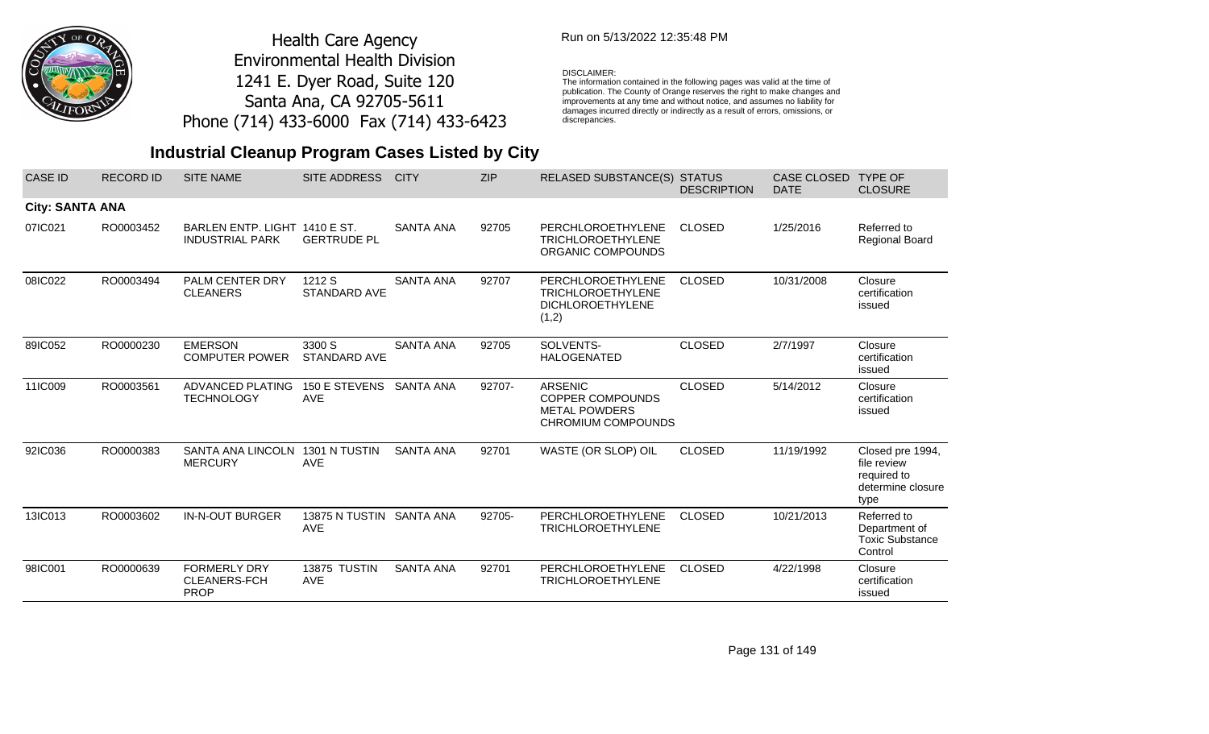Health Care Agency
Environmental Health Division
1241 E. Dyer Road, Suite 120
Santa Ana, CA 92705-5611
Phone (714) 433-6000 Fax (714) 433-6423

Run on 5/13/2022 12:35:48 PM

DISCLAIMER:
The information contained in the following pages was valid at the time of publication. The County of Orange reserves the right to make changes and improvements at any time and without notice, and assumes no liability for damages incurred directly or indirectly as a result of errors, omissions, or discrepancies.

## Industrial Cleanup Program Cases Listed by City

| CASE ID | RECORD ID | SITE NAME | SITE ADDRESS | CITY | ZIP | RELASED SUBSTANCE(S) | STATUS DESCRIPTION | CASE CLOSED DATE | TYPE OF CLOSURE |
|---|---|---|---|---|---|---|---|---|---|
| **City: SANTA ANA** | | | | | | | | | |
| 07IC021 | RO0003452 | BARLEN ENTP. LIGHT INDUSTRIAL PARK | 1410 E ST. GERTRUDE PL | SANTA ANA | 92705 | PERCHLOROETHYLENE TRICHLOROETHYLENE ORGANIC COMPOUNDS | CLOSED | 1/25/2016 | Referred to Regional Board |
| 08IC022 | RO0003494 | PALM CENTER DRY CLEANERS | 1212 S STANDARD AVE | SANTA ANA | 92707 | PERCHLOROETHYLENE TRICHLOROETHYLENE DICHLOROETHYLENE (1,2) | CLOSED | 10/31/2008 | Closure certification issued |
| 89IC052 | RO0000230 | EMERSON COMPUTER POWER | 3300 S STANDARD AVE | SANTA ANA | 92705 | SOLVENTS-HALOGENATED | CLOSED | 2/7/1997 | Closure certification issued |
| 11IC009 | RO0003561 | ADVANCED PLATING TECHNOLOGY | 150 E STEVENS AVE | SANTA ANA | 92707- | ARSENIC COPPER COMPOUNDS METAL POWDERS CHROMIUM COMPOUNDS | CLOSED | 5/14/2012 | Closure certification issued |
| 92IC036 | RO0000383 | SANTA ANA LINCOLN MERCURY | 1301 N TUSTIN AVE | SANTA ANA | 92701 | WASTE (OR SLOP) OIL | CLOSED | 11/19/1992 | Closed pre 1994, file review required to determine closure type |
| 13IC013 | RO0003602 | IN-N-OUT BURGER | 13875 N TUSTIN AVE | SANTA ANA | 92705- | PERCHLOROETHYLENE TRICHLOROETHYLENE | CLOSED | 10/21/2013 | Referred to Department of Toxic Substance Control |
| 98IC001 | RO0000639 | FORMERLY DRY CLEANERS-FCH PROP | 13875 TUSTIN AVE | SANTA ANA | 92701 | PERCHLOROETHYLENE TRICHLOROETHYLENE | CLOSED | 4/22/1998 | Closure certification issued |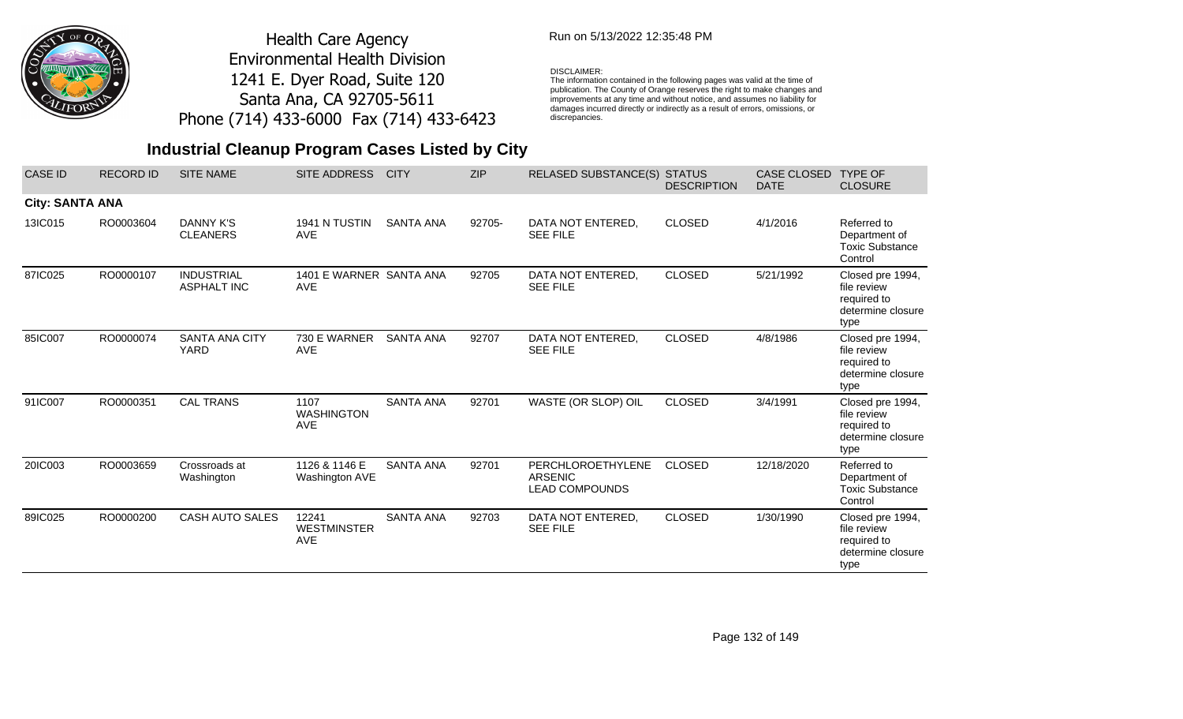Health Care Agency
Environmental Health Division
1241 E. Dyer Road, Suite 120
Santa Ana, CA 92705-5611
Phone (714) 433-6000 Fax (714) 433-6423

Run on 5/13/2022 12:35:48 PM

DISCLAIMER:
The information contained in the following pages was valid at the time of publication. The County of Orange reserves the right to make changes and improvements at any time and without notice, and assumes no liability for damages incurred directly or indirectly as a result of errors, omissions, or discrepancies.

## Industrial Cleanup Program Cases Listed by City

| CASE ID | RECORD ID | SITE NAME | SITE ADDRESS | CITY | ZIP | RELASED SUBSTANCE(S) | STATUS DESCRIPTION | CASE CLOSED DATE | TYPE OF CLOSURE |
|---|---|---|---|---|---|---|---|---|---|
| **City: SANTA ANA** | | | | | | | | | |
| 13IC015 | RO0003604 | DANNY K'S CLEANERS | 1941 N TUSTIN AVE | SANTA ANA | 92705- | DATA NOT ENTERED, SEE FILE | CLOSED | 4/1/2016 | Referred to Department of Toxic Substance Control |
| 87IC025 | RO0000107 | INDUSTRIAL ASPHALT INC | 1401 E WARNER AVE | SANTA ANA | 92705 | DATA NOT ENTERED, SEE FILE | CLOSED | 5/21/1992 | Closed pre 1994, file review required to determine closure type |
| 85IC007 | RO0000074 | SANTA ANA CITY YARD | 730 E WARNER AVE | SANTA ANA | 92707 | DATA NOT ENTERED, SEE FILE | CLOSED | 4/8/1986 | Closed pre 1994, file review required to determine closure type |
| 91IC007 | RO0000351 | CAL TRANS | 1107 WASHINGTON AVE | SANTA ANA | 92701 | WASTE (OR SLOP) OIL | CLOSED | 3/4/1991 | Closed pre 1994, file review required to determine closure type |
| 20IC003 | RO0003659 | Crossroads at Washington | 1126 & 1146 E Washington AVE | SANTA ANA | 92701 | PERCHLOROETHYLENE ARSENIC LEAD COMPOUNDS | CLOSED | 12/18/2020 | Referred to Department of Toxic Substance Control |
| 89IC025 | RO0000200 | CASH AUTO SALES | 12241 WESTMINSTER AVE | SANTA ANA | 92703 | DATA NOT ENTERED, SEE FILE | CLOSED | 1/30/1990 | Closed pre 1994, file review required to determine closure type |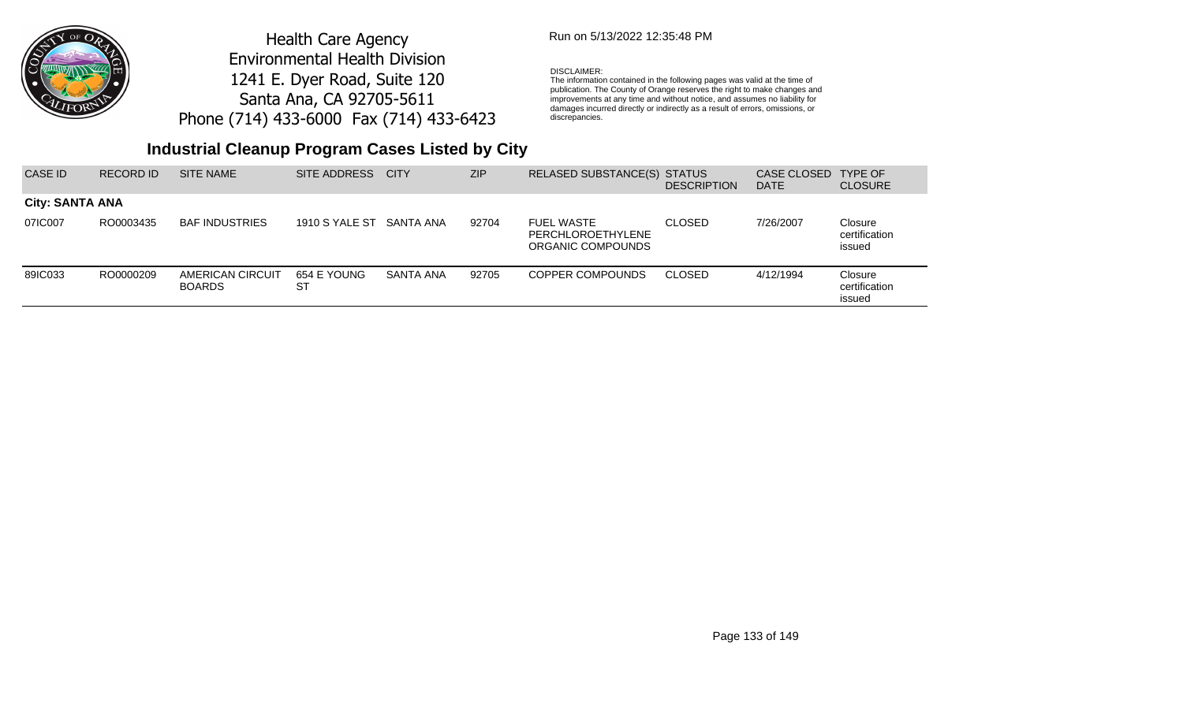Health Care Agency
Environmental Health Division
1241 E. Dyer Road, Suite 120
Santa Ana, CA 92705-5611
Phone (714) 433-6000 Fax (714) 433-6423

Run on 5/13/2022 12:35:48 PM

DISCLAIMER:
The information contained in the following pages was valid at the time of publication. The County of Orange reserves the right to make changes and improvements at any time and without notice, and assumes no liability for damages incurred directly or indirectly as a result of errors, omissions, or discrepancies.

## Industrial Cleanup Program Cases Listed by City

| CASE ID | RECORD ID | SITE NAME | SITE ADDRESS | CITY | ZIP | RELASED SUBSTANCE(S) | STATUS DESCRIPTION | CASE CLOSED DATE | TYPE OF CLOSURE |
|---|---|---|---|---|---|---|---|---|---|
| **City: SANTA ANA** | | | | | | | | | |
| 07IC007 | RO0003435 | BAF INDUSTRIES | 1910 S YALE ST | SANTA ANA | 92704 | FUEL WASTE PERCHLOROETHYLENE ORGANIC COMPOUNDS | CLOSED | 7/26/2007 | Closure certification issued |
| 89IC033 | RO0000209 | AMERICAN CIRCUIT BOARDS | 654 E YOUNG ST | SANTA ANA | 92705 | COPPER COMPOUNDS | CLOSED | 4/12/1994 | Closure certification issued |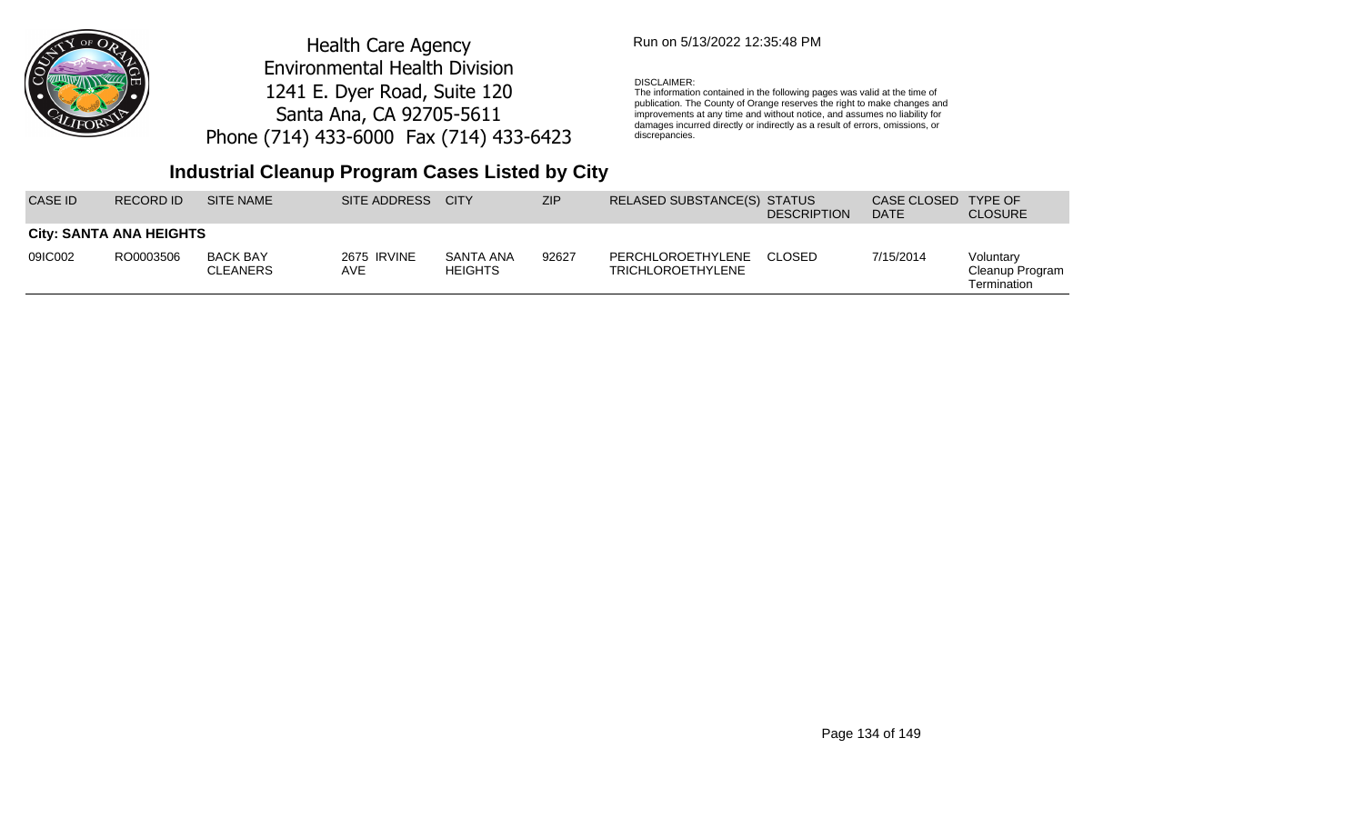Health Care Agency
Environmental Health Division
1241 E. Dyer Road, Suite 120
Santa Ana, CA 92705-5611
Phone (714) 433-6000 Fax (714) 433-6423

Run on 5/13/2022 12:35:48 PM

DISCLAIMER:
The information contained in the following pages was valid at the time of publication. The County of Orange reserves the right to make changes and improvements at any time and without notice, and assumes no liability for damages incurred directly or indirectly as a result of errors, omissions, or discrepancies.

## Industrial Cleanup Program Cases Listed by City

| CASE ID | RECORD ID | SITE NAME | SITE ADDRESS | CITY | ZIP | RELASED SUBSTANCE(S) | STATUS DESCRIPTION | CASE CLOSED DATE | TYPE OF CLOSURE |
|---|---|---|---|---|---|---|---|---|---|
| **City: SANTA ANA HEIGHTS** | | | | | | | | | |
| 09IC002 | RO0003506 | BACK BAY CLEANERS | 2675 IRVINE AVE | SANTA ANA HEIGHTS | 92627 | PERCHLOROETHYLENE TRICHLOROETHYLENE | CLOSED | 7/15/2014 | Voluntary Cleanup Program Termination |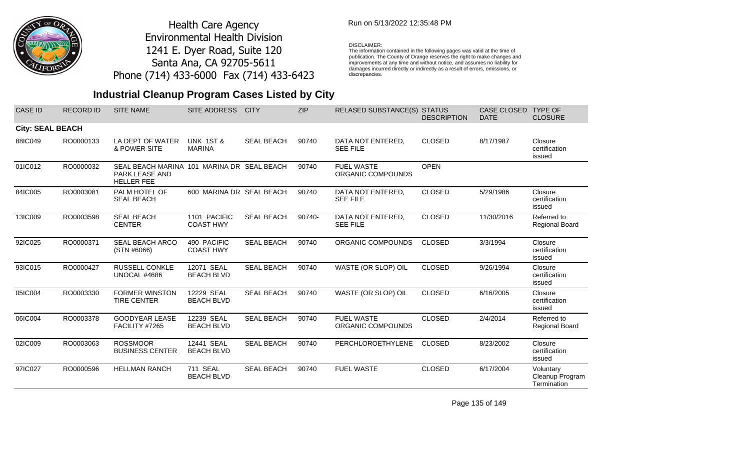Health Care Agency
Environmental Health Division
1241 E. Dyer Road, Suite 120
Santa Ana, CA 92705-5611
Phone (714) 433-6000 Fax (714) 433-6423

Run on 5/13/2022 12:35:48 PM

DISCLAIMER:
The information contained in the following pages was valid at the time of publication. The County of Orange reserves the right to make changes and improvements at any time and without notice, and assumes no liability for damages incurred directly or indirectly as a result of errors, omissions, or discrepancies.

## Industrial Cleanup Program Cases Listed by City

| CASE ID | RECORD ID | SITE NAME | SITE ADDRESS | CITY | ZIP | RELASED SUBSTANCE(S) | STATUS DESCRIPTION | CASE CLOSED DATE | TYPE OF CLOSURE |
|---|---|---|---|---|---|---|---|---|---|
| **City: SEAL BEACH** | | | | | | | | | |
| 88IC049 | RO0000133 | LA DEPT OF WATER & POWER SITE | UNK 1ST & MARINA | SEAL BEACH | 90740 | DATA NOT ENTERED, SEE FILE | CLOSED | 8/17/1987 | Closure certification issued |
| 01IC012 | RO0000032 | SEAL BEACH MARINA PARK LEASE AND HELLER FEE | 101 MARINA DR | SEAL BEACH | 90740 | FUEL WASTE ORGANIC COMPOUNDS | OPEN | | |
| 84IC005 | RO0003081 | PALM HOTEL OF SEAL BEACH | 600 MARINA DR | SEAL BEACH | 90740 | DATA NOT ENTERED, SEE FILE | CLOSED | 5/29/1986 | Closure certification issued |
| 13IC009 | RO0003598 | SEAL BEACH CENTER | 1101 PACIFIC COAST HWY | SEAL BEACH | 90740- | DATA NOT ENTERED, SEE FILE | CLOSED | 11/30/2016 | Referred to Regional Board |
| 92IC025 | RO0000371 | SEAL BEACH ARCO (STN #6066) | 490 PACIFIC COAST HWY | SEAL BEACH | 90740 | ORGANIC COMPOUNDS | CLOSED | 3/3/1994 | Closure certification issued |
| 93IC015 | RO0000427 | RUSSELL CONKLE UNOCAL #4686 | 12071 SEAL BEACH BLVD | SEAL BEACH | 90740 | WASTE (OR SLOP) OIL | CLOSED | 9/26/1994 | Closure certification issued |
| 05IC004 | RO0003330 | FORMER WINSTON TIRE CENTER | 12229 SEAL BEACH BLVD | SEAL BEACH | 90740 | WASTE (OR SLOP) OIL | CLOSED | 6/16/2005 | Closure certification issued |
| 06IC004 | RO0003378 | GOODYEAR LEASE FACILITY #7265 | 12239 SEAL BEACH BLVD | SEAL BEACH | 90740 | FUEL WASTE ORGANIC COMPOUNDS | CLOSED | 2/4/2014 | Referred to Regional Board |
| 02IC009 | RO0003063 | ROSSMOOR BUSINESS CENTER | 12441 SEAL BEACH BLVD | SEAL BEACH | 90740 | PERCHLOROETHYLENE | CLOSED | 8/23/2002 | Closure certification issued |
| 97IC027 | RO0000596 | HELLMAN RANCH | 711 SEAL BEACH BLVD | SEAL BEACH | 90740 | FUEL WASTE | CLOSED | 6/17/2004 | Voluntary Cleanup Program Termination |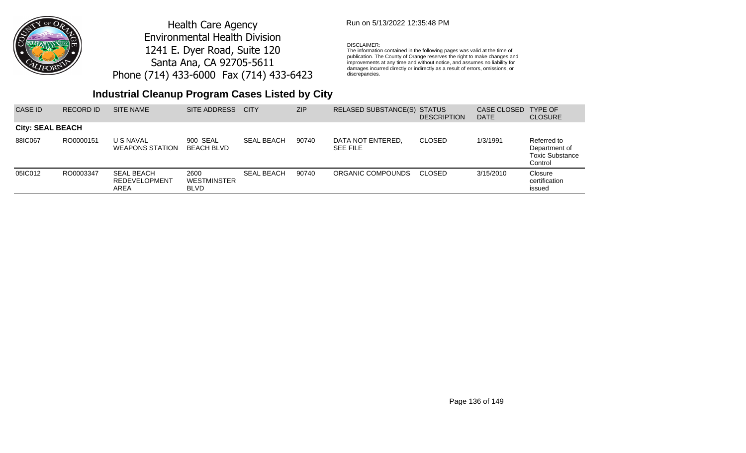Health Care Agency
Environmental Health Division
1241 E. Dyer Road, Suite 120
Santa Ana, CA 92705-5611
Phone (714) 433-6000 Fax (714) 433-6423

Run on 5/13/2022 12:35:48 PM

DISCLAIMER:
The information contained in the following pages was valid at the time of publication. The County of Orange reserves the right to make changes and improvements at any time and without notice, and assumes no liability for damages incurred directly or indirectly as a result of errors, omissions, or discrepancies.

## Industrial Cleanup Program Cases Listed by City

| CASE ID | RECORD ID | SITE NAME | SITE ADDRESS | CITY | ZIP | RELASED SUBSTANCE(S) | STATUS DESCRIPTION | CASE CLOSED DATE | TYPE OF CLOSURE |
|---|---|---|---|---|---|---|---|---|---|
| **City: SEAL BEACH** | | | | | | | | | |
| 88IC067 | RO0000151 | U S NAVAL WEAPONS STATION | 900 SEAL BEACH BLVD | SEAL BEACH | 90740 | DATA NOT ENTERED, SEE FILE | CLOSED | 1/3/1991 | Referred to Department of Toxic Substance Control |
| 05IC012 | RO0003347 | SEAL BEACH REDEVELOPMENT AREA | 2600 WESTMINSTER BLVD | SEAL BEACH | 90740 | ORGANIC COMPOUNDS | CLOSED | 3/15/2010 | Closure certification issued |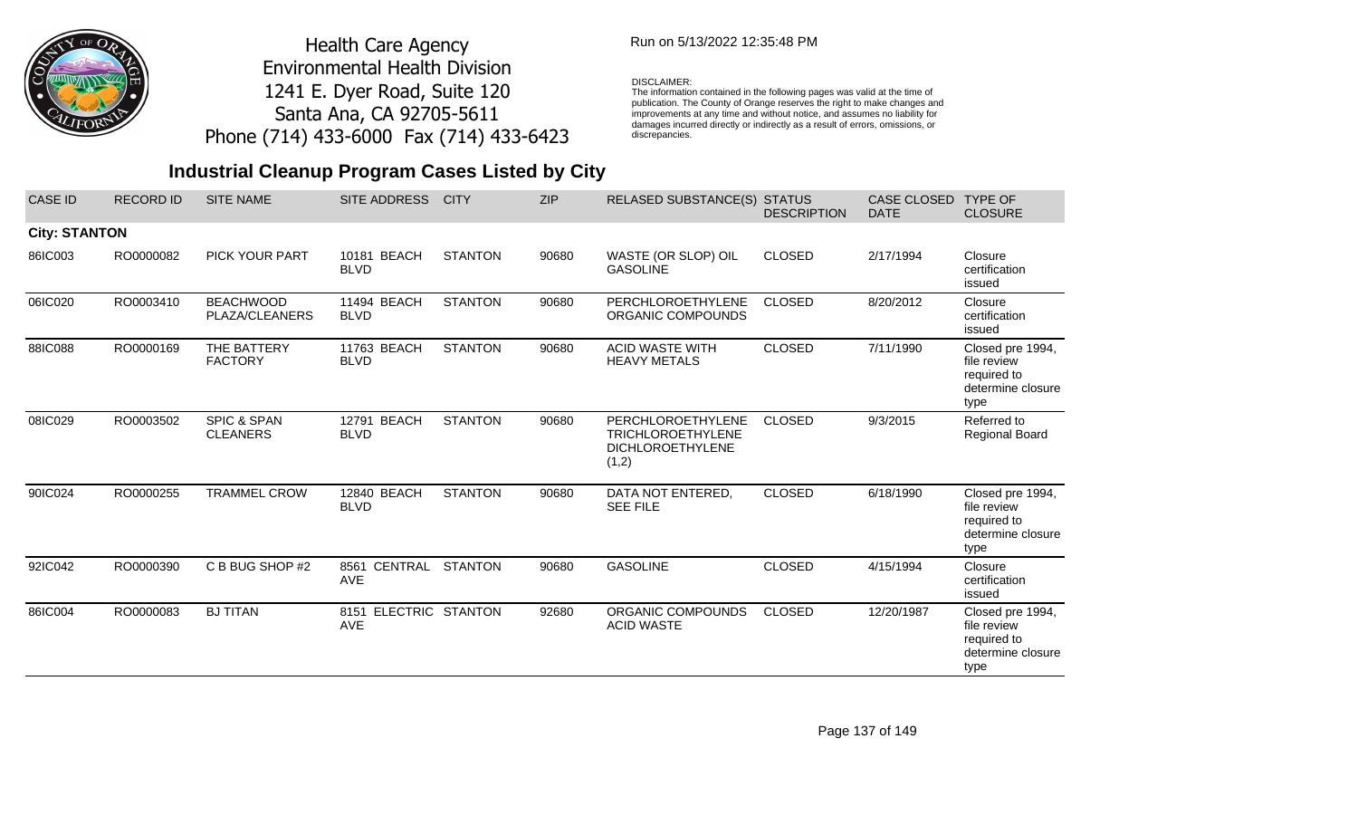Health Care Agency
Environmental Health Division
1241 E. Dyer Road, Suite 120
Santa Ana, CA 92705-5611
Phone (714) 433-6000 Fax (714) 433-6423

Run on 5/13/2022 12:35:48 PM

DISCLAIMER:
The information contained in the following pages was valid at the time of publication. The County of Orange reserves the right to make changes and improvements at any time and without notice, and assumes no liability for damages incurred directly or indirectly as a result of errors, omissions, or discrepancies.

# Industrial Cleanup Program Cases Listed by City

| CASE ID | RECORD ID | SITE NAME | SITE ADDRESS | CITY | ZIP | RELASED SUBSTANCE(S) | STATUS DESCRIPTION | CASE CLOSED DATE | TYPE OF CLOSURE |
|---|---|---|---|---|---|---|---|---|---|
| **City: STANTON** | | | | | | | | | |
| 86IC003 | RO0000082 | PICK YOUR PART | 10181 BEACH BLVD | STANTON | 90680 | WASTE (OR SLOP) OIL GASOLINE | CLOSED | 2/17/1994 | Closure certification issued |
| 06IC020 | RO0003410 | BEACHWOOD PLAZA/CLEANERS | 11494 BEACH BLVD | STANTON | 90680 | PERCHLOROETHYLENE ORGANIC COMPOUNDS | CLOSED | 8/20/2012 | Closure certification issued |
| 88IC088 | RO0000169 | THE BATTERY FACTORY | 11763 BEACH BLVD | STANTON | 90680 | ACID WASTE WITH HEAVY METALS | CLOSED | 7/11/1990 | Closed pre 1994, file review required to determine closure type |
| 08IC029 | RO0003502 | SPIC & SPAN CLEANERS | 12791 BEACH BLVD | STANTON | 90680 | PERCHLOROETHYLENE TRICHLOROETHYLENE DICHLOROETHYLENE (1,2) | CLOSED | 9/3/2015 | Referred to Regional Board |
| 90IC024 | RO0000255 | TRAMMEL CROW | 12840 BEACH BLVD | STANTON | 90680 | DATA NOT ENTERED, SEE FILE | CLOSED | 6/18/1990 | Closed pre 1994, file review required to determine closure type |
| 92IC042 | RO0000390 | C B BUG SHOP #2 | 8561 CENTRAL AVE | STANTON | 90680 | GASOLINE | CLOSED | 4/15/1994 | Closure certification issued |
| 86IC004 | RO0000083 | BJ TITAN | 8151 ELECTRIC AVE | STANTON | 92680 | ORGANIC COMPOUNDS ACID WASTE | CLOSED | 12/20/1987 | Closed pre 1994, file review required to determine closure type |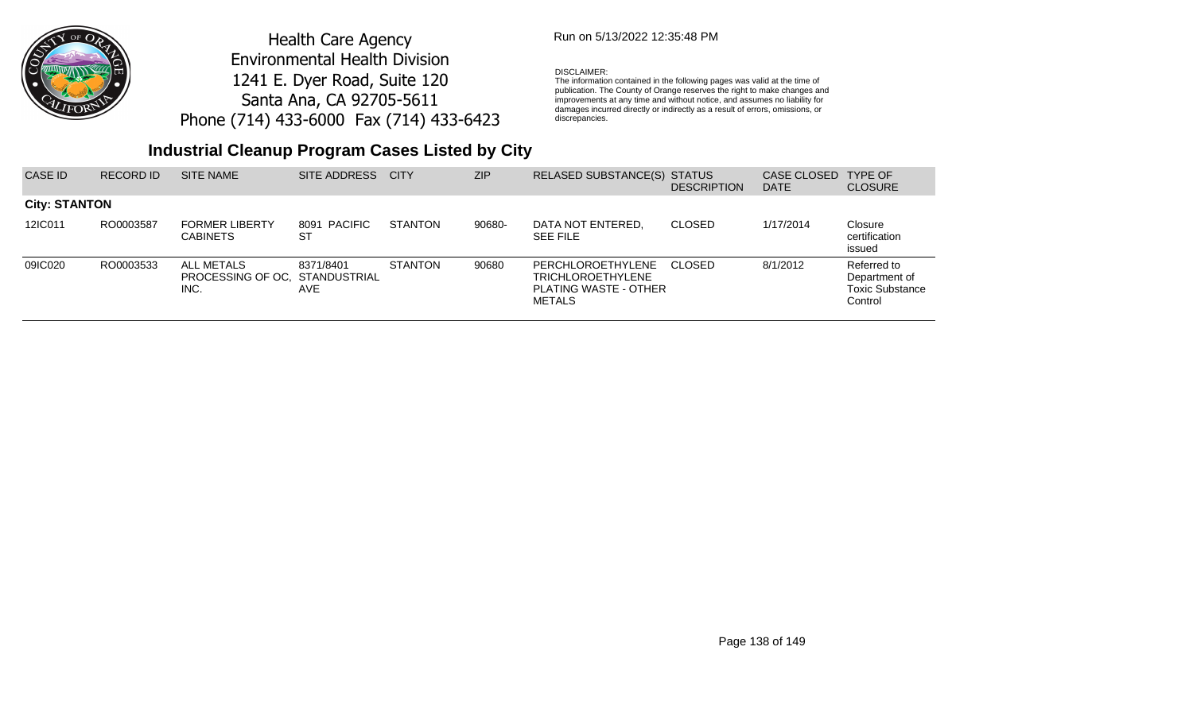Health Care Agency
Environmental Health Division
1241 E. Dyer Road, Suite 120
Santa Ana, CA 92705-5611
Phone (714) 433-6000 Fax (714) 433-6423

Run on 5/13/2022 12:35:48 PM

DISCLAIMER:
The information contained in the following pages was valid at the time of publication. The County of Orange reserves the right to make changes and improvements at any time and without notice, and assumes no liability for damages incurred directly or indirectly as a result of errors, omissions, or discrepancies.

## Industrial Cleanup Program Cases Listed by City

| CASE ID | RECORD ID | SITE NAME | SITE ADDRESS | CITY | ZIP | RELASED SUBSTANCE(S) | STATUS DESCRIPTION | CASE CLOSED DATE | TYPE OF CLOSURE |
|---|---|---|---|---|---|---|---|---|---|
| **City: STANTON** | | | | | | | | | |
| 12IC011 | RO0003587 | FORMER LIBERTY CABINETS | 8091 PACIFIC ST | STANTON | 90680- | DATA NOT ENTERED, SEE FILE | CLOSED | 1/17/2014 | Closure certification issued |
| 09IC020 | RO0003533 | ALL METALS PROCESSING OF OC, INC. | 8371/8401 STANDUSTRIAL AVE | STANTON | 90680 | PERCHLOROETHYLENE TRICHLOROETHYLENE PLATING WASTE - OTHER METALS | CLOSED | 8/1/2012 | Referred to Department of Toxic Substance Control |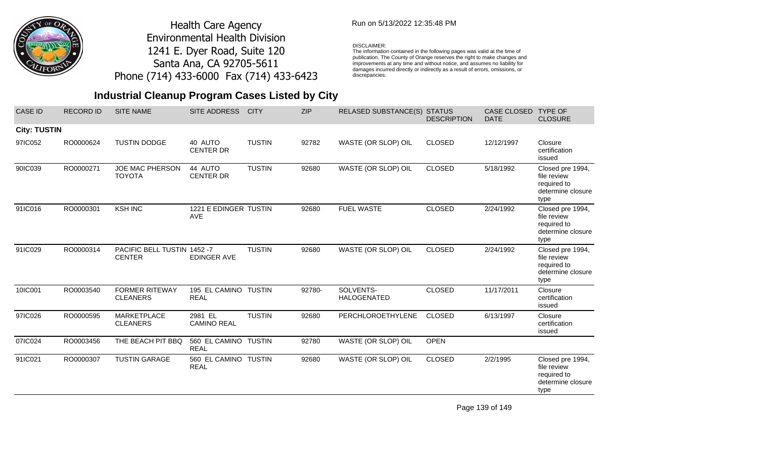Health Care Agency
Environmental Health Division
1241 E. Dyer Road, Suite 120
Santa Ana, CA 92705-5611
Phone (714) 433-6000 Fax (714) 433-6423

Run on 5/13/2022 12:35:48 PM

DISCLAIMER:
The information contained in the following pages was valid at the time of publication. The County of Orange reserves the right to make changes and improvements at any time and without notice, and assumes no liability for damages incurred directly or indirectly as a result of errors, omissions, or discrepancies.

# Industrial Cleanup Program Cases Listed by City

| CASE ID | RECORD ID | SITE NAME | SITE ADDRESS | CITY | ZIP | RELASED SUBSTANCE(S) | STATUS DESCRIPTION | CASE CLOSED DATE | TYPE OF CLOSURE |
|---|---|---|---|---|---|---|---|---|---|
| **City: TUSTIN** | | | | | | | | | |
| 97IC052 | RO0000624 | TUSTIN DODGE | 40 AUTO CENTER DR | TUSTIN | 92782 | WASTE (OR SLOP) OIL | CLOSED | 12/12/1997 | Closure certification issued |
| 90IC039 | RO0000271 | JOE MAC PHERSON TOYOTA | 44 AUTO CENTER DR | TUSTIN | 92680 | WASTE (OR SLOP) OIL | CLOSED | 5/18/1992 | Closed pre 1994, file review required to determine closure type |
| 91IC016 | RO0000301 | KSH INC | 1221 E EDINGER AVE | TUSTIN | 92680 | FUEL WASTE | CLOSED | 2/24/1992 | Closed pre 1994, file review required to determine closure type |
| 91IC029 | RO0000314 | PACIFIC BELL TUSTIN CENTER | 1452 -7 EDINGER AVE | TUSTIN | 92680 | WASTE (OR SLOP) OIL | CLOSED | 2/24/1992 | Closed pre 1994, file review required to determine closure type |
| 10IC001 | RO0003540 | FORMER RITEWAY CLEANERS | 195 EL CAMINO REAL | TUSTIN | 92780- | SOLVENTS-HALOGENATED | CLOSED | 11/17/2011 | Closure certification issued |
| 97IC026 | RO0000595 | MARKETPLACE CLEANERS | 2981 EL CAMINO REAL | TUSTIN | 92680 | PERCHLOROETHYLENE | CLOSED | 6/13/1997 | Closure certification issued |
| 07IC024 | RO0003456 | THE BEACH PIT BBQ | 560 EL CAMINO REAL | TUSTIN | 92780 | WASTE (OR SLOP) OIL | OPEN | | |
| 91IC021 | RO0000307 | TUSTIN GARAGE | 560 EL CAMINO REAL | TUSTIN | 92680 | WASTE (OR SLOP) OIL | CLOSED | 2/2/1995 | Closed pre 1994, file review required to determine closure type |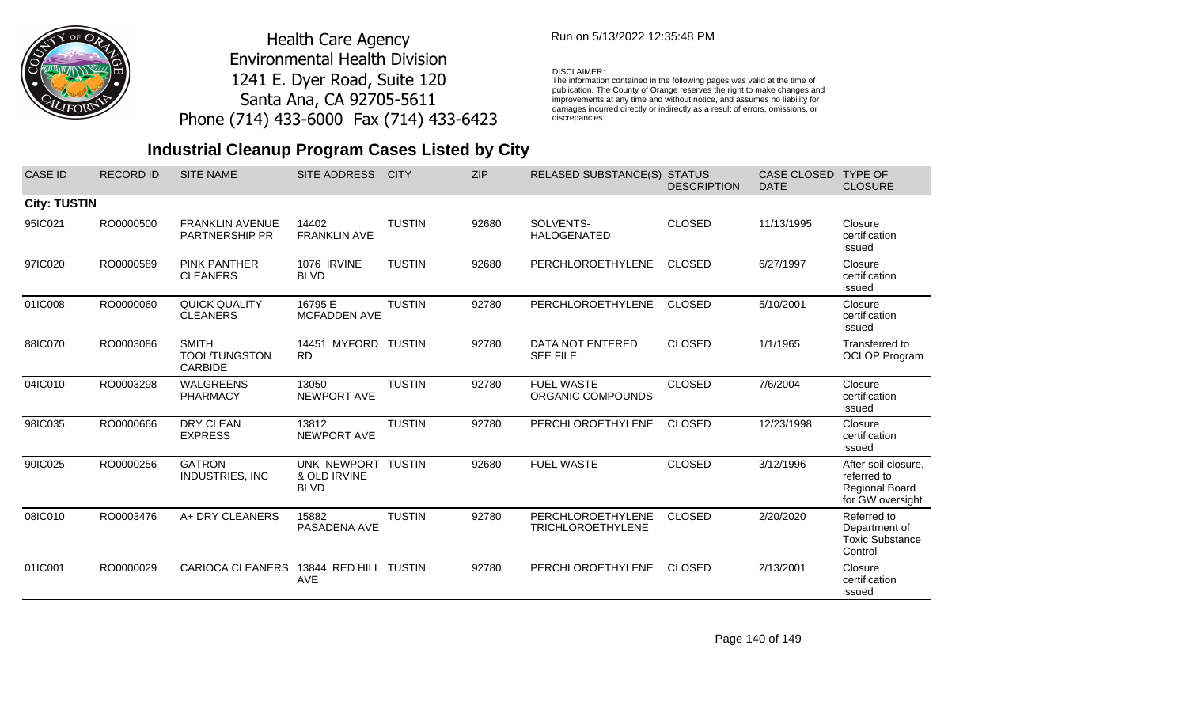Health Care Agency
Environmental Health Division
1241 E. Dyer Road, Suite 120
Santa Ana, CA 92705-5611
Phone (714) 433-6000 Fax (714) 433-6423

Run on 5/13/2022 12:35:48 PM

DISCLAIMER:
The information contained in the following pages was valid at the time of publication. The County of Orange reserves the right to make changes and improvements at any time and without notice, and assumes no liability for damages incurred directly or indirectly as a result of errors, omissions, or discrepancies.

## Industrial Cleanup Program Cases Listed by City

| CASE ID | RECORD ID | SITE NAME | SITE ADDRESS | CITY | ZIP | RELASED SUBSTANCE(S) | STATUS DESCRIPTION | CASE CLOSED DATE | TYPE OF CLOSURE |
|---|---|---|---|---|---|---|---|---|---|
| **City: TUSTIN** | | | | | | | | | |
| 95IC021 | RO0000500 | FRANKLIN AVENUE PARTNERSHIP PR | 14402 FRANKLIN AVE | TUSTIN | 92680 | SOLVENTS-HALOGENATED | CLOSED | 11/13/1995 | Closure certification issued |
| 97IC020 | RO0000589 | PINK PANTHER CLEANERS | 1076 IRVINE BLVD | TUSTIN | 92680 | PERCHLOROETHYLENE | CLOSED | 6/27/1997 | Closure certification issued |
| 01IC008 | RO0000060 | QUICK QUALITY CLEANERS | 16795 E MCFADDEN AVE | TUSTIN | 92780 | PERCHLOROETHYLENE | CLOSED | 5/10/2001 | Closure certification issued |
| 88IC070 | RO0003086 | SMITH TOOL/TUNGSTON CARBIDE | 14451 MYFORD RD | TUSTIN | 92780 | DATA NOT ENTERED, SEE FILE | CLOSED | 1/1/1965 | Transferred to OCLOP Program |
| 04IC010 | RO0003298 | WALGREENS PHARMACY | 13050 NEWPORT AVE | TUSTIN | 92780 | FUEL WASTE ORGANIC COMPOUNDS | CLOSED | 7/6/2004 | Closure certification issued |
| 98IC035 | RO0000666 | DRY CLEAN EXPRESS | 13812 NEWPORT AVE | TUSTIN | 92780 | PERCHLOROETHYLENE | CLOSED | 12/23/1998 | Closure certification issued |
| 90IC025 | RO0000256 | GATRON INDUSTRIES, INC | UNK NEWPORT & OLD IRVINE BLVD | TUSTIN | 92680 | FUEL WASTE | CLOSED | 3/12/1996 | After soil closure, referred to Regional Board for GW oversight |
| 08IC010 | RO0003476 | A+ DRY CLEANERS | 15882 PASADENA AVE | TUSTIN | 92780 | PERCHLOROETHYLENE TRICHLOROETHYLENE | CLOSED | 2/20/2020 | Referred to Department of Toxic Substance Control |
| 01IC001 | RO0000029 | CARIOCA CLEANERS | 13844 RED HILL AVE | TUSTIN | 92780 | PERCHLOROETHYLENE | CLOSED | 2/13/2001 | Closure certification issued |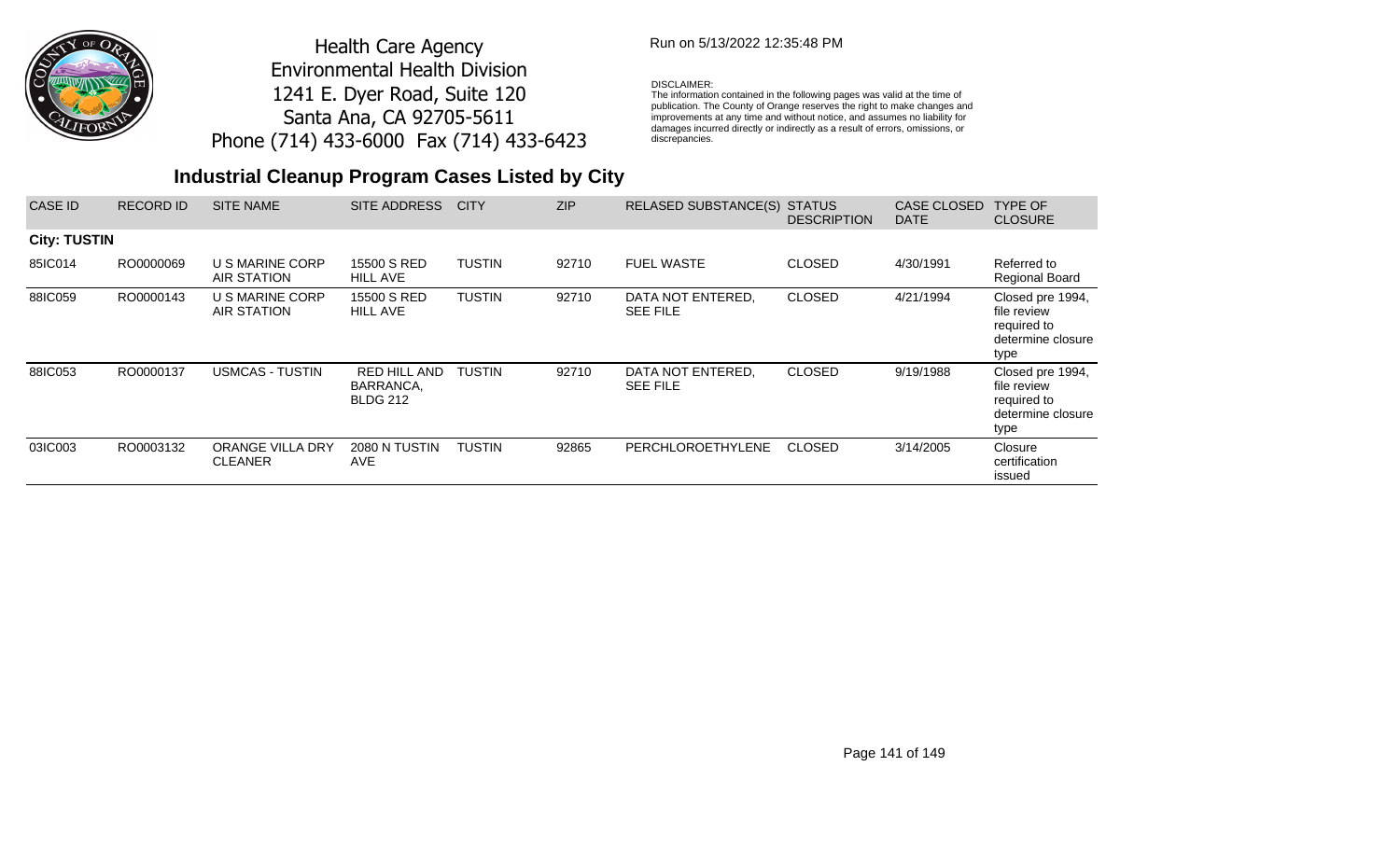Health Care Agency
Environmental Health Division
1241 E. Dyer Road, Suite 120
Santa Ana, CA 92705-5611
Phone (714) 433-6000 Fax (714) 433-6423

Run on 5/13/2022 12:35:48 PM

DISCLAIMER:
The information contained in the following pages was valid at the time of publication. The County of Orange reserves the right to make changes and improvements at any time and without notice, and assumes no liability for damages incurred directly or indirectly as a result of errors, omissions, or discrepancies.

## Industrial Cleanup Program Cases Listed by City

| CASE ID | RECORD ID | SITE NAME | SITE ADDRESS | CITY | ZIP | RELASED SUBSTANCE(S) | STATUS DESCRIPTION | CASE CLOSED DATE | TYPE OF CLOSURE |
|---|---|---|---|---|---|---|---|---|---|
| **City: TUSTIN** | | | | | | | | | |
| 85IC014 | RO0000069 | U S MARINE CORP AIR STATION | 15500 S RED HILL AVE | TUSTIN | 92710 | FUEL WASTE | CLOSED | 4/30/1991 | Referred to Regional Board |
| 88IC059 | RO0000143 | U S MARINE CORP AIR STATION | 15500 S RED HILL AVE | TUSTIN | 92710 | DATA NOT ENTERED, SEE FILE | CLOSED | 4/21/1994 | Closed pre 1994, file review required to determine closure type |
| 88IC053 | RO0000137 | USMCAS - TUSTIN | RED HILL AND BARRANCA, BLDG 212 | TUSTIN | 92710 | DATA NOT ENTERED, SEE FILE | CLOSED | 9/19/1988 | Closed pre 1994, file review required to determine closure type |
| 03IC003 | RO0003132 | ORANGE VILLA DRY CLEANER | 2080 N TUSTIN AVE | TUSTIN | 92865 | PERCHLOROETHYLENE | CLOSED | 3/14/2005 | Closure certification issued |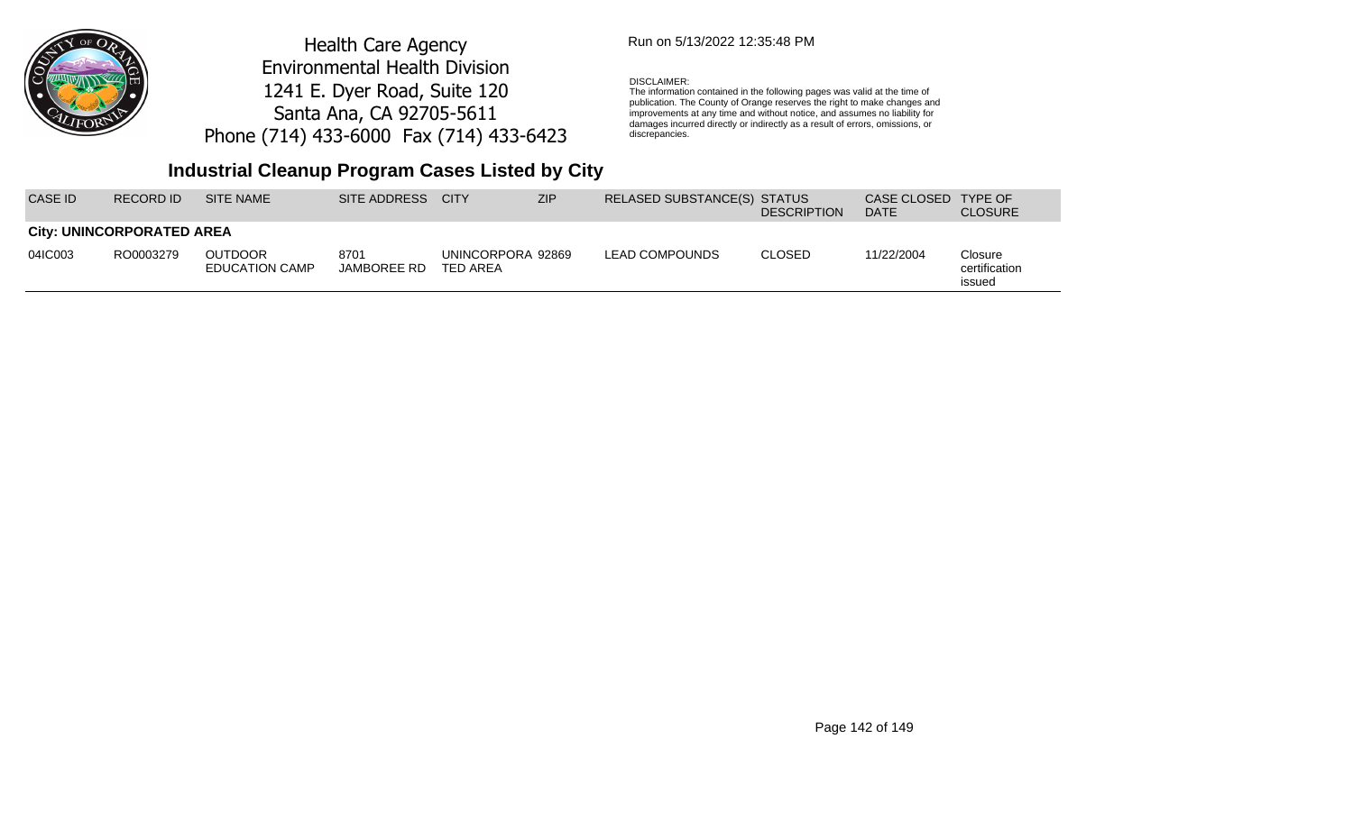Health Care Agency
Environmental Health Division
1241 E. Dyer Road, Suite 120
Santa Ana, CA 92705-5611
Phone (714) 433-6000 Fax (714) 433-6423

Run on 5/13/2022 12:35:48 PM

DISCLAIMER:
The information contained in the following pages was valid at the time of publication. The County of Orange reserves the right to make changes and improvements at any time and without notice, and assumes no liability for damages incurred directly or indirectly as a result of errors, omissions, or discrepancies.

## Industrial Cleanup Program Cases Listed by City

| CASE ID | RECORD ID | SITE NAME | SITE ADDRESS | CITY | ZIP | RELASED SUBSTANCE(S) | STATUS DESCRIPTION | CASE CLOSED DATE | TYPE OF CLOSURE |
|---|---|---|---|---|---|---|---|---|---|
| **City: UNINCORPORATED AREA** | | | | | | | | | |
| 04IC003 | RO0003279 | OUTDOOR EDUCATION CAMP | 8701 JAMBOREE RD | UNINCORPORATED AREA | 92869 | LEAD COMPOUNDS | CLOSED | 11/22/2004 | Closure certification issued |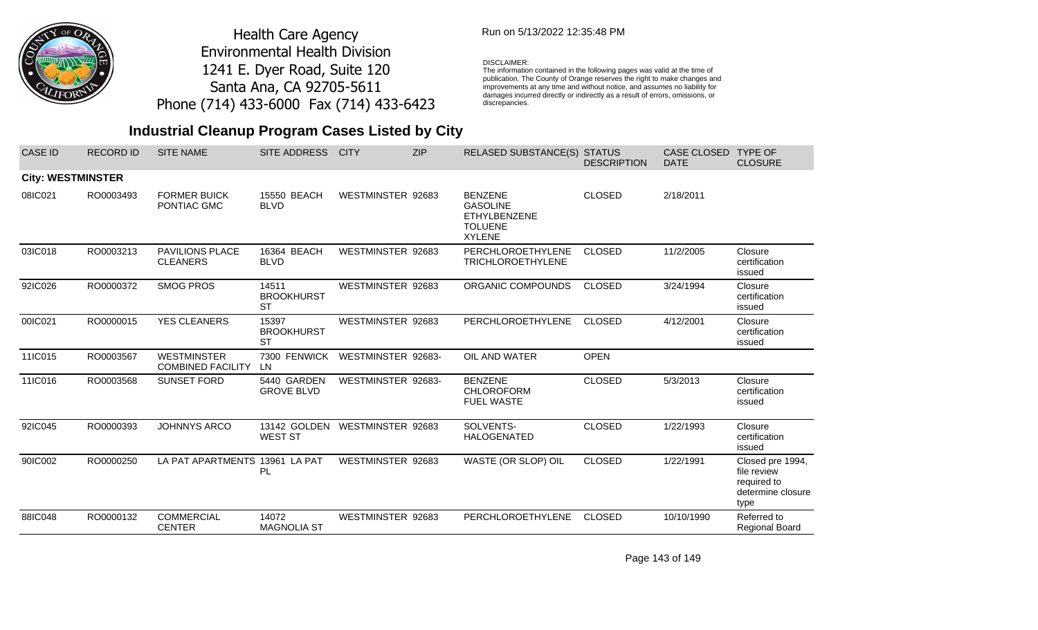Health Care Agency
Environmental Health Division
1241 E. Dyer Road, Suite 120
Santa Ana, CA 92705-5611
Phone (714) 433-6000 Fax (714) 433-6423

Run on 5/13/2022 12:35:48 PM

DISCLAIMER:
The information contained in the following pages was valid at the time of publication. The County of Orange reserves the right to make changes and improvements at any time and without notice, and assumes no liability for damages incurred directly or indirectly as a result of errors, omissions, or discrepancies.

## Industrial Cleanup Program Cases Listed by City

| CASE ID | RECORD ID | SITE NAME | SITE ADDRESS | CITY | ZIP | RELASED SUBSTANCE(S) | STATUS DESCRIPTION | CASE CLOSED DATE | TYPE OF CLOSURE |
|---|---|---|---|---|---|---|---|---|---|
| **City: WESTMINSTER** | | | | | | | | | |
| 08IC021 | RO0003493 | FORMER BUICK PONTIAC GMC | 15550 BEACH BLVD | WESTMINSTER | 92683 | BENZENE GASOLINE ETHYLBENZENE TOLUENE XYLENE | CLOSED | 2/18/2011 | |
| 03IC018 | RO0003213 | PAVILIONS PLACE CLEANERS | 16364 BEACH BLVD | WESTMINSTER | 92683 | PERCHLOROETHYLENE TRICHLOROETHYLENE | CLOSED | 11/2/2005 | Closure certification issued |
| 92IC026 | RO0000372 | SMOG PROS | 14511 BROOKHURST ST | WESTMINSTER | 92683 | ORGANIC COMPOUNDS | CLOSED | 3/24/1994 | Closure certification issued |
| 00IC021 | RO0000015 | YES CLEANERS | 15397 BROOKHURST ST | WESTMINSTER | 92683 | PERCHLOROETHYLENE | CLOSED | 4/12/2001 | Closure certification issued |
| 11IC015 | RO0003567 | WESTMINSTER COMBINED FACILITY | 7300 FENWICK LN | WESTMINSTER | 92683- | OIL AND WATER | OPEN | | |
| 11IC016 | RO0003568 | SUNSET FORD | 5440 GARDEN GROVE BLVD | WESTMINSTER | 92683- | BENZENE CHLOROFORM FUEL WASTE | CLOSED | 5/3/2013 | Closure certification issued |
| 92IC045 | RO0000393 | JOHNNYS ARCO | 13142 GOLDEN WEST ST | WESTMINSTER | 92683 | SOLVENTS-HALOGENATED | CLOSED | 1/22/1993 | Closure certification issued |
| 90IC002 | RO0000250 | LA PAT APARTMENTS | 13961 LA PAT PL | WESTMINSTER | 92683 | WASTE (OR SLOP) OIL | CLOSED | 1/22/1991 | Closed pre 1994, file review required to determine closure type |
| 88IC048 | RO0000132 | COMMERCIAL CENTER | 14072 MAGNOLIA ST | WESTMINSTER | 92683 | PERCHLOROETHYLENE | CLOSED | 10/10/1990 | Referred to Regional Board |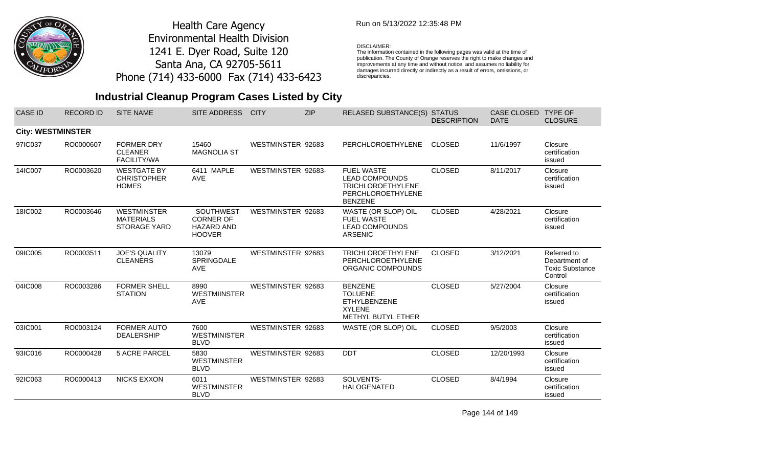Health Care Agency
Environmental Health Division
1241 E. Dyer Road, Suite 120
Santa Ana, CA 92705-5611
Phone (714) 433-6000 Fax (714) 433-6423

Run on 5/13/2022 12:35:48 PM

DISCLAIMER:
The information contained in the following pages was valid at the time of publication. The County of Orange reserves the right to make changes and improvements at any time and without notice, and assumes no liability for damages incurred directly or indirectly as a result of errors, omissions, or discrepancies.

## Industrial Cleanup Program Cases Listed by City

| CASE ID | RECORD ID | SITE NAME | SITE ADDRESS | CITY | ZIP | RELASED SUBSTANCE(S) | STATUS DESCRIPTION | CASE CLOSED DATE | TYPE OF CLOSURE |
|---|---|---|---|---|---|---|---|---|---|
| **City: WESTMINSTER** | | | | | | | | | |
| 97IC037 | RO0000607 | FORMER DRY CLEANER FACILITY/WA | 15460 MAGNOLIA ST | WESTMINSTER | 92683 | PERCHLOROETHYLENE | CLOSED | 11/6/1997 | Closure certification issued |
| 14IC007 | RO0003620 | WESTGATE BY CHRISTOPHER HOMES | 6411 MAPLE AVE | WESTMINSTER | 92683- | FUEL WASTE<br>LEAD COMPOUNDS<br>TRICHLOROETHYLENE<br>PERCHLOROETHYLENE<br>BENZENE | CLOSED | 8/11/2017 | Closure certification issued |
| 18IC002 | RO0003646 | WESTMINSTER MATERIALS STORAGE YARD | SOUTHWEST CORNER OF HAZARD AND HOOVER | WESTMINSTER | 92683 | WASTE (OR SLOP) OIL<br>FUEL WASTE<br>LEAD COMPOUNDS<br>ARSENIC | CLOSED | 4/28/2021 | Closure certification issued |
| 09IC005 | RO0003511 | JOE'S QUALITY CLEANERS | 13079 SPRINGDALE AVE | WESTMINSTER | 92683 | TRICHLOROETHYLENE<br>PERCHLOROETHYLENE<br>ORGANIC COMPOUNDS | CLOSED | 3/12/2021 | Referred to Department of Toxic Substance Control |
| 04IC008 | RO0003286 | FORMER SHELL STATION | 8990 WESTMIINSTER AVE | WESTMINSTER | 92683 | BENZENE<br>TOLUENE<br>ETHYLBENZENE<br>XYLENE<br>METHYL BUTYL ETHER | CLOSED | 5/27/2004 | Closure certification issued |
| 03IC001 | RO0003124 | FORMER AUTO DEALERSHIP | 7600 WESTMINISTER BLVD | WESTMINSTER | 92683 | WASTE (OR SLOP) OIL | CLOSED | 9/5/2003 | Closure certification issued |
| 93IC016 | RO0000428 | 5 ACRE PARCEL | 5830 WESTMINSTER BLVD | WESTMINSTER | 92683 | DDT | CLOSED | 12/20/1993 | Closure certification issued |
| 92IC063 | RO0000413 | NICKS EXXON | 6011 WESTMINSTER BLVD | WESTMINSTER | 92683 | SOLVENTS-HALOGENATED | CLOSED | 8/4/1994 | Closure certification issued |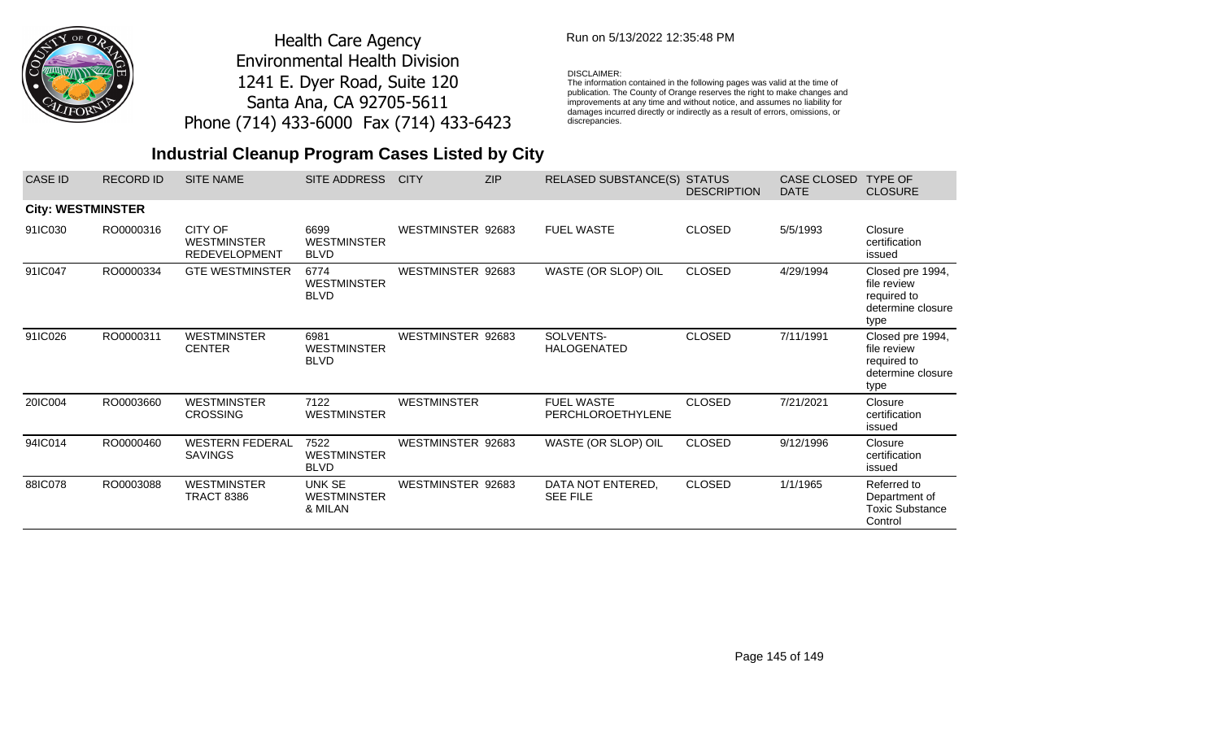Health Care Agency
Environmental Health Division
1241 E. Dyer Road, Suite 120
Santa Ana, CA 92705-5611
Phone (714) 433-6000 Fax (714) 433-6423

Run on 5/13/2022 12:35:48 PM

DISCLAIMER:
The information contained in the following pages was valid at the time of publication. The County of Orange reserves the right to make changes and improvements at any time and without notice, and assumes no liability for damages incurred directly or indirectly as a result of errors, omissions, or discrepancies.

## Industrial Cleanup Program Cases Listed by City

| CASE ID | RECORD ID | SITE NAME | SITE ADDRESS | CITY | ZIP | RELASED SUBSTANCE(S) | STATUS DESCRIPTION | CASE CLOSED DATE | TYPE OF CLOSURE |
|---|---|---|---|---|---|---|---|---|---|
| **City: WESTMINSTER** | | | | | | | | | |
| 91IC030 | RO0000316 | CITY OF WESTMINSTER REDEVELOPMENT | 6699 WESTMINSTER BLVD | WESTMINSTER | 92683 | FUEL WASTE | CLOSED | 5/5/1993 | Closure certification issued |
| 91IC047 | RO0000334 | GTE WESTMINSTER | 6774 WESTMINSTER BLVD | WESTMINSTER | 92683 | WASTE (OR SLOP) OIL | CLOSED | 4/29/1994 | Closed pre 1994, file review required to determine closure type |
| 91IC026 | RO0000311 | WESTMINSTER CENTER | 6981 WESTMINSTER BLVD | WESTMINSTER | 92683 | SOLVENTS-HALOGENATED | CLOSED | 7/11/1991 | Closed pre 1994, file review required to determine closure type |
| 20IC004 | RO0003660 | WESTMINSTER CROSSING | 7122 WESTMINSTER | WESTMINSTER | | FUEL WASTE PERCHLOROETHYLENE | CLOSED | 7/21/2021 | Closure certification issued |
| 94IC014 | RO0000460 | WESTERN FEDERAL SAVINGS | 7522 WESTMINSTER BLVD | WESTMINSTER | 92683 | WASTE (OR SLOP) OIL | CLOSED | 9/12/1996 | Closure certification issued |
| 88IC078 | RO0003088 | WESTMINSTER TRACT 8386 | UNK SE WESTMINSTER & MILAN | WESTMINSTER | 92683 | DATA NOT ENTERED, SEE FILE | CLOSED | 1/1/1965 | Referred to Department of Toxic Substance Control |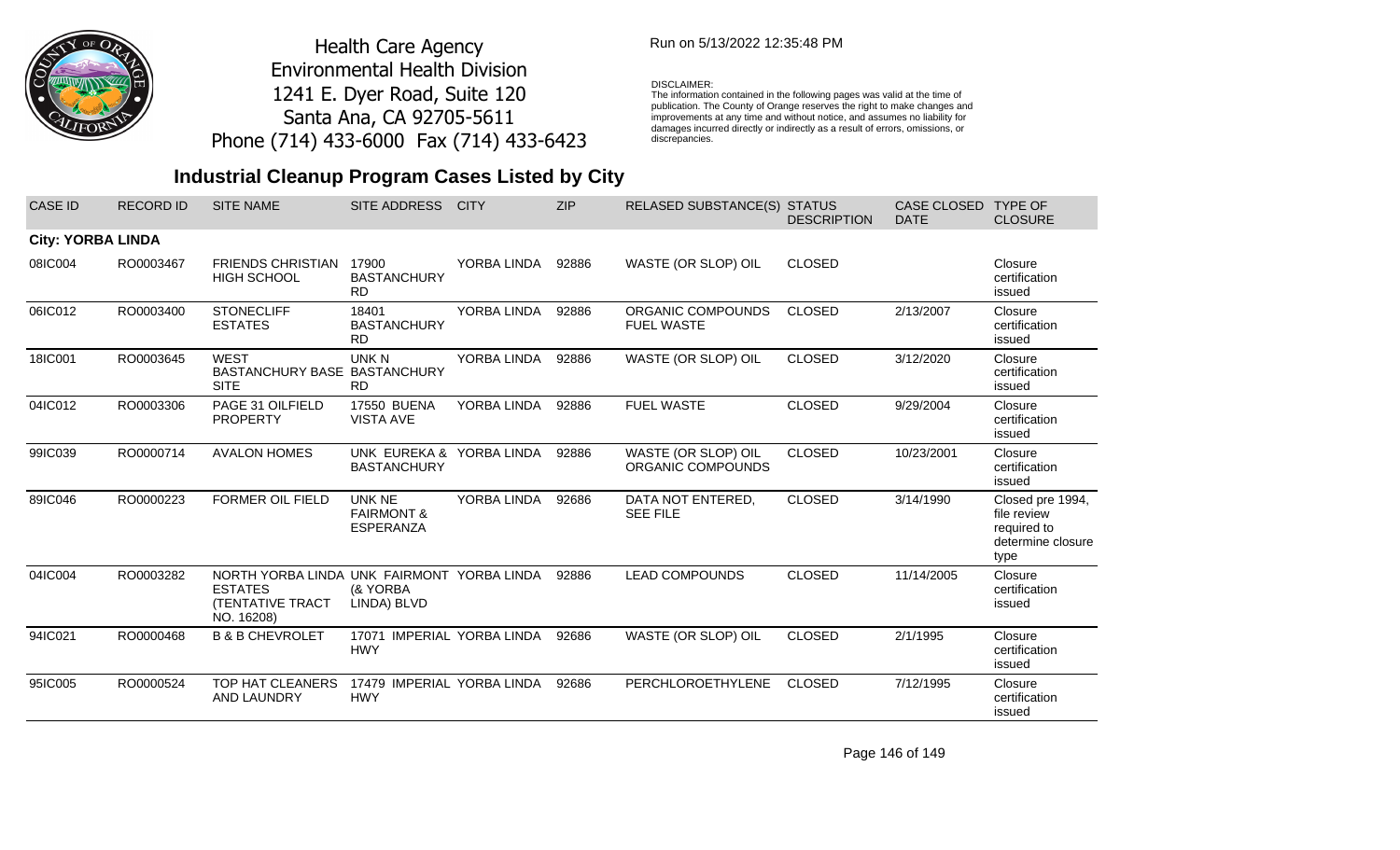Health Care Agency
Environmental Health Division
1241 E. Dyer Road, Suite 120
Santa Ana, CA 92705-5611
Phone (714) 433-6000 Fax (714) 433-6423

Run on 5/13/2022 12:35:48 PM

DISCLAIMER:
The information contained in the following pages was valid at the time of publication. The County of Orange reserves the right to make changes and improvements at any time and without notice, and assumes no liability for damages incurred directly or indirectly as a result of errors, omissions, or discrepancies.

# Industrial Cleanup Program Cases Listed by City

| CASE ID | RECORD ID | SITE NAME | SITE ADDRESS | CITY | ZIP | RELASED SUBSTANCE(S) | STATUS DESCRIPTION | CASE CLOSED DATE | TYPE OF CLOSURE |
|---|---|---|---|---|---|---|---|---|---|
| **City: YORBA LINDA** | | | | | | | | | |
| 08IC004 | RO0003467 | FRIENDS CHRISTIAN HIGH SCHOOL | 17900 BASTANCHURY RD | YORBA LINDA | 92886 | WASTE (OR SLOP) OIL | CLOSED | | Closure certification issued |
| 06IC012 | RO0003400 | STONECLIFF ESTATES | 18401 BASTANCHURY RD | YORBA LINDA | 92886 | ORGANIC COMPOUNDS FUEL WASTE | CLOSED | 2/13/2007 | Closure certification issued |
| 18IC001 | RO0003645 | WEST BASTANCHURY BASE SITE | UNK N BASTANCHURY RD | YORBA LINDA | 92886 | WASTE (OR SLOP) OIL | CLOSED | 3/12/2020 | Closure certification issued |
| 04IC012 | RO0003306 | PAGE 31 OILFIELD PROPERTY | 17550 BUENA VISTA AVE | YORBA LINDA | 92886 | FUEL WASTE | CLOSED | 9/29/2004 | Closure certification issued |
| 99IC039 | RO0000714 | AVALON HOMES | UNK EUREKA & BASTANCHURY | YORBA LINDA | 92886 | WASTE (OR SLOP) OIL ORGANIC COMPOUNDS | CLOSED | 10/23/2001 | Closure certification issued |
| 89IC046 | RO0000223 | FORMER OIL FIELD | UNK NE FAIRMONT & ESPERANZA | YORBA LINDA | 92686 | DATA NOT ENTERED, SEE FILE | CLOSED | 3/14/1990 | Closed pre 1994, file review required to determine closure type |
| 04IC004 | RO0003282 | NORTH YORBA LINDA ESTATES (TENTATIVE TRACT NO. 16208) | UNK FAIRMONT (& YORBA LINDA) BLVD | YORBA LINDA | 92886 | LEAD COMPOUNDS | CLOSED | 11/14/2005 | Closure certification issued |
| 94IC021 | RO0000468 | B & B CHEVROLET | 17071 IMPERIAL HWY | YORBA LINDA | 92686 | WASTE (OR SLOP) OIL | CLOSED | 2/1/1995 | Closure certification issued |
| 95IC005 | RO0000524 | TOP HAT CLEANERS AND LAUNDRY | 17479 IMPERIAL HWY | YORBA LINDA | 92686 | PERCHLOROETHYLENE | CLOSED | 7/12/1995 | Closure certification issued |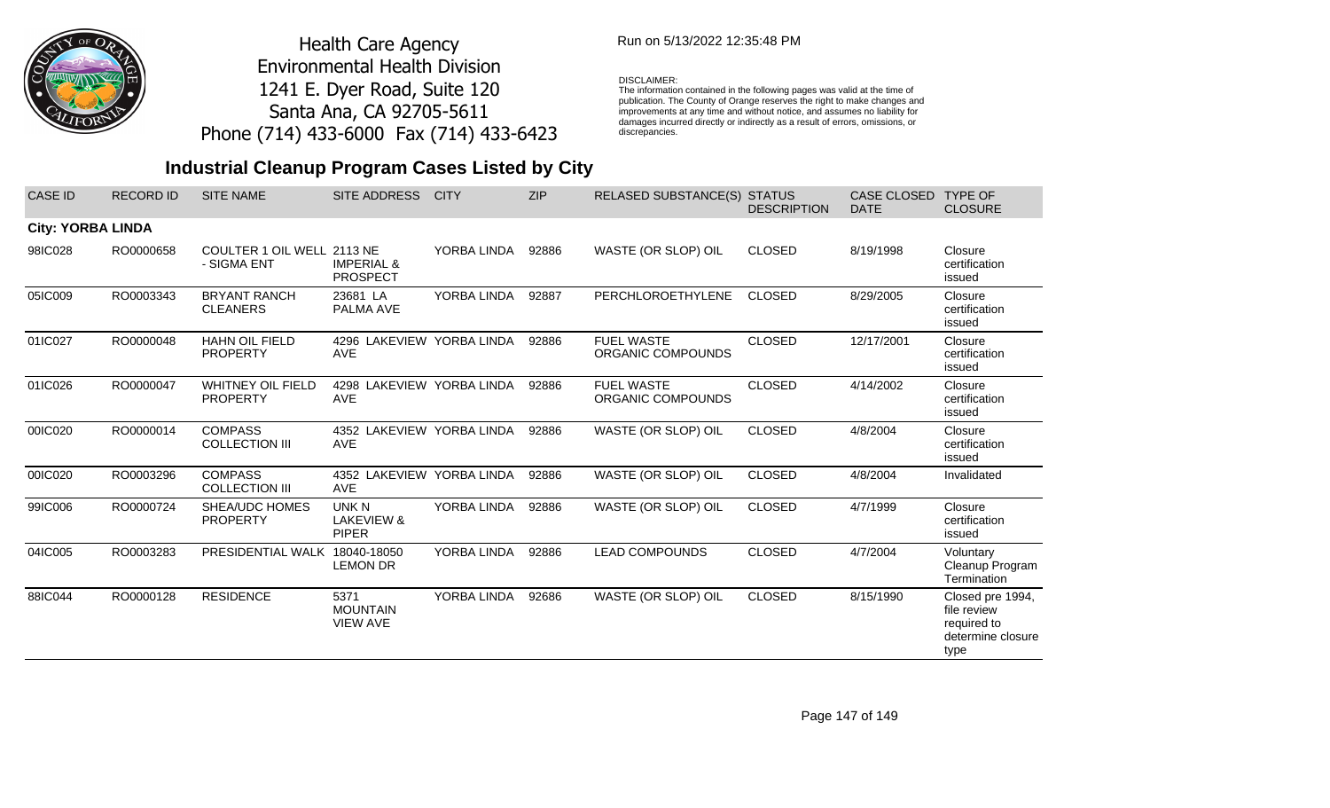Health Care Agency
Environmental Health Division
1241 E. Dyer Road, Suite 120
Santa Ana, CA 92705-5611
Phone (714) 433-6000 Fax (714) 433-6423

Run on 5/13/2022 12:35:48 PM

DISCLAIMER:
The information contained in the following pages was valid at the time of publication. The County of Orange reserves the right to make changes and improvements at any time and without notice, and assumes no liability for damages incurred directly or indirectly as a result of errors, omissions, or discrepancies.

# Industrial Cleanup Program Cases Listed by City

| CASE ID | RECORD ID | SITE NAME | SITE ADDRESS | CITY | ZIP | RELASED SUBSTANCE(S) | STATUS DESCRIPTION | CASE CLOSED DATE | TYPE OF CLOSURE |
|---|---|---|---|---|---|---|---|---|---|
| **City: YORBA LINDA** | | | | | | | | | |
| 98IC028 | RO0000658 | COULTER 1 OIL WELL - SIGMA ENT | 2113 NE IMPERIAL & PROSPECT | YORBA LINDA | 92886 | WASTE (OR SLOP) OIL | CLOSED | 8/19/1998 | Closure certification issued |
| 05IC009 | RO0003343 | BRYANT RANCH CLEANERS | 23681 LA PALMA AVE | YORBA LINDA | 92887 | PERCHLOROETHYLENE | CLOSED | 8/29/2005 | Closure certification issued |
| 01IC027 | RO0000048 | HAHN OIL FIELD PROPERTY | 4296 LAKEVIEW AVE | YORBA LINDA | 92886 | FUEL WASTE ORGANIC COMPOUNDS | CLOSED | 12/17/2001 | Closure certification issued |
| 01IC026 | RO0000047 | WHITNEY OIL FIELD PROPERTY | 4298 LAKEVIEW AVE | YORBA LINDA | 92886 | FUEL WASTE ORGANIC COMPOUNDS | CLOSED | 4/14/2002 | Closure certification issued |
| 00IC020 | RO0000014 | COMPASS COLLECTION III | 4352 LAKEVIEW AVE | YORBA LINDA | 92886 | WASTE (OR SLOP) OIL | CLOSED | 4/8/2004 | Closure certification issued |
| 00IC020 | RO0003296 | COMPASS COLLECTION III | 4352 LAKEVIEW AVE | YORBA LINDA | 92886 | WASTE (OR SLOP) OIL | CLOSED | 4/8/2004 | Invalidated |
| 99IC006 | RO0000724 | SHEA/UDC HOMES PROPERTY | UNK N LAKEVIEW & PIPER | YORBA LINDA | 92886 | WASTE (OR SLOP) OIL | CLOSED | 4/7/1999 | Closure certification issued |
| 04IC005 | RO0003283 | PRESIDENTIAL WALK | 18040-18050 LEMON DR | YORBA LINDA | 92886 | LEAD COMPOUNDS | CLOSED | 4/7/2004 | Voluntary Cleanup Program Termination |
| 88IC044 | RO0000128 | RESIDENCE | 5371 MOUNTAIN VIEW AVE | YORBA LINDA | 92686 | WASTE (OR SLOP) OIL | CLOSED | 8/15/1990 | Closed pre 1994, file review required to determine closure type |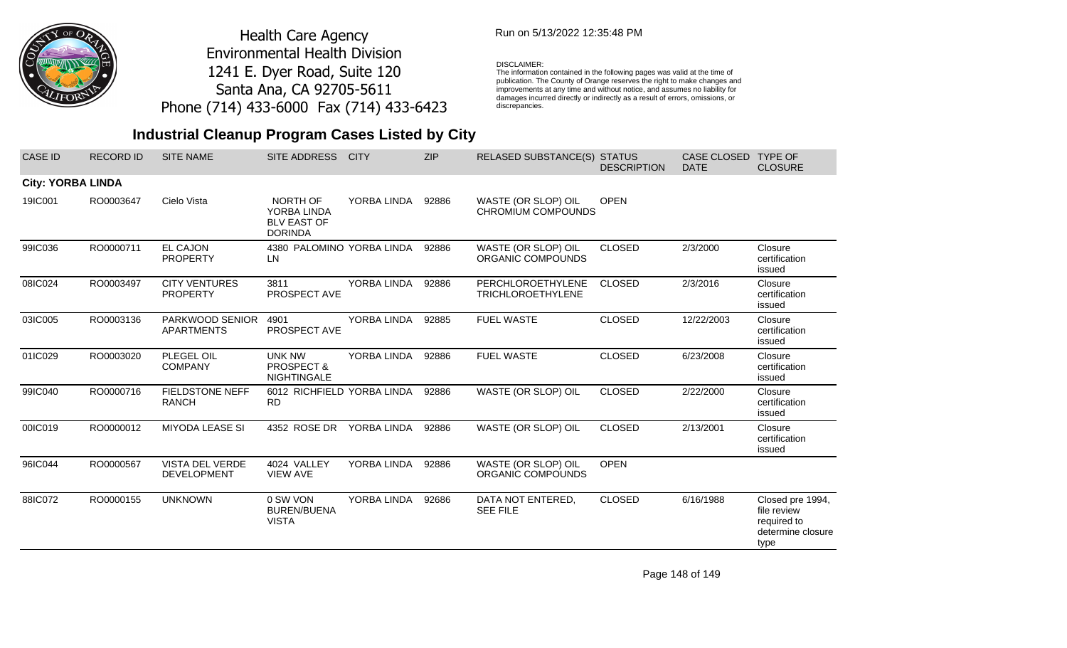Health Care Agency
Environmental Health Division
1241 E. Dyer Road, Suite 120
Santa Ana, CA 92705-5611
Phone (714) 433-6000 Fax (714) 433-6423

Run on 5/13/2022 12:35:48 PM

DISCLAIMER:
The information contained in the following pages was valid at the time of publication. The County of Orange reserves the right to make changes and improvements at any time and without notice, and assumes no liability for damages incurred directly or indirectly as a result of errors, omissions, or discrepancies.

# Industrial Cleanup Program Cases Listed by City

| CASE ID | RECORD ID | SITE NAME | SITE ADDRESS | CITY | ZIP | RELASED SUBSTANCE(S) | STATUS DESCRIPTION | CASE CLOSED DATE | TYPE OF CLOSURE |
|---|---|---|---|---|---|---|---|---|---|
| **City: YORBA LINDA** | | | | | | | | | |
| 19IC001 | RO0003647 | Cielo Vista | NORTH OF YORBA LINDA BLV EAST OF DORINDA | YORBA LINDA | 92886 | WASTE (OR SLOP) OIL CHROMIUM COMPOUNDS | OPEN | | |
| 99IC036 | RO0000711 | EL CAJON PROPERTY | 4380 PALOMINO LN | YORBA LINDA | 92886 | WASTE (OR SLOP) OIL ORGANIC COMPOUNDS | CLOSED | 2/3/2000 | Closure certification issued |
| 08IC024 | RO0003497 | CITY VENTURES PROPERTY | 3811 PROSPECT AVE | YORBA LINDA | 92886 | PERCHLOROETHYLENE TRICHLOROETHYLENE | CLOSED | 2/3/2016 | Closure certification issued |
| 03IC005 | RO0003136 | PARKWOOD SENIOR APARTMENTS | 4901 PROSPECT AVE | YORBA LINDA | 92885 | FUEL WASTE | CLOSED | 12/22/2003 | Closure certification issued |
| 01IC029 | RO0003020 | PLEGEL OIL COMPANY | UNK NW PROSPECT & NIGHTINGALE | YORBA LINDA | 92886 | FUEL WASTE | CLOSED | 6/23/2008 | Closure certification issued |
| 99IC040 | RO0000716 | FIELDSTONE NEFF RANCH | 6012 RICHFIELD RD | YORBA LINDA | 92886 | WASTE (OR SLOP) OIL | CLOSED | 2/22/2000 | Closure certification issued |
| 00IC019 | RO0000012 | MIYODA LEASE SI | 4352 ROSE DR | YORBA LINDA | 92886 | WASTE (OR SLOP) OIL | CLOSED | 2/13/2001 | Closure certification issued |
| 96IC044 | RO0000567 | VISTA DEL VERDE DEVELOPMENT | 4024 VALLEY VIEW AVE | YORBA LINDA | 92886 | WASTE (OR SLOP) OIL ORGANIC COMPOUNDS | OPEN | | |
| 88IC072 | RO0000155 | UNKNOWN | 0 SW VON BUREN/BUENA VISTA | YORBA LINDA | 92686 | DATA NOT ENTERED, SEE FILE | CLOSED | 6/16/1988 | Closed pre 1994, file review required to determine closure type |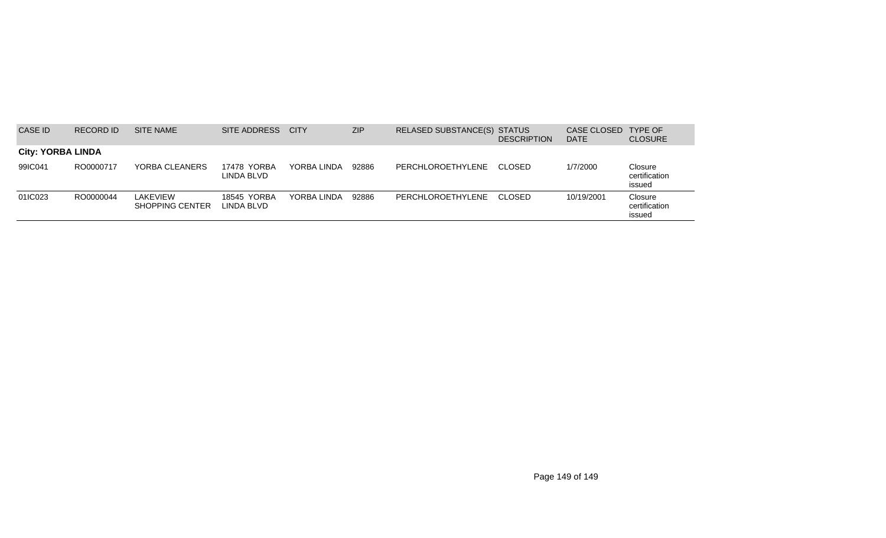| CASE ID | RECORD ID | SITE NAME | SITE ADDRESS | CITY | ZIP | RELASED SUBSTANCE(S) | STATUS DESCRIPTION | CASE CLOSED DATE | TYPE OF CLOSURE |
|---|---|---|---|---|---|---|---|---|---|
| **City: YORBA LINDA** | | | | | | | | | |
| 99IC041 | RO0000717 | YORBA CLEANERS | 17478 YORBA LINDA BLVD | YORBA LINDA | 92886 | PERCHLOROETHYLENE | CLOSED | 1/7/2000 | Closure certification issued |
| 01IC023 | RO0000044 | LAKEVIEW SHOPPING CENTER | 18545 YORBA LINDA BLVD | YORBA LINDA | 92886 | PERCHLOROETHYLENE | CLOSED | 10/19/2001 | Closure certification issued |